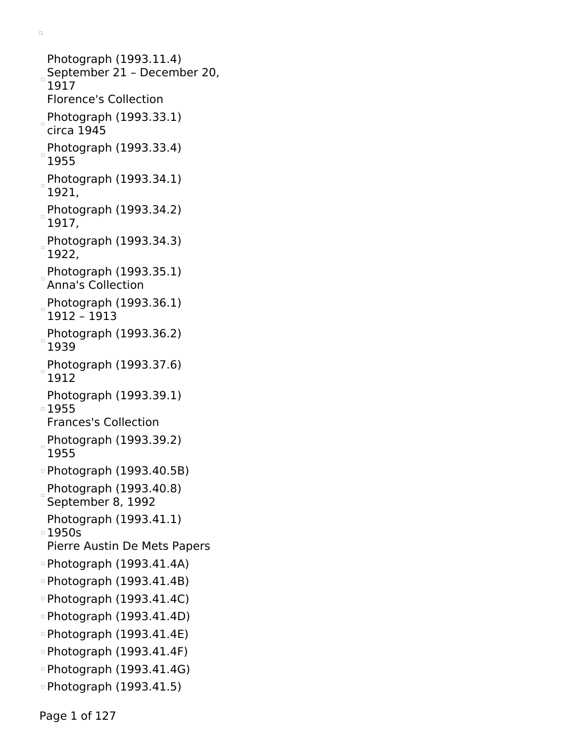- Photograph (1993.11.4)
  September 21 – December 20, 1917
  Florence's Collection
- Photograph (1993.33.1)
  circa 1945
- Photograph (1993.33.4)
  1955
- Photograph (1993.34.1)
  1921,
- Photograph (1993.34.2)
  1917,
- Photograph (1993.34.3)
  1922,
- Photograph (1993.35.1)
  Anna's Collection
- Photograph (1993.36.1)
  1912 – 1913
- Photograph (1993.36.2)
  1939
- Photograph (1993.37.6)
  1912
- Photograph (1993.39.1)
  1955
  Frances's Collection
- Photograph (1993.39.2)
  1955
- Photograph (1993.40.5B)
- Photograph (1993.40.8)
  September 8, 1992
- Photograph (1993.41.1)
  1950s
  Pierre Austin De Mets Papers
- Photograph (1993.41.4A)
- Photograph (1993.41.4B)
- Photograph (1993.41.4C)
- Photograph (1993.41.4D)
- Photograph (1993.41.4E)
- Photograph (1993.41.4F)
- Photograph (1993.41.4G)
- Photograph (1993.41.5)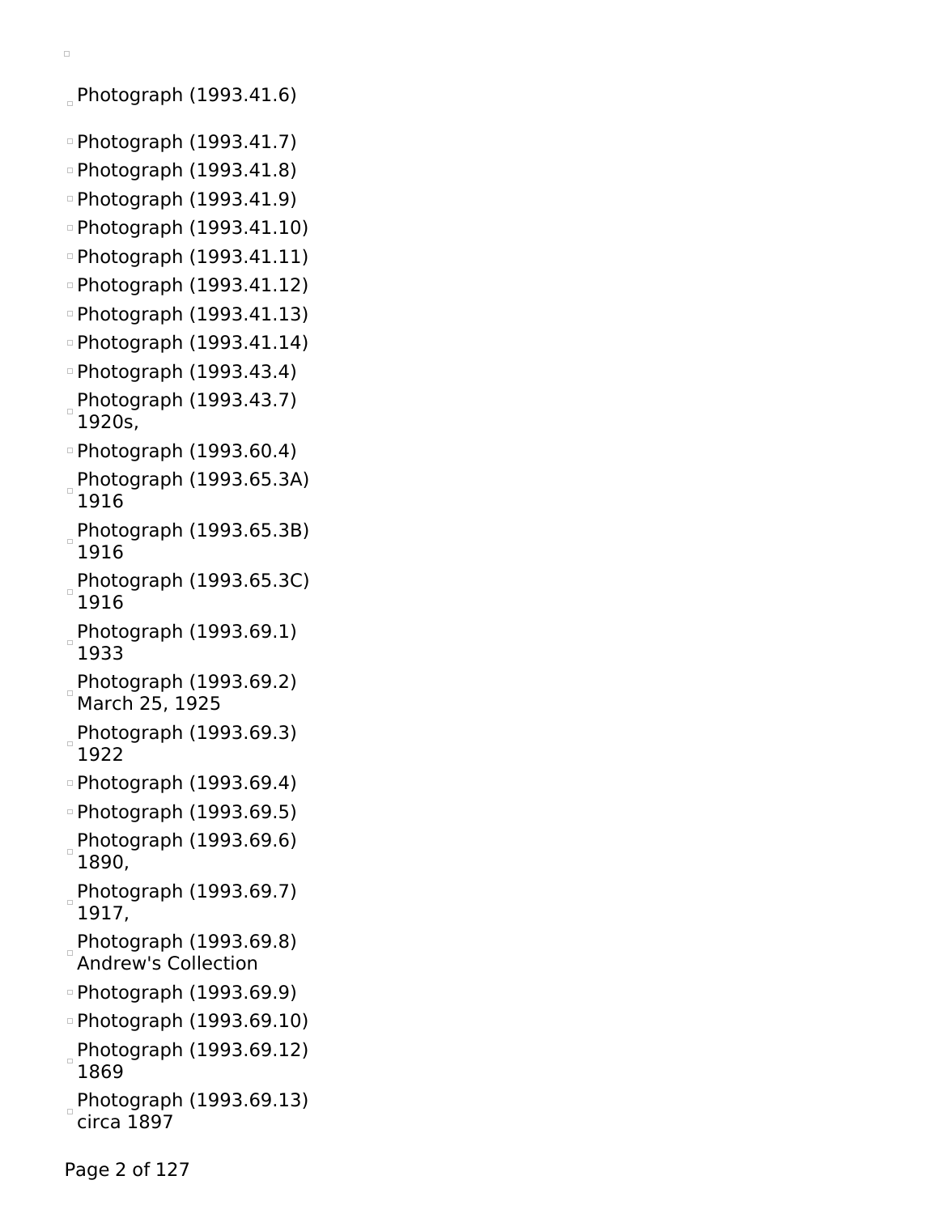- Photograph (1993.41.6)
- Photograph (1993.41.7)
- Photograph (1993.41.8)
- Photograph (1993.41.9)
- Photograph (1993.41.10)
- Photograph (1993.41.11)
- Photograph (1993.41.12)
- Photograph (1993.41.13)
- Photograph (1993.41.14)
- Photograph (1993.43.4)
- Photograph (1993.43.7)
  1920s,
- Photograph (1993.60.4)
- Photograph (1993.65.3A)
  1916
- Photograph (1993.65.3B)
  1916
- Photograph (1993.65.3C)
  1916
- Photograph (1993.69.1)
  1933
- Photograph (1993.69.2)
  March 25, 1925
- Photograph (1993.69.3)
  1922
- Photograph (1993.69.4)
- Photograph (1993.69.5)
- Photograph (1993.69.6)
  1890,
- Photograph (1993.69.7)
  1917,
- Photograph (1993.69.8)
  Andrew's Collection
- Photograph (1993.69.9)
- Photograph (1993.69.10)
- Photograph (1993.69.12)
  1869
- Photograph (1993.69.13)
  circa 1897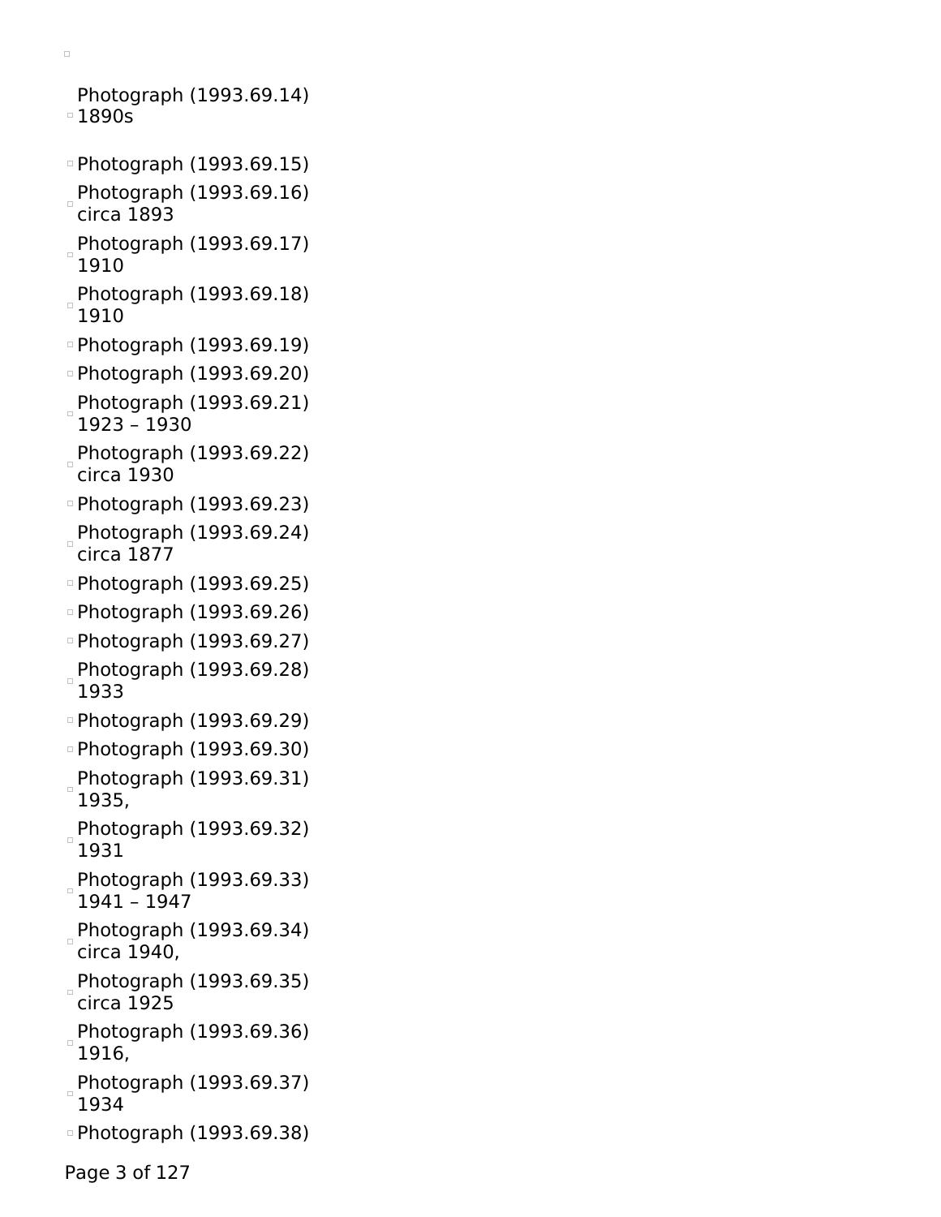- Photograph (1993.69.14)
  1890s
- Photograph (1993.69.15)
- Photograph (1993.69.16)
  circa 1893
- Photograph (1993.69.17)
  1910
- Photograph (1993.69.18)
  1910
- Photograph (1993.69.19)
- Photograph (1993.69.20)
- Photograph (1993.69.21)
  1923 – 1930
- Photograph (1993.69.22)
  circa 1930
- Photograph (1993.69.23)
- Photograph (1993.69.24)
  circa 1877
- Photograph (1993.69.25)
- Photograph (1993.69.26)
- Photograph (1993.69.27)
- Photograph (1993.69.28)
  1933
- Photograph (1993.69.29)
- Photograph (1993.69.30)
- Photograph (1993.69.31)
  1935,
- Photograph (1993.69.32)
  1931
- Photograph (1993.69.33)
  1941 – 1947
- Photograph (1993.69.34)
  circa 1940,
- Photograph (1993.69.35)
  circa 1925
- Photograph (1993.69.36)
  1916,
- Photograph (1993.69.37)
  1934
- Photograph (1993.69.38)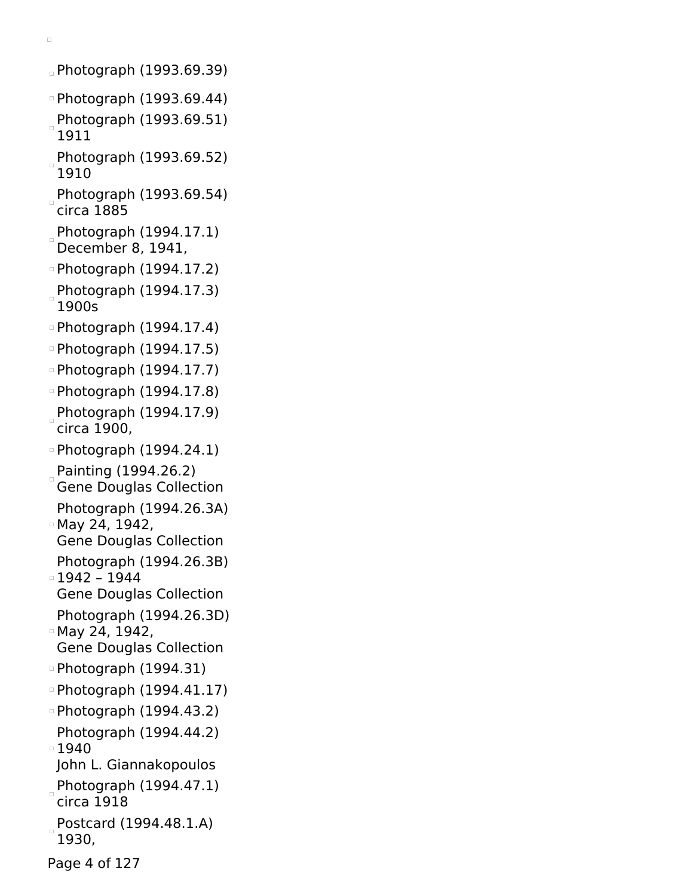- Photograph (1993.69.39)
- Photograph (1993.69.44)
- Photograph (1993.69.51)
  1911
- Photograph (1993.69.52)
  1910
- Photograph (1993.69.54)
  circa 1885
- Photograph (1994.17.1)
  December 8, 1941,
- Photograph (1994.17.2)
- Photograph (1994.17.3)
  1900s
- Photograph (1994.17.4)
- Photograph (1994.17.5)
- Photograph (1994.17.7)
- Photograph (1994.17.8)
- Photograph (1994.17.9)
  circa 1900,
- Photograph (1994.24.1)
- Painting (1994.26.2)
  Gene Douglas Collection
- Photograph (1994.26.3A)
  May 24, 1942,
  Gene Douglas Collection
- Photograph (1994.26.3B)
  1942 – 1944
  Gene Douglas Collection
- Photograph (1994.26.3D)
  May 24, 1942,
  Gene Douglas Collection
- Photograph (1994.31)
- Photograph (1994.41.17)
- Photograph (1994.43.2)
- Photograph (1994.44.2)
  1940
  John L. Giannakopoulos
- Photograph (1994.47.1)
  circa 1918
- Postcard (1994.48.1.A)
  1930,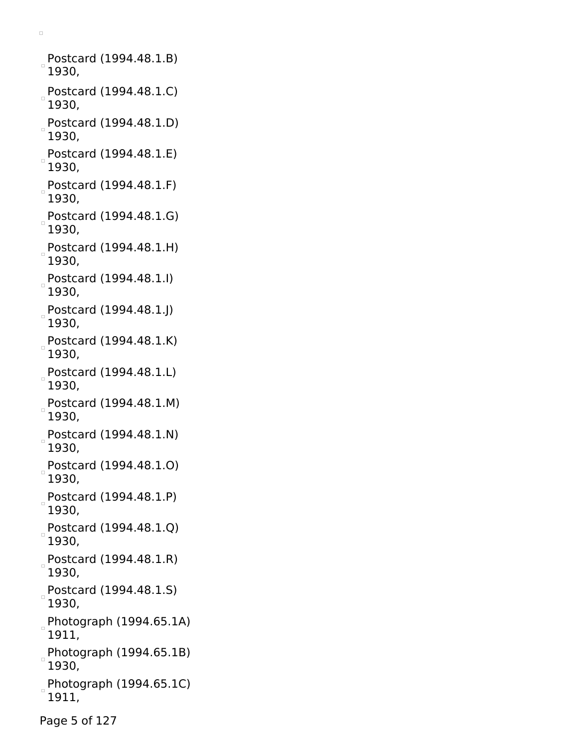- Postcard (1994.48.1.B)
  1930,
- Postcard (1994.48.1.C)
  1930,
- Postcard (1994.48.1.D)
  1930,
- Postcard (1994.48.1.E)
  1930,
- Postcard (1994.48.1.F)
  1930,
- Postcard (1994.48.1.G)
  1930,
- Postcard (1994.48.1.H)
  1930,
- Postcard (1994.48.1.I)
  1930,
- Postcard (1994.48.1.J)
  1930,
- Postcard (1994.48.1.K)
  1930,
- Postcard (1994.48.1.L)
  1930,
- Postcard (1994.48.1.M)
  1930,
- Postcard (1994.48.1.N)
  1930,
- Postcard (1994.48.1.O)
  1930,
- Postcard (1994.48.1.P)
  1930,
- Postcard (1994.48.1.Q)
  1930,
- Postcard (1994.48.1.R)
  1930,
- Postcard (1994.48.1.S)
  1930,
- Photograph (1994.65.1A)
  1911,
- Photograph (1994.65.1B)
  1930,
- Photograph (1994.65.1C)
  1911,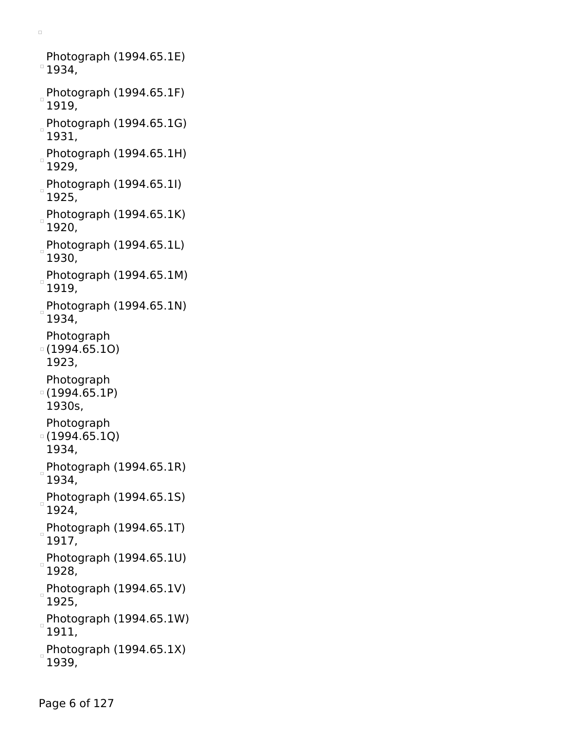- Photograph (1994.65.1E) 1934,
- Photograph (1994.65.1F) 1919,
- Photograph (1994.65.1G) 1931,
- Photograph (1994.65.1H) 1929,
- Photograph (1994.65.1I) 1925,
- Photograph (1994.65.1K) 1920,
- Photograph (1994.65.1L) 1930,
- Photograph (1994.65.1M) 1919,
- Photograph (1994.65.1N) 1934,
- Photograph (1994.65.1O) 1923,
- Photograph (1994.65.1P) 1930s,
- Photograph (1994.65.1Q) 1934,
- Photograph (1994.65.1R) 1934,
- Photograph (1994.65.1S) 1924,
- Photograph (1994.65.1T) 1917,
- Photograph (1994.65.1U) 1928,
- Photograph (1994.65.1V) 1925,
- Photograph (1994.65.1W) 1911,
- Photograph (1994.65.1X) 1939,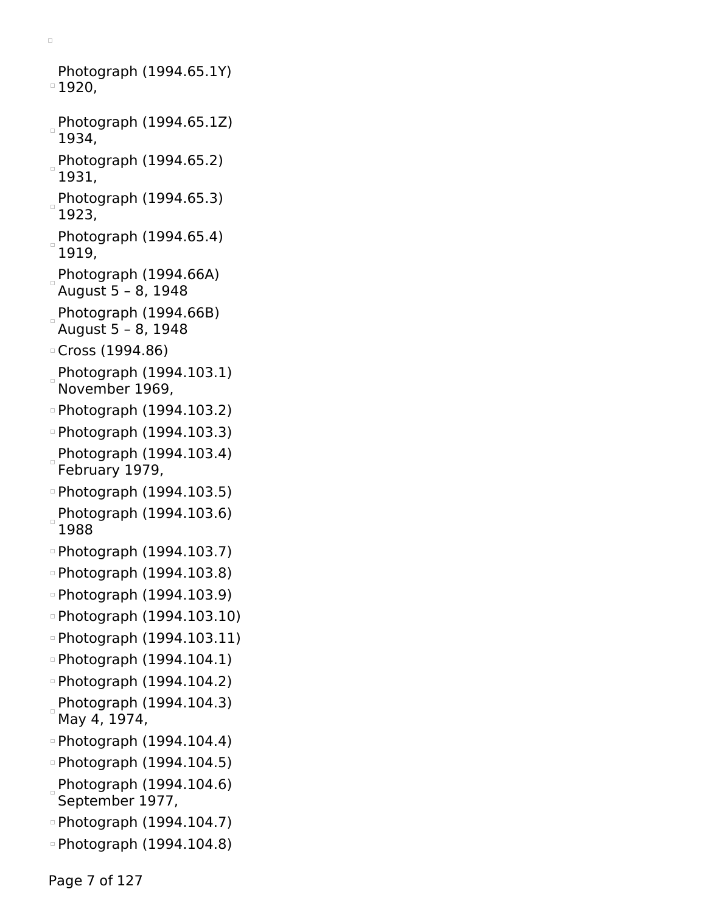- Photograph (1994.65.1Y) 1920,
- Photograph (1994.65.1Z) 1934,
- Photograph (1994.65.2) 1931,
- Photograph (1994.65.3) 1923,
- Photograph (1994.65.4) 1919,
- Photograph (1994.66A) August 5 – 8, 1948
- Photograph (1994.66B) August 5 – 8, 1948
- Cross (1994.86)
- Photograph (1994.103.1) November 1969,
- Photograph (1994.103.2)
- Photograph (1994.103.3)
- Photograph (1994.103.4) February 1979,
- Photograph (1994.103.5)
- Photograph (1994.103.6) 1988
- Photograph (1994.103.7)
- Photograph (1994.103.8)
- Photograph (1994.103.9)
- Photograph (1994.103.10)
- Photograph (1994.103.11)
- Photograph (1994.104.1)
- Photograph (1994.104.2)
- Photograph (1994.104.3) May 4, 1974,
- Photograph (1994.104.4)
- Photograph (1994.104.5)
- Photograph (1994.104.6) September 1977,
- Photograph (1994.104.7)
- Photograph (1994.104.8)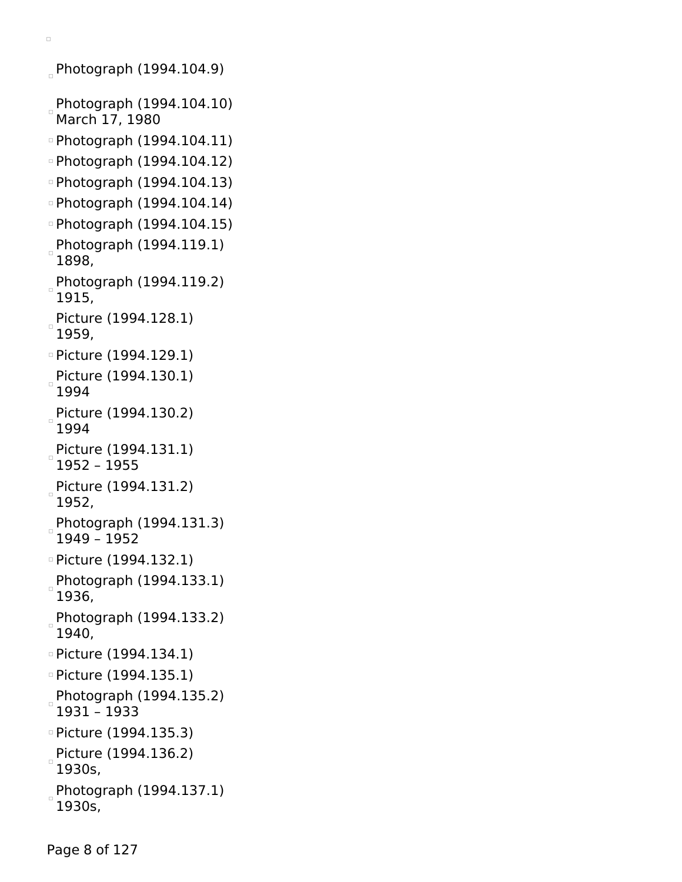- Photograph (1994.104.9)
- Photograph (1994.104.10)
  March 17, 1980
- Photograph (1994.104.11)
- Photograph (1994.104.12)
- Photograph (1994.104.13)
- Photograph (1994.104.14)
- Photograph (1994.104.15)
- Photograph (1994.119.1)
  1898,
- Photograph (1994.119.2)
  1915,
- Picture (1994.128.1)
  1959,
- Picture (1994.129.1)
- Picture (1994.130.1)
  1994
- Picture (1994.130.2)
  1994
- Picture (1994.131.1)
  1952 – 1955
- Picture (1994.131.2)
  1952,
- Photograph (1994.131.3)
  1949 – 1952
- Picture (1994.132.1)
- Photograph (1994.133.1)
  1936,
- Photograph (1994.133.2)
  1940,
- Picture (1994.134.1)
- Picture (1994.135.1)
- Photograph (1994.135.2)
  1931 – 1933
- Picture (1994.135.3)
- Picture (1994.136.2)
  1930s,
- Photograph (1994.137.1)
  1930s,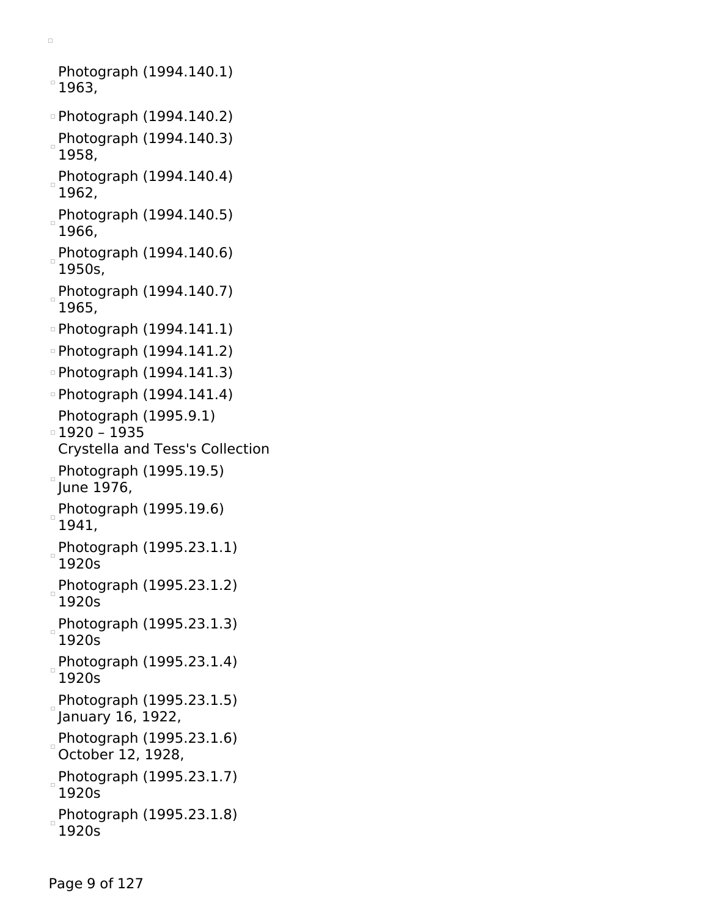- Photograph (1994.140.1)
  1963,
- Photograph (1994.140.2)
- Photograph (1994.140.3)
  1958,
- Photograph (1994.140.4)
  1962,
- Photograph (1994.140.5)
  1966,
- Photograph (1994.140.6)
  1950s,
- Photograph (1994.140.7)
  1965,
- Photograph (1994.141.1)
- Photograph (1994.141.2)
- Photograph (1994.141.3)
- Photograph (1994.141.4)
- Photograph (1995.9.1)
  1920 – 1935
  Crystella and Tess's Collection
- Photograph (1995.19.5)
  June 1976,
- Photograph (1995.19.6)
  1941,
- Photograph (1995.23.1.1)
  1920s
- Photograph (1995.23.1.2)
  1920s
- Photograph (1995.23.1.3)
  1920s
- Photograph (1995.23.1.4)
  1920s
- Photograph (1995.23.1.5)
  January 16, 1922,
- Photograph (1995.23.1.6)
  October 12, 1928,
- Photograph (1995.23.1.7)
  1920s
- Photograph (1995.23.1.8)
  1920s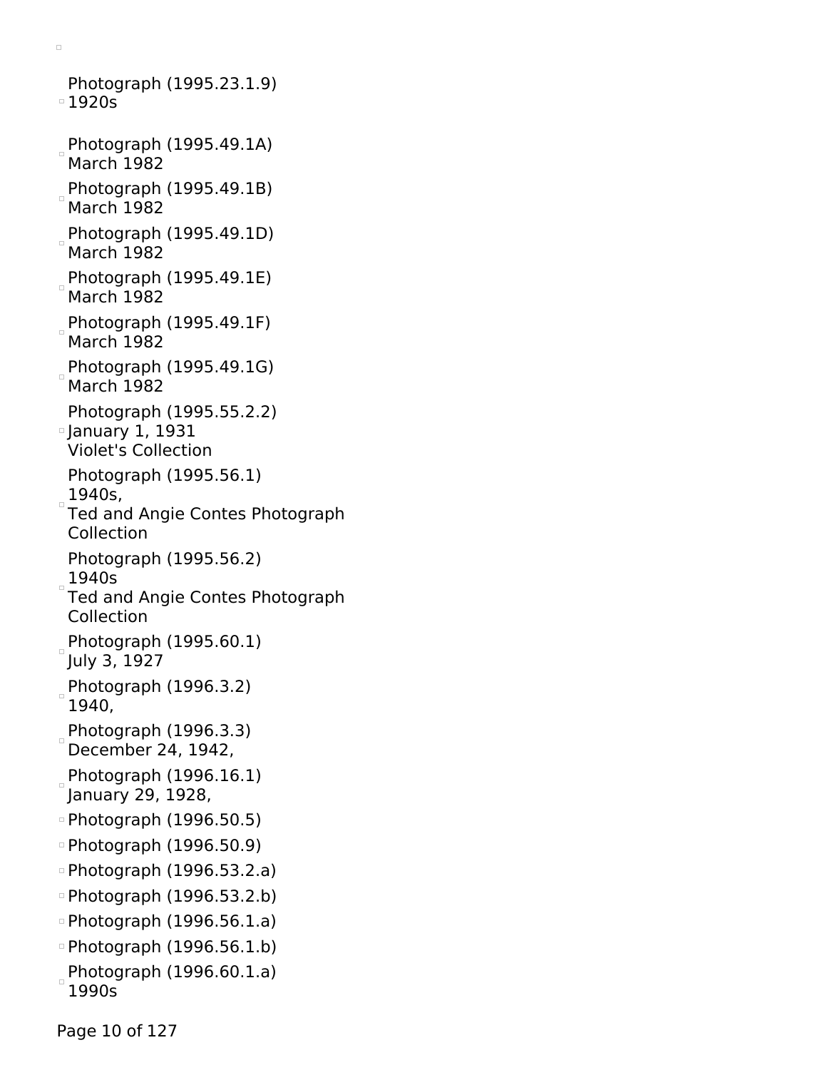- Photograph (1995.23.1.9)
  1920s
- Photograph (1995.49.1A)
  March 1982
- Photograph (1995.49.1B)
  March 1982
- Photograph (1995.49.1D)
  March 1982
- Photograph (1995.49.1E)
  March 1982
- Photograph (1995.49.1F)
  March 1982
- Photograph (1995.49.1G)
  March 1982
- Photograph (1995.55.2.2)
  January 1, 1931
  Violet's Collection
- Photograph (1995.56.1)
  1940s,
  Ted and Angie Contes Photograph Collection
- Photograph (1995.56.2)
  1940s
  Ted and Angie Contes Photograph Collection
- Photograph (1995.60.1)
  July 3, 1927
- Photograph (1996.3.2)
  1940,
- Photograph (1996.3.3)
  December 24, 1942,
- Photograph (1996.16.1)
  January 29, 1928,
- Photograph (1996.50.5)
- Photograph (1996.50.9)
- Photograph (1996.53.2.a)
- Photograph (1996.53.2.b)
- Photograph (1996.56.1.a)
- Photograph (1996.56.1.b)
- Photograph (1996.60.1.a)
  1990s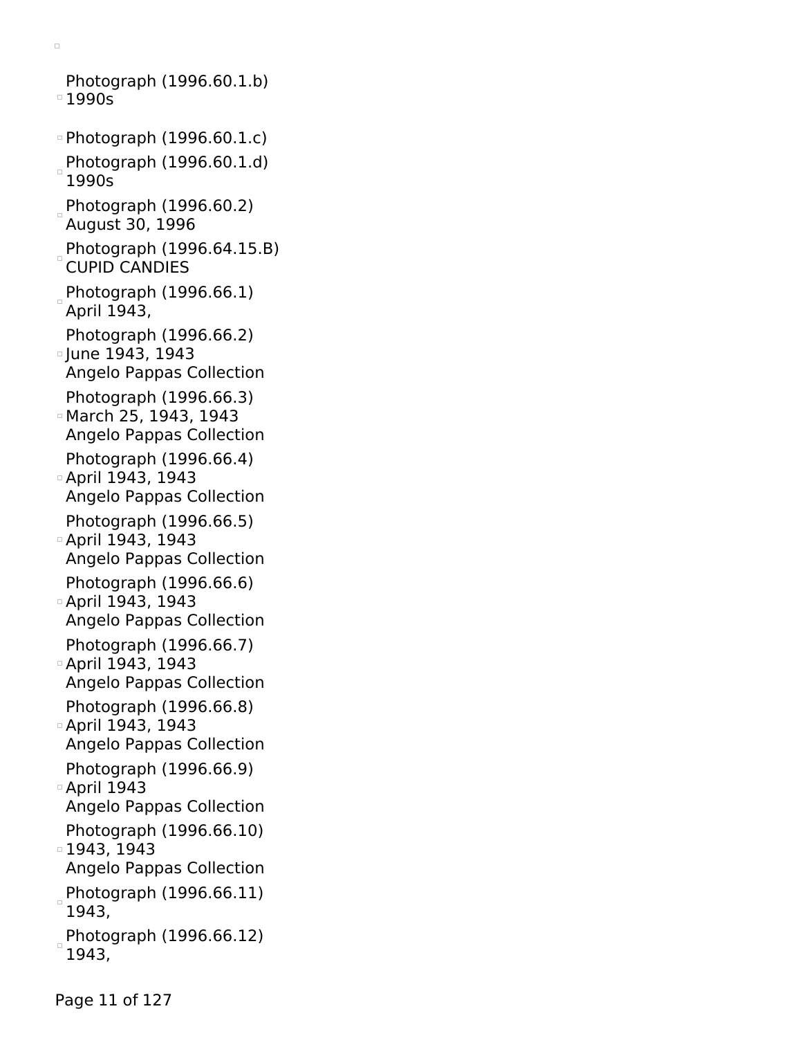- Photograph (1996.60.1.b)
  1990s
- Photograph (1996.60.1.c)
- Photograph (1996.60.1.d)
  1990s
- Photograph (1996.60.2)
  August 30, 1996
- Photograph (1996.64.15.B)
  CUPID CANDIES
- Photograph (1996.66.1)
  April 1943,
- Photograph (1996.66.2)
  June 1943, 1943
  Angelo Pappas Collection
- Photograph (1996.66.3)
  March 25, 1943, 1943
  Angelo Pappas Collection
- Photograph (1996.66.4)
  April 1943, 1943
  Angelo Pappas Collection
- Photograph (1996.66.5)
  April 1943, 1943
  Angelo Pappas Collection
- Photograph (1996.66.6)
  April 1943, 1943
  Angelo Pappas Collection
- Photograph (1996.66.7)
  April 1943, 1943
  Angelo Pappas Collection
- Photograph (1996.66.8)
  April 1943, 1943
  Angelo Pappas Collection
- Photograph (1996.66.9)
  April 1943
  Angelo Pappas Collection
- Photograph (1996.66.10)
  1943, 1943
  Angelo Pappas Collection
- Photograph (1996.66.11)
  1943,
- Photograph (1996.66.12)
  1943,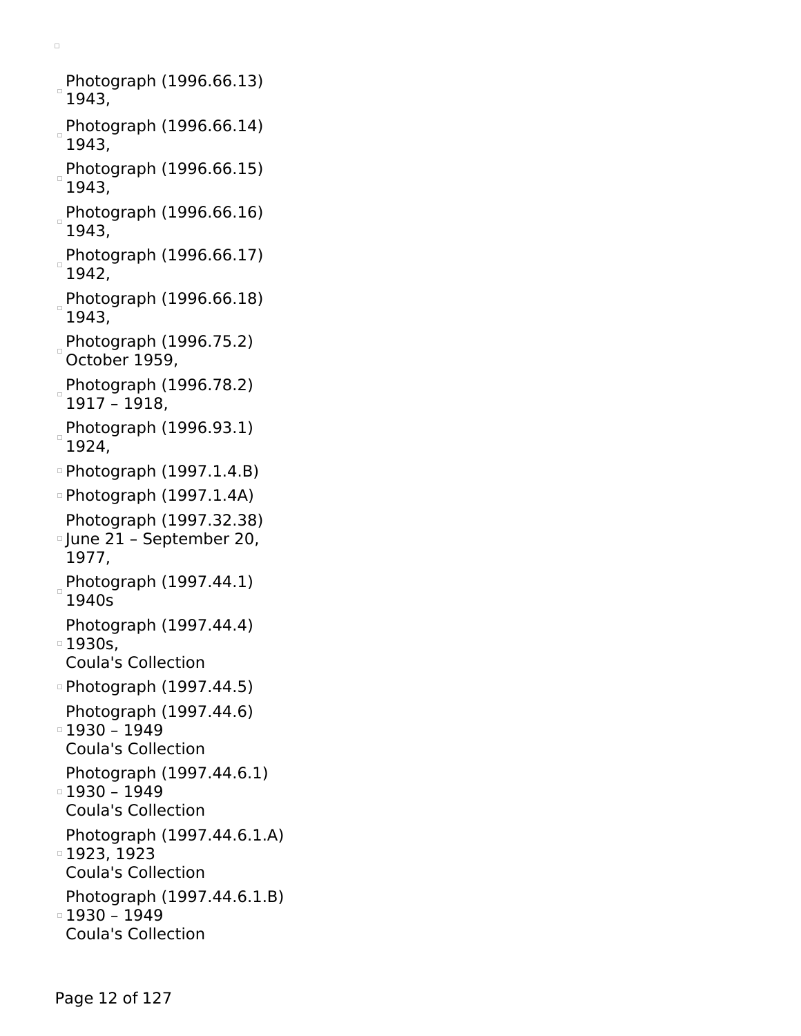- Photograph (1996.66.13)
  1943,
- Photograph (1996.66.14)
  1943,
- Photograph (1996.66.15)
  1943,
- Photograph (1996.66.16)
  1943,
- Photograph (1996.66.17)
  1942,
- Photograph (1996.66.18)
  1943,
- Photograph (1996.75.2)
  October 1959,
- Photograph (1996.78.2)
  1917 – 1918,
- Photograph (1996.93.1)
  1924,
- Photograph (1997.1.4.B)
- Photograph (1997.1.4A)
- Photograph (1997.32.38)
  June 21 – September 20, 1977,
- Photograph (1997.44.1)
  1940s
- Photograph (1997.44.4)
  1930s,
  Coula's Collection
- Photograph (1997.44.5)
- Photograph (1997.44.6)
  1930 – 1949
  Coula's Collection
- Photograph (1997.44.6.1)
  1930 – 1949
  Coula's Collection
- Photograph (1997.44.6.1.A)
  1923, 1923
  Coula's Collection
- Photograph (1997.44.6.1.B)
  1930 – 1949
  Coula's Collection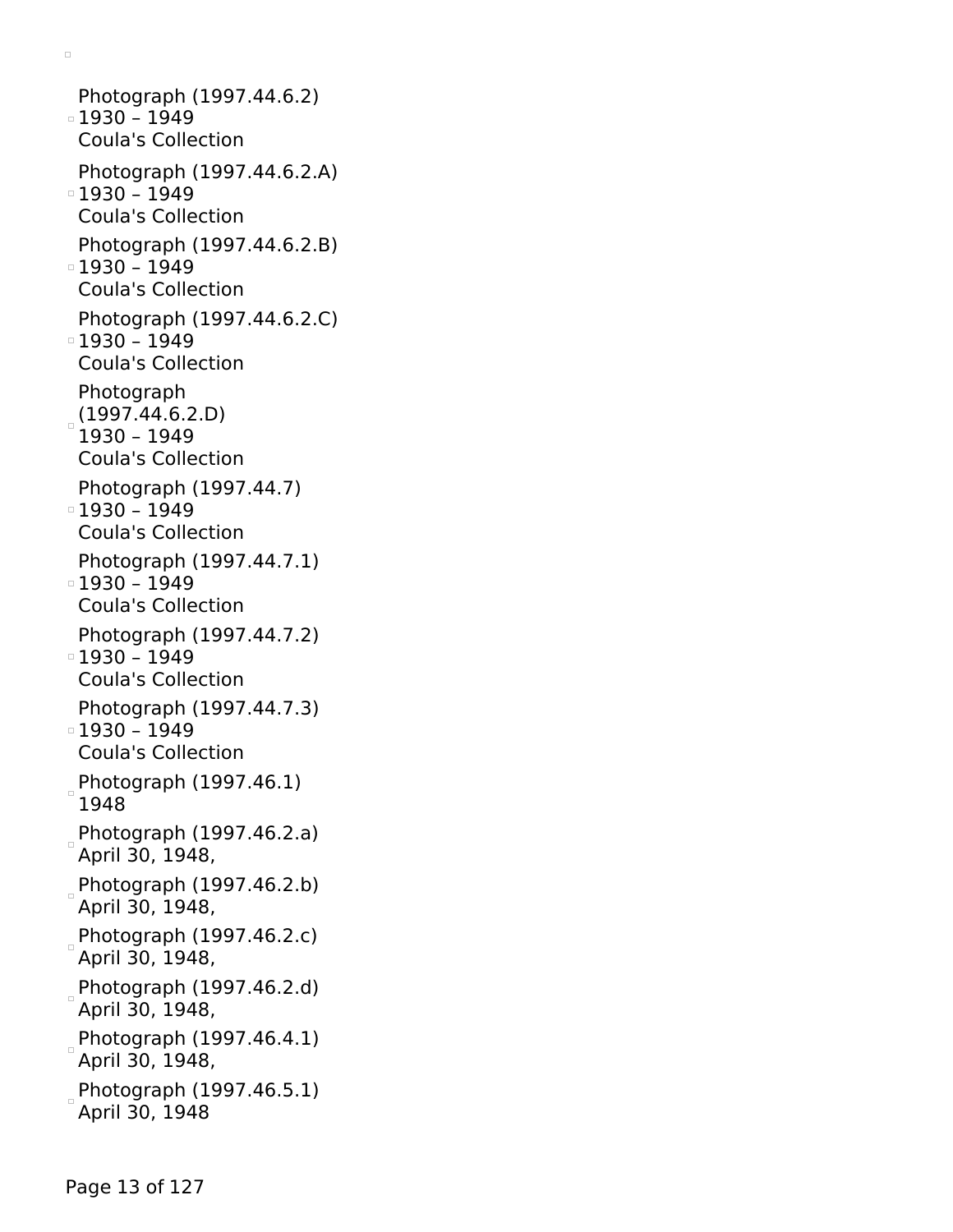- Photograph (1997.44.6.2)
  1930 – 1949
  Coula's Collection
- Photograph (1997.44.6.2.A)
  1930 – 1949
  Coula's Collection
- Photograph (1997.44.6.2.B)
  1930 – 1949
  Coula's Collection
- Photograph (1997.44.6.2.C)
  1930 – 1949
  Coula's Collection
- Photograph (1997.44.6.2.D)
  1930 – 1949
  Coula's Collection
- Photograph (1997.44.7)
  1930 – 1949
  Coula's Collection
- Photograph (1997.44.7.1)
  1930 – 1949
  Coula's Collection
- Photograph (1997.44.7.2)
  1930 – 1949
  Coula's Collection
- Photograph (1997.44.7.3)
  1930 – 1949
  Coula's Collection
- Photograph (1997.46.1)
  1948
- Photograph (1997.46.2.a)
  April 30, 1948,
- Photograph (1997.46.2.b)
  April 30, 1948,
- Photograph (1997.46.2.c)
  April 30, 1948,
- Photograph (1997.46.2.d)
  April 30, 1948,
- Photograph (1997.46.4.1)
  April 30, 1948,
- Photograph (1997.46.5.1)
  April 30, 1948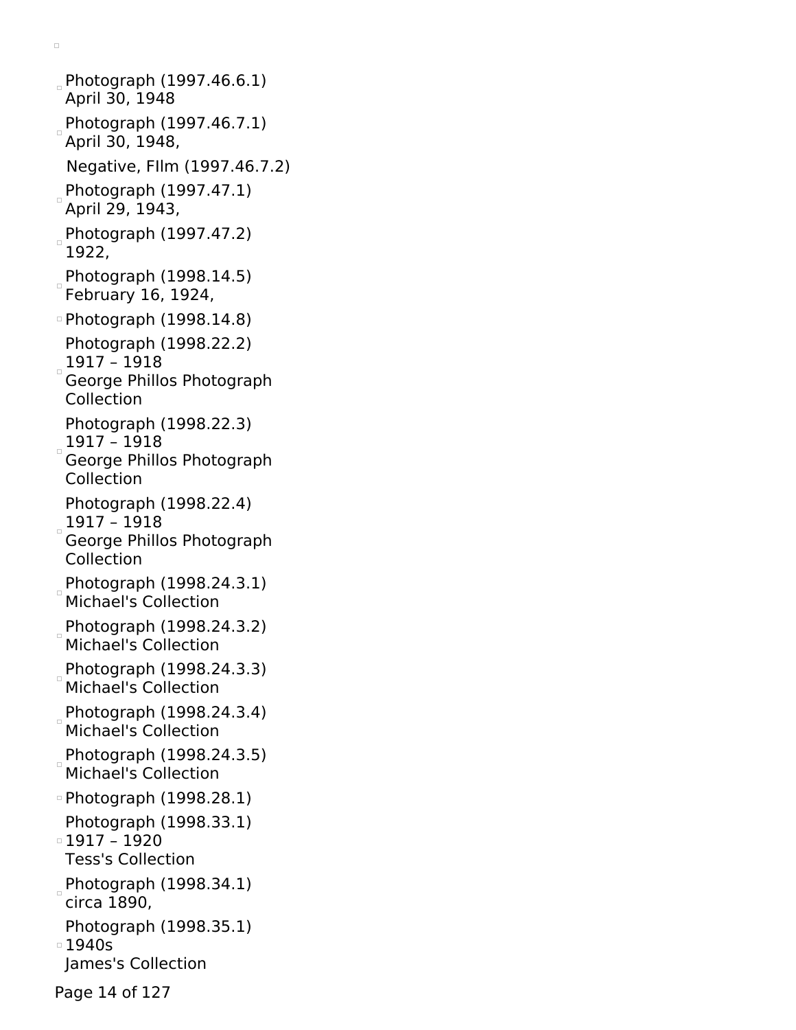Photograph (1997.46.6.1)
April 30, 1948

Photograph (1997.46.7.1)
April 30, 1948,

Negative, FIlm (1997.46.7.2)

Photograph (1997.47.1)
April 29, 1943,

Photograph (1997.47.2)
1922,

Photograph (1998.14.5)
February 16, 1924,

Photograph (1998.14.8)

Photograph (1998.22.2)
1917 – 1918
George Phillos Photograph Collection

Photograph (1998.22.3)
1917 – 1918
George Phillos Photograph Collection

Photograph (1998.22.4)
1917 – 1918
George Phillos Photograph Collection

Photograph (1998.24.3.1)
Michael's Collection

Photograph (1998.24.3.2)
Michael's Collection

Photograph (1998.24.3.3)
Michael's Collection

Photograph (1998.24.3.4)
Michael's Collection

Photograph (1998.24.3.5)
Michael's Collection

Photograph (1998.28.1)

Photograph (1998.33.1)
1917 – 1920
Tess's Collection

Photograph (1998.34.1)
circa 1890,

Photograph (1998.35.1)
1940s
James's Collection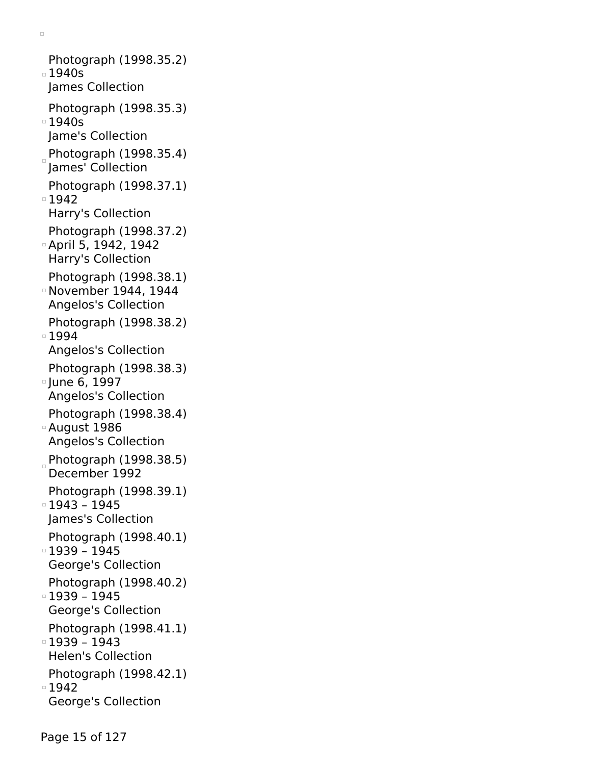- Photograph (1998.35.2)
  1940s
  James Collection

- Photograph (1998.35.3)
  1940s
  Jame's Collection

- Photograph (1998.35.4)
  James' Collection

- Photograph (1998.37.1)
  1942
  Harry's Collection

- Photograph (1998.37.2)
  April 5, 1942, 1942
  Harry's Collection

- Photograph (1998.38.1)
  November 1944, 1944
  Angelos's Collection

- Photograph (1998.38.2)
  1994
  Angelos's Collection

- Photograph (1998.38.3)
  June 6, 1997
  Angelos's Collection

- Photograph (1998.38.4)
  August 1986
  Angelos's Collection

- Photograph (1998.38.5)
  December 1992

- Photograph (1998.39.1)
  1943 – 1945
  James's Collection

- Photograph (1998.40.1)
  1939 – 1945
  George's Collection

- Photograph (1998.40.2)
  1939 – 1945
  George's Collection

- Photograph (1998.41.1)
  1939 – 1943
  Helen's Collection

- Photograph (1998.42.1)
  1942
  George's Collection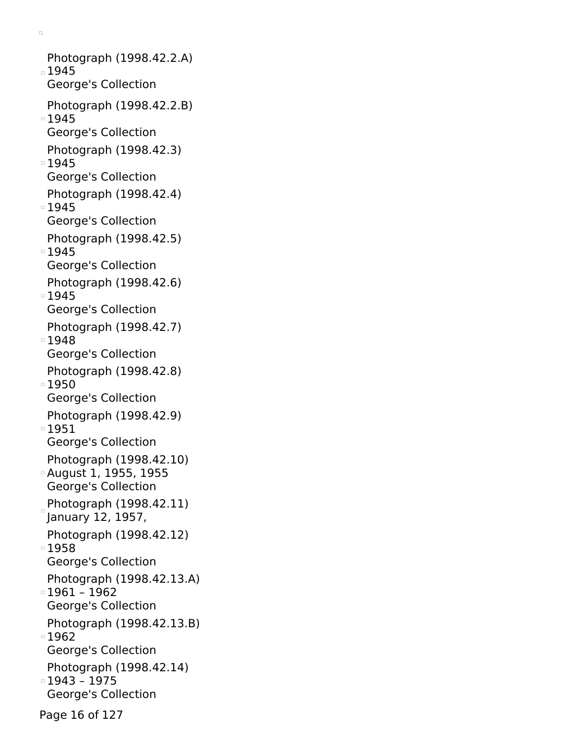Photograph (1998.42.2.A)
1945
George's Collection

Photograph (1998.42.2.B)
1945
George's Collection

Photograph (1998.42.3)
1945
George's Collection

Photograph (1998.42.4)
1945
George's Collection

Photograph (1998.42.5)
1945
George's Collection

Photograph (1998.42.6)
1945
George's Collection

Photograph (1998.42.7)
1948
George's Collection

Photograph (1998.42.8)
1950
George's Collection

Photograph (1998.42.9)
1951
George's Collection

Photograph (1998.42.10)
August 1, 1955, 1955
George's Collection

Photograph (1998.42.11)
January 12, 1957,

Photograph (1998.42.12)
1958
George's Collection

Photograph (1998.42.13.A)
1961 – 1962
George's Collection

Photograph (1998.42.13.B)
1962
George's Collection

Photograph (1998.42.14)
1943 – 1975
George's Collection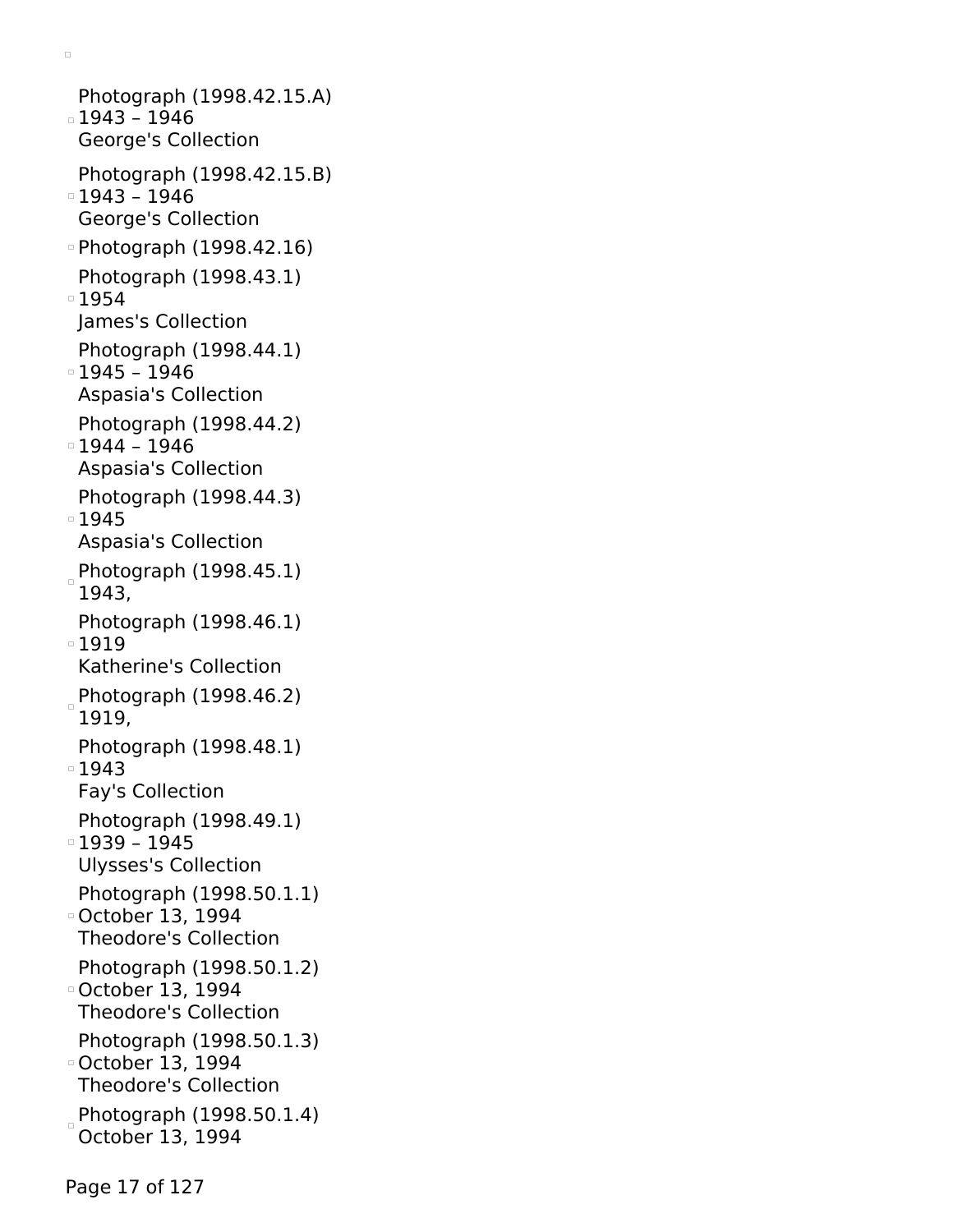- Photograph (1998.42.15.A)
  1943 – 1946
  George's Collection
- Photograph (1998.42.15.B)
  1943 – 1946
  George's Collection
- Photograph (1998.42.16)
- Photograph (1998.43.1)
  1954
  James's Collection
- Photograph (1998.44.1)
  1945 – 1946
  Aspasia's Collection
- Photograph (1998.44.2)
  1944 – 1946
  Aspasia's Collection
- Photograph (1998.44.3)
  1945
  Aspasia's Collection
- Photograph (1998.45.1)
  1943,
- Photograph (1998.46.1)
  1919
  Katherine's Collection
- Photograph (1998.46.2)
  1919,
- Photograph (1998.48.1)
  1943
  Fay's Collection
- Photograph (1998.49.1)
  1939 – 1945
  Ulysses's Collection
- Photograph (1998.50.1.1)
  October 13, 1994
  Theodore's Collection
- Photograph (1998.50.1.2)
  October 13, 1994
  Theodore's Collection
- Photograph (1998.50.1.3)
  October 13, 1994
  Theodore's Collection
- Photograph (1998.50.1.4)
  October 13, 1994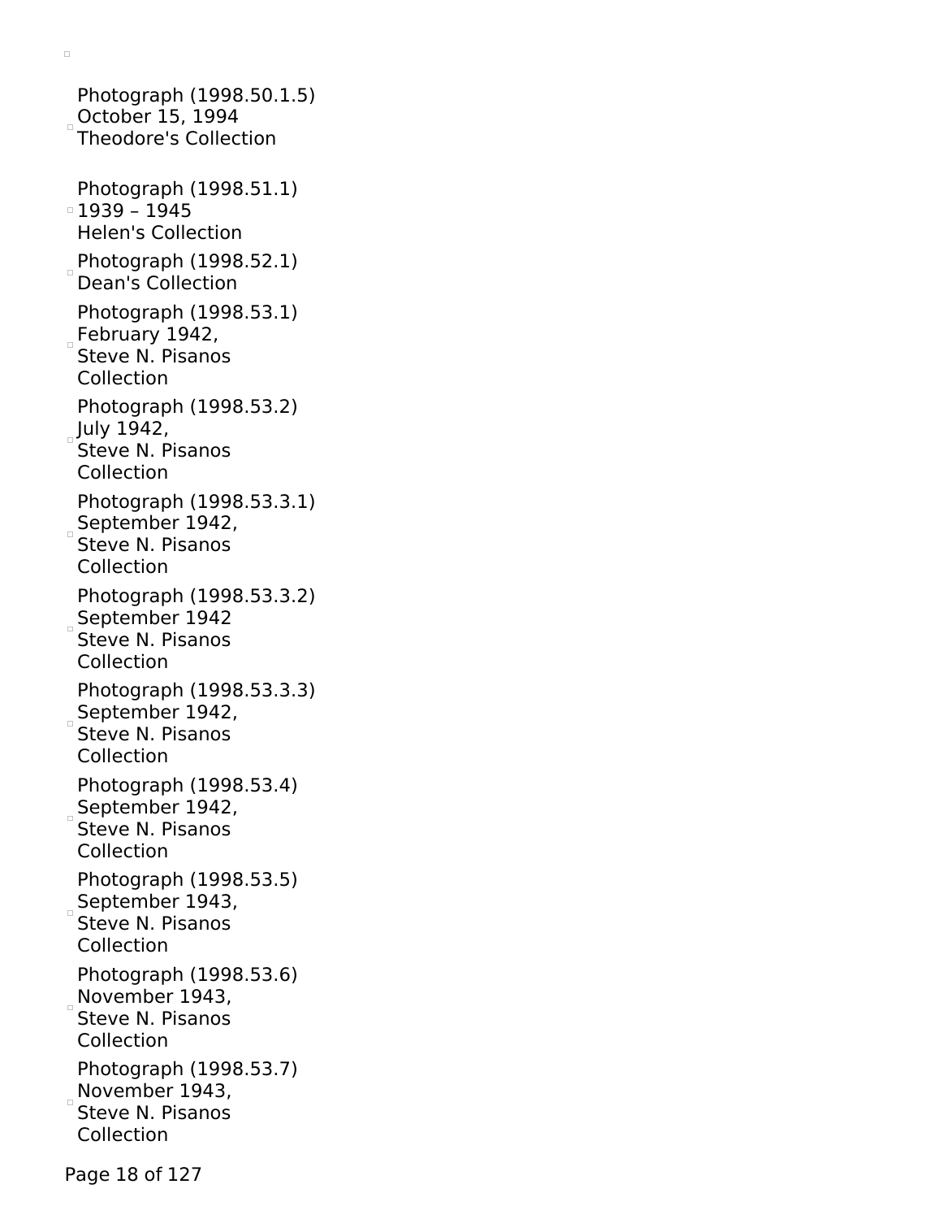Photograph (1998.50.1.5)
October 15, 1994
Theodore's Collection

Photograph (1998.51.1)
1939 – 1945
Helen's Collection

Photograph (1998.52.1)
Dean's Collection

Photograph (1998.53.1)
February 1942,
Steve N. Pisanos
Collection

Photograph (1998.53.2)
July 1942,
Steve N. Pisanos
Collection

Photograph (1998.53.3.1)
September 1942,
Steve N. Pisanos
Collection

Photograph (1998.53.3.2)
September 1942
Steve N. Pisanos
Collection

Photograph (1998.53.3.3)
September 1942,
Steve N. Pisanos
Collection

Photograph (1998.53.4)
September 1942,
Steve N. Pisanos
Collection

Photograph (1998.53.5)
September 1943,
Steve N. Pisanos
Collection

Photograph (1998.53.6)
November 1943,
Steve N. Pisanos
Collection

Photograph (1998.53.7)
November 1943,
Steve N. Pisanos
Collection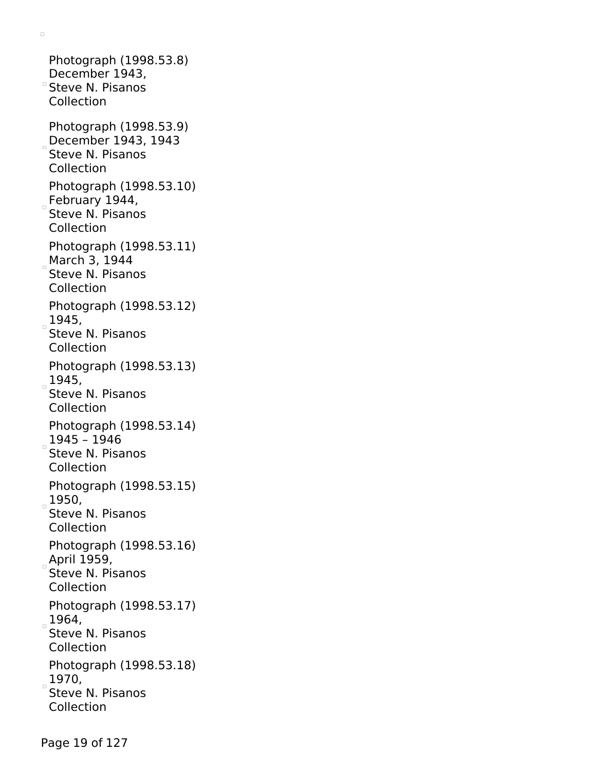Photograph (1998.53.8)
December 1943,
Steve N. Pisanos
Collection

Photograph (1998.53.9)
December 1943, 1943
Steve N. Pisanos
Collection

Photograph (1998.53.10)
February 1944,
Steve N. Pisanos
Collection

Photograph (1998.53.11)
March 3, 1944
Steve N. Pisanos
Collection

Photograph (1998.53.12)
1945,
Steve N. Pisanos
Collection

Photograph (1998.53.13)
1945,
Steve N. Pisanos
Collection

Photograph (1998.53.14)
1945 – 1946
Steve N. Pisanos
Collection

Photograph (1998.53.15)
1950,
Steve N. Pisanos
Collection

Photograph (1998.53.16)
April 1959,
Steve N. Pisanos
Collection

Photograph (1998.53.17)
1964,
Steve N. Pisanos
Collection

Photograph (1998.53.18)
1970,
Steve N. Pisanos
Collection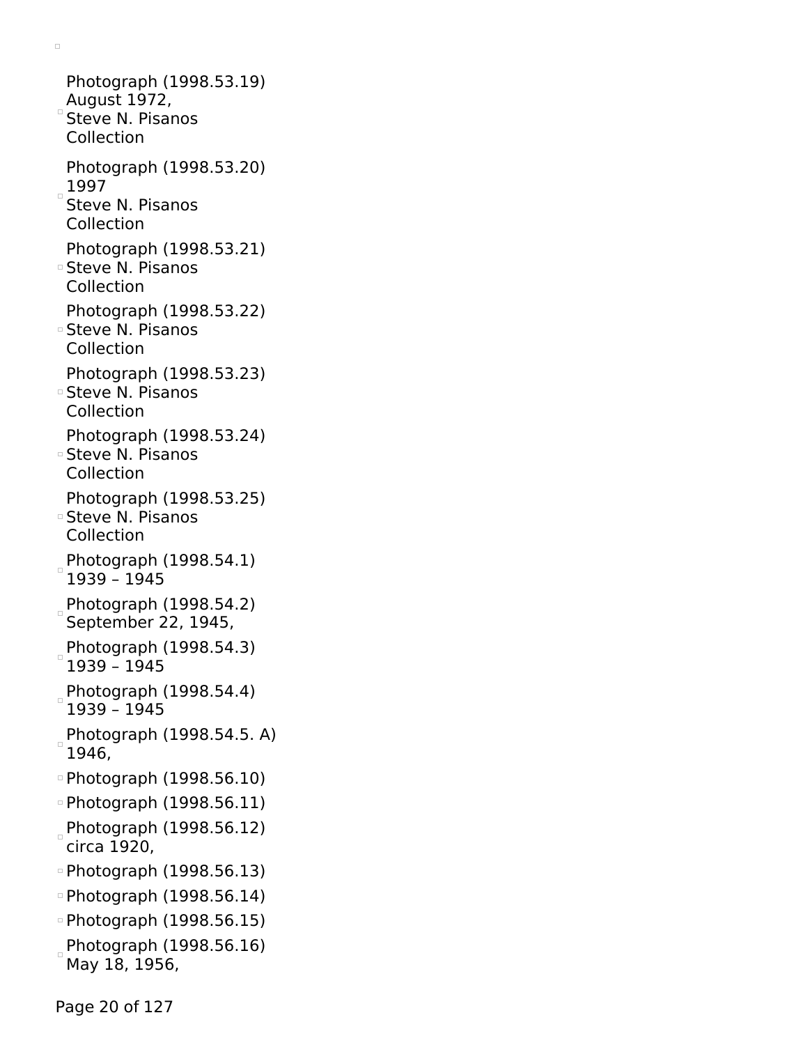- Photograph (1998.53.19)
  August 1972,
  Steve N. Pisanos
  Collection
- Photograph (1998.53.20)
  1997
  Steve N. Pisanos
  Collection
- Photograph (1998.53.21)
  Steve N. Pisanos
  Collection
- Photograph (1998.53.22)
  Steve N. Pisanos
  Collection
- Photograph (1998.53.23)
  Steve N. Pisanos
  Collection
- Photograph (1998.53.24)
  Steve N. Pisanos
  Collection
- Photograph (1998.53.25)
  Steve N. Pisanos
  Collection
- Photograph (1998.54.1)
  1939 – 1945
- Photograph (1998.54.2)
  September 22, 1945,
- Photograph (1998.54.3)
  1939 – 1945
- Photograph (1998.54.4)
  1939 – 1945
- Photograph (1998.54.5. A)
  1946,
- Photograph (1998.56.10)
- Photograph (1998.56.11)
- Photograph (1998.56.12)
  circa 1920,
- Photograph (1998.56.13)
- Photograph (1998.56.14)
- Photograph (1998.56.15)
- Photograph (1998.56.16)
  May 18, 1956,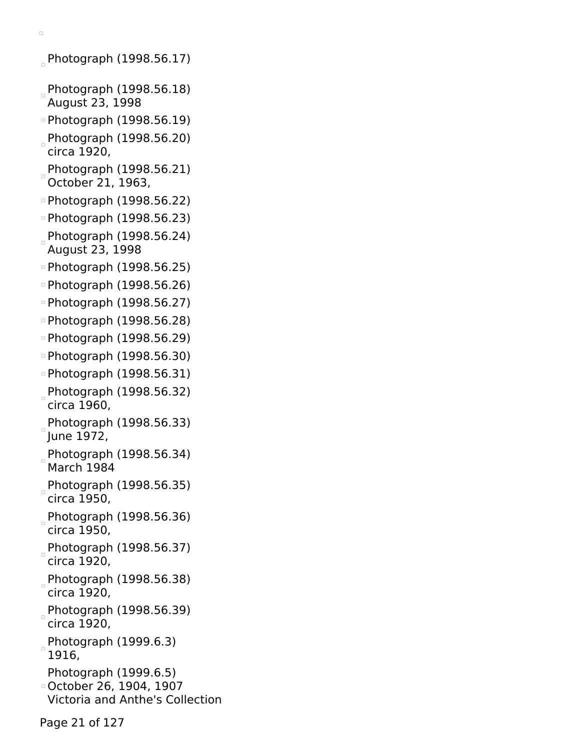- Photograph (1998.56.17)
- Photograph (1998.56.18)
  August 23, 1998
- Photograph (1998.56.19)
- Photograph (1998.56.20)
  circa 1920,
- Photograph (1998.56.21)
  October 21, 1963,
- Photograph (1998.56.22)
- Photograph (1998.56.23)
- Photograph (1998.56.24)
  August 23, 1998
- Photograph (1998.56.25)
- Photograph (1998.56.26)
- Photograph (1998.56.27)
- Photograph (1998.56.28)
- Photograph (1998.56.29)
- Photograph (1998.56.30)
- Photograph (1998.56.31)
- Photograph (1998.56.32)
  circa 1960,
- Photograph (1998.56.33)
  June 1972,
- Photograph (1998.56.34)
  March 1984
- Photograph (1998.56.35)
  circa 1950,
- Photograph (1998.56.36)
  circa 1950,
- Photograph (1998.56.37)
  circa 1920,
- Photograph (1998.56.38)
  circa 1920,
- Photograph (1998.56.39)
  circa 1920,
- Photograph (1999.6.3)
  1916,
- Photograph (1999.6.5)
  October 26, 1904, 1907
  Victoria and Anthe's Collection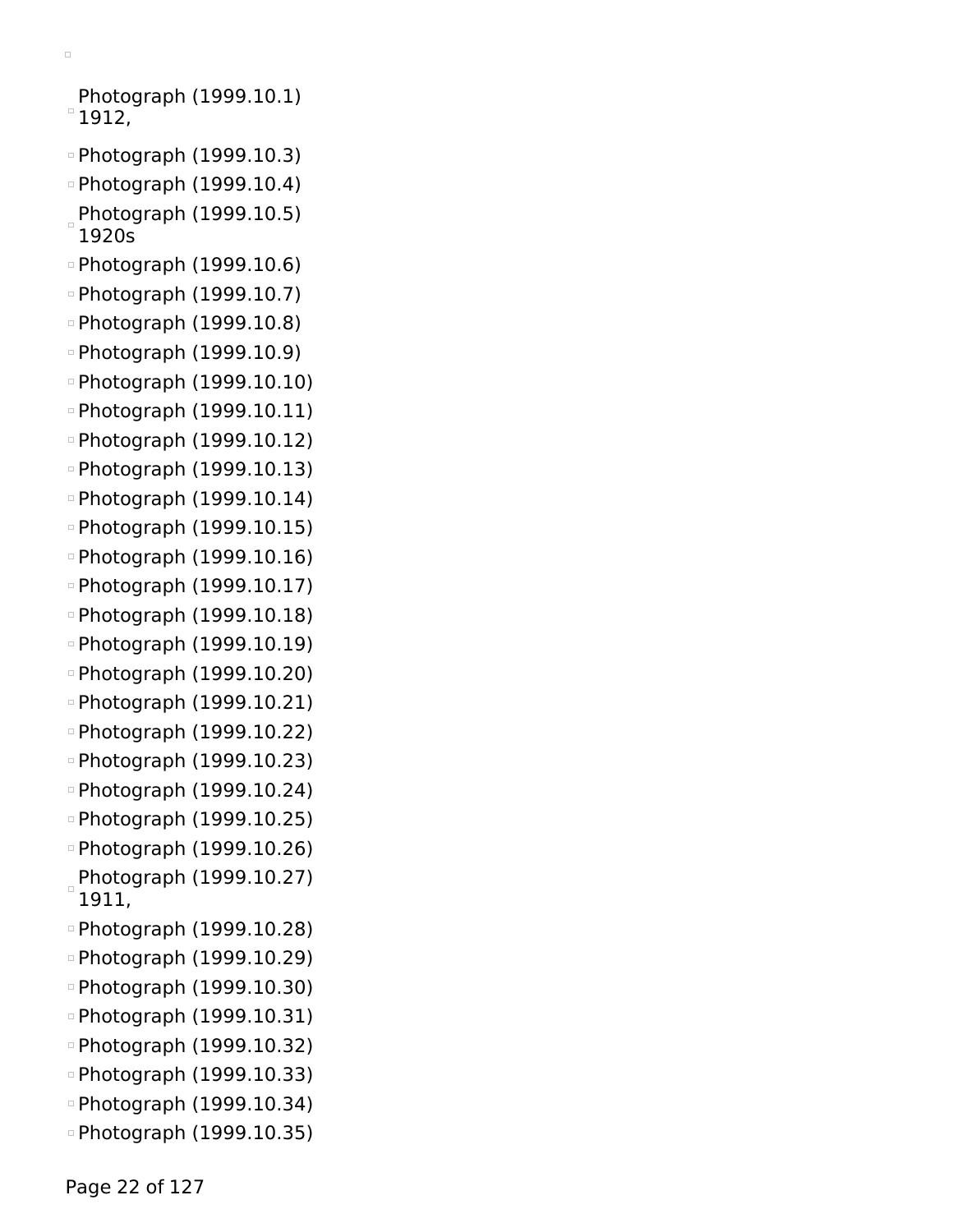- Photograph (1999.10.1) 1912,
- Photograph (1999.10.3)
- Photograph (1999.10.4)
- Photograph (1999.10.5) 1920s
- Photograph (1999.10.6)
- Photograph (1999.10.7)
- Photograph (1999.10.8)
- Photograph (1999.10.9)
- Photograph (1999.10.10)
- Photograph (1999.10.11)
- Photograph (1999.10.12)
- Photograph (1999.10.13)
- Photograph (1999.10.14)
- Photograph (1999.10.15)
- Photograph (1999.10.16)
- Photograph (1999.10.17)
- Photograph (1999.10.18)
- Photograph (1999.10.19)
- Photograph (1999.10.20)
- Photograph (1999.10.21)
- Photograph (1999.10.22)
- Photograph (1999.10.23)
- Photograph (1999.10.24)
- Photograph (1999.10.25)
- Photograph (1999.10.26)
- Photograph (1999.10.27) 1911,
- Photograph (1999.10.28)
- Photograph (1999.10.29)
- Photograph (1999.10.30)
- Photograph (1999.10.31)
- Photograph (1999.10.32)
- Photograph (1999.10.33)
- Photograph (1999.10.34)
- Photograph (1999.10.35)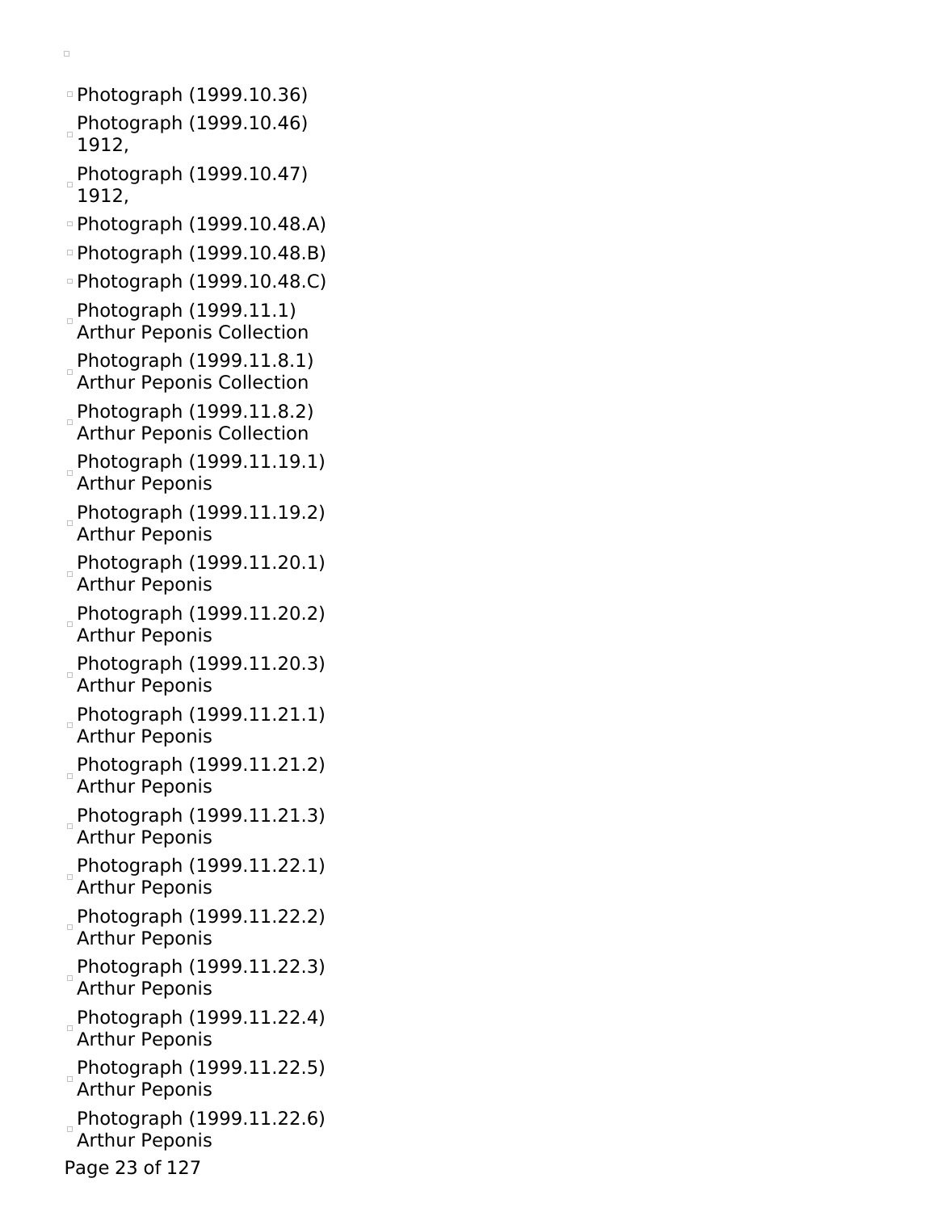- Photograph (1999.10.36)
- Photograph (1999.10.46)
  1912,
- Photograph (1999.10.47)
  1912,
- Photograph (1999.10.48.A)
- Photograph (1999.10.48.B)
- Photograph (1999.10.48.C)
- Photograph (1999.11.1)
  Arthur Peponis Collection
- Photograph (1999.11.8.1)
  Arthur Peponis Collection
- Photograph (1999.11.8.2)
  Arthur Peponis Collection
- Photograph (1999.11.19.1)
  Arthur Peponis
- Photograph (1999.11.19.2)
  Arthur Peponis
- Photograph (1999.11.20.1)
  Arthur Peponis
- Photograph (1999.11.20.2)
  Arthur Peponis
- Photograph (1999.11.20.3)
  Arthur Peponis
- Photograph (1999.11.21.1)
  Arthur Peponis
- Photograph (1999.11.21.2)
  Arthur Peponis
- Photograph (1999.11.21.3)
  Arthur Peponis
- Photograph (1999.11.22.1)
  Arthur Peponis
- Photograph (1999.11.22.2)
  Arthur Peponis
- Photograph (1999.11.22.3)
  Arthur Peponis
- Photograph (1999.11.22.4)
  Arthur Peponis
- Photograph (1999.11.22.5)
  Arthur Peponis
- Photograph (1999.11.22.6)
  Arthur Peponis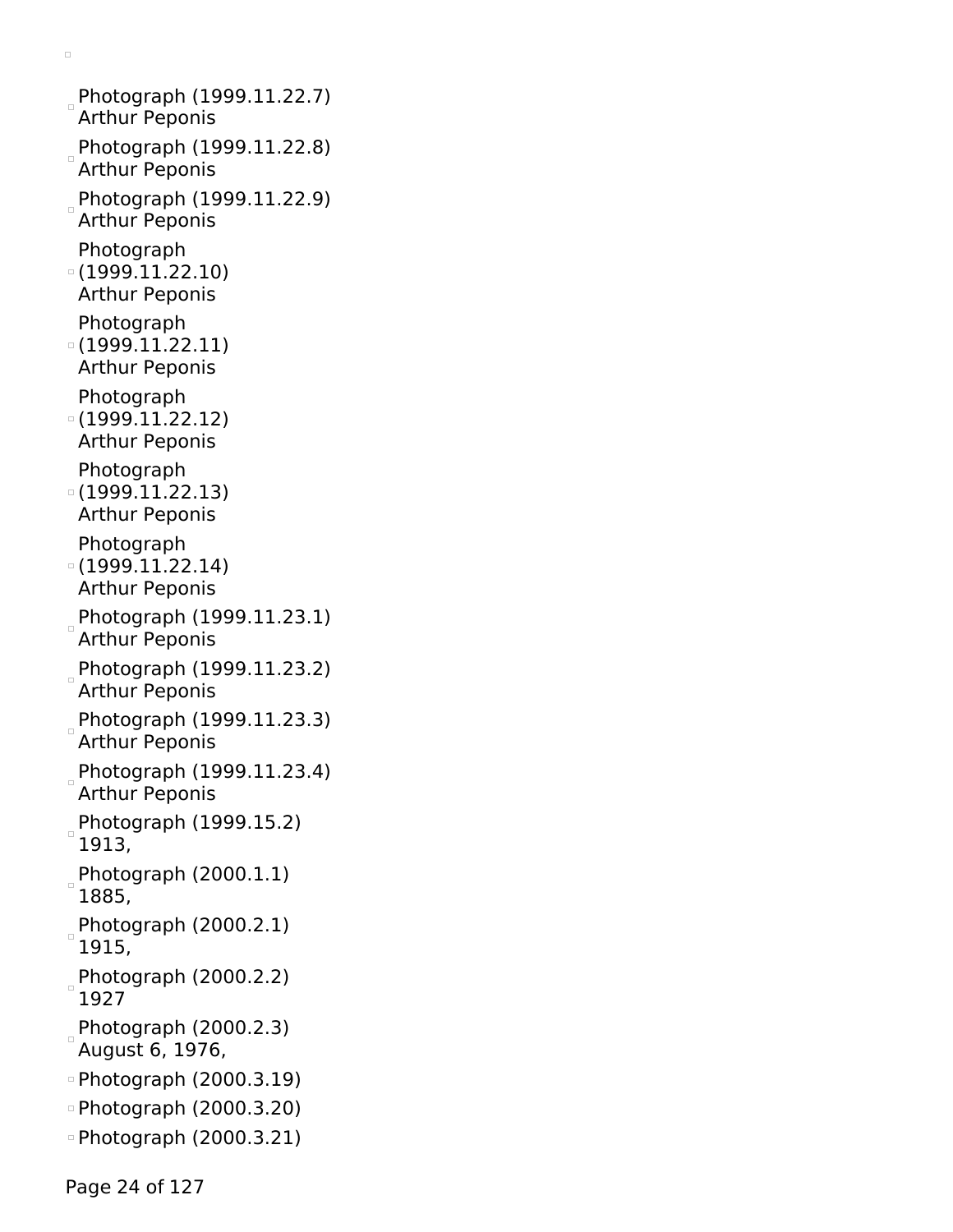- Photograph (1999.11.22.7)
  Arthur Peponis
- Photograph (1999.11.22.8)
  Arthur Peponis
- Photograph (1999.11.22.9)
  Arthur Peponis
- Photograph (1999.11.22.10)
  Arthur Peponis
- Photograph (1999.11.22.11)
  Arthur Peponis
- Photograph (1999.11.22.12)
  Arthur Peponis
- Photograph (1999.11.22.13)
  Arthur Peponis
- Photograph (1999.11.22.14)
  Arthur Peponis
- Photograph (1999.11.23.1)
  Arthur Peponis
- Photograph (1999.11.23.2)
  Arthur Peponis
- Photograph (1999.11.23.3)
  Arthur Peponis
- Photograph (1999.11.23.4)
  Arthur Peponis
- Photograph (1999.15.2)
  1913,
- Photograph (2000.1.1)
  1885,
- Photograph (2000.2.1)
  1915,
- Photograph (2000.2.2)
  1927
- Photograph (2000.2.3)
  August 6, 1976,
- Photograph (2000.3.19)
- Photograph (2000.3.20)
- Photograph (2000.3.21)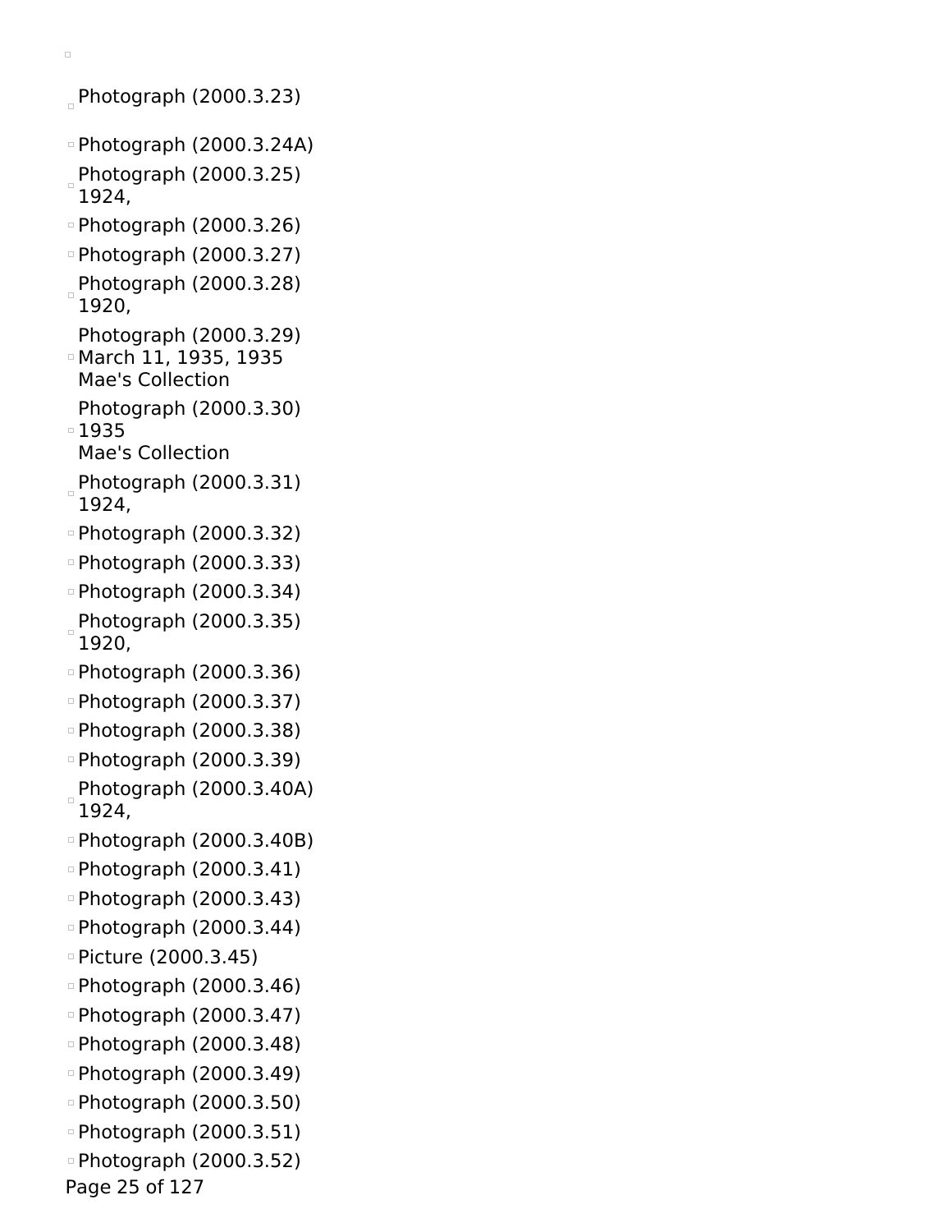- Photograph (2000.3.23)
- Photograph (2000.3.24A)
- Photograph (2000.3.25)
  1924,
- Photograph (2000.3.26)
- Photograph (2000.3.27)
- Photograph (2000.3.28)
  1920,
- Photograph (2000.3.29)
  March 11, 1935, 1935
  Mae's Collection
- Photograph (2000.3.30)
  1935
  Mae's Collection
- Photograph (2000.3.31)
  1924,
- Photograph (2000.3.32)
- Photograph (2000.3.33)
- Photograph (2000.3.34)
- Photograph (2000.3.35)
  1920,
- Photograph (2000.3.36)
- Photograph (2000.3.37)
- Photograph (2000.3.38)
- Photograph (2000.3.39)
- Photograph (2000.3.40A)
  1924,
- Photograph (2000.3.40B)
- Photograph (2000.3.41)
- Photograph (2000.3.43)
- Photograph (2000.3.44)
- Picture (2000.3.45)
- Photograph (2000.3.46)
- Photograph (2000.3.47)
- Photograph (2000.3.48)
- Photograph (2000.3.49)
- Photograph (2000.3.50)
- Photograph (2000.3.51)
- Photograph (2000.3.52)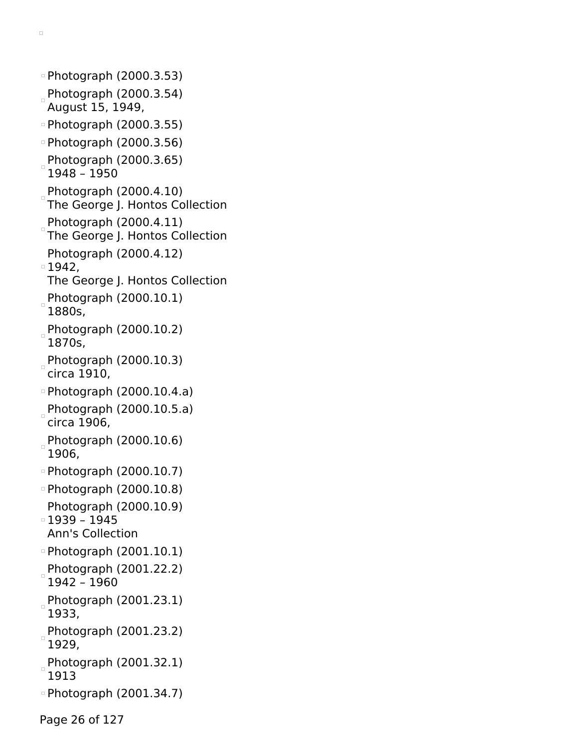- Photograph (2000.3.53)
- Photograph (2000.3.54)
  August 15, 1949,
- Photograph (2000.3.55)
- Photograph (2000.3.56)
- Photograph (2000.3.65)
  1948 – 1950
- Photograph (2000.4.10)
  The George J. Hontos Collection
- Photograph (2000.4.11)
  The George J. Hontos Collection
- Photograph (2000.4.12)
  1942,
  The George J. Hontos Collection
- Photograph (2000.10.1)
  1880s,
- Photograph (2000.10.2)
  1870s,
- Photograph (2000.10.3)
  circa 1910,
- Photograph (2000.10.4.a)
- Photograph (2000.10.5.a)
  circa 1906,
- Photograph (2000.10.6)
  1906,
- Photograph (2000.10.7)
- Photograph (2000.10.8)
- Photograph (2000.10.9)
  1939 – 1945
  Ann's Collection
- Photograph (2001.10.1)
- Photograph (2001.22.2)
  1942 – 1960
- Photograph (2001.23.1)
  1933,
- Photograph (2001.23.2)
  1929,
- Photograph (2001.32.1)
  1913
- Photograph (2001.34.7)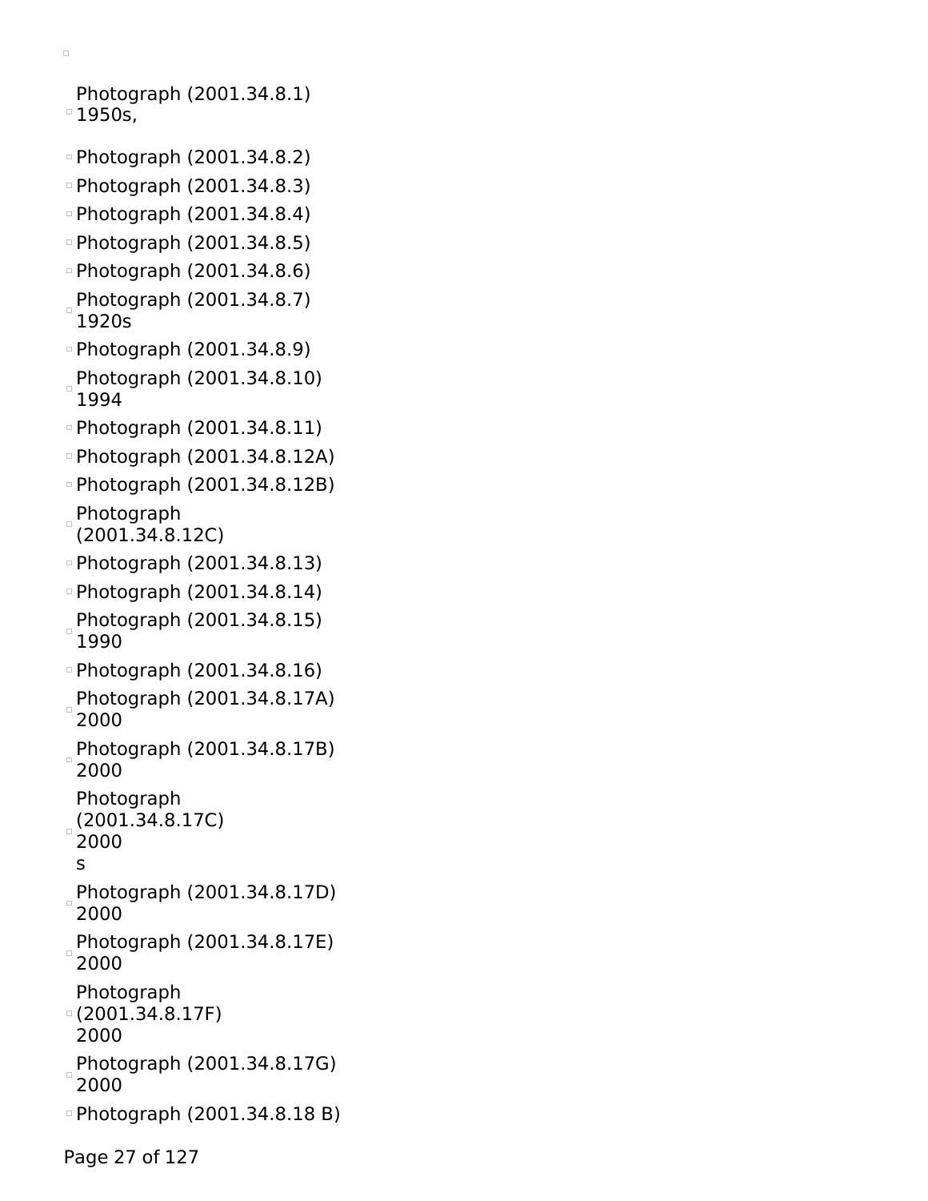- Photograph (2001.34.8.1) 1950s,
- Photograph (2001.34.8.2)
- Photograph (2001.34.8.3)
- Photograph (2001.34.8.4)
- Photograph (2001.34.8.5)
- Photograph (2001.34.8.6)
- Photograph (2001.34.8.7) 1920s
- Photograph (2001.34.8.9)
- Photograph (2001.34.8.10) 1994
- Photograph (2001.34.8.11)
- Photograph (2001.34.8.12A)
- Photograph (2001.34.8.12B)
- Photograph (2001.34.8.12C)
- Photograph (2001.34.8.13)
- Photograph (2001.34.8.14)
- Photograph (2001.34.8.15) 1990
- Photograph (2001.34.8.16)
- Photograph (2001.34.8.17A) 2000
- Photograph (2001.34.8.17B) 2000
- Photograph (2001.34.8.17C) 2000s
- Photograph (2001.34.8.17D) 2000
- Photograph (2001.34.8.17E) 2000
- Photograph (2001.34.8.17F) 2000
- Photograph (2001.34.8.17G) 2000
- Photograph (2001.34.8.18 B)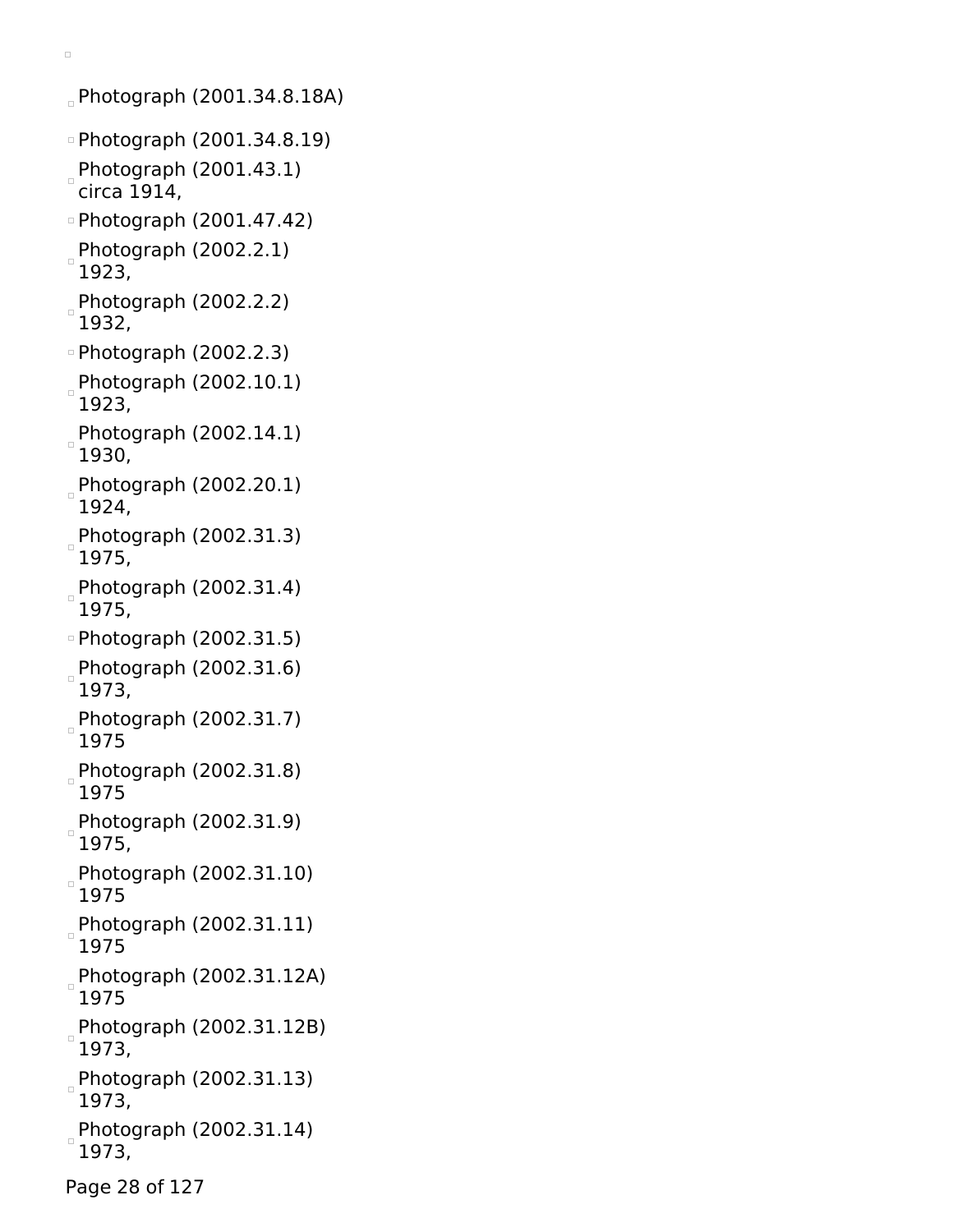- Photograph (2001.34.8.18A)
- Photograph (2001.34.8.19)
- Photograph (2001.43.1)
  circa 1914,
- Photograph (2001.47.42)
- Photograph (2002.2.1)
  1923,
- Photograph (2002.2.2)
  1932,
- Photograph (2002.2.3)
- Photograph (2002.10.1)
  1923,
- Photograph (2002.14.1)
  1930,
- Photograph (2002.20.1)
  1924,
- Photograph (2002.31.3)
  1975,
- Photograph (2002.31.4)
  1975,
- Photograph (2002.31.5)
- Photograph (2002.31.6)
  1973,
- Photograph (2002.31.7)
  1975
- Photograph (2002.31.8)
  1975
- Photograph (2002.31.9)
  1975,
- Photograph (2002.31.10)
  1975
- Photograph (2002.31.11)
  1975
- Photograph (2002.31.12A)
  1975
- Photograph (2002.31.12B)
  1973,
- Photograph (2002.31.13)
  1973,
- Photograph (2002.31.14)
  1973,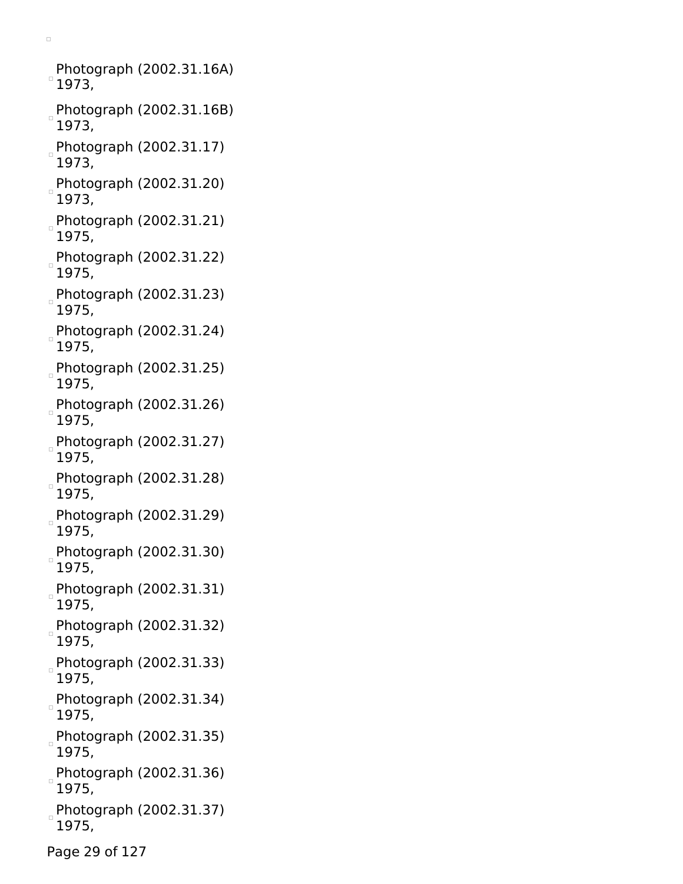- Photograph (2002.31.16A)
  1973,
- Photograph (2002.31.16B)
  1973,
- Photograph (2002.31.17)
  1973,
- Photograph (2002.31.20)
  1973,
- Photograph (2002.31.21)
  1975,
- Photograph (2002.31.22)
  1975,
- Photograph (2002.31.23)
  1975,
- Photograph (2002.31.24)
  1975,
- Photograph (2002.31.25)
  1975,
- Photograph (2002.31.26)
  1975,
- Photograph (2002.31.27)
  1975,
- Photograph (2002.31.28)
  1975,
- Photograph (2002.31.29)
  1975,
- Photograph (2002.31.30)
  1975,
- Photograph (2002.31.31)
  1975,
- Photograph (2002.31.32)
  1975,
- Photograph (2002.31.33)
  1975,
- Photograph (2002.31.34)
  1975,
- Photograph (2002.31.35)
  1975,
- Photograph (2002.31.36)
  1975,
- Photograph (2002.31.37)
  1975,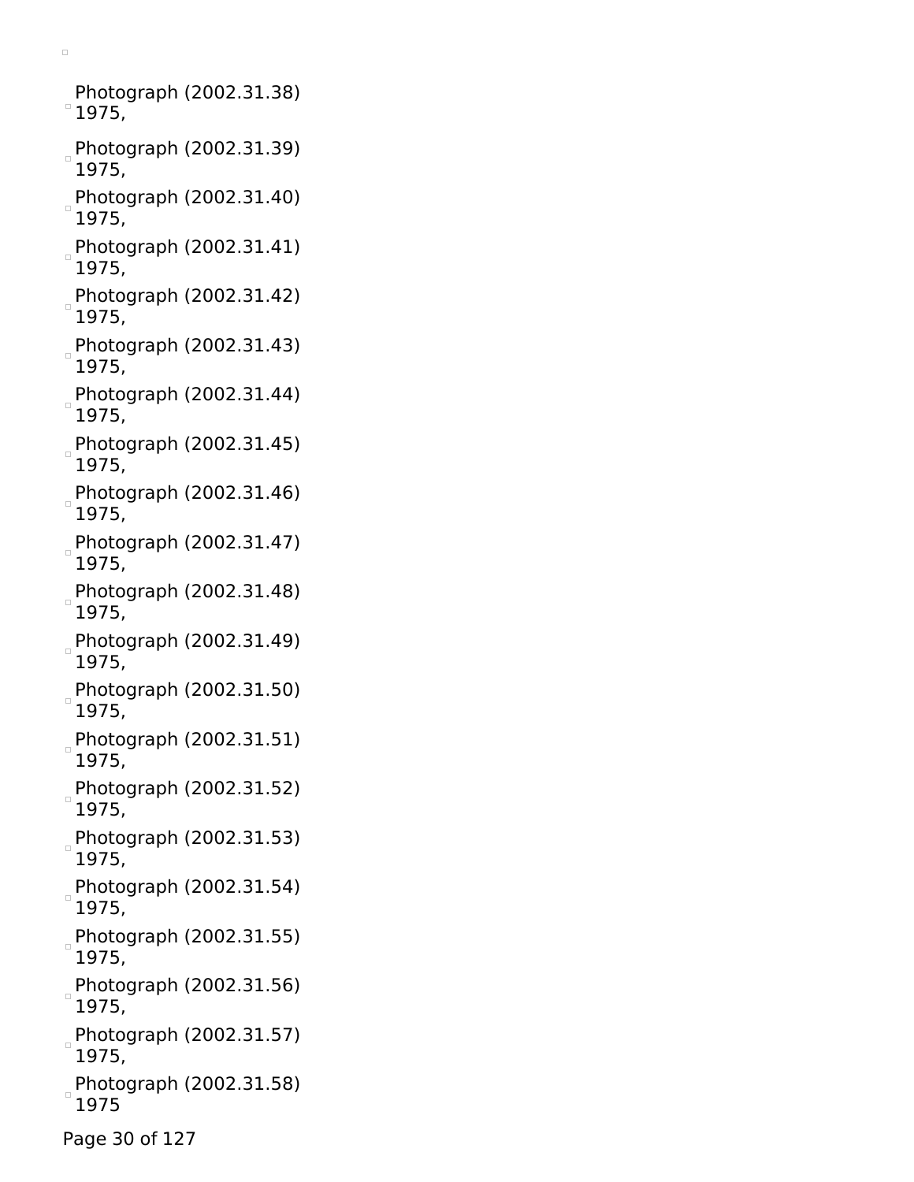- Photograph (2002.31.38)
  1975,
- Photograph (2002.31.39)
  1975,
- Photograph (2002.31.40)
  1975,
- Photograph (2002.31.41)
  1975,
- Photograph (2002.31.42)
  1975,
- Photograph (2002.31.43)
  1975,
- Photograph (2002.31.44)
  1975,
- Photograph (2002.31.45)
  1975,
- Photograph (2002.31.46)
  1975,
- Photograph (2002.31.47)
  1975,
- Photograph (2002.31.48)
  1975,
- Photograph (2002.31.49)
  1975,
- Photograph (2002.31.50)
  1975,
- Photograph (2002.31.51)
  1975,
- Photograph (2002.31.52)
  1975,
- Photograph (2002.31.53)
  1975,
- Photograph (2002.31.54)
  1975,
- Photograph (2002.31.55)
  1975,
- Photograph (2002.31.56)
  1975,
- Photograph (2002.31.57)
  1975,
- Photograph (2002.31.58)
  1975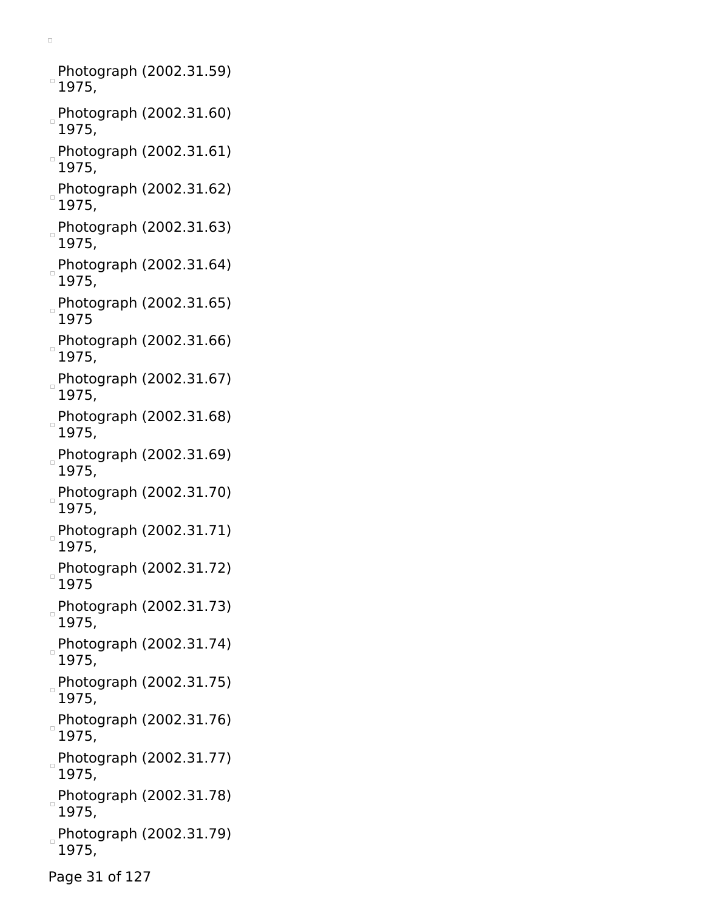- Photograph (2002.31.59)
  1975,
- Photograph (2002.31.60)
  1975,
- Photograph (2002.31.61)
  1975,
- Photograph (2002.31.62)
  1975,
- Photograph (2002.31.63)
  1975,
- Photograph (2002.31.64)
  1975,
- Photograph (2002.31.65)
  1975
- Photograph (2002.31.66)
  1975,
- Photograph (2002.31.67)
  1975,
- Photograph (2002.31.68)
  1975,
- Photograph (2002.31.69)
  1975,
- Photograph (2002.31.70)
  1975,
- Photograph (2002.31.71)
  1975,
- Photograph (2002.31.72)
  1975
- Photograph (2002.31.73)
  1975,
- Photograph (2002.31.74)
  1975,
- Photograph (2002.31.75)
  1975,
- Photograph (2002.31.76)
  1975,
- Photograph (2002.31.77)
  1975,
- Photograph (2002.31.78)
  1975,
- Photograph (2002.31.79)
  1975,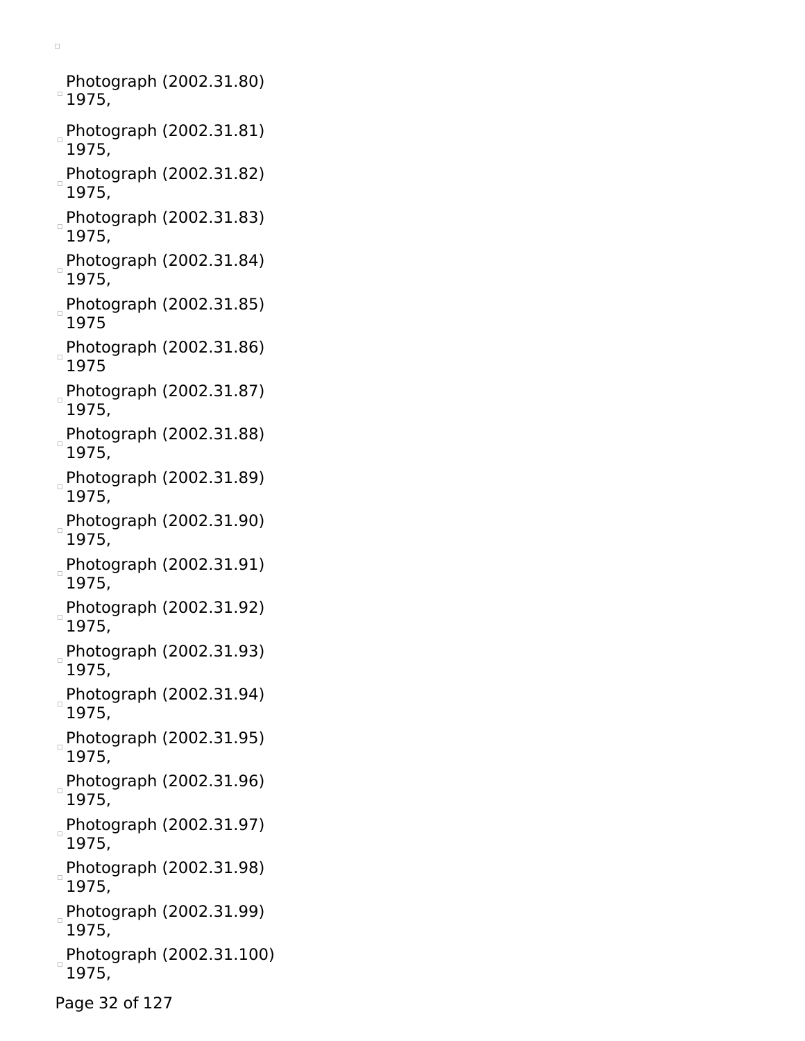- Photograph (2002.31.80)
  1975,
- Photograph (2002.31.81)
  1975,
- Photograph (2002.31.82)
  1975,
- Photograph (2002.31.83)
  1975,
- Photograph (2002.31.84)
  1975,
- Photograph (2002.31.85)
  1975
- Photograph (2002.31.86)
  1975
- Photograph (2002.31.87)
  1975,
- Photograph (2002.31.88)
  1975,
- Photograph (2002.31.89)
  1975,
- Photograph (2002.31.90)
  1975,
- Photograph (2002.31.91)
  1975,
- Photograph (2002.31.92)
  1975,
- Photograph (2002.31.93)
  1975,
- Photograph (2002.31.94)
  1975,
- Photograph (2002.31.95)
  1975,
- Photograph (2002.31.96)
  1975,
- Photograph (2002.31.97)
  1975,
- Photograph (2002.31.98)
  1975,
- Photograph (2002.31.99)
  1975,
- Photograph (2002.31.100)
  1975,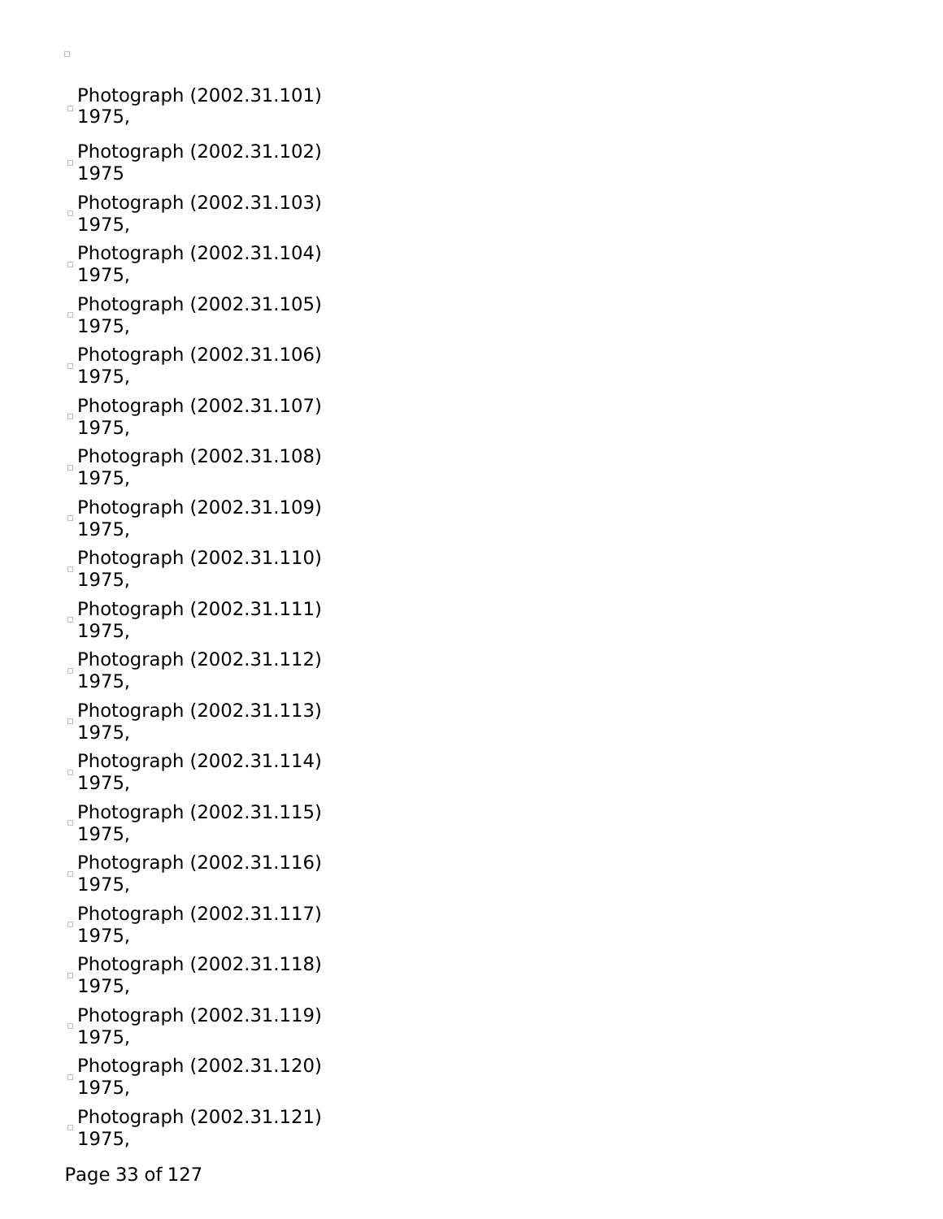- Photograph (2002.31.101)
  1975,
- Photograph (2002.31.102)
  1975
- Photograph (2002.31.103)
  1975,
- Photograph (2002.31.104)
  1975,
- Photograph (2002.31.105)
  1975,
- Photograph (2002.31.106)
  1975,
- Photograph (2002.31.107)
  1975,
- Photograph (2002.31.108)
  1975,
- Photograph (2002.31.109)
  1975,
- Photograph (2002.31.110)
  1975,
- Photograph (2002.31.111)
  1975,
- Photograph (2002.31.112)
  1975,
- Photograph (2002.31.113)
  1975,
- Photograph (2002.31.114)
  1975,
- Photograph (2002.31.115)
  1975,
- Photograph (2002.31.116)
  1975,
- Photograph (2002.31.117)
  1975,
- Photograph (2002.31.118)
  1975,
- Photograph (2002.31.119)
  1975,
- Photograph (2002.31.120)
  1975,
- Photograph (2002.31.121)
  1975,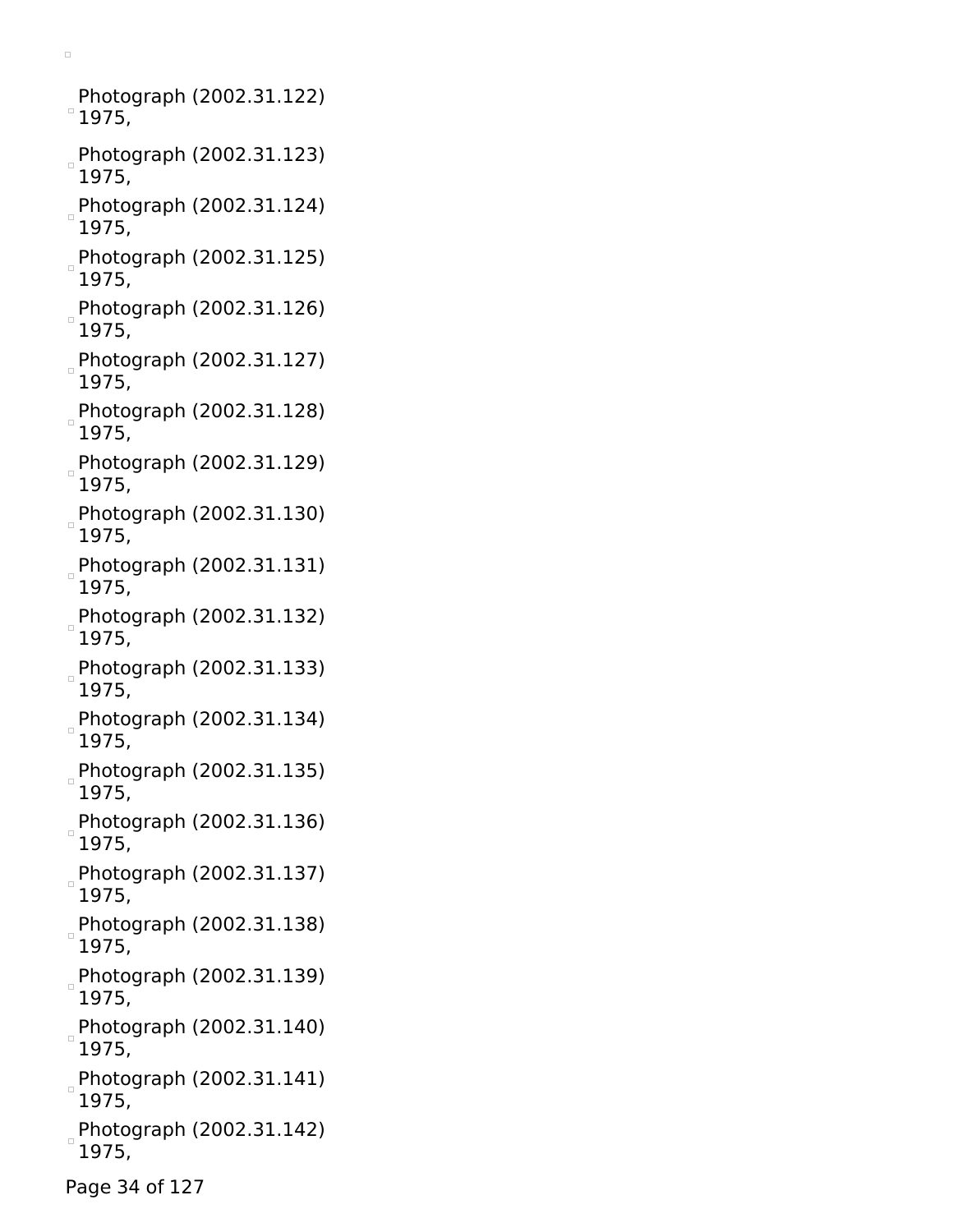Photograph (2002.31.122)
1975,

Photograph (2002.31.123)
1975,

Photograph (2002.31.124)
1975,

Photograph (2002.31.125)
1975,

Photograph (2002.31.126)
1975,

Photograph (2002.31.127)
1975,

Photograph (2002.31.128)
1975,

Photograph (2002.31.129)
1975,

Photograph (2002.31.130)
1975,

Photograph (2002.31.131)
1975,

Photograph (2002.31.132)
1975,

Photograph (2002.31.133)
1975,

Photograph (2002.31.134)
1975,

Photograph (2002.31.135)
1975,

Photograph (2002.31.136)
1975,

Photograph (2002.31.137)
1975,

Photograph (2002.31.138)
1975,

Photograph (2002.31.139)
1975,

Photograph (2002.31.140)
1975,

Photograph (2002.31.141)
1975,

Photograph (2002.31.142)
1975,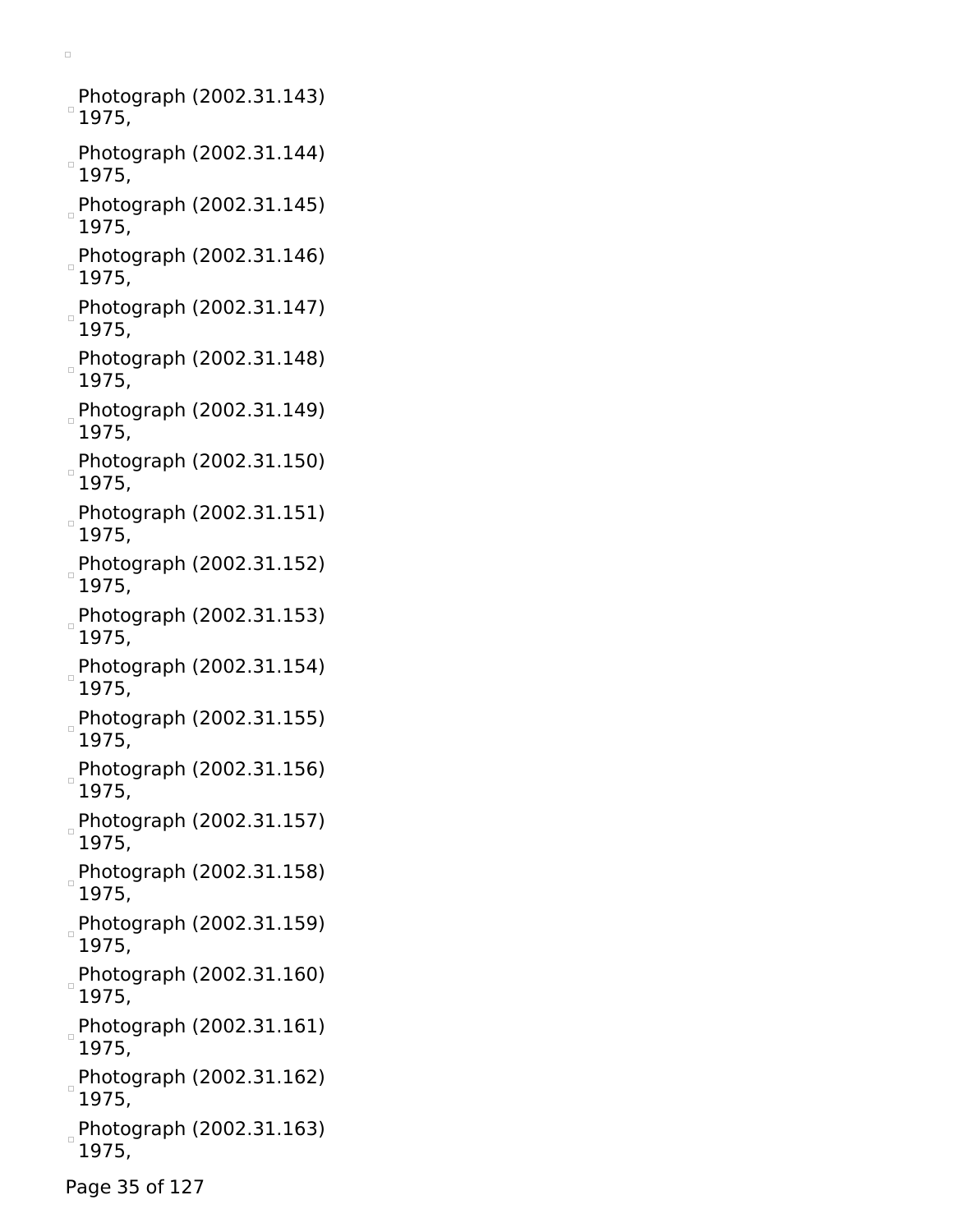- Photograph (2002.31.143)
  1975,
- Photograph (2002.31.144)
  1975,
- Photograph (2002.31.145)
  1975,
- Photograph (2002.31.146)
  1975,
- Photograph (2002.31.147)
  1975,
- Photograph (2002.31.148)
  1975,
- Photograph (2002.31.149)
  1975,
- Photograph (2002.31.150)
  1975,
- Photograph (2002.31.151)
  1975,
- Photograph (2002.31.152)
  1975,
- Photograph (2002.31.153)
  1975,
- Photograph (2002.31.154)
  1975,
- Photograph (2002.31.155)
  1975,
- Photograph (2002.31.156)
  1975,
- Photograph (2002.31.157)
  1975,
- Photograph (2002.31.158)
  1975,
- Photograph (2002.31.159)
  1975,
- Photograph (2002.31.160)
  1975,
- Photograph (2002.31.161)
  1975,
- Photograph (2002.31.162)
  1975,
- Photograph (2002.31.163)
  1975,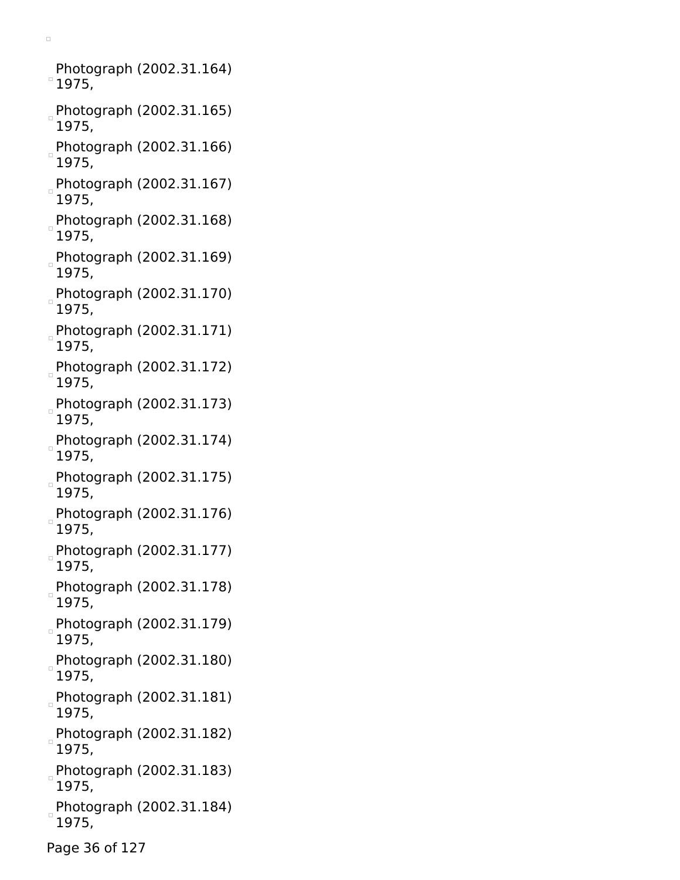Photograph (2002.31.164)
1975,

Photograph (2002.31.165)
1975,

Photograph (2002.31.166)
1975,

Photograph (2002.31.167)
1975,

Photograph (2002.31.168)
1975,

Photograph (2002.31.169)
1975,

Photograph (2002.31.170)
1975,

Photograph (2002.31.171)
1975,

Photograph (2002.31.172)
1975,

Photograph (2002.31.173)
1975,

Photograph (2002.31.174)
1975,

Photograph (2002.31.175)
1975,

Photograph (2002.31.176)
1975,

Photograph (2002.31.177)
1975,

Photograph (2002.31.178)
1975,

Photograph (2002.31.179)
1975,

Photograph (2002.31.180)
1975,

Photograph (2002.31.181)
1975,

Photograph (2002.31.182)
1975,

Photograph (2002.31.183)
1975,

Photograph (2002.31.184)
1975,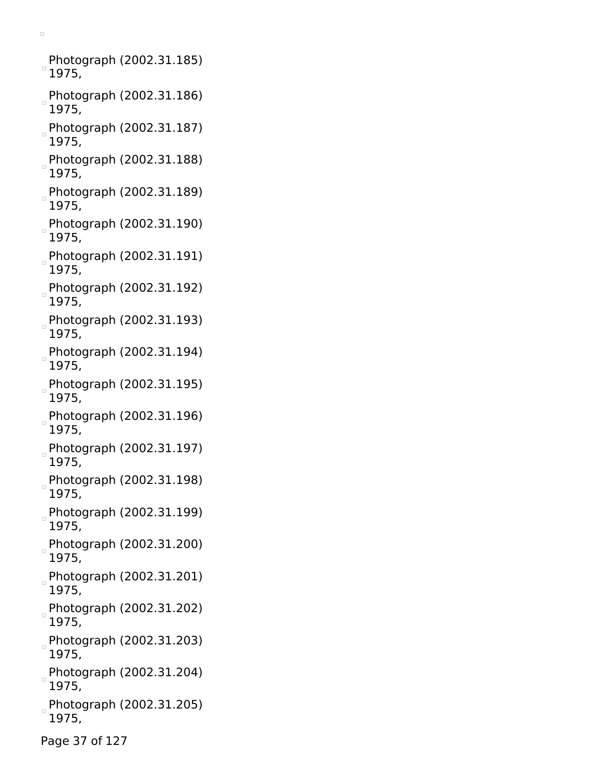- Photograph (2002.31.185)
  1975,
- Photograph (2002.31.186)
  1975,
- Photograph (2002.31.187)
  1975,
- Photograph (2002.31.188)
  1975,
- Photograph (2002.31.189)
  1975,
- Photograph (2002.31.190)
  1975,
- Photograph (2002.31.191)
  1975,
- Photograph (2002.31.192)
  1975,
- Photograph (2002.31.193)
  1975,
- Photograph (2002.31.194)
  1975,
- Photograph (2002.31.195)
  1975,
- Photograph (2002.31.196)
  1975,
- Photograph (2002.31.197)
  1975,
- Photograph (2002.31.198)
  1975,
- Photograph (2002.31.199)
  1975,
- Photograph (2002.31.200)
  1975,
- Photograph (2002.31.201)
  1975,
- Photograph (2002.31.202)
  1975,
- Photograph (2002.31.203)
  1975,
- Photograph (2002.31.204)
  1975,
- Photograph (2002.31.205)
  1975,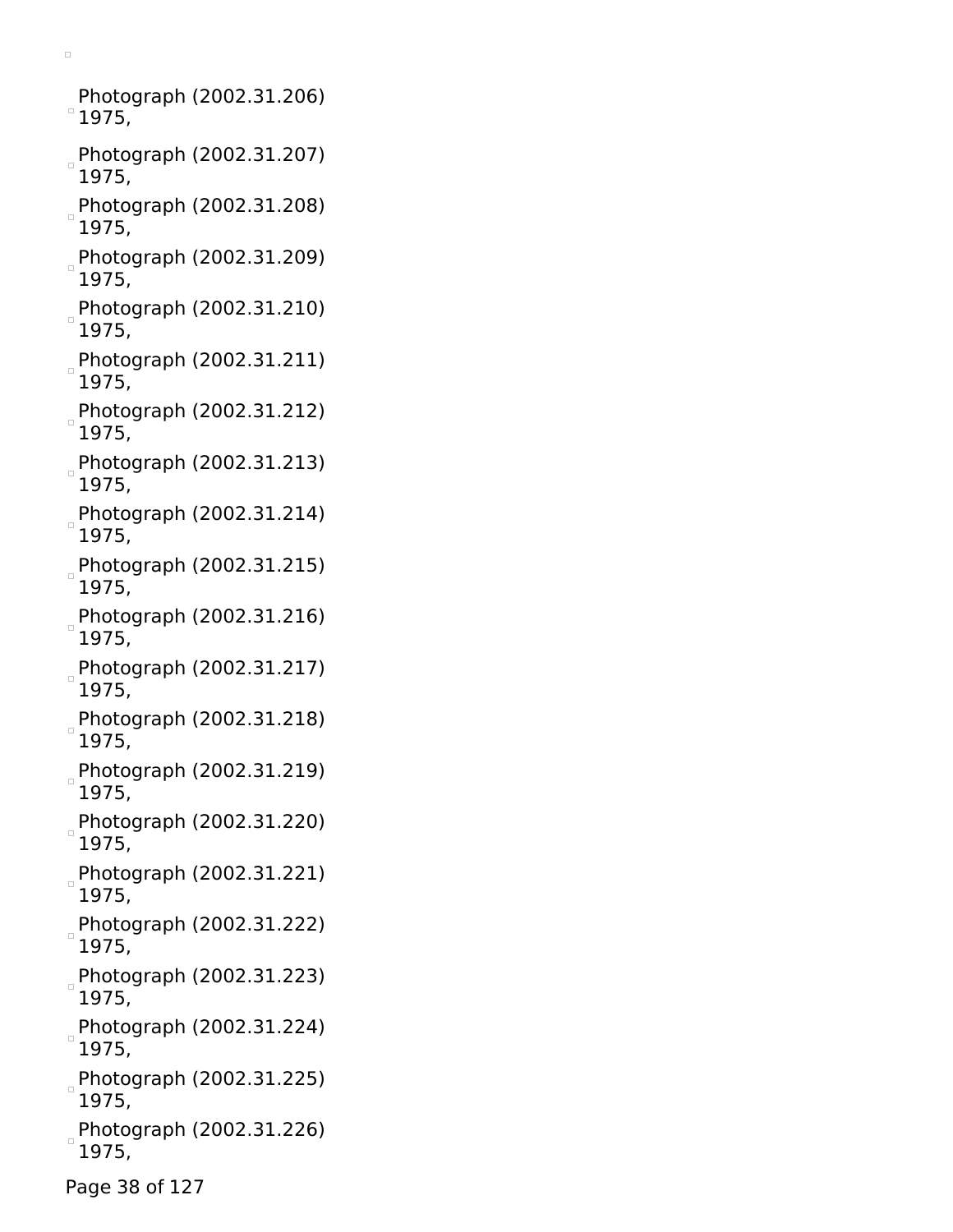- Photograph (2002.31.206)
  1975,
- Photograph (2002.31.207)
  1975,
- Photograph (2002.31.208)
  1975,
- Photograph (2002.31.209)
  1975,
- Photograph (2002.31.210)
  1975,
- Photograph (2002.31.211)
  1975,
- Photograph (2002.31.212)
  1975,
- Photograph (2002.31.213)
  1975,
- Photograph (2002.31.214)
  1975,
- Photograph (2002.31.215)
  1975,
- Photograph (2002.31.216)
  1975,
- Photograph (2002.31.217)
  1975,
- Photograph (2002.31.218)
  1975,
- Photograph (2002.31.219)
  1975,
- Photograph (2002.31.220)
  1975,
- Photograph (2002.31.221)
  1975,
- Photograph (2002.31.222)
  1975,
- Photograph (2002.31.223)
  1975,
- Photograph (2002.31.224)
  1975,
- Photograph (2002.31.225)
  1975,
- Photograph (2002.31.226)
  1975,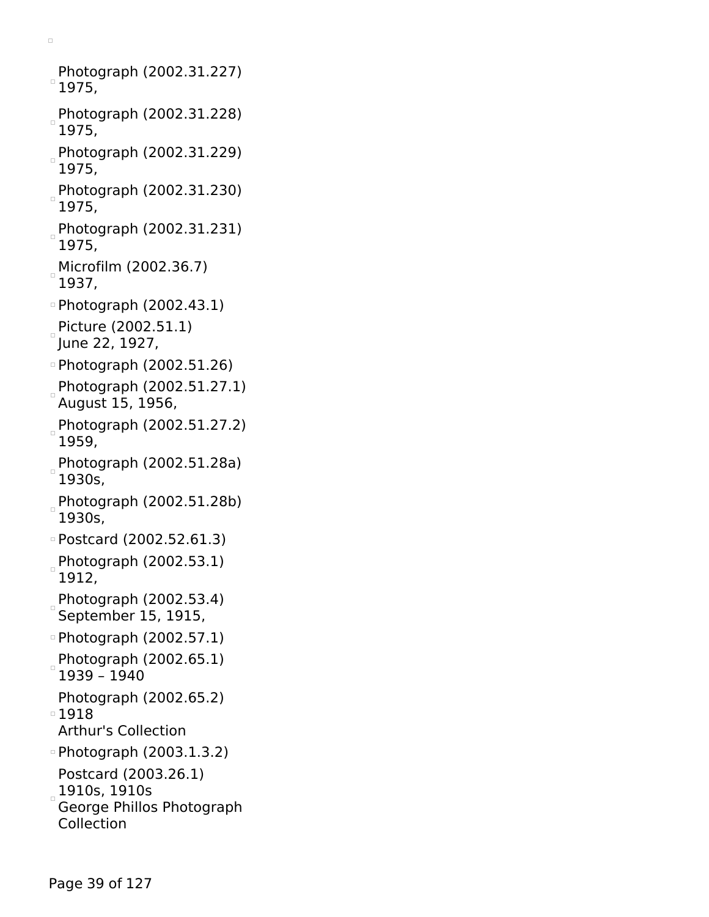- Photograph (2002.31.227)
  1975,
- Photograph (2002.31.228)
  1975,
- Photograph (2002.31.229)
  1975,
- Photograph (2002.31.230)
  1975,
- Photograph (2002.31.231)
  1975,
- Microfilm (2002.36.7)
  1937,
- Photograph (2002.43.1)
- Picture (2002.51.1)
  June 22, 1927,
- Photograph (2002.51.26)
- Photograph (2002.51.27.1)
  August 15, 1956,
- Photograph (2002.51.27.2)
  1959,
- Photograph (2002.51.28a)
  1930s,
- Photograph (2002.51.28b)
  1930s,
- Postcard (2002.52.61.3)
- Photograph (2002.53.1)
  1912,
- Photograph (2002.53.4)
  September 15, 1915,
- Photograph (2002.57.1)
- Photograph (2002.65.1)
  1939 – 1940
- Photograph (2002.65.2)
  1918
  Arthur's Collection
- Photograph (2003.1.3.2)
- Postcard (2003.26.1)
  1910s, 1910s
  George Phillos Photograph Collection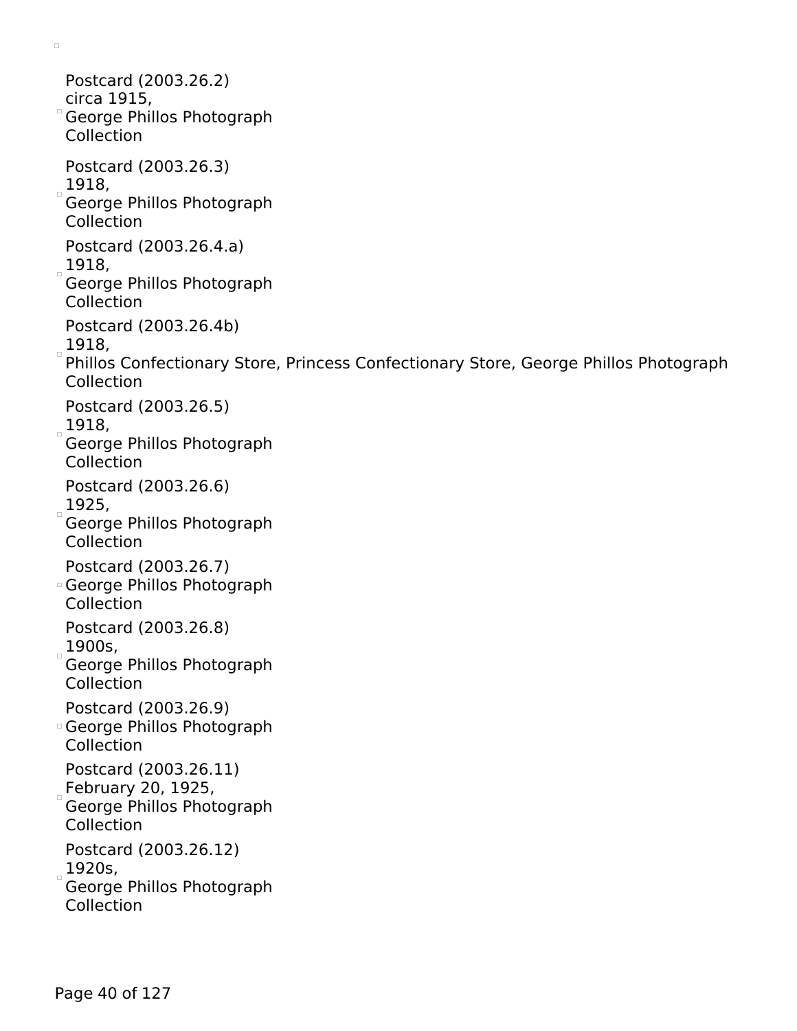- Postcard (2003.26.2)
  circa 1915,
  George Phillos Photograph Collection
- Postcard (2003.26.3)
  1918,
  George Phillos Photograph Collection
- Postcard (2003.26.4.a)
  1918,
  George Phillos Photograph Collection
- Postcard (2003.26.4b)
  1918,
  Phillos Confectionary Store, Princess Confectionary Store, George Phillos Photograph Collection
- Postcard (2003.26.5)
  1918,
  George Phillos Photograph Collection
- Postcard (2003.26.6)
  1925,
  George Phillos Photograph Collection
- Postcard (2003.26.7)
  George Phillos Photograph Collection
- Postcard (2003.26.8)
  1900s,
  George Phillos Photograph Collection
- Postcard (2003.26.9)
  George Phillos Photograph Collection
- Postcard (2003.26.11)
  February 20, 1925,
  George Phillos Photograph Collection
- Postcard (2003.26.12)
  1920s,
  George Phillos Photograph Collection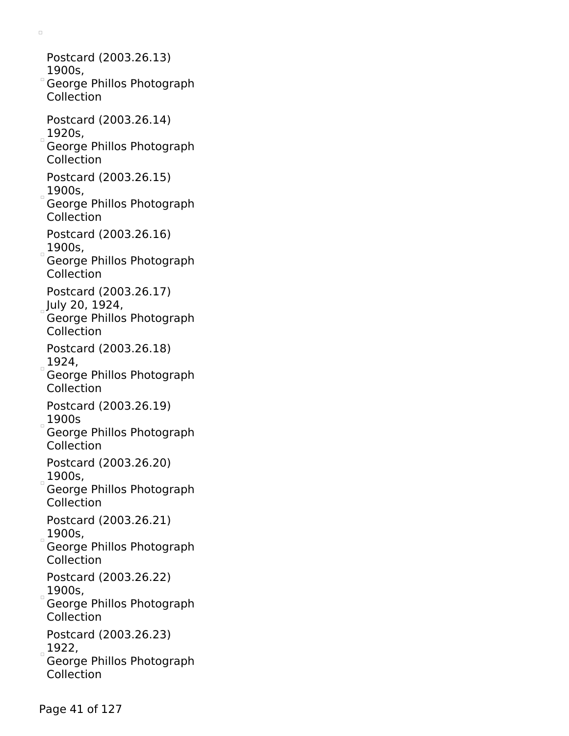- Postcard (2003.26.13)
  1900s,
  George Phillos Photograph Collection

- Postcard (2003.26.14)
  1920s,
  George Phillos Photograph Collection

- Postcard (2003.26.15)
  1900s,
  George Phillos Photograph Collection

- Postcard (2003.26.16)
  1900s,
  George Phillos Photograph Collection

- Postcard (2003.26.17)
  July 20, 1924,
  George Phillos Photograph Collection

- Postcard (2003.26.18)
  1924,
  George Phillos Photograph Collection

- Postcard (2003.26.19)
  1900s
  George Phillos Photograph Collection

- Postcard (2003.26.20)
  1900s,
  George Phillos Photograph Collection

- Postcard (2003.26.21)
  1900s,
  George Phillos Photograph Collection

- Postcard (2003.26.22)
  1900s,
  George Phillos Photograph Collection

- Postcard (2003.26.23)
  1922,
  George Phillos Photograph Collection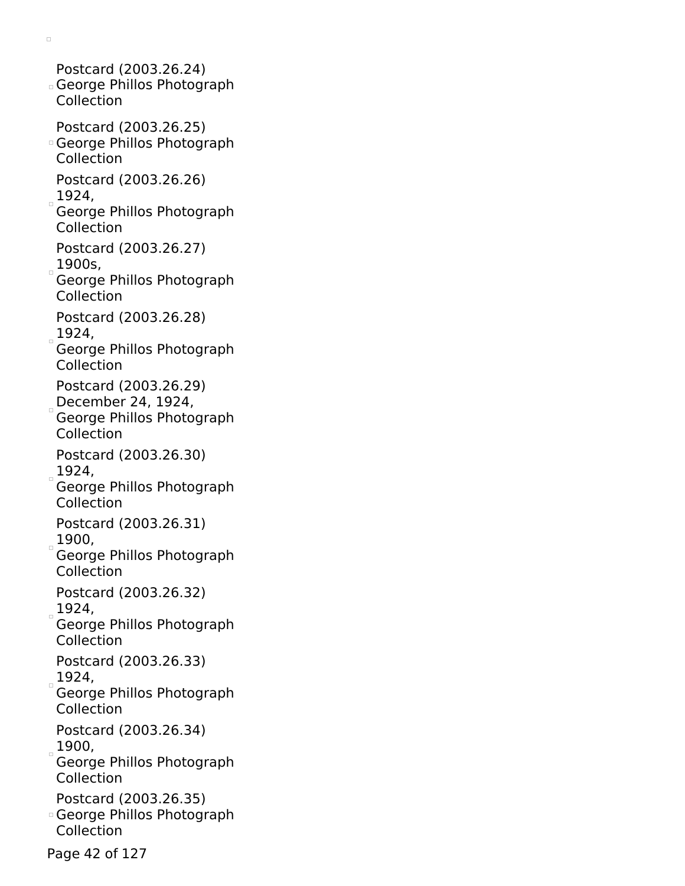- Postcard (2003.26.24)
  George Phillos Photograph Collection

- Postcard (2003.26.25)
  George Phillos Photograph Collection

- Postcard (2003.26.26)
  1924,
  George Phillos Photograph Collection

- Postcard (2003.26.27)
  1900s,
  George Phillos Photograph Collection

- Postcard (2003.26.28)
  1924,
  George Phillos Photograph Collection

- Postcard (2003.26.29)
  December 24, 1924,
  George Phillos Photograph Collection

- Postcard (2003.26.30)
  1924,
  George Phillos Photograph Collection

- Postcard (2003.26.31)
  1900,
  George Phillos Photograph Collection

- Postcard (2003.26.32)
  1924,
  George Phillos Photograph Collection

- Postcard (2003.26.33)
  1924,
  George Phillos Photograph Collection

- Postcard (2003.26.34)
  1900,
  George Phillos Photograph Collection

- Postcard (2003.26.35)
  George Phillos Photograph Collection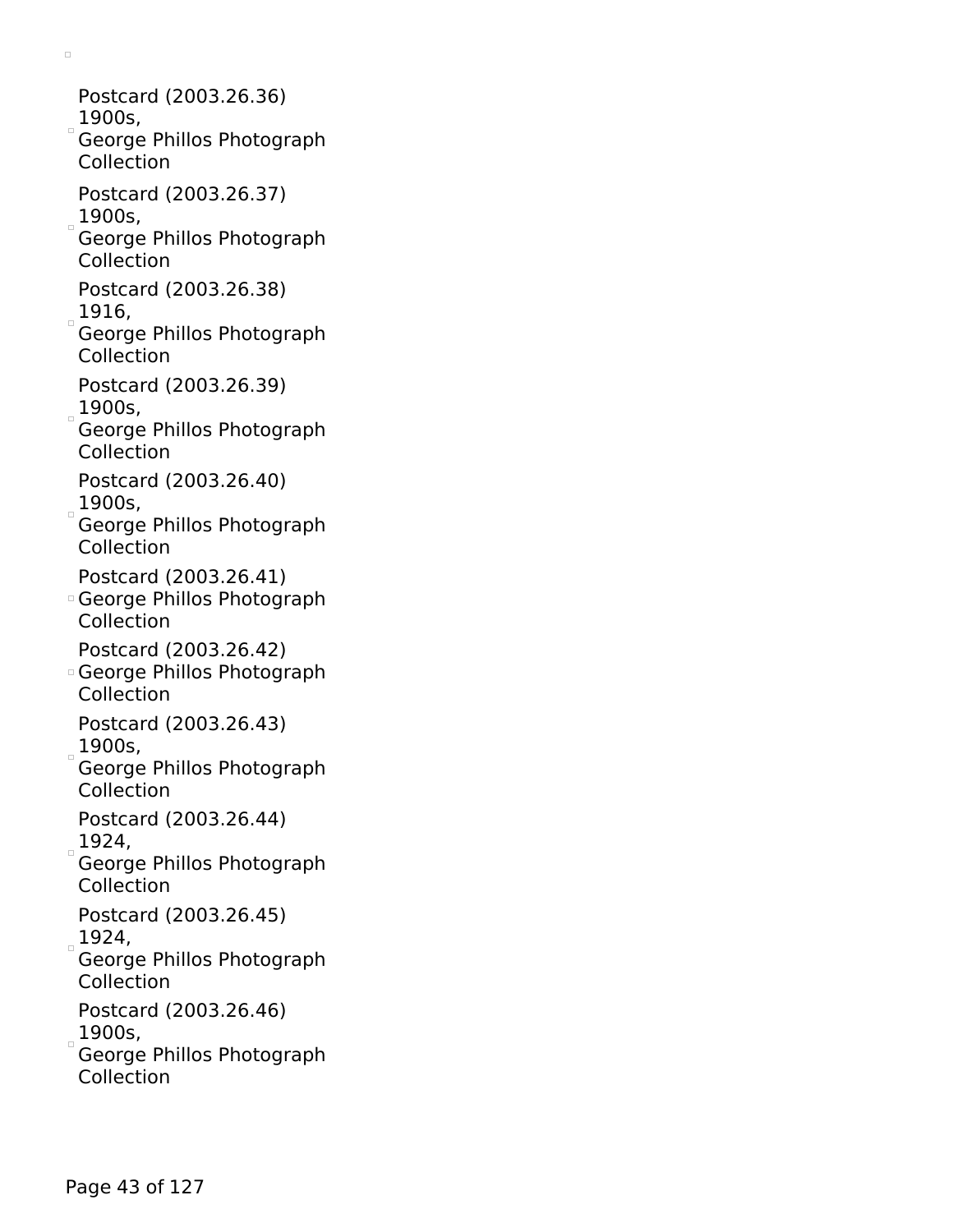- Postcard (2003.26.36)
  1900s,
  George Phillos Photograph Collection
- Postcard (2003.26.37)
  1900s,
  George Phillos Photograph Collection
- Postcard (2003.26.38)
  1916,
  George Phillos Photograph Collection
- Postcard (2003.26.39)
  1900s,
  George Phillos Photograph Collection
- Postcard (2003.26.40)
  1900s,
  George Phillos Photograph Collection
- Postcard (2003.26.41)
  George Phillos Photograph Collection
- Postcard (2003.26.42)
  George Phillos Photograph Collection
- Postcard (2003.26.43)
  1900s,
  George Phillos Photograph Collection
- Postcard (2003.26.44)
  1924,
  George Phillos Photograph Collection
- Postcard (2003.26.45)
  1924,
  George Phillos Photograph Collection
- Postcard (2003.26.46)
  1900s,
  George Phillos Photograph Collection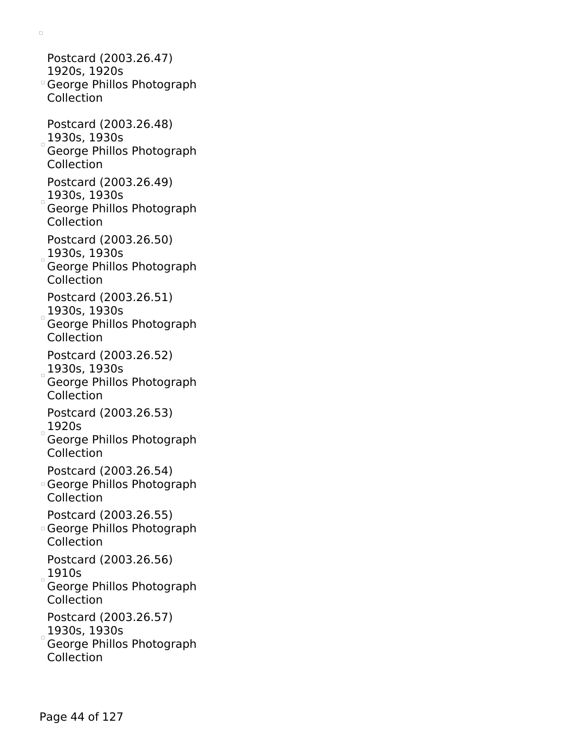- Postcard (2003.26.47)
  1920s, 1920s
  George Phillos Photograph Collection

- Postcard (2003.26.48)
  1930s, 1930s
  George Phillos Photograph Collection

- Postcard (2003.26.49)
  1930s, 1930s
  George Phillos Photograph Collection

- Postcard (2003.26.50)
  1930s, 1930s
  George Phillos Photograph Collection

- Postcard (2003.26.51)
  1930s, 1930s
  George Phillos Photograph Collection

- Postcard (2003.26.52)
  1930s, 1930s
  George Phillos Photograph Collection

- Postcard (2003.26.53)
  1920s
  George Phillos Photograph Collection

- Postcard (2003.26.54)
  George Phillos Photograph Collection

- Postcard (2003.26.55)
  George Phillos Photograph Collection

- Postcard (2003.26.56)
  1910s
  George Phillos Photograph Collection

- Postcard (2003.26.57)
  1930s, 1930s
  George Phillos Photograph Collection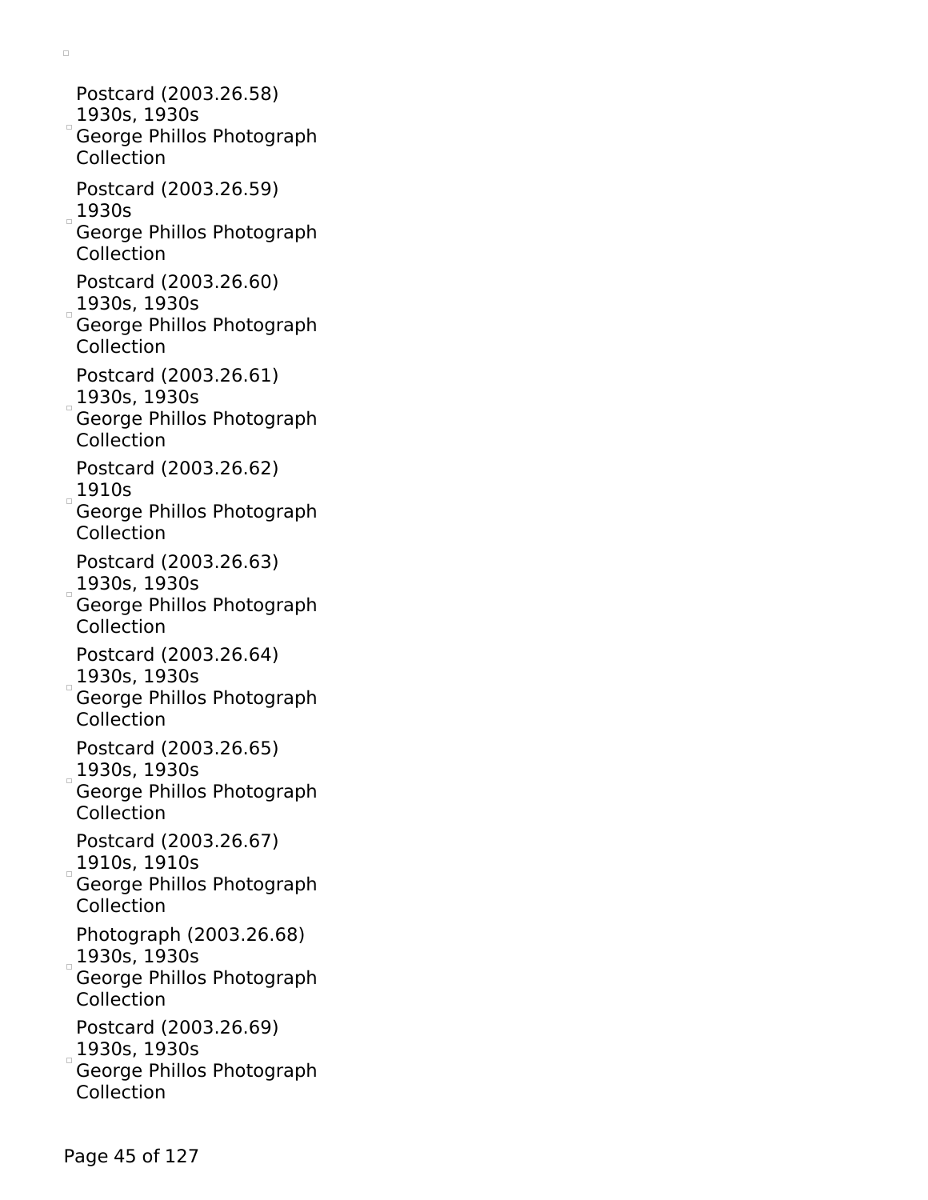Postcard (2003.26.58)
1930s, 1930s
George Phillos Photograph Collection

Postcard (2003.26.59)
1930s
George Phillos Photograph Collection

Postcard (2003.26.60)
1930s, 1930s
George Phillos Photograph Collection

Postcard (2003.26.61)
1930s, 1930s
George Phillos Photograph Collection

Postcard (2003.26.62)
1910s
George Phillos Photograph Collection

Postcard (2003.26.63)
1930s, 1930s
George Phillos Photograph Collection

Postcard (2003.26.64)
1930s, 1930s
George Phillos Photograph Collection

Postcard (2003.26.65)
1930s, 1930s
George Phillos Photograph Collection

Postcard (2003.26.67)
1910s, 1910s
George Phillos Photograph Collection

Photograph (2003.26.68)
1930s, 1930s
George Phillos Photograph Collection

Postcard (2003.26.69)
1930s, 1930s
George Phillos Photograph Collection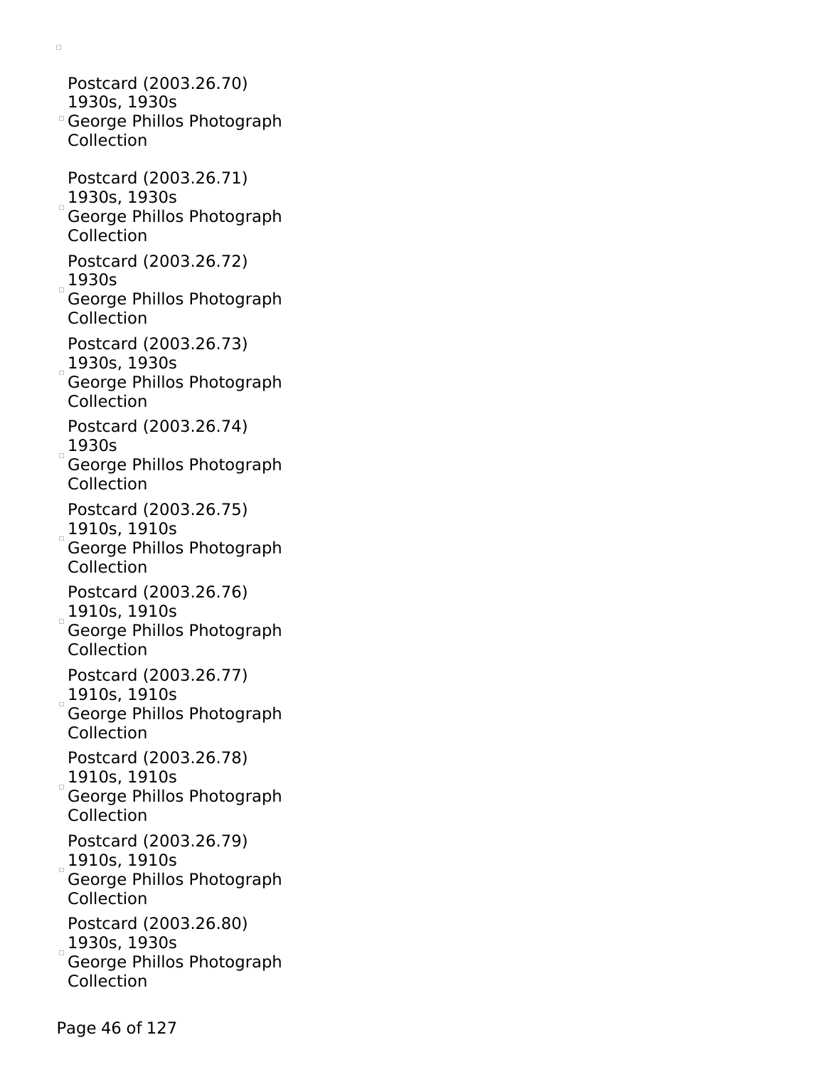Postcard (2003.26.70)
1930s, 1930s
George Phillos Photograph Collection

Postcard (2003.26.71)
1930s, 1930s
George Phillos Photograph Collection

Postcard (2003.26.72)
1930s
George Phillos Photograph Collection

Postcard (2003.26.73)
1930s, 1930s
George Phillos Photograph Collection

Postcard (2003.26.74)
1930s
George Phillos Photograph Collection

Postcard (2003.26.75)
1910s, 1910s
George Phillos Photograph Collection

Postcard (2003.26.76)
1910s, 1910s
George Phillos Photograph Collection

Postcard (2003.26.77)
1910s, 1910s
George Phillos Photograph Collection

Postcard (2003.26.78)
1910s, 1910s
George Phillos Photograph Collection

Postcard (2003.26.79)
1910s, 1910s
George Phillos Photograph Collection

Postcard (2003.26.80)
1930s, 1930s
George Phillos Photograph Collection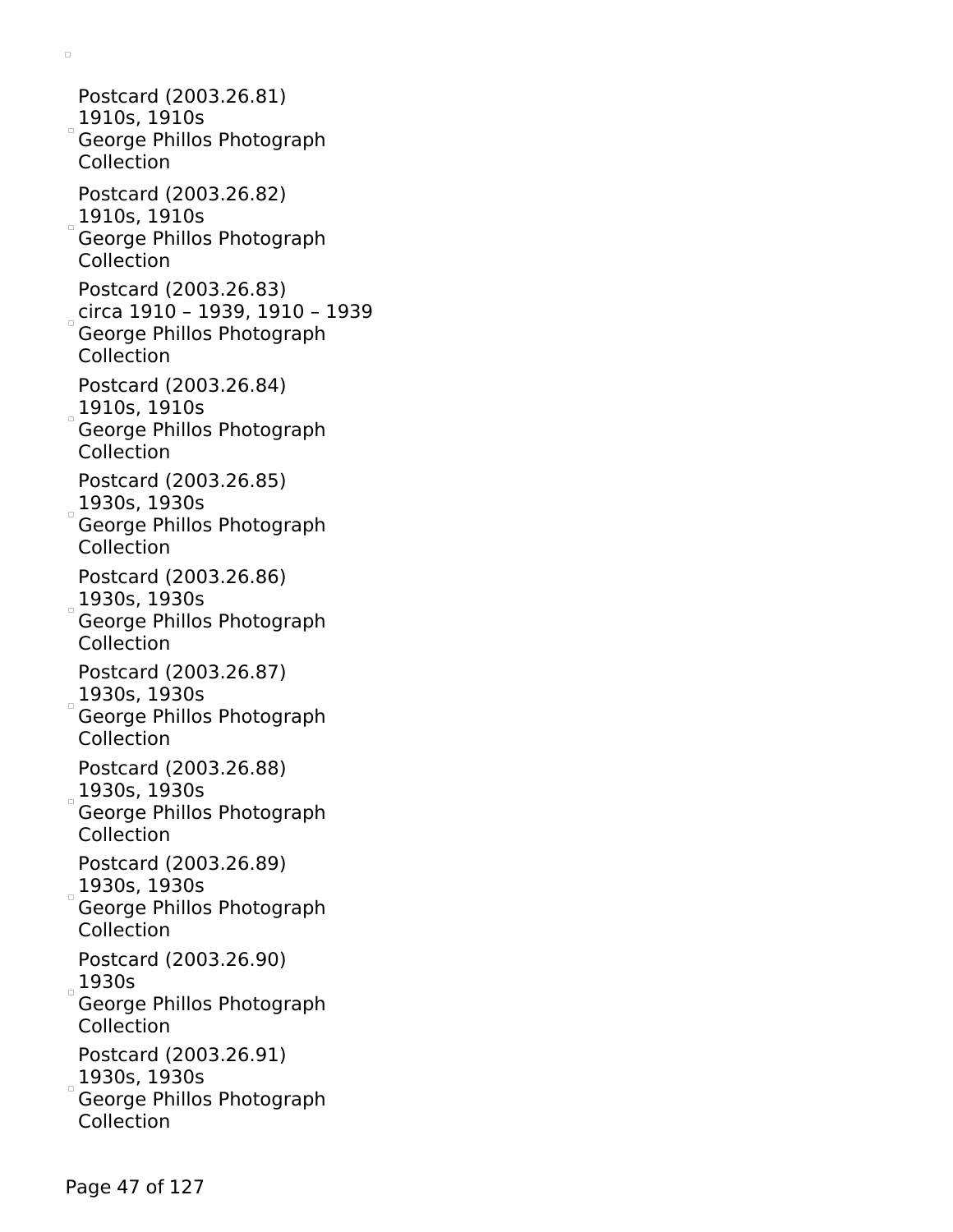- Postcard (2003.26.81)
  1910s, 1910s
  George Phillos Photograph Collection

- Postcard (2003.26.82)
  1910s, 1910s
  George Phillos Photograph Collection

- Postcard (2003.26.83)
  circa 1910 – 1939, 1910 – 1939
  George Phillos Photograph Collection

- Postcard (2003.26.84)
  1910s, 1910s
  George Phillos Photograph Collection

- Postcard (2003.26.85)
  1930s, 1930s
  George Phillos Photograph Collection

- Postcard (2003.26.86)
  1930s, 1930s
  George Phillos Photograph Collection

- Postcard (2003.26.87)
  1930s, 1930s
  George Phillos Photograph Collection

- Postcard (2003.26.88)
  1930s, 1930s
  George Phillos Photograph Collection

- Postcard (2003.26.89)
  1930s, 1930s
  George Phillos Photograph Collection

- Postcard (2003.26.90)
  1930s
  George Phillos Photograph Collection

- Postcard (2003.26.91)
  1930s, 1930s
  George Phillos Photograph Collection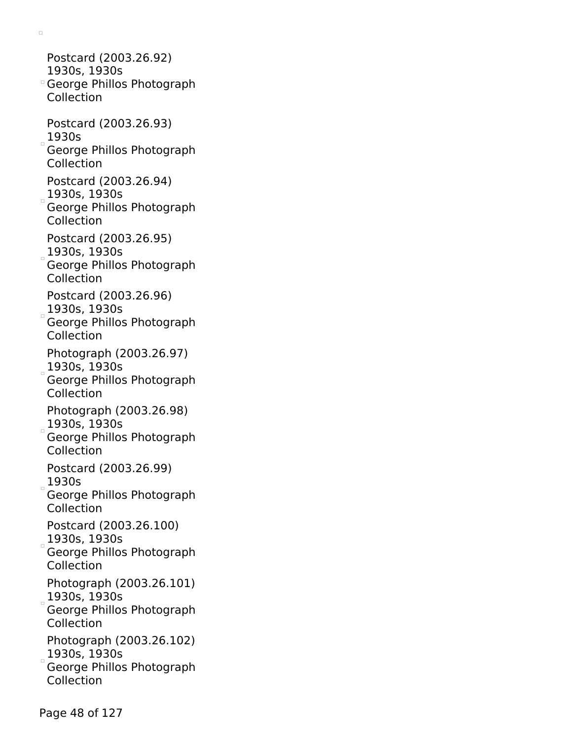- Postcard (2003.26.92)
  1930s, 1930s
  George Phillos Photograph Collection
- Postcard (2003.26.93)
  1930s
  George Phillos Photograph Collection
- Postcard (2003.26.94)
  1930s, 1930s
  George Phillos Photograph Collection
- Postcard (2003.26.95)
  1930s, 1930s
  George Phillos Photograph Collection
- Postcard (2003.26.96)
  1930s, 1930s
  George Phillos Photograph Collection
- Photograph (2003.26.97)
  1930s, 1930s
  George Phillos Photograph Collection
- Photograph (2003.26.98)
  1930s, 1930s
  George Phillos Photograph Collection
- Postcard (2003.26.99)
  1930s
  George Phillos Photograph Collection
- Postcard (2003.26.100)
  1930s, 1930s
  George Phillos Photograph Collection
- Photograph (2003.26.101)
  1930s, 1930s
  George Phillos Photograph Collection
- Photograph (2003.26.102)
  1930s, 1930s
  George Phillos Photograph Collection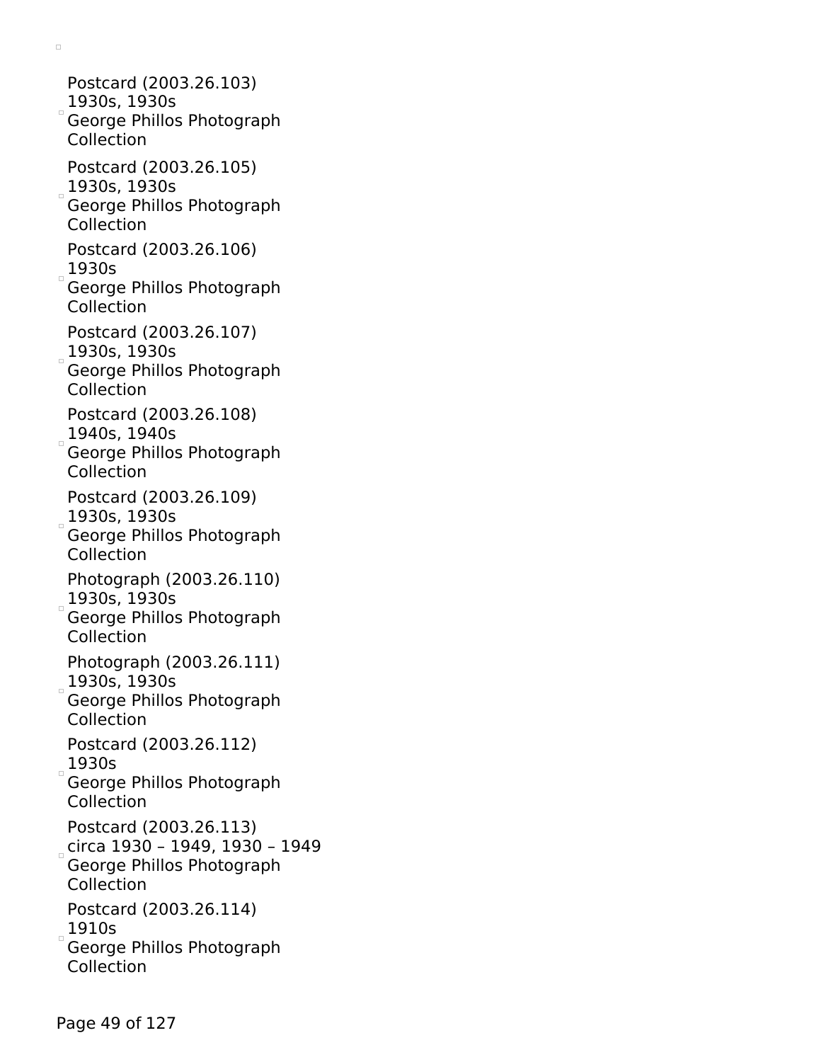Postcard (2003.26.103)
1930s, 1930s
George Phillos Photograph Collection

Postcard (2003.26.105)
1930s, 1930s
George Phillos Photograph Collection

Postcard (2003.26.106)
1930s
George Phillos Photograph Collection

Postcard (2003.26.107)
1930s, 1930s
George Phillos Photograph Collection

Postcard (2003.26.108)
1940s, 1940s
George Phillos Photograph Collection

Postcard (2003.26.109)
1930s, 1930s
George Phillos Photograph Collection

Photograph (2003.26.110)
1930s, 1930s
George Phillos Photograph Collection

Photograph (2003.26.111)
1930s, 1930s
George Phillos Photograph Collection

Postcard (2003.26.112)
1930s
George Phillos Photograph Collection

Postcard (2003.26.113)
circa 1930 – 1949, 1930 – 1949
George Phillos Photograph Collection

Postcard (2003.26.114)
1910s
George Phillos Photograph Collection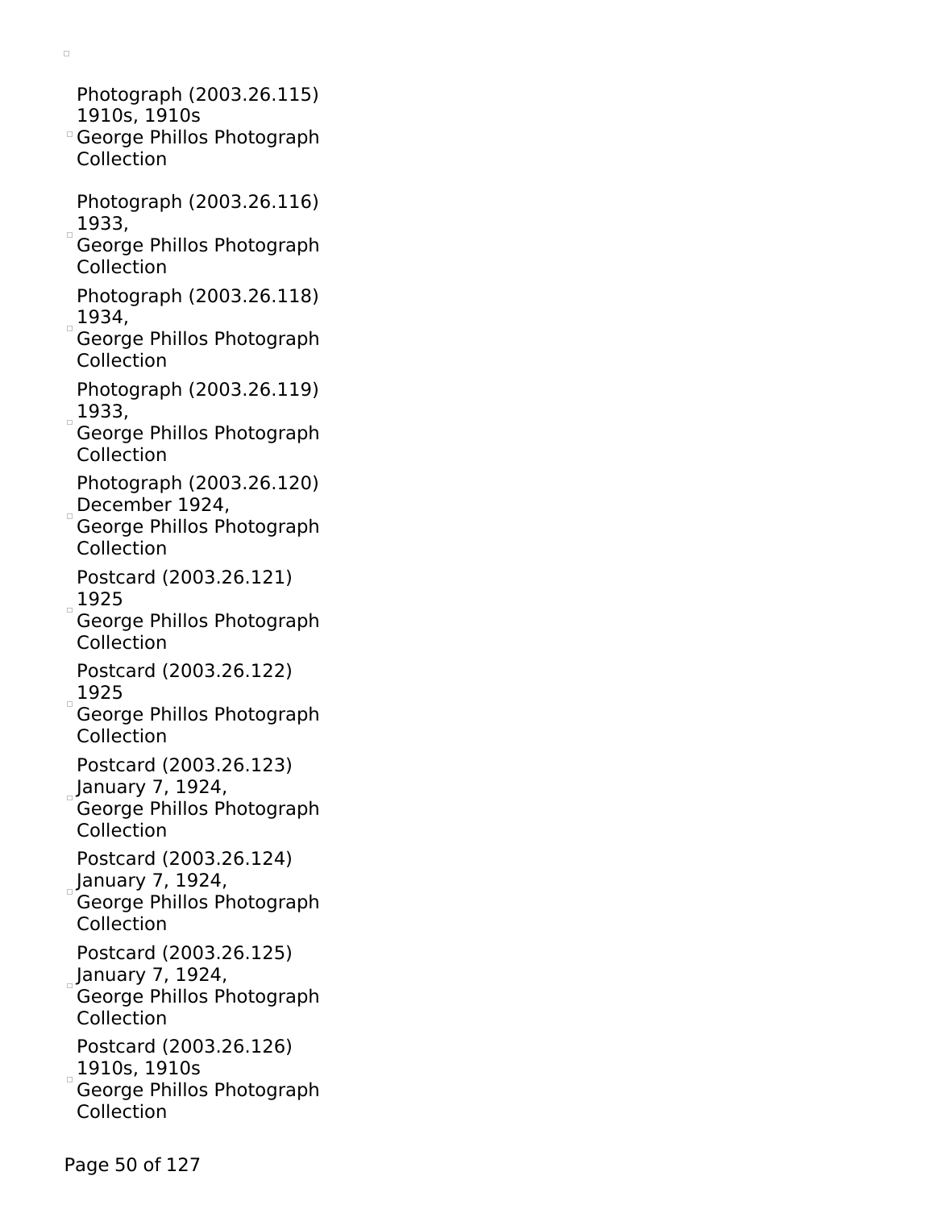Photograph (2003.26.115)
1910s, 1910s
George Phillos Photograph Collection

Photograph (2003.26.116)
1933,
George Phillos Photograph Collection

Photograph (2003.26.118)
1934,
George Phillos Photograph Collection

Photograph (2003.26.119)
1933,
George Phillos Photograph Collection

Photograph (2003.26.120)
December 1924,
George Phillos Photograph Collection

Postcard (2003.26.121)
1925
George Phillos Photograph Collection

Postcard (2003.26.122)
1925
George Phillos Photograph Collection

Postcard (2003.26.123)
January 7, 1924,
George Phillos Photograph Collection

Postcard (2003.26.124)
January 7, 1924,
George Phillos Photograph Collection

Postcard (2003.26.125)
January 7, 1924,
George Phillos Photograph Collection

Postcard (2003.26.126)
1910s, 1910s
George Phillos Photograph Collection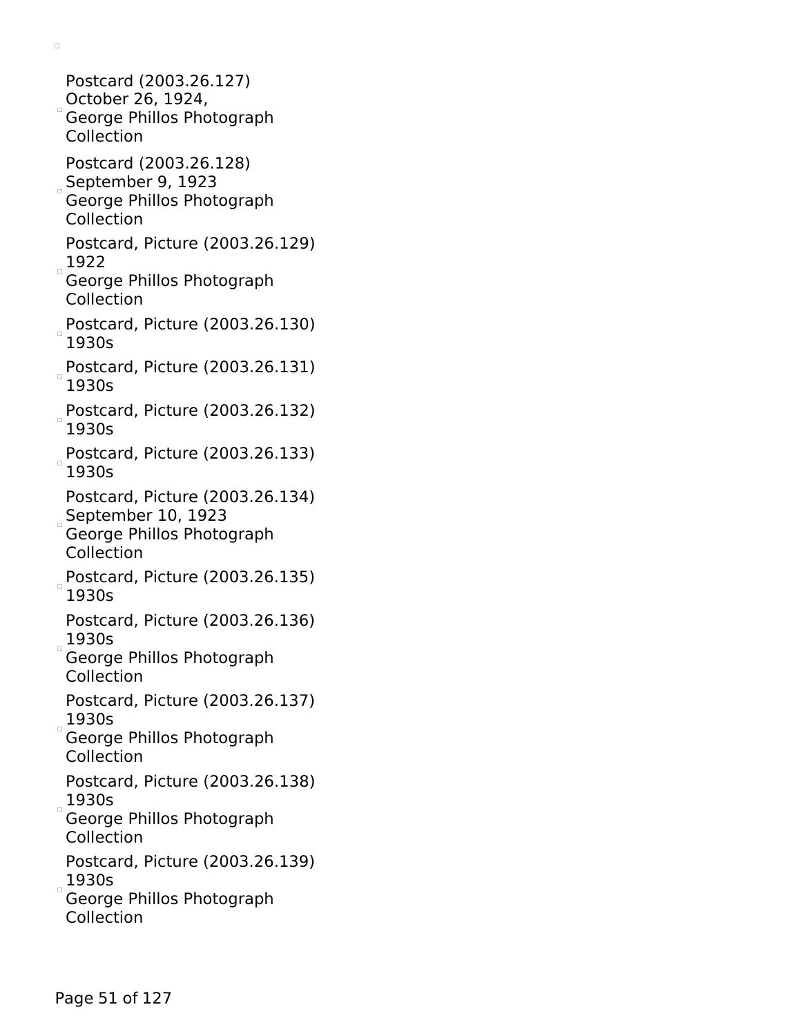- Postcard (2003.26.127)
  October 26, 1924,
  George Phillos Photograph Collection

- Postcard (2003.26.128)
  September 9, 1923
  George Phillos Photograph Collection

- Postcard, Picture (2003.26.129)
  1922
  George Phillos Photograph Collection

- Postcard, Picture (2003.26.130)
  1930s

- Postcard, Picture (2003.26.131)
  1930s

- Postcard, Picture (2003.26.132)
  1930s

- Postcard, Picture (2003.26.133)
  1930s

- Postcard, Picture (2003.26.134)
  September 10, 1923
  George Phillos Photograph Collection

- Postcard, Picture (2003.26.135)
  1930s

- Postcard, Picture (2003.26.136)
  1930s
  George Phillos Photograph Collection

- Postcard, Picture (2003.26.137)
  1930s
  George Phillos Photograph Collection

- Postcard, Picture (2003.26.138)
  1930s
  George Phillos Photograph Collection

- Postcard, Picture (2003.26.139)
  1930s
  George Phillos Photograph Collection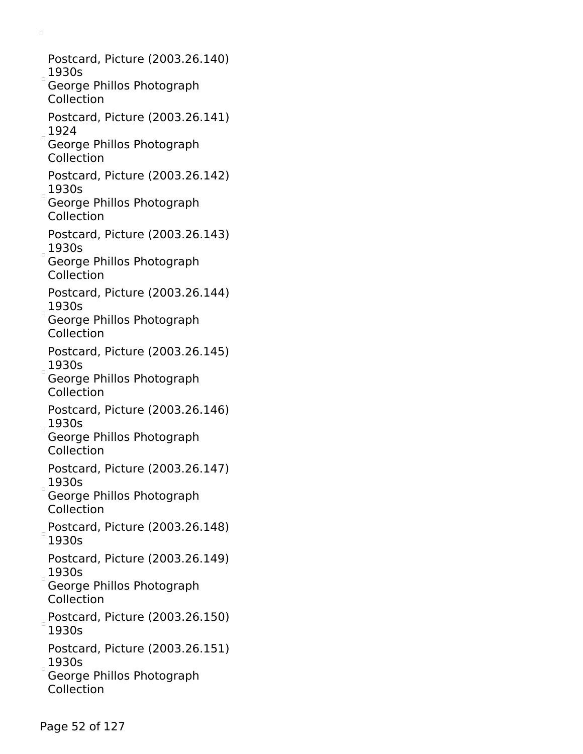Postcard, Picture (2003.26.140)
1930s
George Phillos Photograph Collection

Postcard, Picture (2003.26.141)
1924
George Phillos Photograph Collection

Postcard, Picture (2003.26.142)
1930s
George Phillos Photograph Collection

Postcard, Picture (2003.26.143)
1930s
George Phillos Photograph Collection

Postcard, Picture (2003.26.144)
1930s
George Phillos Photograph Collection

Postcard, Picture (2003.26.145)
1930s
George Phillos Photograph Collection

Postcard, Picture (2003.26.146)
1930s
George Phillos Photograph Collection

Postcard, Picture (2003.26.147)
1930s
George Phillos Photograph Collection

Postcard, Picture (2003.26.148)
1930s

Postcard, Picture (2003.26.149)
1930s
George Phillos Photograph Collection

Postcard, Picture (2003.26.150)
1930s

Postcard, Picture (2003.26.151)
1930s
George Phillos Photograph Collection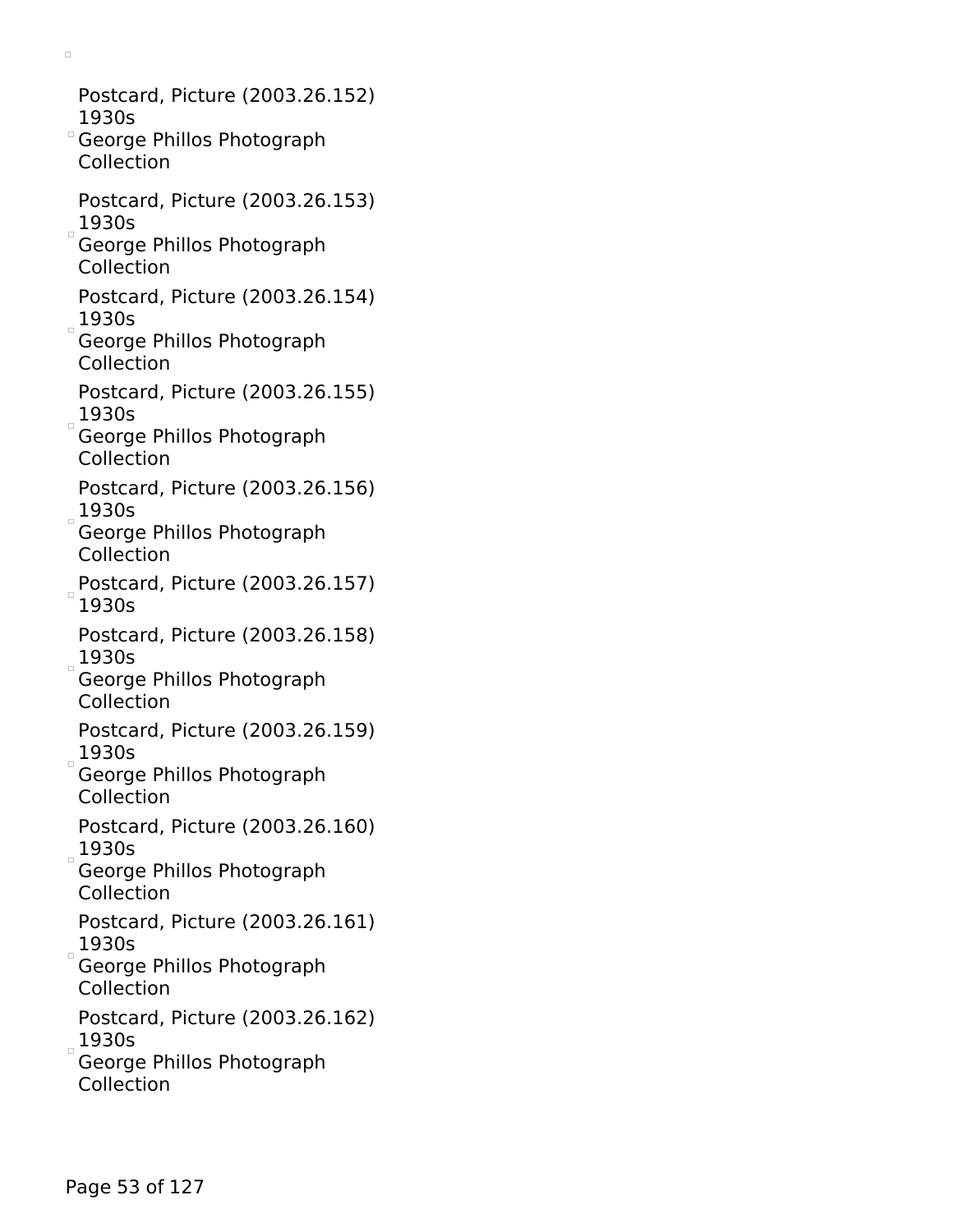Postcard, Picture (2003.26.152)
1930s
George Phillos Photograph Collection

Postcard, Picture (2003.26.153)
1930s
George Phillos Photograph Collection

Postcard, Picture (2003.26.154)
1930s
George Phillos Photograph Collection

Postcard, Picture (2003.26.155)
1930s
George Phillos Photograph Collection

Postcard, Picture (2003.26.156)
1930s
George Phillos Photograph Collection

Postcard, Picture (2003.26.157)
1930s

Postcard, Picture (2003.26.158)
1930s
George Phillos Photograph Collection

Postcard, Picture (2003.26.159)
1930s
George Phillos Photograph Collection

Postcard, Picture (2003.26.160)
1930s
George Phillos Photograph Collection

Postcard, Picture (2003.26.161)
1930s
George Phillos Photograph Collection

Postcard, Picture (2003.26.162)
1930s
George Phillos Photograph Collection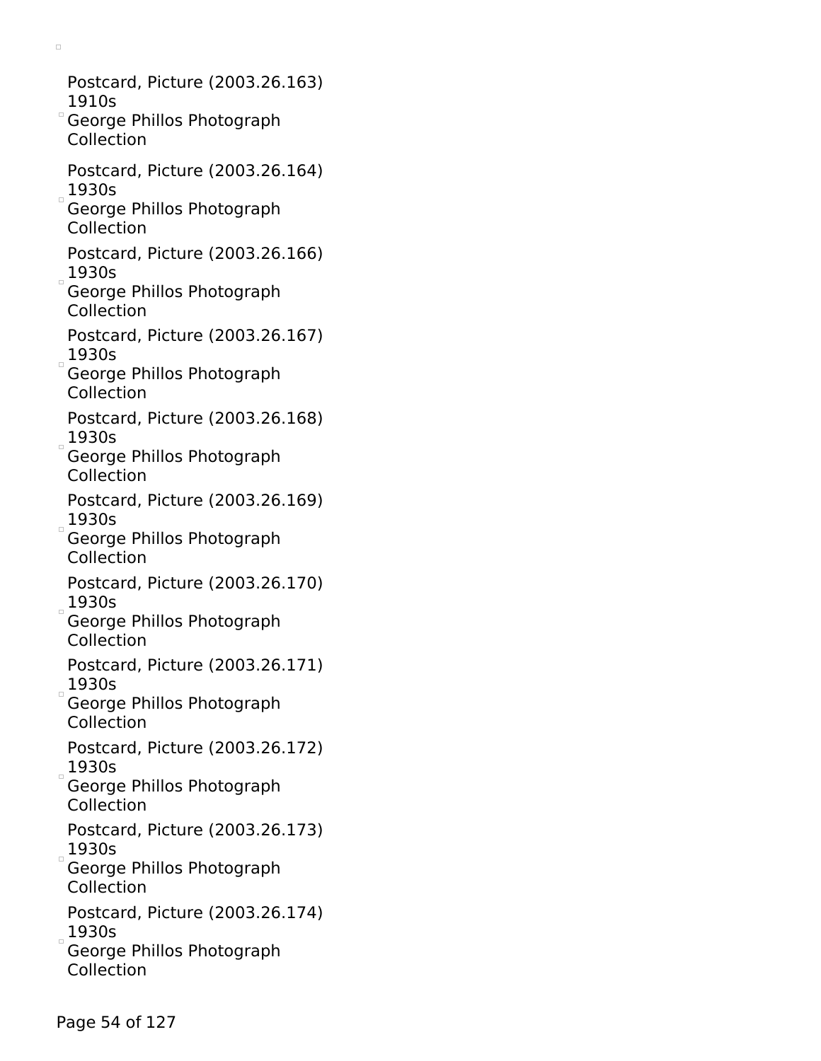Postcard, Picture (2003.26.163)
1910s
George Phillos Photograph Collection

Postcard, Picture (2003.26.164)
1930s
George Phillos Photograph Collection

Postcard, Picture (2003.26.166)
1930s
George Phillos Photograph Collection

Postcard, Picture (2003.26.167)
1930s
George Phillos Photograph Collection

Postcard, Picture (2003.26.168)
1930s
George Phillos Photograph Collection

Postcard, Picture (2003.26.169)
1930s
George Phillos Photograph Collection

Postcard, Picture (2003.26.170)
1930s
George Phillos Photograph Collection

Postcard, Picture (2003.26.171)
1930s
George Phillos Photograph Collection

Postcard, Picture (2003.26.172)
1930s
George Phillos Photograph Collection

Postcard, Picture (2003.26.173)
1930s
George Phillos Photograph Collection

Postcard, Picture (2003.26.174)
1930s
George Phillos Photograph Collection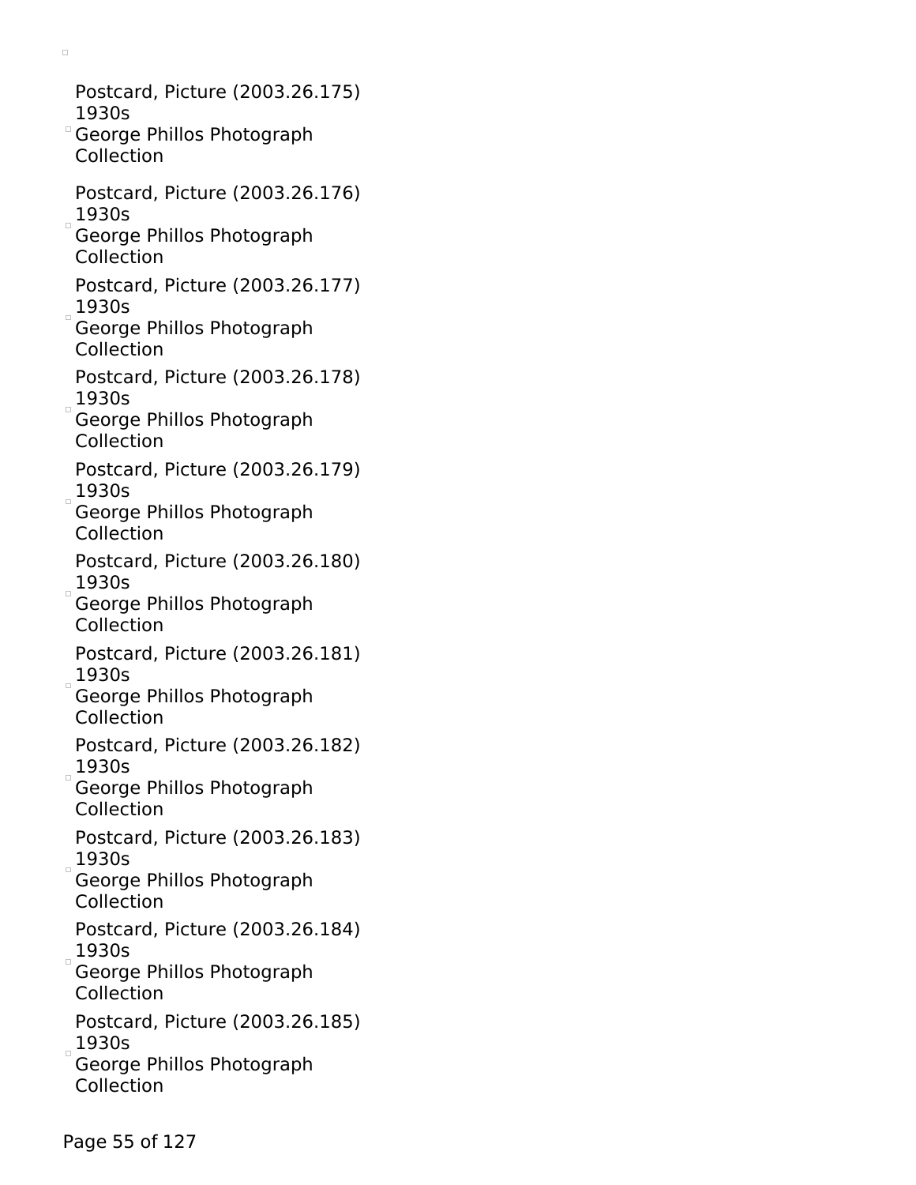- Postcard, Picture (2003.26.175)
  1930s
  George Phillos Photograph Collection

- Postcard, Picture (2003.26.176)
  1930s
  George Phillos Photograph Collection

- Postcard, Picture (2003.26.177)
  1930s
  George Phillos Photograph Collection

- Postcard, Picture (2003.26.178)
  1930s
  George Phillos Photograph Collection

- Postcard, Picture (2003.26.179)
  1930s
  George Phillos Photograph Collection

- Postcard, Picture (2003.26.180)
  1930s
  George Phillos Photograph Collection

- Postcard, Picture (2003.26.181)
  1930s
  George Phillos Photograph Collection

- Postcard, Picture (2003.26.182)
  1930s
  George Phillos Photograph Collection

- Postcard, Picture (2003.26.183)
  1930s
  George Phillos Photograph Collection

- Postcard, Picture (2003.26.184)
  1930s
  George Phillos Photograph Collection

- Postcard, Picture (2003.26.185)
  1930s
  George Phillos Photograph Collection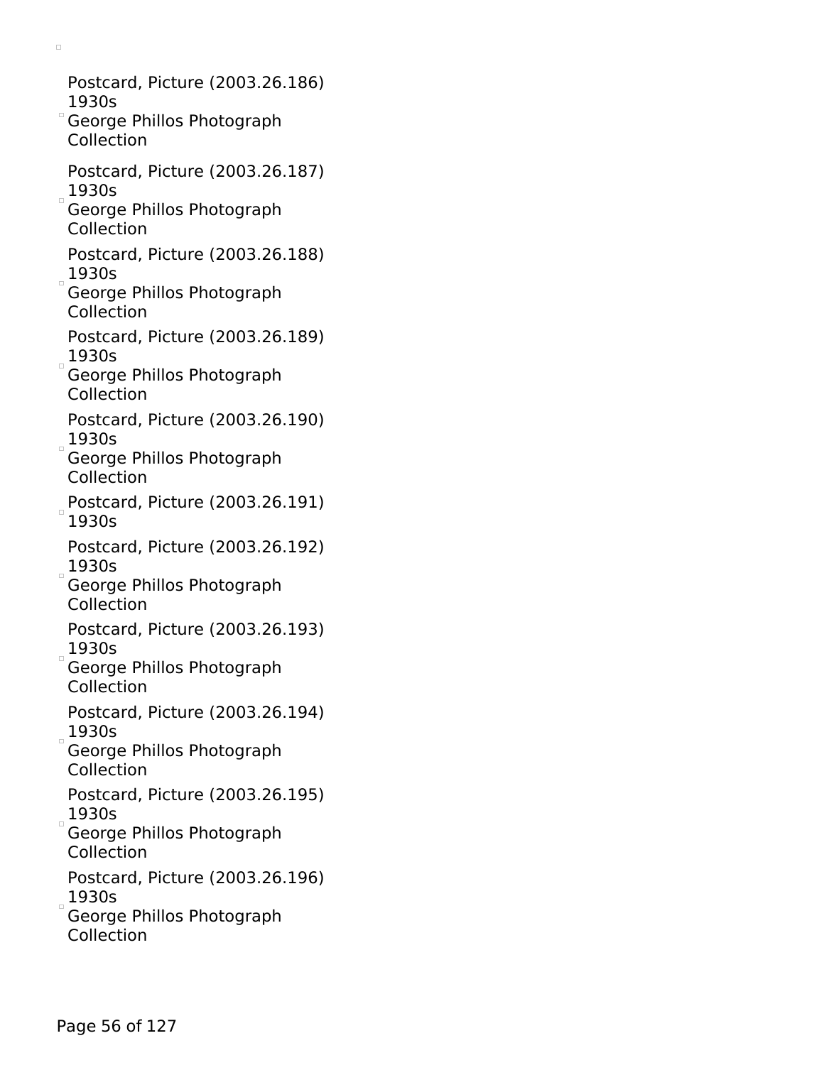Postcard, Picture (2003.26.186)
1930s
George Phillos Photograph Collection

Postcard, Picture (2003.26.187)
1930s
George Phillos Photograph Collection

Postcard, Picture (2003.26.188)
1930s
George Phillos Photograph Collection

Postcard, Picture (2003.26.189)
1930s
George Phillos Photograph Collection

Postcard, Picture (2003.26.190)
1930s
George Phillos Photograph Collection

Postcard, Picture (2003.26.191)
1930s

Postcard, Picture (2003.26.192)
1930s
George Phillos Photograph Collection

Postcard, Picture (2003.26.193)
1930s
George Phillos Photograph Collection

Postcard, Picture (2003.26.194)
1930s
George Phillos Photograph Collection

Postcard, Picture (2003.26.195)
1930s
George Phillos Photograph Collection

Postcard, Picture (2003.26.196)
1930s
George Phillos Photograph Collection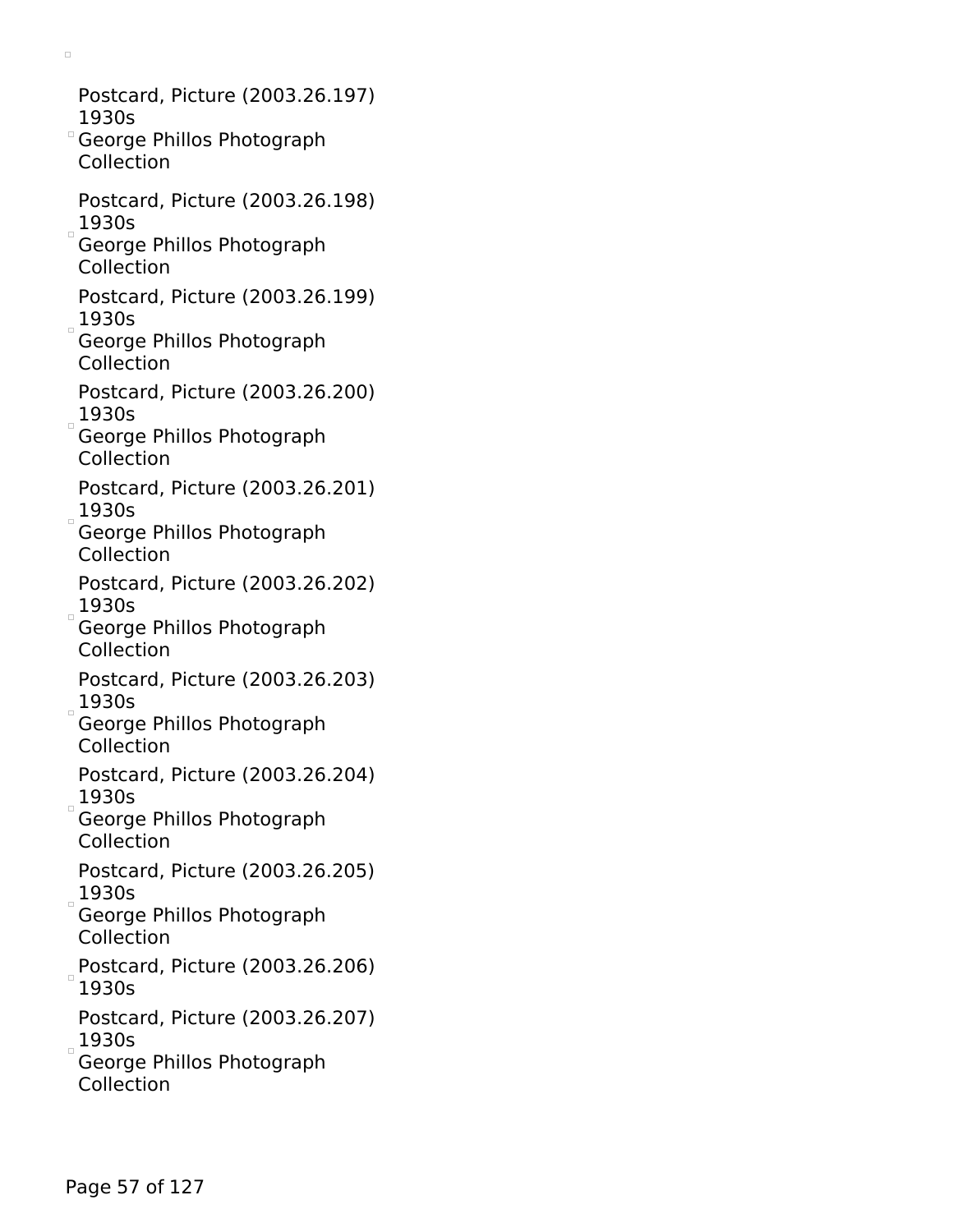- Postcard, Picture (2003.26.197)
  1930s
  George Phillos Photograph Collection
- Postcard, Picture (2003.26.198)
  1930s
  George Phillos Photograph Collection
- Postcard, Picture (2003.26.199)
  1930s
  George Phillos Photograph Collection
- Postcard, Picture (2003.26.200)
  1930s
  George Phillos Photograph Collection
- Postcard, Picture (2003.26.201)
  1930s
  George Phillos Photograph Collection
- Postcard, Picture (2003.26.202)
  1930s
  George Phillos Photograph Collection
- Postcard, Picture (2003.26.203)
  1930s
  George Phillos Photograph Collection
- Postcard, Picture (2003.26.204)
  1930s
  George Phillos Photograph Collection
- Postcard, Picture (2003.26.205)
  1930s
  George Phillos Photograph Collection
- Postcard, Picture (2003.26.206)
  1930s
- Postcard, Picture (2003.26.207)
  1930s
  George Phillos Photograph Collection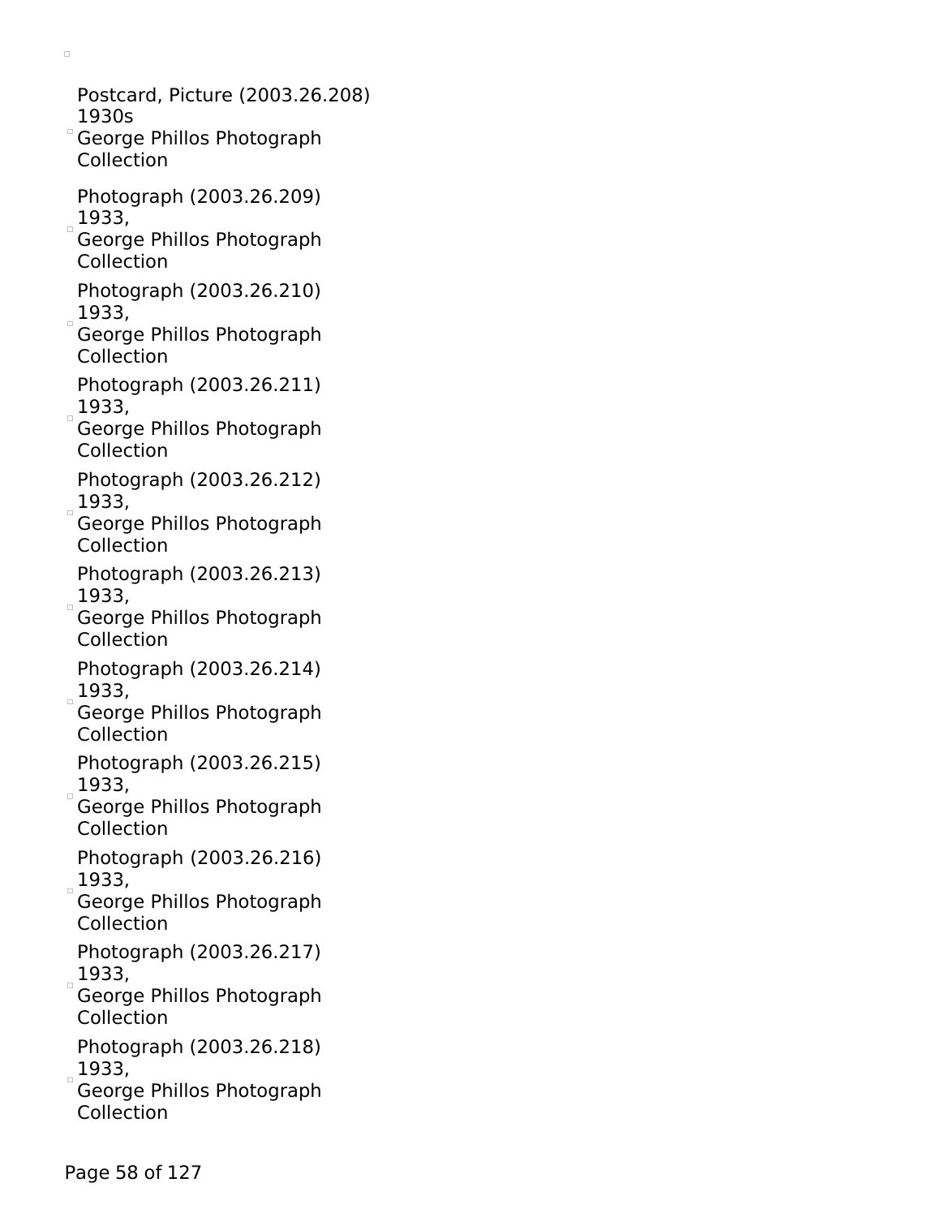Postcard, Picture (2003.26.208)
1930s
George Phillos Photograph Collection

Photograph (2003.26.209)
1933,
George Phillos Photograph Collection

Photograph (2003.26.210)
1933,
George Phillos Photograph Collection

Photograph (2003.26.211)
1933,
George Phillos Photograph Collection

Photograph (2003.26.212)
1933,
George Phillos Photograph Collection

Photograph (2003.26.213)
1933,
George Phillos Photograph Collection

Photograph (2003.26.214)
1933,
George Phillos Photograph Collection

Photograph (2003.26.215)
1933,
George Phillos Photograph Collection

Photograph (2003.26.216)
1933,
George Phillos Photograph Collection

Photograph (2003.26.217)
1933,
George Phillos Photograph Collection

Photograph (2003.26.218)
1933,
George Phillos Photograph Collection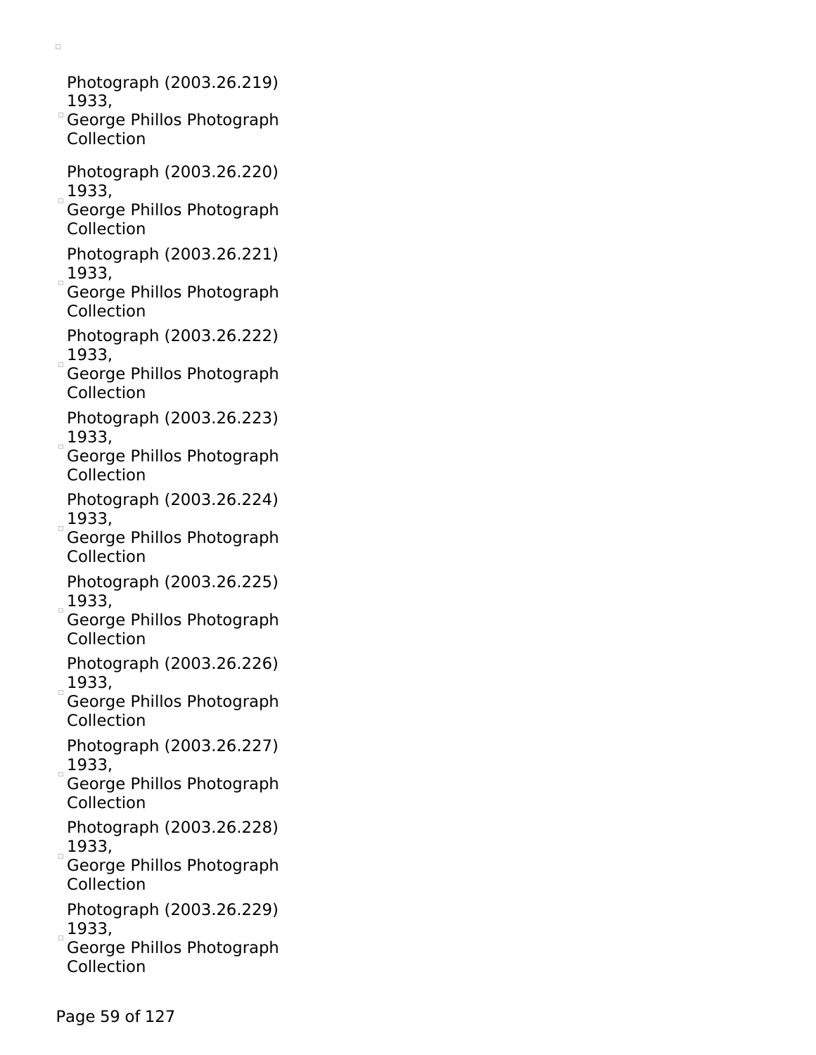- Photograph (2003.26.219) 1933, George Phillos Photograph Collection
- Photograph (2003.26.220) 1933, George Phillos Photograph Collection
- Photograph (2003.26.221) 1933, George Phillos Photograph Collection
- Photograph (2003.26.222) 1933, George Phillos Photograph Collection
- Photograph (2003.26.223) 1933, George Phillos Photograph Collection
- Photograph (2003.26.224) 1933, George Phillos Photograph Collection
- Photograph (2003.26.225) 1933, George Phillos Photograph Collection
- Photograph (2003.26.226) 1933, George Phillos Photograph Collection
- Photograph (2003.26.227) 1933, George Phillos Photograph Collection
- Photograph (2003.26.228) 1933, George Phillos Photograph Collection
- Photograph (2003.26.229) 1933, George Phillos Photograph Collection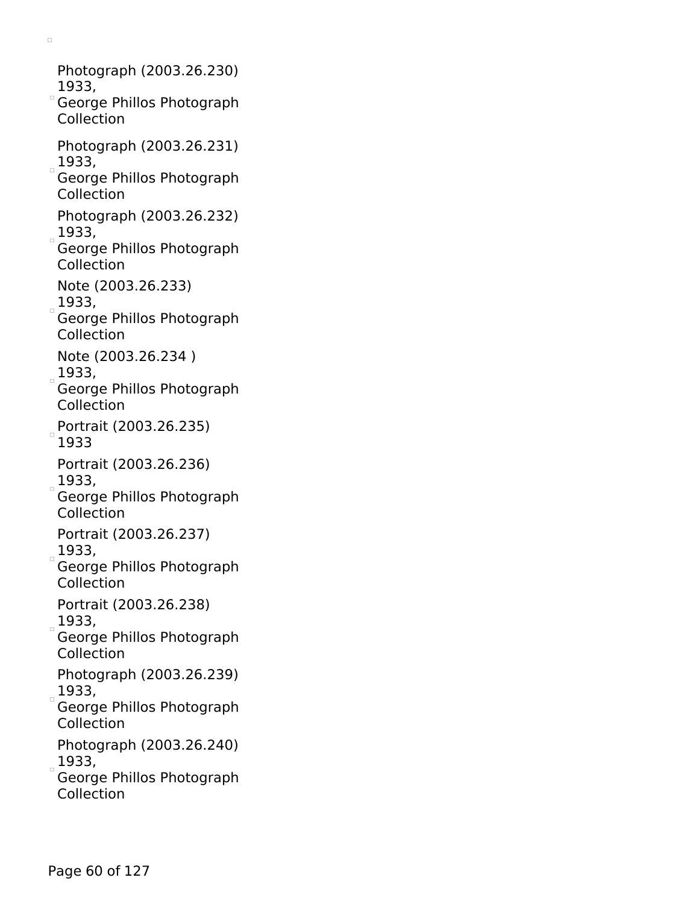- Photograph (2003.26.230)
  1933,
  George Phillos Photograph Collection

- Photograph (2003.26.231)
  1933,
  George Phillos Photograph Collection

- Photograph (2003.26.232)
  1933,
  George Phillos Photograph Collection

- Note (2003.26.233)
  1933,
  George Phillos Photograph Collection

- Note (2003.26.234 )
  1933,
  George Phillos Photograph Collection

- Portrait (2003.26.235)
  1933

- Portrait (2003.26.236)
  1933,
  George Phillos Photograph Collection

- Portrait (2003.26.237)
  1933,
  George Phillos Photograph Collection

- Portrait (2003.26.238)
  1933,
  George Phillos Photograph Collection

- Photograph (2003.26.239)
  1933,
  George Phillos Photograph Collection

- Photograph (2003.26.240)
  1933,
  George Phillos Photograph Collection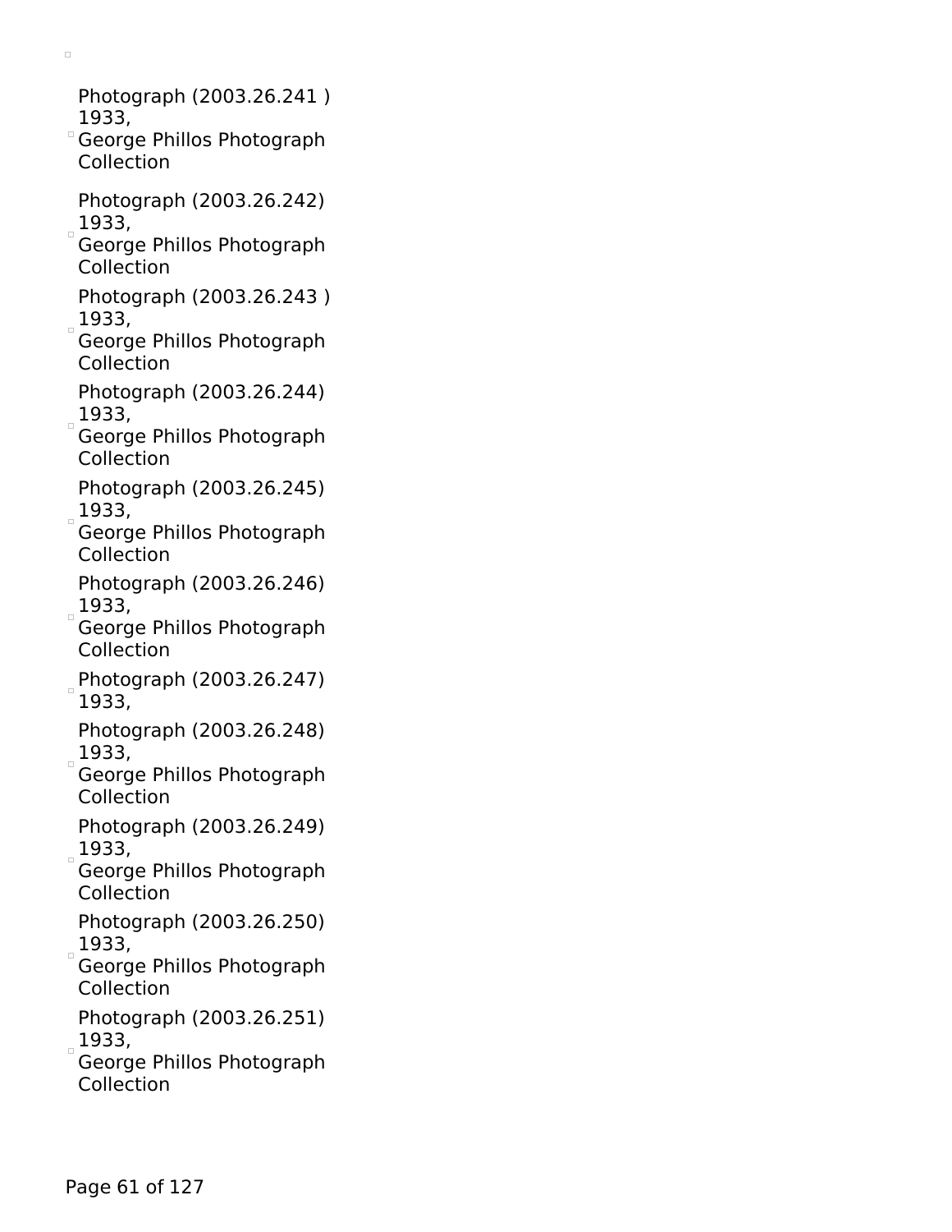- Photograph (2003.26.241 )
  1933,
  George Phillos Photograph Collection

- Photograph (2003.26.242)
  1933,
  George Phillos Photograph Collection

- Photograph (2003.26.243 )
  1933,
  George Phillos Photograph Collection

- Photograph (2003.26.244)
  1933,
  George Phillos Photograph Collection

- Photograph (2003.26.245)
  1933,
  George Phillos Photograph Collection

- Photograph (2003.26.246)
  1933,
  George Phillos Photograph Collection

- Photograph (2003.26.247)
  1933,

- Photograph (2003.26.248)
  1933,
  George Phillos Photograph Collection

- Photograph (2003.26.249)
  1933,
  George Phillos Photograph Collection

- Photograph (2003.26.250)
  1933,
  George Phillos Photograph Collection

- Photograph (2003.26.251)
  1933,
  George Phillos Photograph Collection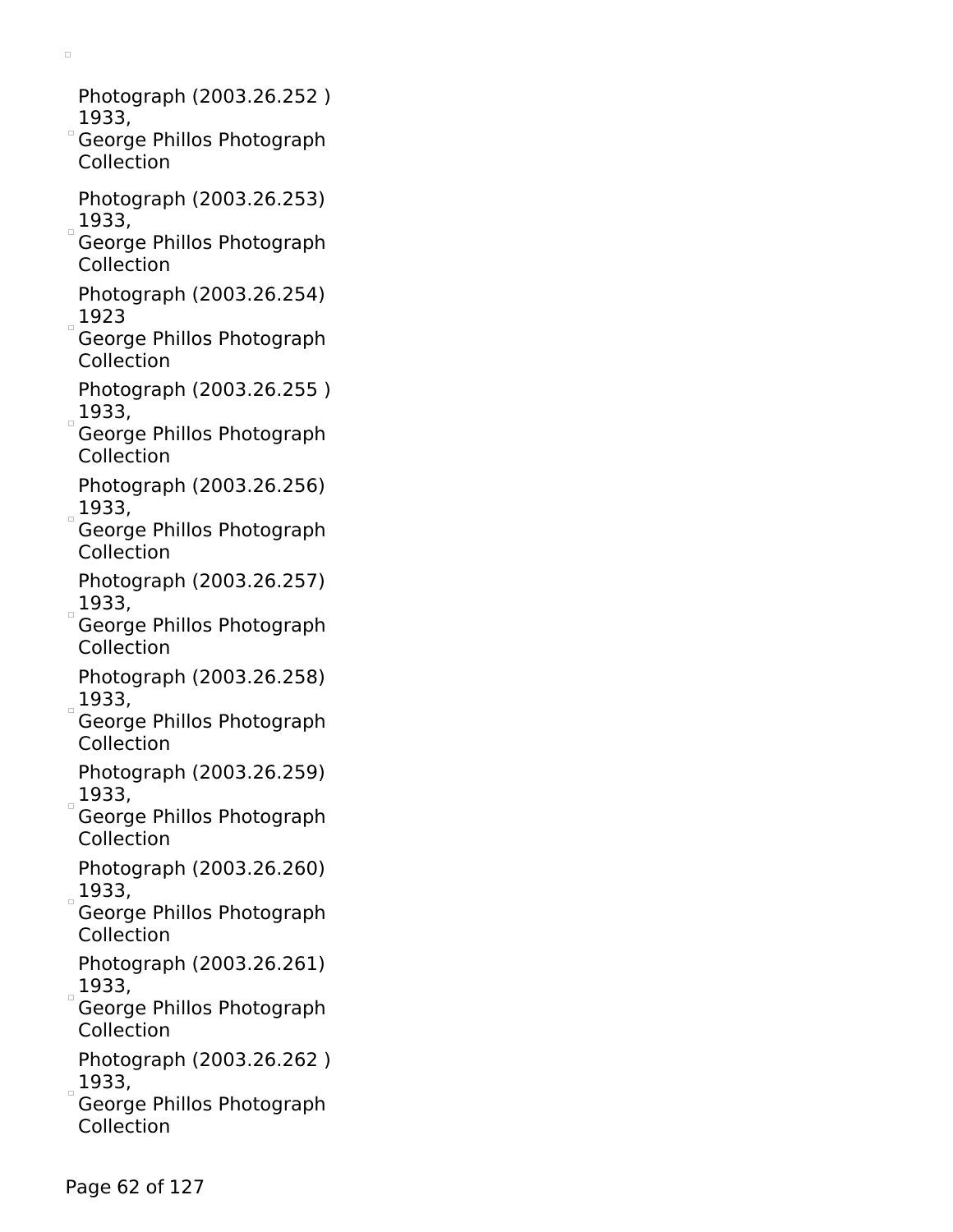- Photograph (2003.26.252 )
  1933,
  George Phillos Photograph Collection

- Photograph (2003.26.253)
  1933,
  George Phillos Photograph Collection

- Photograph (2003.26.254)
  1923
  George Phillos Photograph Collection

- Photograph (2003.26.255 )
  1933,
  George Phillos Photograph Collection

- Photograph (2003.26.256)
  1933,
  George Phillos Photograph Collection

- Photograph (2003.26.257)
  1933,
  George Phillos Photograph Collection

- Photograph (2003.26.258)
  1933,
  George Phillos Photograph Collection

- Photograph (2003.26.259)
  1933,
  George Phillos Photograph Collection

- Photograph (2003.26.260)
  1933,
  George Phillos Photograph Collection

- Photograph (2003.26.261)
  1933,
  George Phillos Photograph Collection

- Photograph (2003.26.262 )
  1933,
  George Phillos Photograph Collection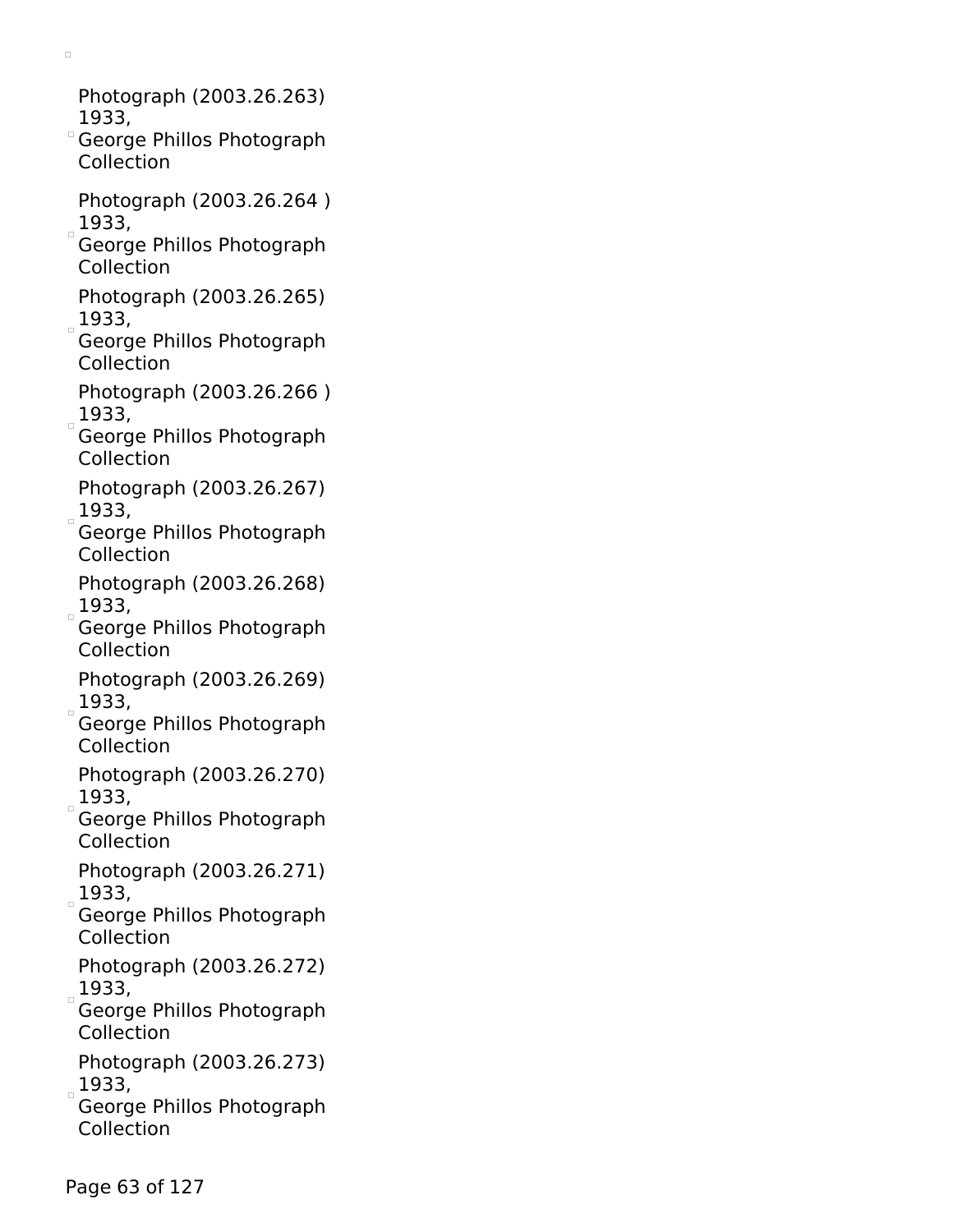Photograph (2003.26.263)
1933,
George Phillos Photograph Collection

Photograph (2003.26.264 )
1933,
George Phillos Photograph Collection

Photograph (2003.26.265)
1933,
George Phillos Photograph Collection

Photograph (2003.26.266 )
1933,
George Phillos Photograph Collection

Photograph (2003.26.267)
1933,
George Phillos Photograph Collection

Photograph (2003.26.268)
1933,
George Phillos Photograph Collection

Photograph (2003.26.269)
1933,
George Phillos Photograph Collection

Photograph (2003.26.270)
1933,
George Phillos Photograph Collection

Photograph (2003.26.271)
1933,
George Phillos Photograph Collection

Photograph (2003.26.272)
1933,
George Phillos Photograph Collection

Photograph (2003.26.273)
1933,
George Phillos Photograph Collection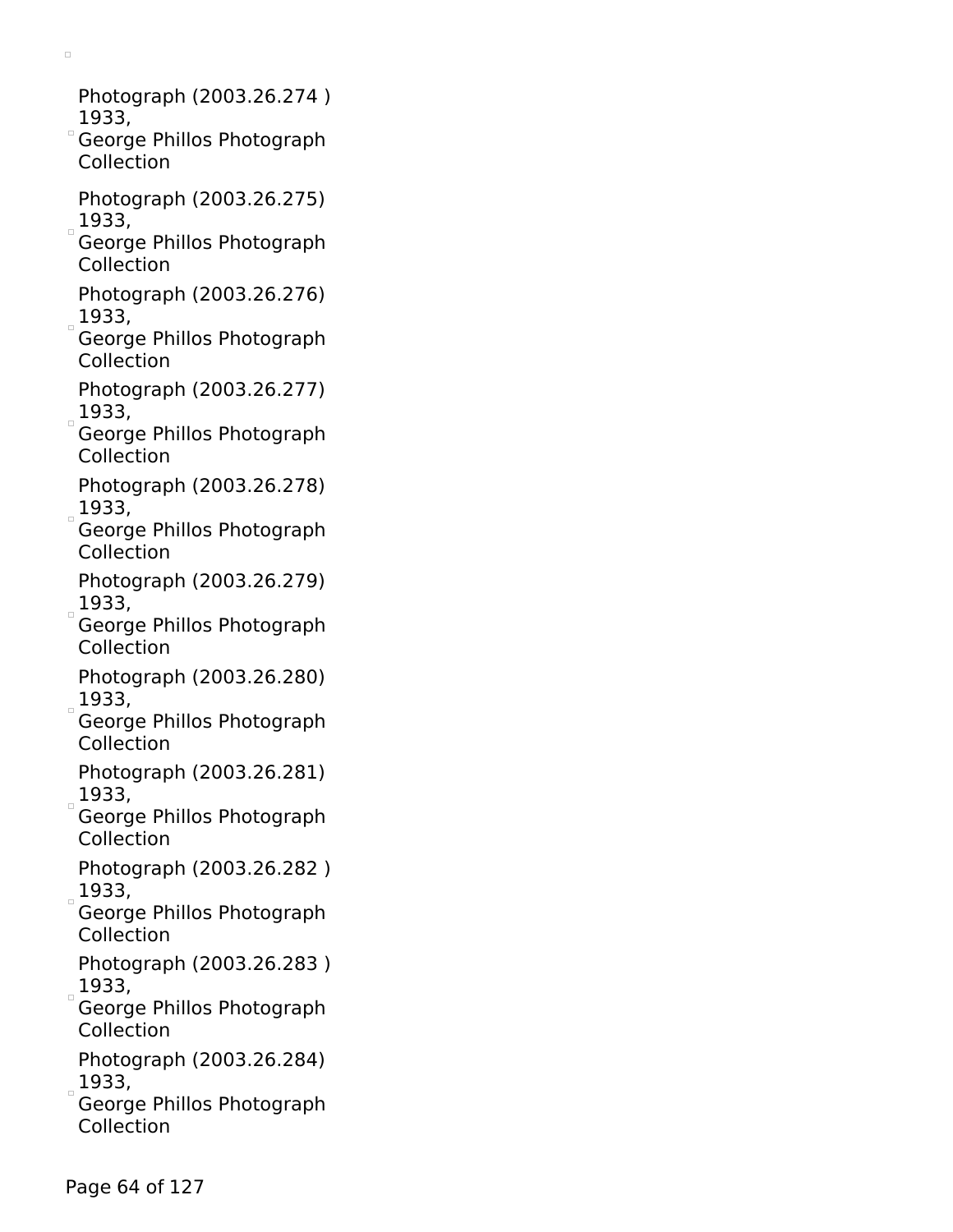- Photograph (2003.26.274 )
  1933,
  George Phillos Photograph Collection

- Photograph (2003.26.275)
  1933,
  George Phillos Photograph Collection

- Photograph (2003.26.276)
  1933,
  George Phillos Photograph Collection

- Photograph (2003.26.277)
  1933,
  George Phillos Photograph Collection

- Photograph (2003.26.278)
  1933,
  George Phillos Photograph Collection

- Photograph (2003.26.279)
  1933,
  George Phillos Photograph Collection

- Photograph (2003.26.280)
  1933,
  George Phillos Photograph Collection

- Photograph (2003.26.281)
  1933,
  George Phillos Photograph Collection

- Photograph (2003.26.282 )
  1933,
  George Phillos Photograph Collection

- Photograph (2003.26.283 )
  1933,
  George Phillos Photograph Collection

- Photograph (2003.26.284)
  1933,
  George Phillos Photograph Collection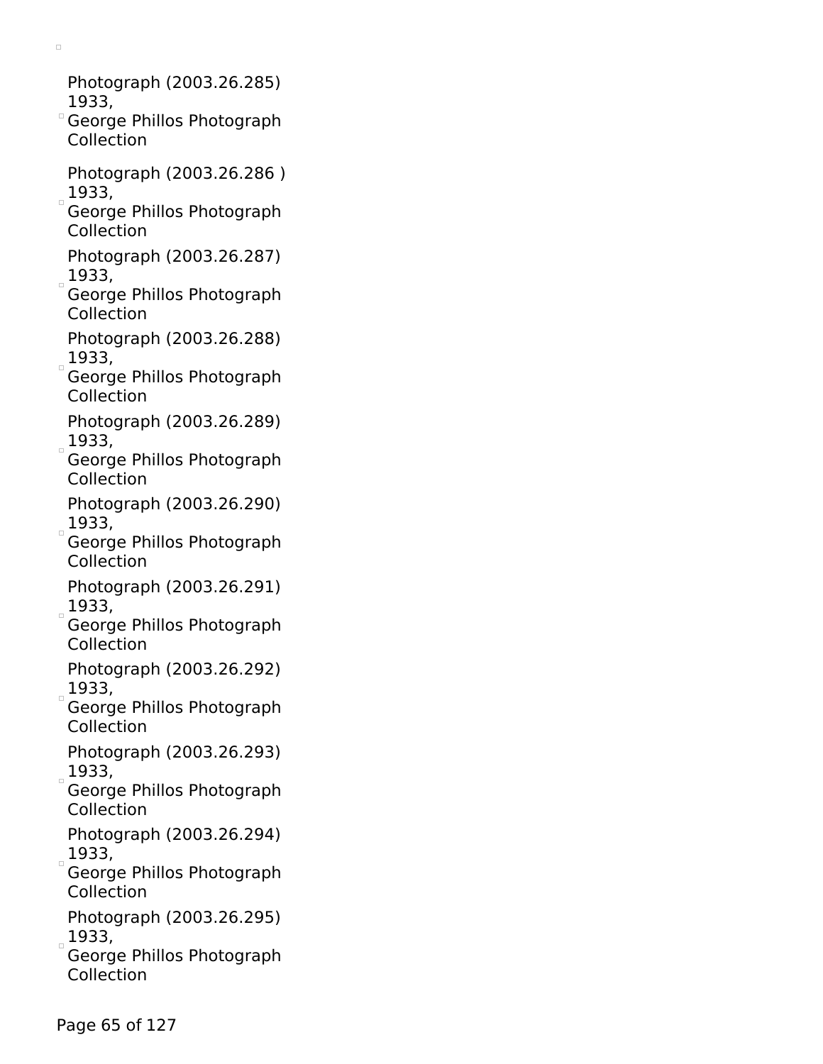- Photograph (2003.26.285) 1933, George Phillos Photograph Collection
- Photograph (2003.26.286 ) 1933, George Phillos Photograph Collection
- Photograph (2003.26.287) 1933, George Phillos Photograph Collection
- Photograph (2003.26.288) 1933, George Phillos Photograph Collection
- Photograph (2003.26.289) 1933, George Phillos Photograph Collection
- Photograph (2003.26.290) 1933, George Phillos Photograph Collection
- Photograph (2003.26.291) 1933, George Phillos Photograph Collection
- Photograph (2003.26.292) 1933, George Phillos Photograph Collection
- Photograph (2003.26.293) 1933, George Phillos Photograph Collection
- Photograph (2003.26.294) 1933, George Phillos Photograph Collection
- Photograph (2003.26.295) 1933, George Phillos Photograph Collection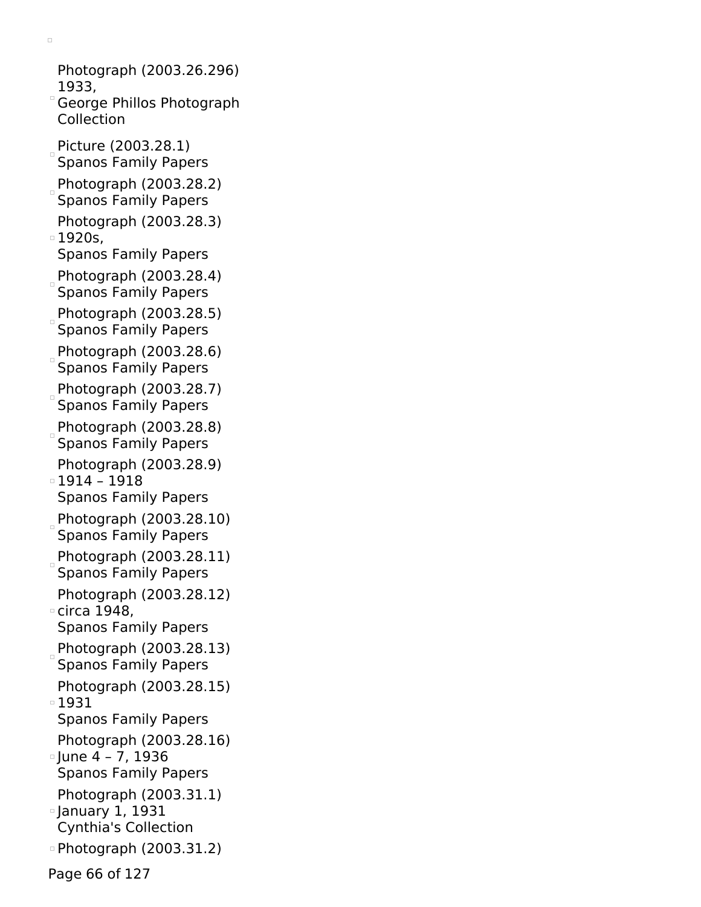- Photograph (2003.26.296)
  1933,
  George Phillos Photograph Collection
- Picture (2003.28.1)
  Spanos Family Papers
- Photograph (2003.28.2)
  Spanos Family Papers
- Photograph (2003.28.3)
  1920s,
  Spanos Family Papers
- Photograph (2003.28.4)
  Spanos Family Papers
- Photograph (2003.28.5)
  Spanos Family Papers
- Photograph (2003.28.6)
  Spanos Family Papers
- Photograph (2003.28.7)
  Spanos Family Papers
- Photograph (2003.28.8)
  Spanos Family Papers
- Photograph (2003.28.9)
  1914 – 1918
  Spanos Family Papers
- Photograph (2003.28.10)
  Spanos Family Papers
- Photograph (2003.28.11)
  Spanos Family Papers
- Photograph (2003.28.12)
  circa 1948,
  Spanos Family Papers
- Photograph (2003.28.13)
  Spanos Family Papers
- Photograph (2003.28.15)
  1931
  Spanos Family Papers
- Photograph (2003.28.16)
  June 4 – 7, 1936
  Spanos Family Papers
- Photograph (2003.31.1)
  January 1, 1931
  Cynthia's Collection
- Photograph (2003.31.2)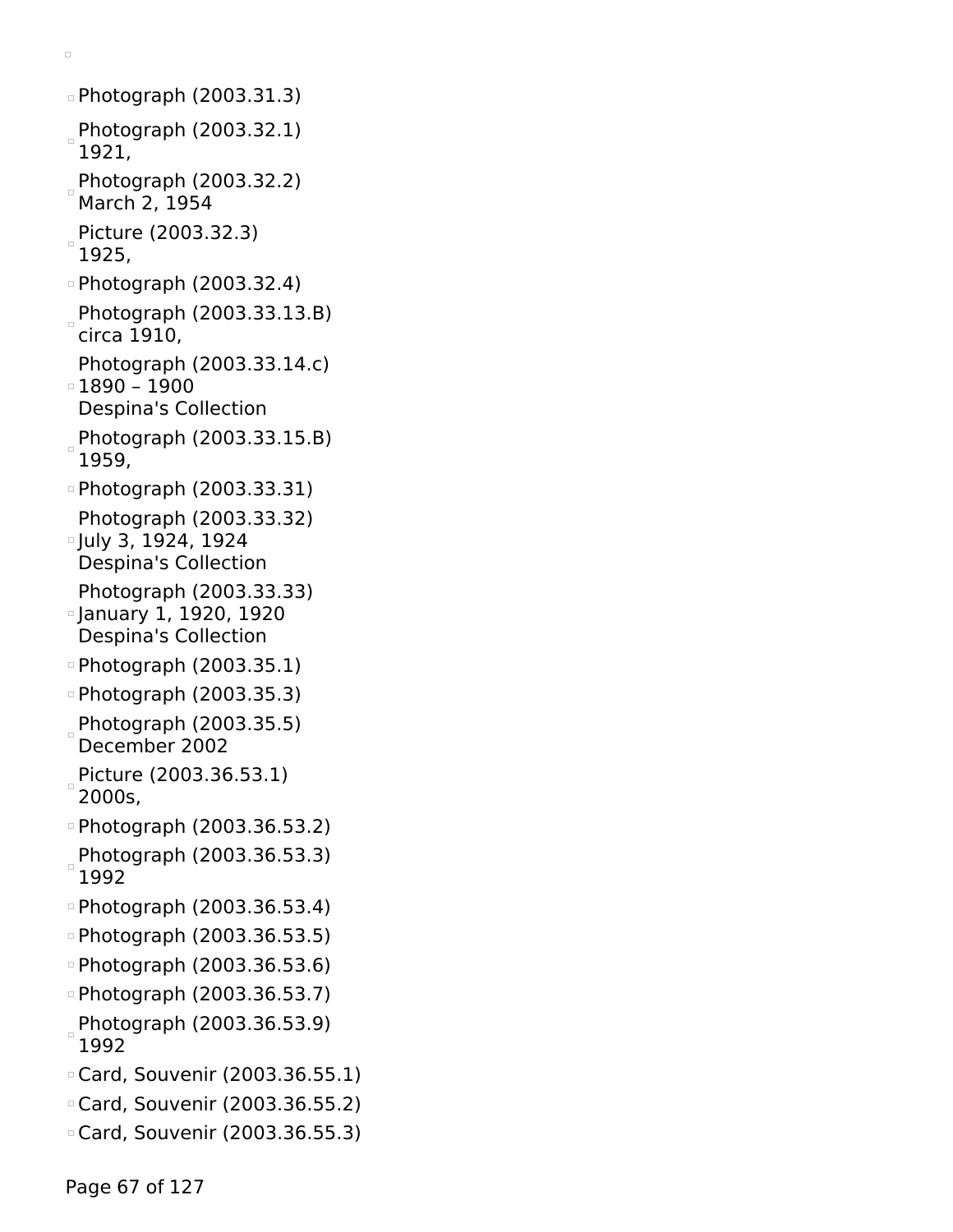- Photograph (2003.31.3)
- Photograph (2003.32.1)
  1921,
- Photograph (2003.32.2)
  March 2, 1954
- Picture (2003.32.3)
  1925,
- Photograph (2003.32.4)
- Photograph (2003.33.13.B)
  circa 1910,
- Photograph (2003.33.14.c)
  1890 – 1900
  Despina's Collection
- Photograph (2003.33.15.B)
  1959,
- Photograph (2003.33.31)
- Photograph (2003.33.32)
  July 3, 1924, 1924
  Despina's Collection
- Photograph (2003.33.33)
  January 1, 1920, 1920
  Despina's Collection
- Photograph (2003.35.1)
- Photograph (2003.35.3)
- Photograph (2003.35.5)
  December 2002
- Picture (2003.36.53.1)
  2000s,
- Photograph (2003.36.53.2)
- Photograph (2003.36.53.3)
  1992
- Photograph (2003.36.53.4)
- Photograph (2003.36.53.5)
- Photograph (2003.36.53.6)
- Photograph (2003.36.53.7)
- Photograph (2003.36.53.9)
  1992
- Card, Souvenir (2003.36.55.1)
- Card, Souvenir (2003.36.55.2)
- Card, Souvenir (2003.36.55.3)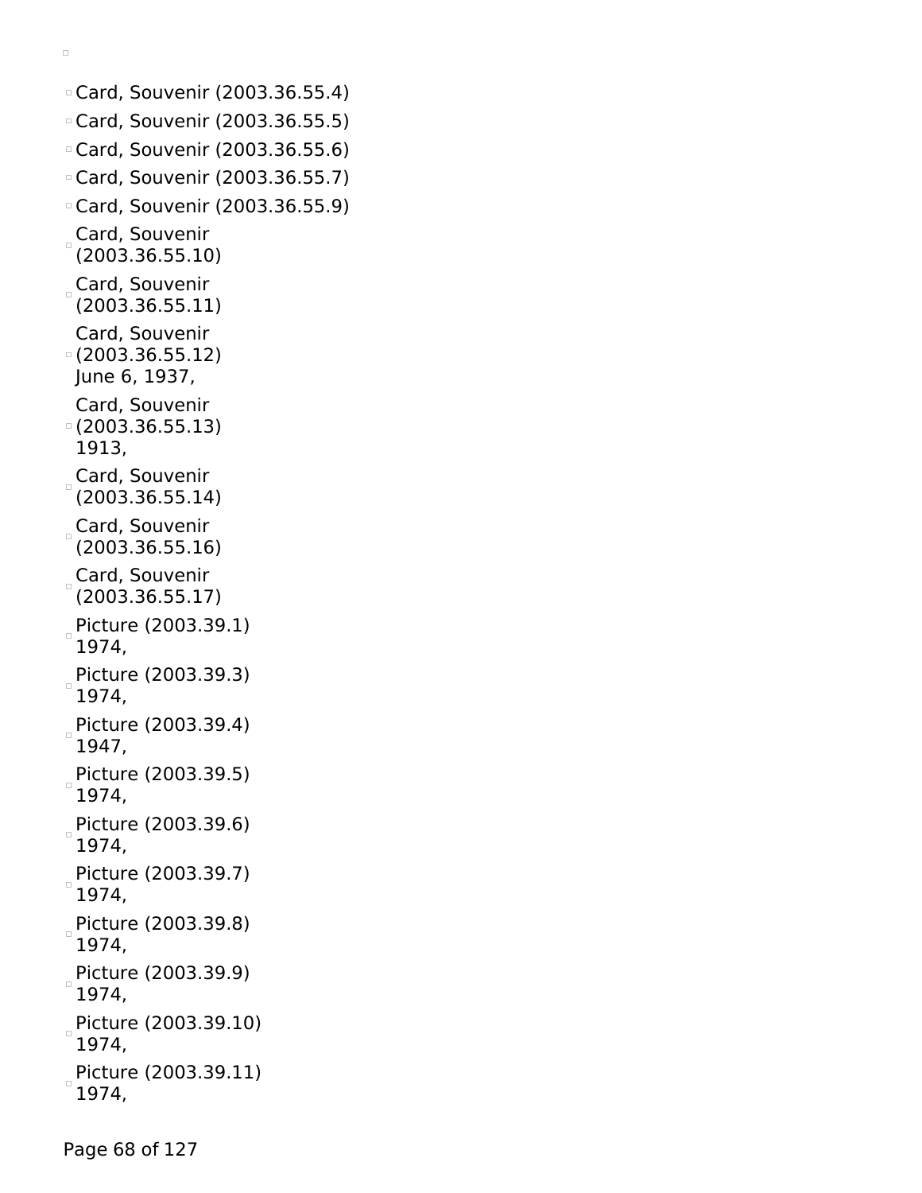- Card, Souvenir (2003.36.55.4)
- Card, Souvenir (2003.36.55.5)
- Card, Souvenir (2003.36.55.6)
- Card, Souvenir (2003.36.55.7)
- Card, Souvenir (2003.36.55.9)
- Card, Souvenir (2003.36.55.10)
- Card, Souvenir (2003.36.55.11)
- Card, Souvenir (2003.36.55.12) June 6, 1937,
- Card, Souvenir (2003.36.55.13) 1913,
- Card, Souvenir (2003.36.55.14)
- Card, Souvenir (2003.36.55.16)
- Card, Souvenir (2003.36.55.17)
- Picture (2003.39.1) 1974,
- Picture (2003.39.3) 1974,
- Picture (2003.39.4) 1947,
- Picture (2003.39.5) 1974,
- Picture (2003.39.6) 1974,
- Picture (2003.39.7) 1974,
- Picture (2003.39.8) 1974,
- Picture (2003.39.9) 1974,
- Picture (2003.39.10) 1974,
- Picture (2003.39.11) 1974,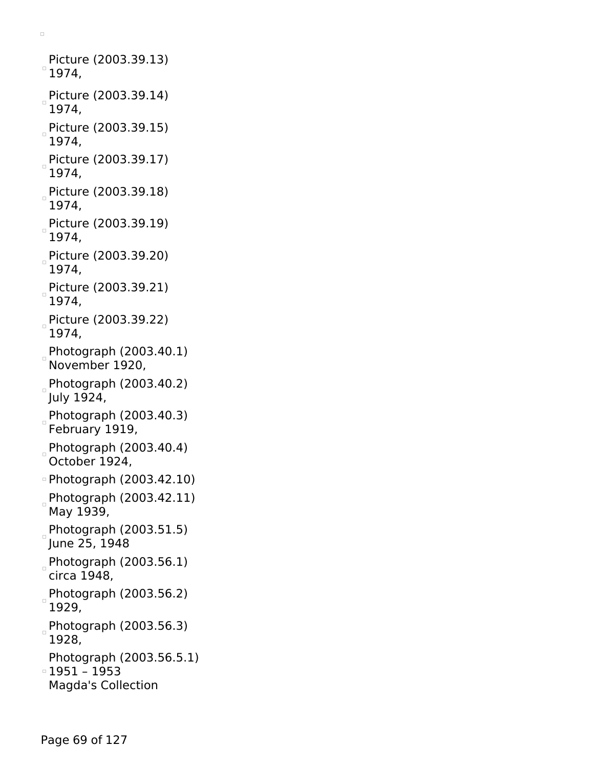- Picture (2003.39.13)
  1974,
- Picture (2003.39.14)
  1974,
- Picture (2003.39.15)
  1974,
- Picture (2003.39.17)
  1974,
- Picture (2003.39.18)
  1974,
- Picture (2003.39.19)
  1974,
- Picture (2003.39.20)
  1974,
- Picture (2003.39.21)
  1974,
- Picture (2003.39.22)
  1974,
- Photograph (2003.40.1)
  November 1920,
- Photograph (2003.40.2)
  July 1924,
- Photograph (2003.40.3)
  February 1919,
- Photograph (2003.40.4)
  October 1924,
- Photograph (2003.42.10)
- Photograph (2003.42.11)
  May 1939,
- Photograph (2003.51.5)
  June 25, 1948
- Photograph (2003.56.1)
  circa 1948,
- Photograph (2003.56.2)
  1929,
- Photograph (2003.56.3)
  1928,
- Photograph (2003.56.5.1)
  1951 – 1953
  Magda's Collection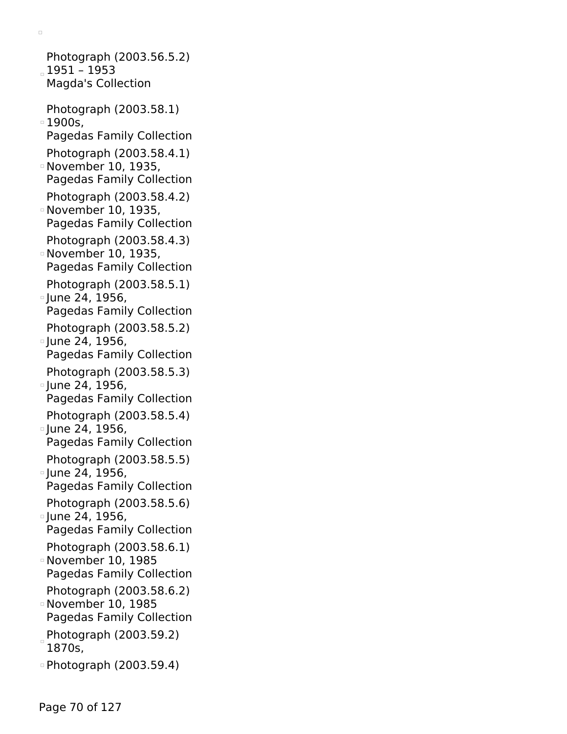- Photograph (2003.56.5.2)
  1951 – 1953
  Magda's Collection

- Photograph (2003.58.1)
  1900s,
  Pagedas Family Collection

- Photograph (2003.58.4.1)
  November 10, 1935,
  Pagedas Family Collection

- Photograph (2003.58.4.2)
  November 10, 1935,
  Pagedas Family Collection

- Photograph (2003.58.4.3)
  November 10, 1935,
  Pagedas Family Collection

- Photograph (2003.58.5.1)
  June 24, 1956,
  Pagedas Family Collection

- Photograph (2003.58.5.2)
  June 24, 1956,
  Pagedas Family Collection

- Photograph (2003.58.5.3)
  June 24, 1956,
  Pagedas Family Collection

- Photograph (2003.58.5.4)
  June 24, 1956,
  Pagedas Family Collection

- Photograph (2003.58.5.5)
  June 24, 1956,
  Pagedas Family Collection

- Photograph (2003.58.5.6)
  June 24, 1956,
  Pagedas Family Collection

- Photograph (2003.58.6.1)
  November 10, 1985
  Pagedas Family Collection

- Photograph (2003.58.6.2)
  November 10, 1985
  Pagedas Family Collection

- Photograph (2003.59.2)
  1870s,

- Photograph (2003.59.4)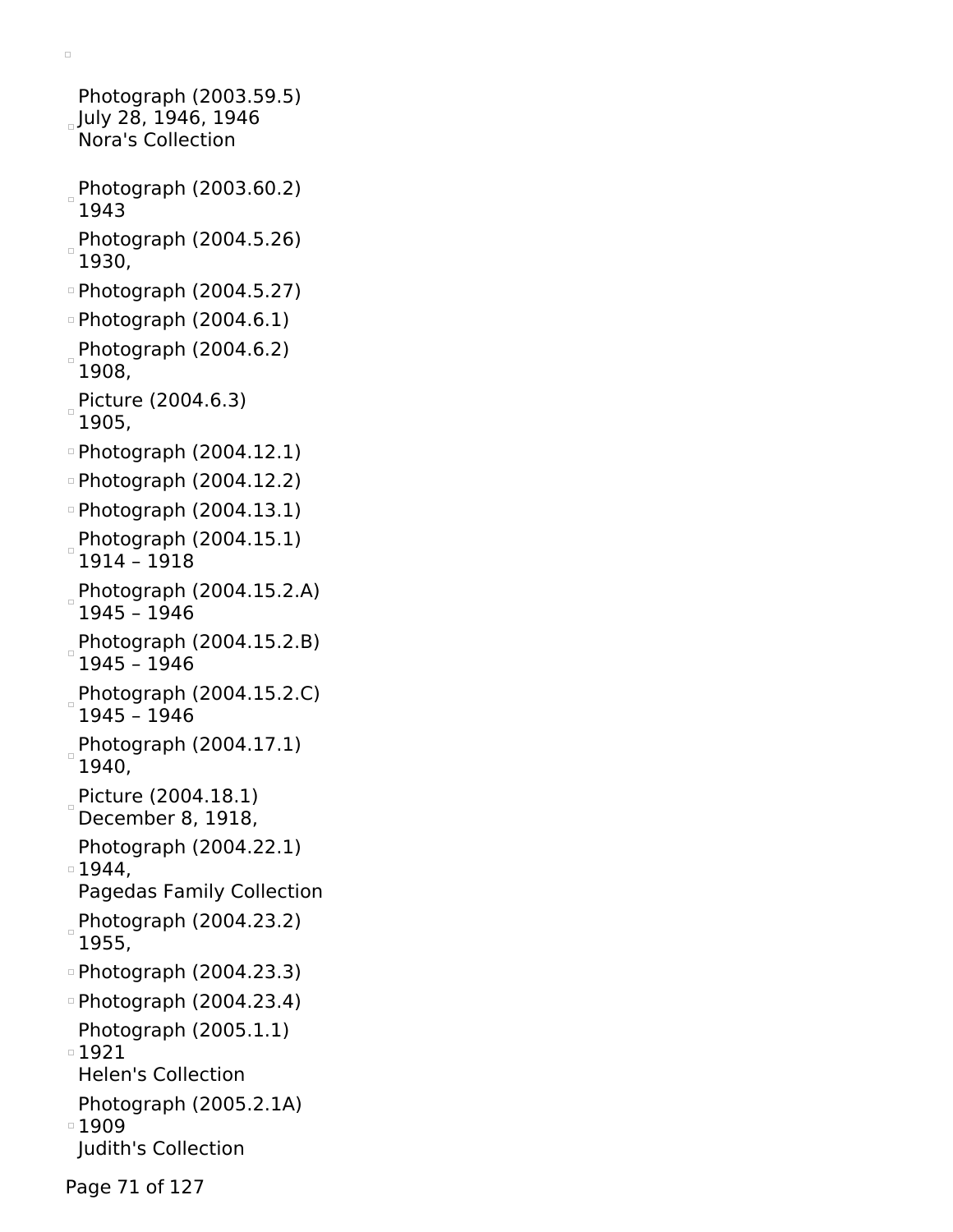- Photograph (2003.59.5)
  July 28, 1946, 1946
  Nora's Collection

- Photograph (2003.60.2)
  1943
- Photograph (2004.5.26)
  1930,
- Photograph (2004.5.27)
- Photograph (2004.6.1)
- Photograph (2004.6.2)
  1908,
- Picture (2004.6.3)
  1905,
- Photograph (2004.12.1)
- Photograph (2004.12.2)
- Photograph (2004.13.1)
- Photograph (2004.15.1)
  1914 – 1918
- Photograph (2004.15.2.A)
  1945 – 1946
- Photograph (2004.15.2.B)
  1945 – 1946
- Photograph (2004.15.2.C)
  1945 – 1946
- Photograph (2004.17.1)
  1940,
- Picture (2004.18.1)
  December 8, 1918,
- Photograph (2004.22.1)
  1944,
  Pagedas Family Collection
- Photograph (2004.23.2)
  1955,
- Photograph (2004.23.3)
- Photograph (2004.23.4)
- Photograph (2005.1.1)
  1921
  Helen's Collection
- Photograph (2005.2.1A)
  1909
  Judith's Collection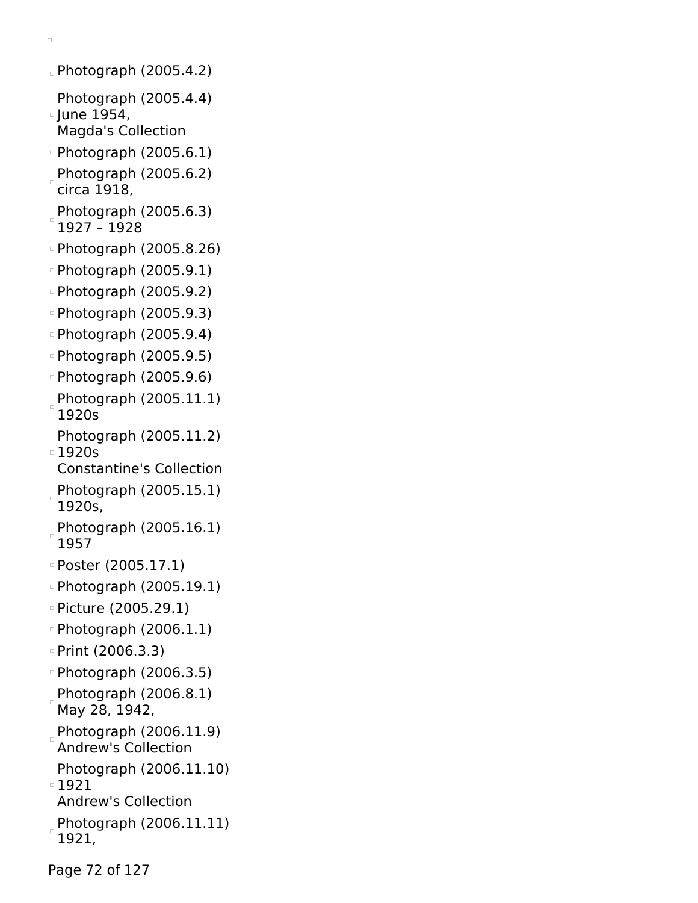- Photograph (2005.4.2)
- Photograph (2005.4.4)
  June 1954,
  Magda's Collection
- Photograph (2005.6.1)
- Photograph (2005.6.2)
  circa 1918,
- Photograph (2005.6.3)
  1927 – 1928
- Photograph (2005.8.26)
- Photograph (2005.9.1)
- Photograph (2005.9.2)
- Photograph (2005.9.3)
- Photograph (2005.9.4)
- Photograph (2005.9.5)
- Photograph (2005.9.6)
- Photograph (2005.11.1)
  1920s
- Photograph (2005.11.2)
  1920s
  Constantine's Collection
- Photograph (2005.15.1)
  1920s,
- Photograph (2005.16.1)
  1957
- Poster (2005.17.1)
- Photograph (2005.19.1)
- Picture (2005.29.1)
- Photograph (2006.1.1)
- Print (2006.3.3)
- Photograph (2006.3.5)
- Photograph (2006.8.1)
  May 28, 1942,
- Photograph (2006.11.9)
  Andrew's Collection
- Photograph (2006.11.10)
  1921
  Andrew's Collection
- Photograph (2006.11.11)
  1921,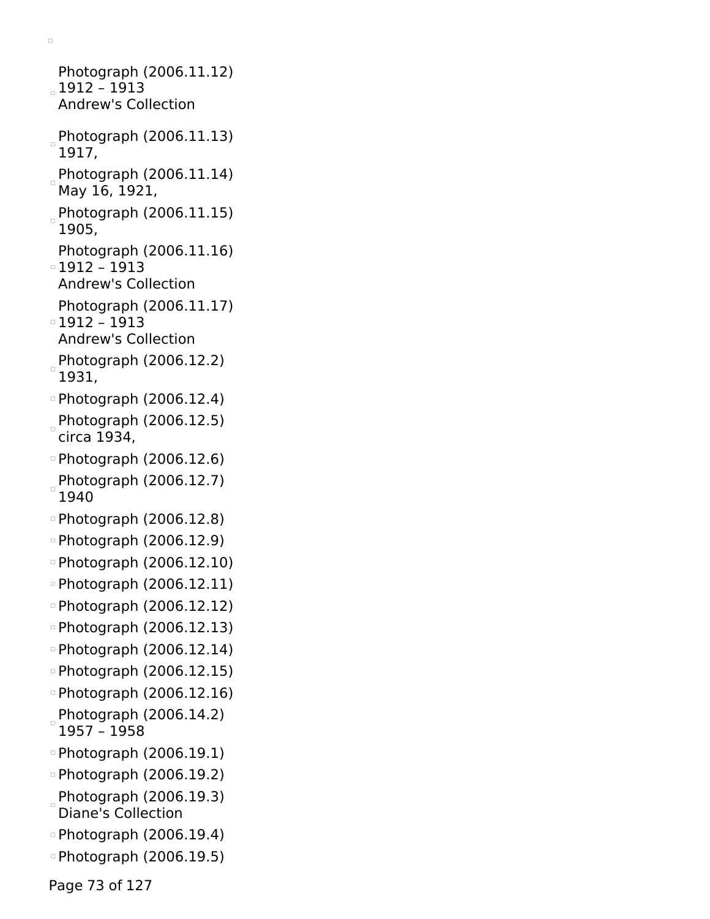- Photograph (2006.11.12)
  1912 – 1913
  Andrew's Collection
- Photograph (2006.11.13)
  1917,
- Photograph (2006.11.14)
  May 16, 1921,
- Photograph (2006.11.15)
  1905,
- Photograph (2006.11.16)
  1912 – 1913
  Andrew's Collection
- Photograph (2006.11.17)
  1912 – 1913
  Andrew's Collection
- Photograph (2006.12.2)
  1931,
- Photograph (2006.12.4)
- Photograph (2006.12.5)
  circa 1934,
- Photograph (2006.12.6)
- Photograph (2006.12.7)
  1940
- Photograph (2006.12.8)
- Photograph (2006.12.9)
- Photograph (2006.12.10)
- Photograph (2006.12.11)
- Photograph (2006.12.12)
- Photograph (2006.12.13)
- Photograph (2006.12.14)
- Photograph (2006.12.15)
- Photograph (2006.12.16)
- Photograph (2006.14.2)
  1957 – 1958
- Photograph (2006.19.1)
- Photograph (2006.19.2)
- Photograph (2006.19.3)
  Diane's Collection
- Photograph (2006.19.4)
- Photograph (2006.19.5)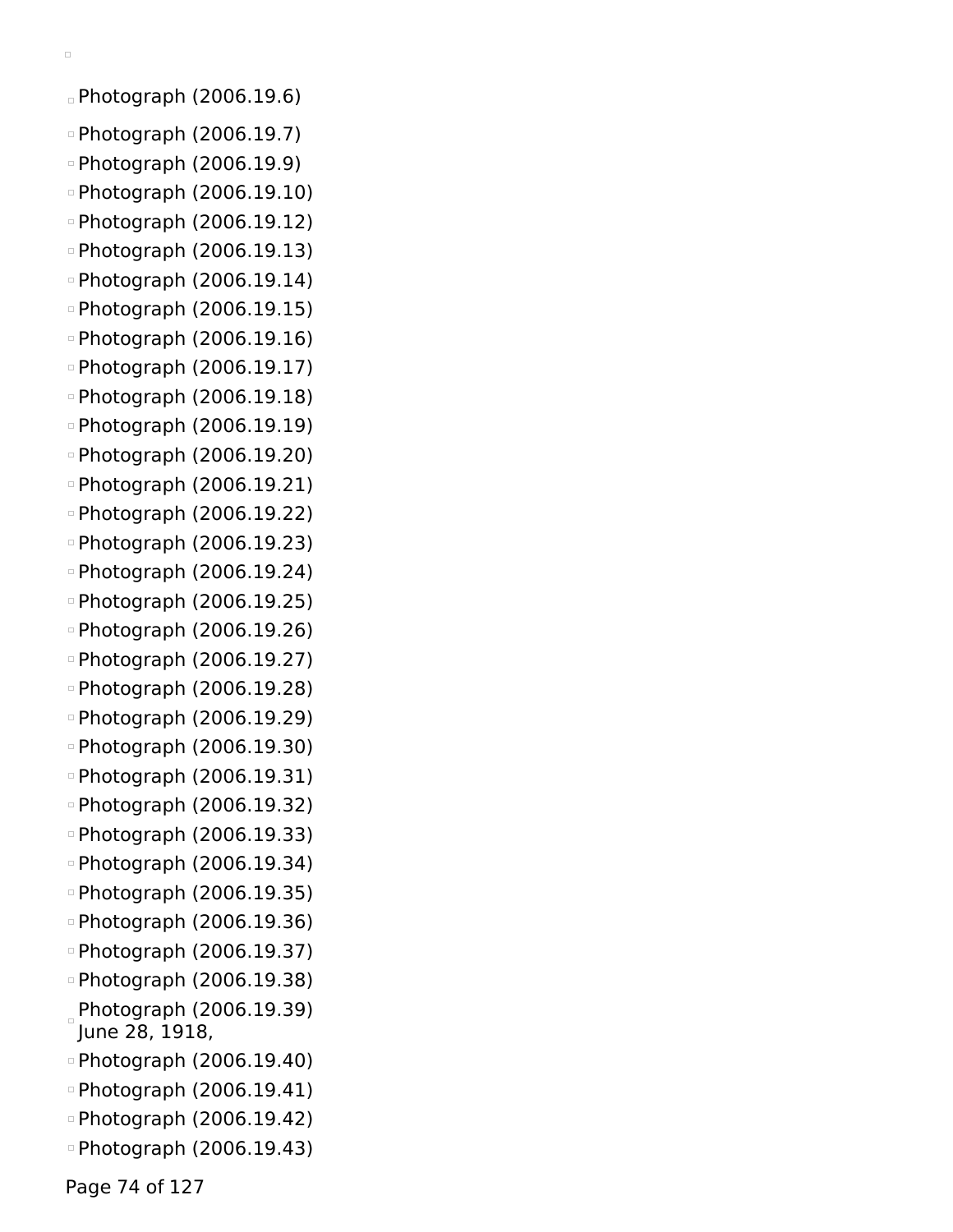- Photograph (2006.19.6)
- Photograph (2006.19.7)
- Photograph (2006.19.9)
- Photograph (2006.19.10)
- Photograph (2006.19.12)
- Photograph (2006.19.13)
- Photograph (2006.19.14)
- Photograph (2006.19.15)
- Photograph (2006.19.16)
- Photograph (2006.19.17)
- Photograph (2006.19.18)
- Photograph (2006.19.19)
- Photograph (2006.19.20)
- Photograph (2006.19.21)
- Photograph (2006.19.22)
- Photograph (2006.19.23)
- Photograph (2006.19.24)
- Photograph (2006.19.25)
- Photograph (2006.19.26)
- Photograph (2006.19.27)
- Photograph (2006.19.28)
- Photograph (2006.19.29)
- Photograph (2006.19.30)
- Photograph (2006.19.31)
- Photograph (2006.19.32)
- Photograph (2006.19.33)
- Photograph (2006.19.34)
- Photograph (2006.19.35)
- Photograph (2006.19.36)
- Photograph (2006.19.37)
- Photograph (2006.19.38)
- Photograph (2006.19.39)
  June 28, 1918,
- Photograph (2006.19.40)
- Photograph (2006.19.41)
- Photograph (2006.19.42)
- Photograph (2006.19.43)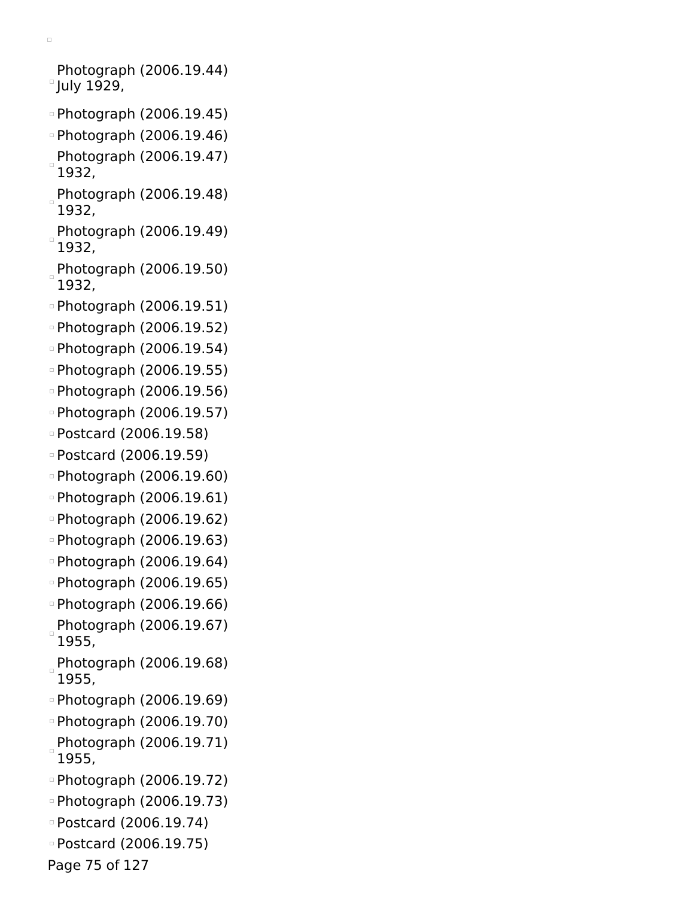- Photograph (2006.19.44) July 1929,
- Photograph (2006.19.45)
- Photograph (2006.19.46)
- Photograph (2006.19.47) 1932,
- Photograph (2006.19.48) 1932,
- Photograph (2006.19.49) 1932,
- Photograph (2006.19.50) 1932,
- Photograph (2006.19.51)
- Photograph (2006.19.52)
- Photograph (2006.19.54)
- Photograph (2006.19.55)
- Photograph (2006.19.56)
- Photograph (2006.19.57)
- Postcard (2006.19.58)
- Postcard (2006.19.59)
- Photograph (2006.19.60)
- Photograph (2006.19.61)
- Photograph (2006.19.62)
- Photograph (2006.19.63)
- Photograph (2006.19.64)
- Photograph (2006.19.65)
- Photograph (2006.19.66)
- Photograph (2006.19.67) 1955,
- Photograph (2006.19.68) 1955,
- Photograph (2006.19.69)
- Photograph (2006.19.70)
- Photograph (2006.19.71) 1955,
- Photograph (2006.19.72)
- Photograph (2006.19.73)
- Postcard (2006.19.74)
- Postcard (2006.19.75)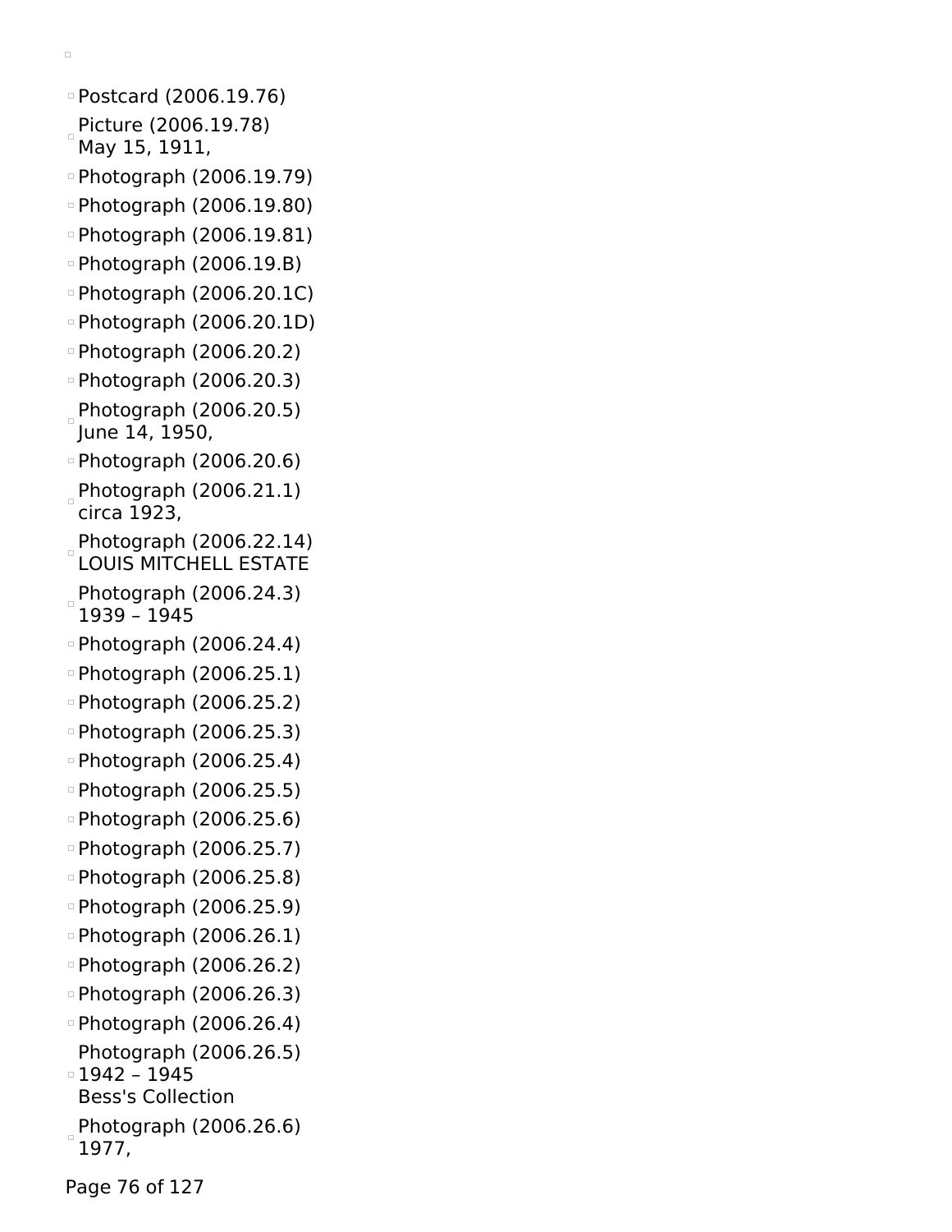- Postcard (2006.19.76)
- Picture (2006.19.78)
  May 15, 1911,
- Photograph (2006.19.79)
- Photograph (2006.19.80)
- Photograph (2006.19.81)
- Photograph (2006.19.B)
- Photograph (2006.20.1C)
- Photograph (2006.20.1D)
- Photograph (2006.20.2)
- Photograph (2006.20.3)
- Photograph (2006.20.5)
  June 14, 1950,
- Photograph (2006.20.6)
- Photograph (2006.21.1)
  circa 1923,
- Photograph (2006.22.14)
  LOUIS MITCHELL ESTATE
- Photograph (2006.24.3)
  1939 – 1945
- Photograph (2006.24.4)
- Photograph (2006.25.1)
- Photograph (2006.25.2)
- Photograph (2006.25.3)
- Photograph (2006.25.4)
- Photograph (2006.25.5)
- Photograph (2006.25.6)
- Photograph (2006.25.7)
- Photograph (2006.25.8)
- Photograph (2006.25.9)
- Photograph (2006.26.1)
- Photograph (2006.26.2)
- Photograph (2006.26.3)
- Photograph (2006.26.4)
- Photograph (2006.26.5)
  1942 – 1945
  Bess's Collection
- Photograph (2006.26.6)
  1977,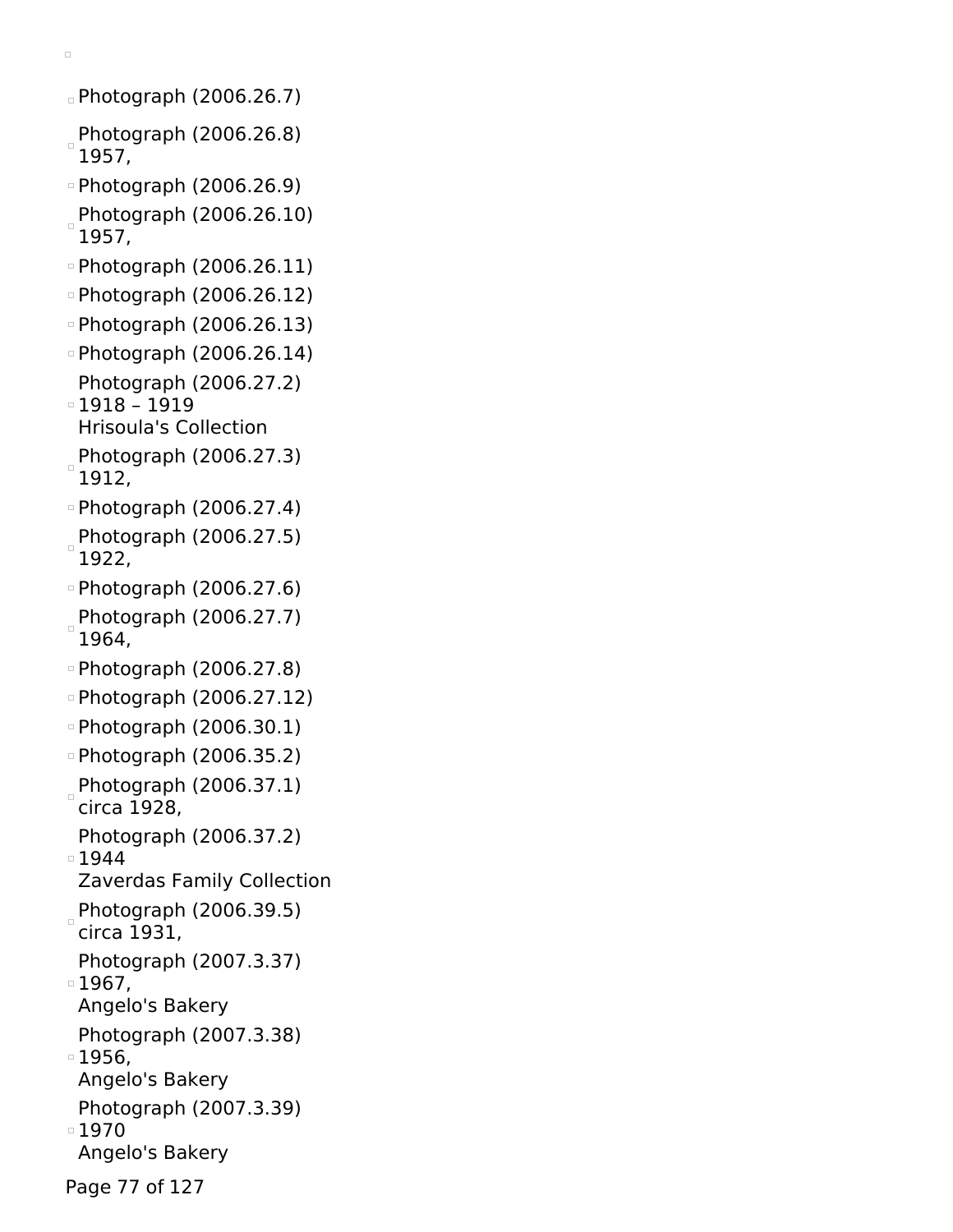- Photograph (2006.26.7)
- Photograph (2006.26.8)
  1957,
- Photograph (2006.26.9)
- Photograph (2006.26.10)
  1957,
- Photograph (2006.26.11)
- Photograph (2006.26.12)
- Photograph (2006.26.13)
- Photograph (2006.26.14)
- Photograph (2006.27.2)
  1918 – 1919
  Hrisoula's Collection
- Photograph (2006.27.3)
  1912,
- Photograph (2006.27.4)
- Photograph (2006.27.5)
  1922,
- Photograph (2006.27.6)
- Photograph (2006.27.7)
  1964,
- Photograph (2006.27.8)
- Photograph (2006.27.12)
- Photograph (2006.30.1)
- Photograph (2006.35.2)
- Photograph (2006.37.1)
  circa 1928,
- Photograph (2006.37.2)
  1944
  Zaverdas Family Collection
- Photograph (2006.39.5)
  circa 1931,
- Photograph (2007.3.37)
  1967,
  Angelo's Bakery
- Photograph (2007.3.38)
  1956,
  Angelo's Bakery
- Photograph (2007.3.39)
  1970
  Angelo's Bakery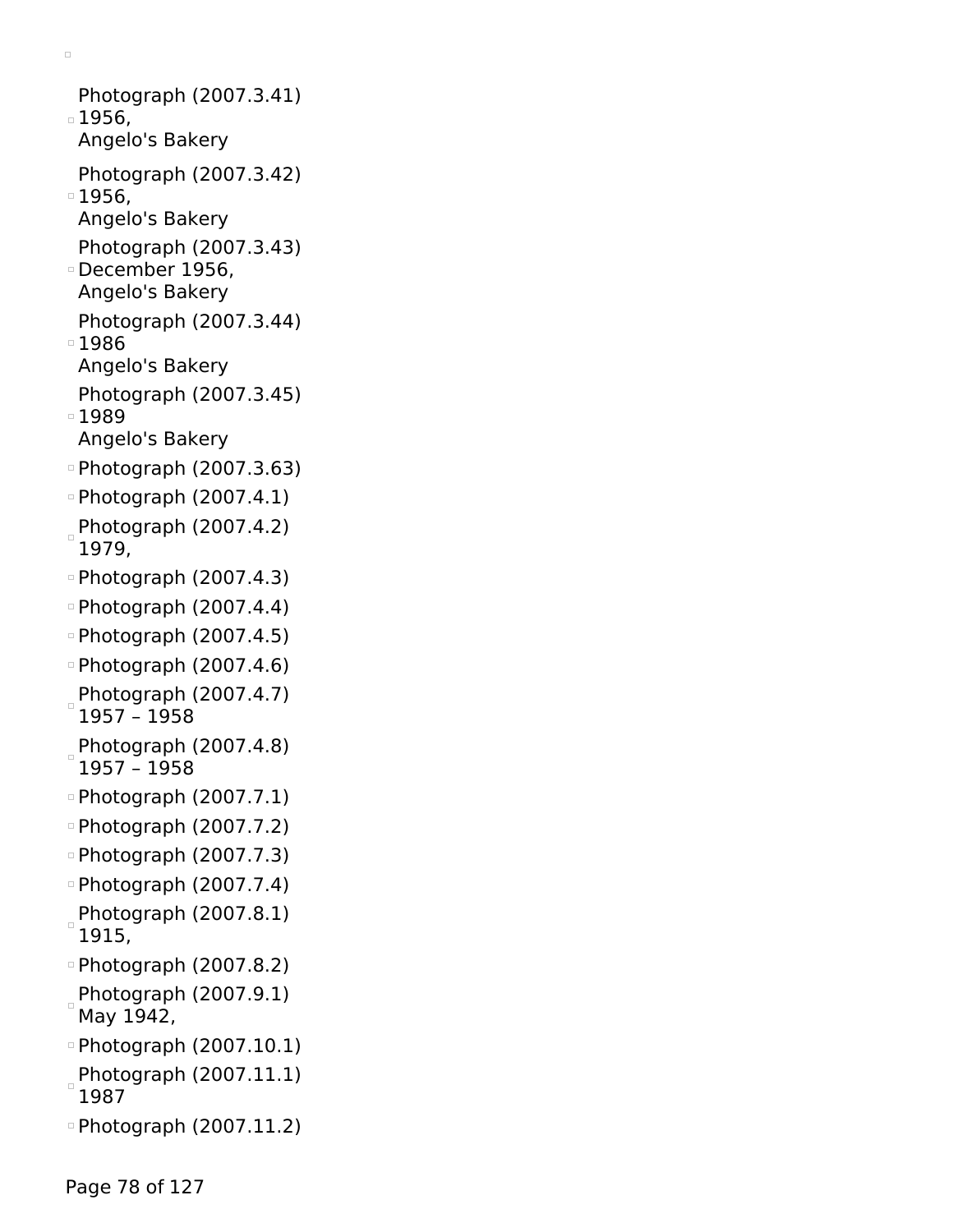- Photograph (2007.3.41)
  1956,
  Angelo's Bakery
- Photograph (2007.3.42)
  1956,
  Angelo's Bakery
- Photograph (2007.3.43)
  December 1956,
  Angelo's Bakery
- Photograph (2007.3.44)
  1986
  Angelo's Bakery
- Photograph (2007.3.45)
  1989
  Angelo's Bakery
- Photograph (2007.3.63)
- Photograph (2007.4.1)
- Photograph (2007.4.2)
  1979,
- Photograph (2007.4.3)
- Photograph (2007.4.4)
- Photograph (2007.4.5)
- Photograph (2007.4.6)
- Photograph (2007.4.7)
  1957 – 1958
- Photograph (2007.4.8)
  1957 – 1958
- Photograph (2007.7.1)
- Photograph (2007.7.2)
- Photograph (2007.7.3)
- Photograph (2007.7.4)
- Photograph (2007.8.1)
  1915,
- Photograph (2007.8.2)
- Photograph (2007.9.1)
  May 1942,
- Photograph (2007.10.1)
- Photograph (2007.11.1)
  1987
- Photograph (2007.11.2)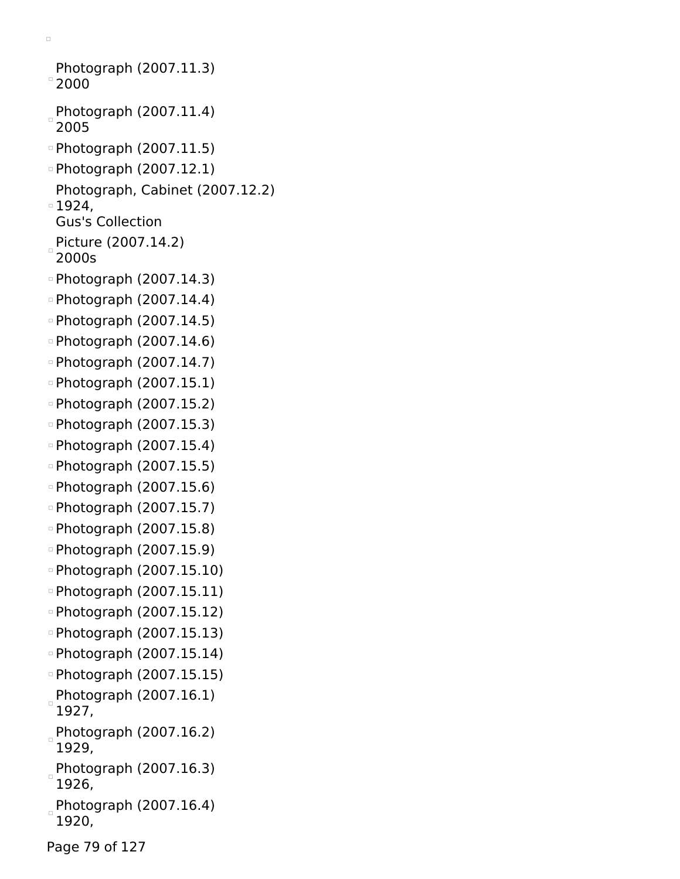- Photograph (2007.11.3)
  2000
- Photograph (2007.11.4)
  2005
- Photograph (2007.11.5)
- Photograph (2007.12.1)
- Photograph, Cabinet (2007.12.2)
  1924,
  Gus's Collection
- Picture (2007.14.2)
  2000s
- Photograph (2007.14.3)
- Photograph (2007.14.4)
- Photograph (2007.14.5)
- Photograph (2007.14.6)
- Photograph (2007.14.7)
- Photograph (2007.15.1)
- Photograph (2007.15.2)
- Photograph (2007.15.3)
- Photograph (2007.15.4)
- Photograph (2007.15.5)
- Photograph (2007.15.6)
- Photograph (2007.15.7)
- Photograph (2007.15.8)
- Photograph (2007.15.9)
- Photograph (2007.15.10)
- Photograph (2007.15.11)
- Photograph (2007.15.12)
- Photograph (2007.15.13)
- Photograph (2007.15.14)
- Photograph (2007.15.15)
- Photograph (2007.16.1)
  1927,
- Photograph (2007.16.2)
  1929,
- Photograph (2007.16.3)
  1926,
- Photograph (2007.16.4)
  1920,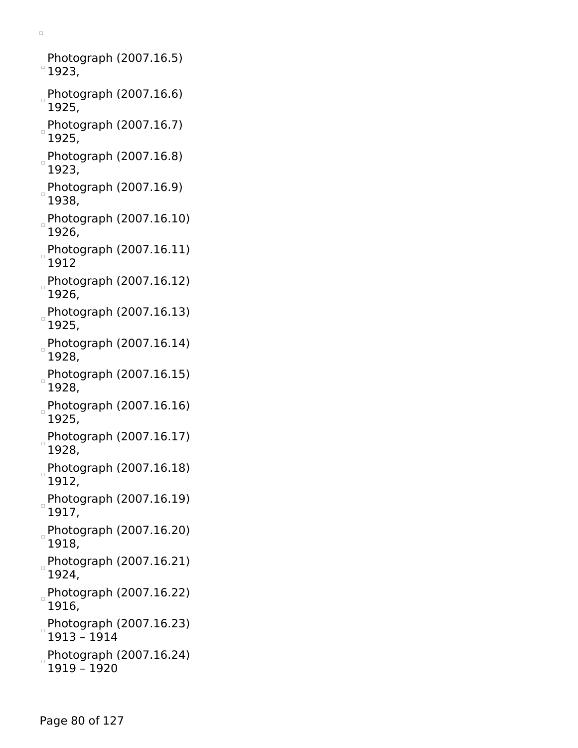- Photograph (2007.16.5)
  1923,
- Photograph (2007.16.6)
  1925,
- Photograph (2007.16.7)
  1925,
- Photograph (2007.16.8)
  1923,
- Photograph (2007.16.9)
  1938,
- Photograph (2007.16.10)
  1926,
- Photograph (2007.16.11)
  1912
- Photograph (2007.16.12)
  1926,
- Photograph (2007.16.13)
  1925,
- Photograph (2007.16.14)
  1928,
- Photograph (2007.16.15)
  1928,
- Photograph (2007.16.16)
  1925,
- Photograph (2007.16.17)
  1928,
- Photograph (2007.16.18)
  1912,
- Photograph (2007.16.19)
  1917,
- Photograph (2007.16.20)
  1918,
- Photograph (2007.16.21)
  1924,
- Photograph (2007.16.22)
  1916,
- Photograph (2007.16.23)
  1913 – 1914
- Photograph (2007.16.24)
  1919 – 1920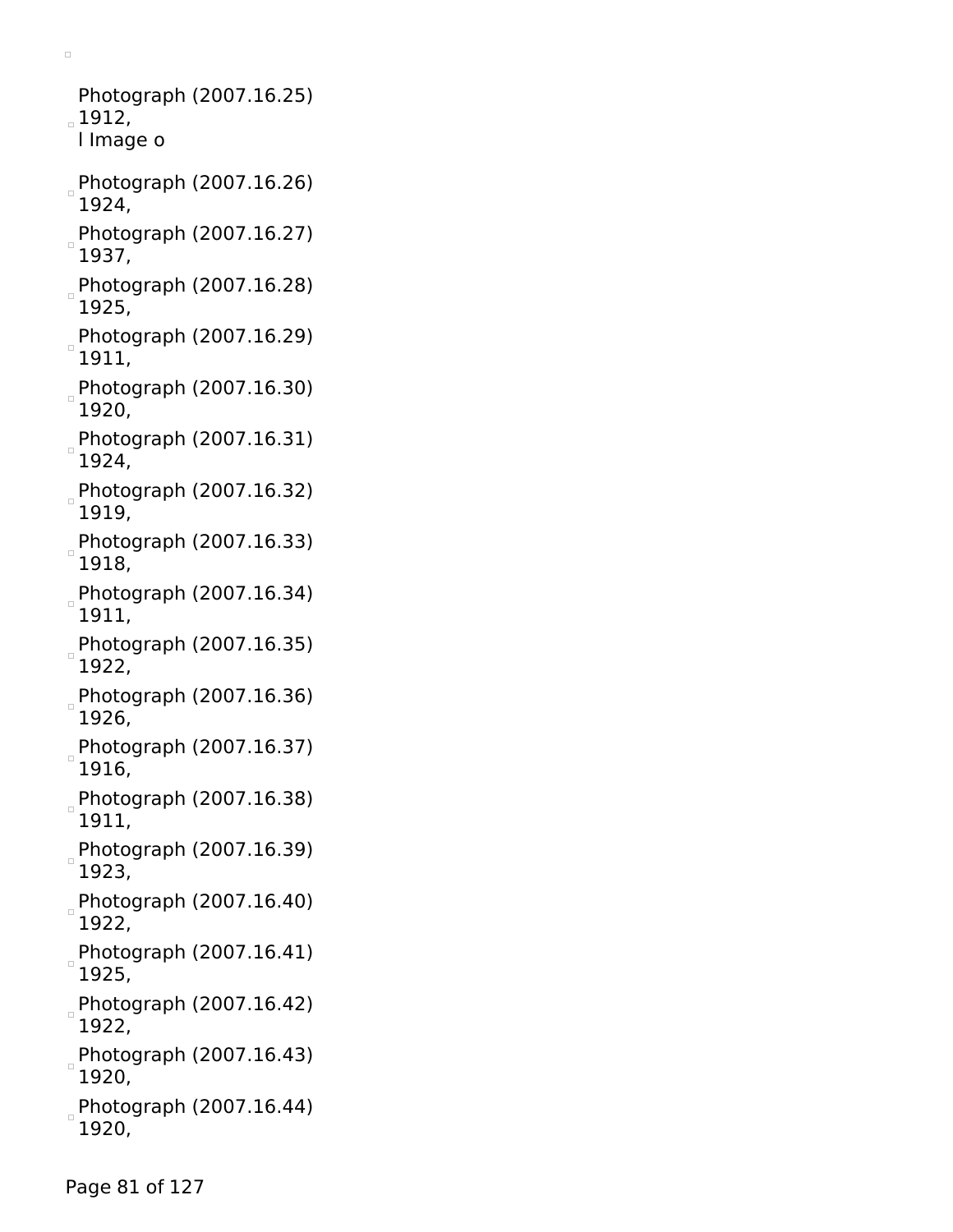Photograph (2007.16.25)
1912,
l Image o

Photograph (2007.16.26)
1924,

Photograph (2007.16.27)
1937,

Photograph (2007.16.28)
1925,

Photograph (2007.16.29)
1911,

Photograph (2007.16.30)
1920,

Photograph (2007.16.31)
1924,

Photograph (2007.16.32)
1919,

Photograph (2007.16.33)
1918,

Photograph (2007.16.34)
1911,

Photograph (2007.16.35)
1922,

Photograph (2007.16.36)
1926,

Photograph (2007.16.37)
1916,

Photograph (2007.16.38)
1911,

Photograph (2007.16.39)
1923,

Photograph (2007.16.40)
1922,

Photograph (2007.16.41)
1925,

Photograph (2007.16.42)
1922,

Photograph (2007.16.43)
1920,

Photograph (2007.16.44)
1920,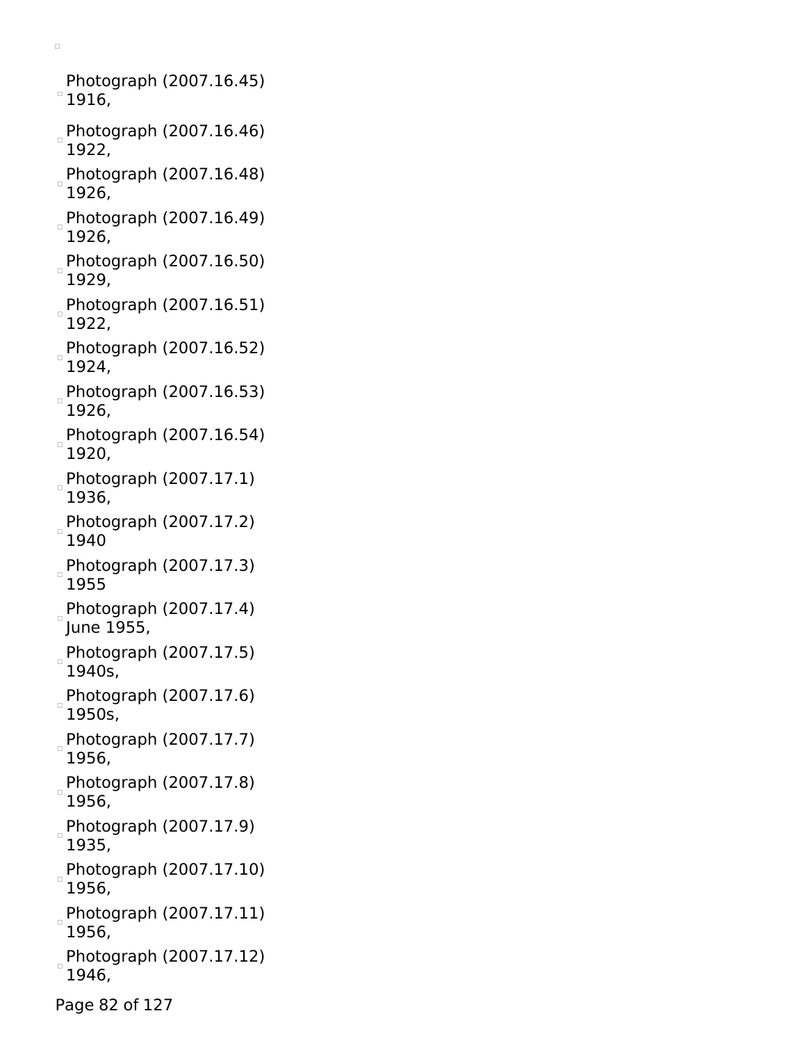- Photograph (2007.16.45)
  1916,
- Photograph (2007.16.46)
  1922,
- Photograph (2007.16.48)
  1926,
- Photograph (2007.16.49)
  1926,
- Photograph (2007.16.50)
  1929,
- Photograph (2007.16.51)
  1922,
- Photograph (2007.16.52)
  1924,
- Photograph (2007.16.53)
  1926,
- Photograph (2007.16.54)
  1920,
- Photograph (2007.17.1)
  1936,
- Photograph (2007.17.2)
  1940
- Photograph (2007.17.3)
  1955
- Photograph (2007.17.4)
  June 1955,
- Photograph (2007.17.5)
  1940s,
- Photograph (2007.17.6)
  1950s,
- Photograph (2007.17.7)
  1956,
- Photograph (2007.17.8)
  1956,
- Photograph (2007.17.9)
  1935,
- Photograph (2007.17.10)
  1956,
- Photograph (2007.17.11)
  1956,
- Photograph (2007.17.12)
  1946,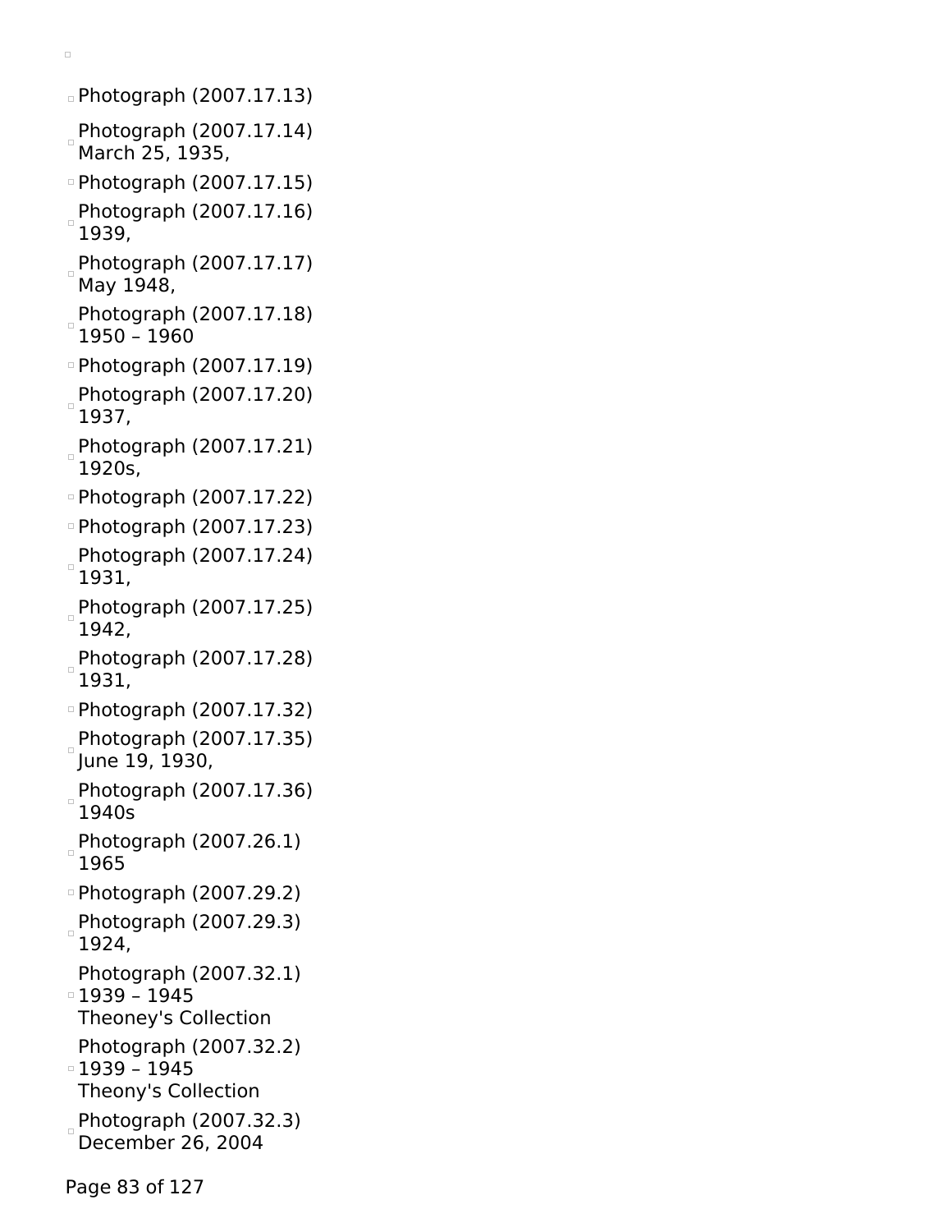- Photograph (2007.17.13)
- Photograph (2007.17.14)
  March 25, 1935,
- Photograph (2007.17.15)
- Photograph (2007.17.16)
  1939,
- Photograph (2007.17.17)
  May 1948,
- Photograph (2007.17.18)
  1950 – 1960
- Photograph (2007.17.19)
- Photograph (2007.17.20)
  1937,
- Photograph (2007.17.21)
  1920s,
- Photograph (2007.17.22)
- Photograph (2007.17.23)
- Photograph (2007.17.24)
  1931,
- Photograph (2007.17.25)
  1942,
- Photograph (2007.17.28)
  1931,
- Photograph (2007.17.32)
- Photograph (2007.17.35)
  June 19, 1930,
- Photograph (2007.17.36)
  1940s
- Photograph (2007.26.1)
  1965
- Photograph (2007.29.2)
- Photograph (2007.29.3)
  1924,
- Photograph (2007.32.1)
  1939 – 1945
  Theoney's Collection
- Photograph (2007.32.2)
  1939 – 1945
  Theony's Collection
- Photograph (2007.32.3)
  December 26, 2004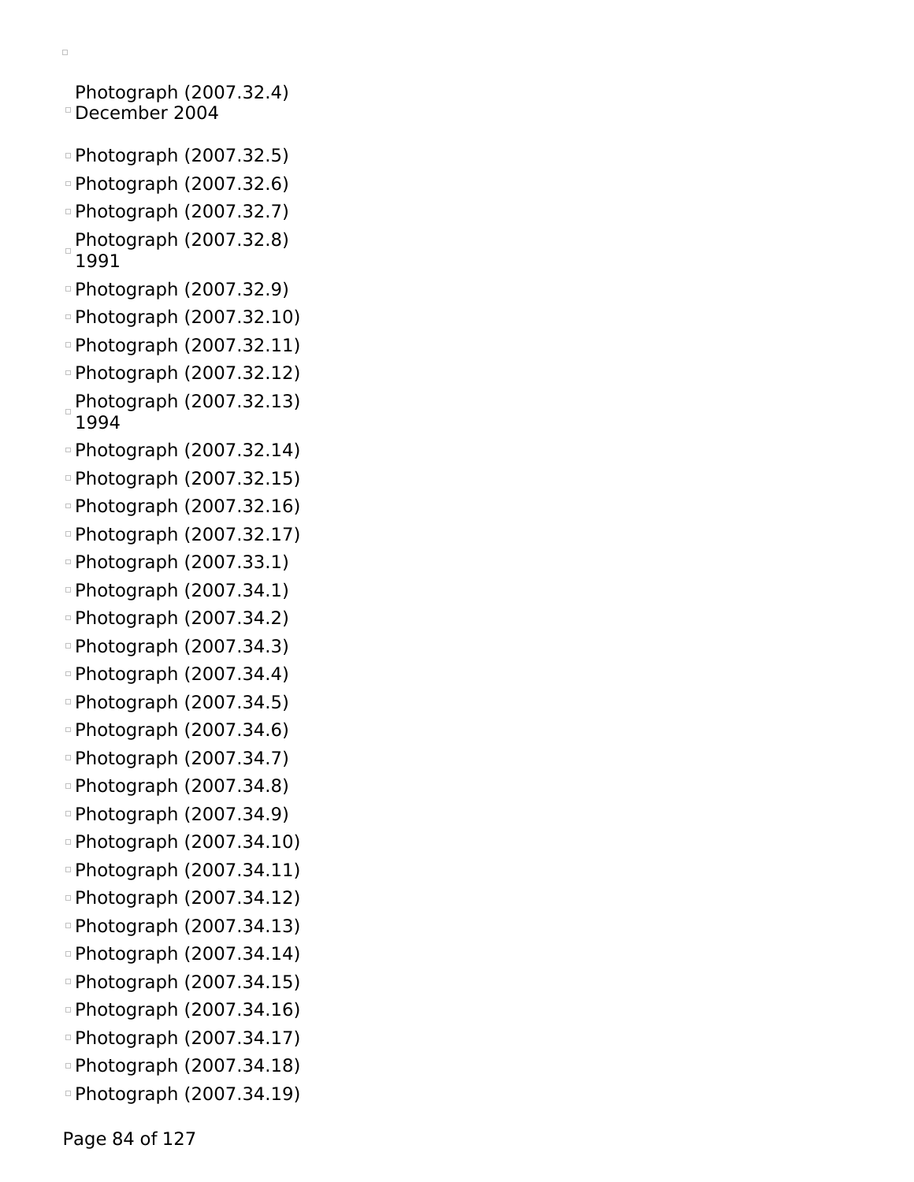- Photograph (2007.32.4)
  December 2004
- Photograph (2007.32.5)
- Photograph (2007.32.6)
- Photograph (2007.32.7)
- Photograph (2007.32.8)
  1991
- Photograph (2007.32.9)
- Photograph (2007.32.10)
- Photograph (2007.32.11)
- Photograph (2007.32.12)
- Photograph (2007.32.13)
  1994
- Photograph (2007.32.14)
- Photograph (2007.32.15)
- Photograph (2007.32.16)
- Photograph (2007.32.17)
- Photograph (2007.33.1)
- Photograph (2007.34.1)
- Photograph (2007.34.2)
- Photograph (2007.34.3)
- Photograph (2007.34.4)
- Photograph (2007.34.5)
- Photograph (2007.34.6)
- Photograph (2007.34.7)
- Photograph (2007.34.8)
- Photograph (2007.34.9)
- Photograph (2007.34.10)
- Photograph (2007.34.11)
- Photograph (2007.34.12)
- Photograph (2007.34.13)
- Photograph (2007.34.14)
- Photograph (2007.34.15)
- Photograph (2007.34.16)
- Photograph (2007.34.17)
- Photograph (2007.34.18)
- Photograph (2007.34.19)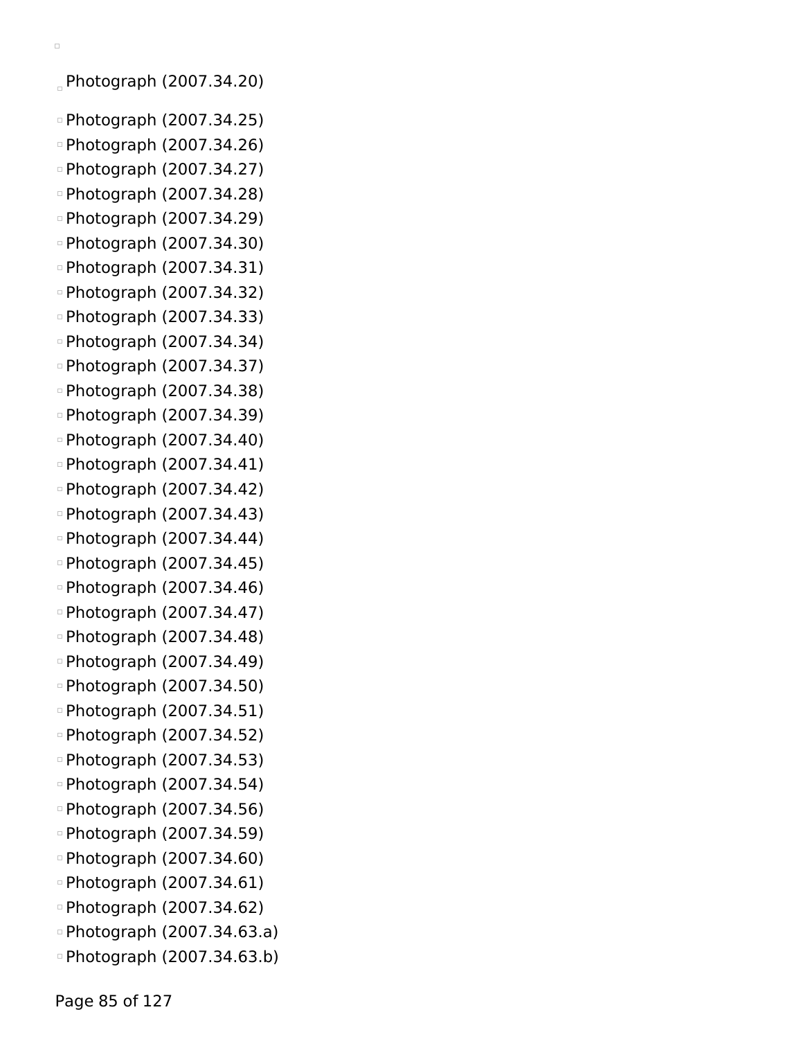- Photograph (2007.34.20)
- Photograph (2007.34.25)
- Photograph (2007.34.26)
- Photograph (2007.34.27)
- Photograph (2007.34.28)
- Photograph (2007.34.29)
- Photograph (2007.34.30)
- Photograph (2007.34.31)
- Photograph (2007.34.32)
- Photograph (2007.34.33)
- Photograph (2007.34.34)
- Photograph (2007.34.37)
- Photograph (2007.34.38)
- Photograph (2007.34.39)
- Photograph (2007.34.40)
- Photograph (2007.34.41)
- Photograph (2007.34.42)
- Photograph (2007.34.43)
- Photograph (2007.34.44)
- Photograph (2007.34.45)
- Photograph (2007.34.46)
- Photograph (2007.34.47)
- Photograph (2007.34.48)
- Photograph (2007.34.49)
- Photograph (2007.34.50)
- Photograph (2007.34.51)
- Photograph (2007.34.52)
- Photograph (2007.34.53)
- Photograph (2007.34.54)
- Photograph (2007.34.56)
- Photograph (2007.34.59)
- Photograph (2007.34.60)
- Photograph (2007.34.61)
- Photograph (2007.34.62)
- Photograph (2007.34.63.a)
- Photograph (2007.34.63.b)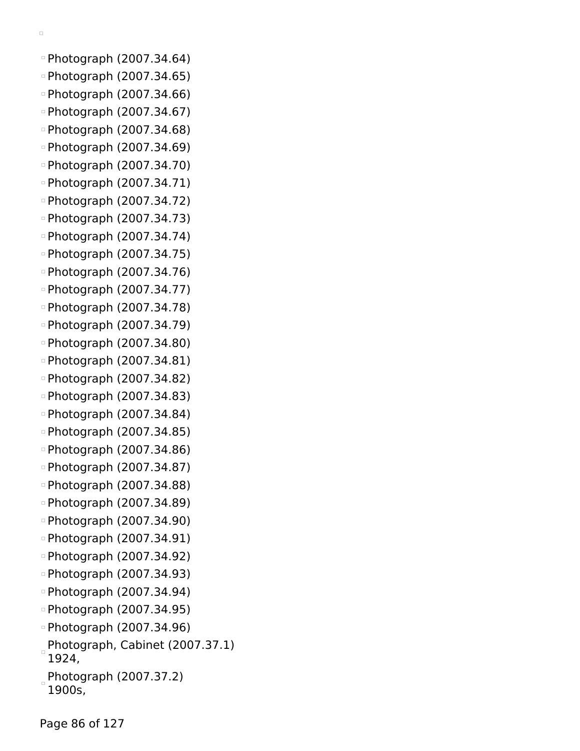- Photograph (2007.34.64)
- Photograph (2007.34.65)
- Photograph (2007.34.66)
- Photograph (2007.34.67)
- Photograph (2007.34.68)
- Photograph (2007.34.69)
- Photograph (2007.34.70)
- Photograph (2007.34.71)
- Photograph (2007.34.72)
- Photograph (2007.34.73)
- Photograph (2007.34.74)
- Photograph (2007.34.75)
- Photograph (2007.34.76)
- Photograph (2007.34.77)
- Photograph (2007.34.78)
- Photograph (2007.34.79)
- Photograph (2007.34.80)
- Photograph (2007.34.81)
- Photograph (2007.34.82)
- Photograph (2007.34.83)
- Photograph (2007.34.84)
- Photograph (2007.34.85)
- Photograph (2007.34.86)
- Photograph (2007.34.87)
- Photograph (2007.34.88)
- Photograph (2007.34.89)
- Photograph (2007.34.90)
- Photograph (2007.34.91)
- Photograph (2007.34.92)
- Photograph (2007.34.93)
- Photograph (2007.34.94)
- Photograph (2007.34.95)
- Photograph (2007.34.96)
- Photograph, Cabinet (2007.37.1) 1924,
- Photograph (2007.37.2) 1900s,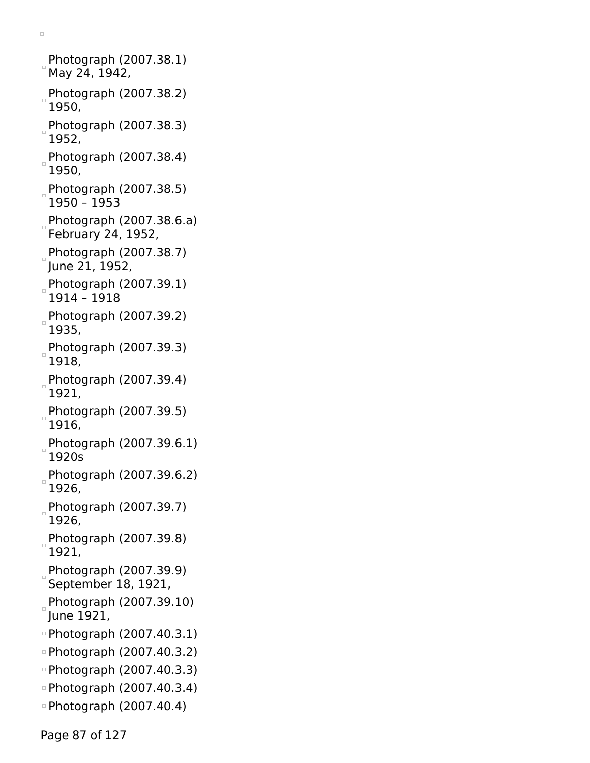- Photograph (2007.38.1)
  May 24, 1942,
- Photograph (2007.38.2)
  1950,
- Photograph (2007.38.3)
  1952,
- Photograph (2007.38.4)
  1950,
- Photograph (2007.38.5)
  1950 – 1953
- Photograph (2007.38.6.a)
  February 24, 1952,
- Photograph (2007.38.7)
  June 21, 1952,
- Photograph (2007.39.1)
  1914 – 1918
- Photograph (2007.39.2)
  1935,
- Photograph (2007.39.3)
  1918,
- Photograph (2007.39.4)
  1921,
- Photograph (2007.39.5)
  1916,
- Photograph (2007.39.6.1)
  1920s
- Photograph (2007.39.6.2)
  1926,
- Photograph (2007.39.7)
  1926,
- Photograph (2007.39.8)
  1921,
- Photograph (2007.39.9)
  September 18, 1921,
- Photograph (2007.39.10)
  June 1921,
- Photograph (2007.40.3.1)
- Photograph (2007.40.3.2)
- Photograph (2007.40.3.3)
- Photograph (2007.40.3.4)
- Photograph (2007.40.4)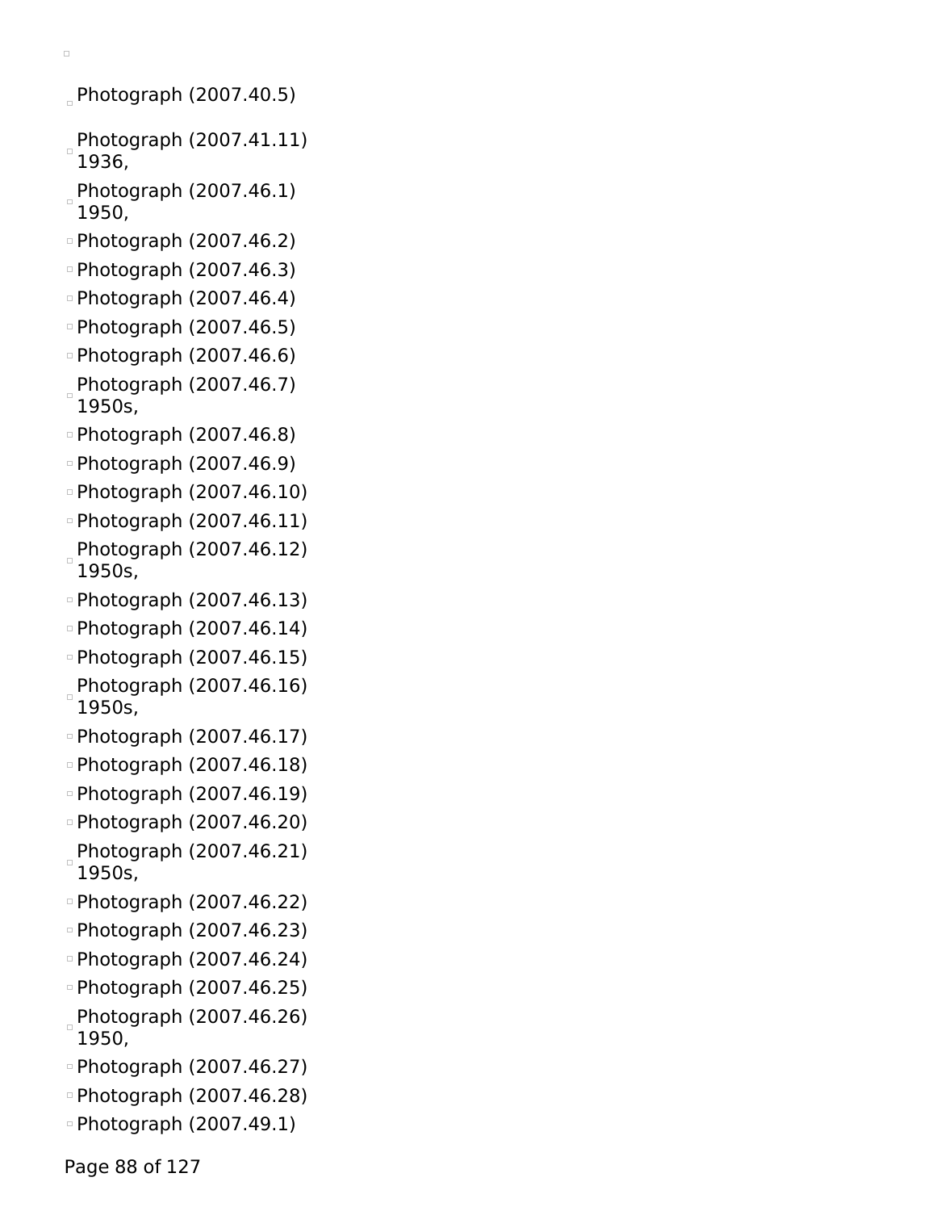- Photograph (2007.40.5)
- Photograph (2007.41.11) 1936,
- Photograph (2007.46.1) 1950,
- Photograph (2007.46.2)
- Photograph (2007.46.3)
- Photograph (2007.46.4)
- Photograph (2007.46.5)
- Photograph (2007.46.6)
- Photograph (2007.46.7) 1950s,
- Photograph (2007.46.8)
- Photograph (2007.46.9)
- Photograph (2007.46.10)
- Photograph (2007.46.11)
- Photograph (2007.46.12) 1950s,
- Photograph (2007.46.13)
- Photograph (2007.46.14)
- Photograph (2007.46.15)
- Photograph (2007.46.16) 1950s,
- Photograph (2007.46.17)
- Photograph (2007.46.18)
- Photograph (2007.46.19)
- Photograph (2007.46.20)
- Photograph (2007.46.21) 1950s,
- Photograph (2007.46.22)
- Photograph (2007.46.23)
- Photograph (2007.46.24)
- Photograph (2007.46.25)
- Photograph (2007.46.26) 1950,
- Photograph (2007.46.27)
- Photograph (2007.46.28)
- Photograph (2007.49.1)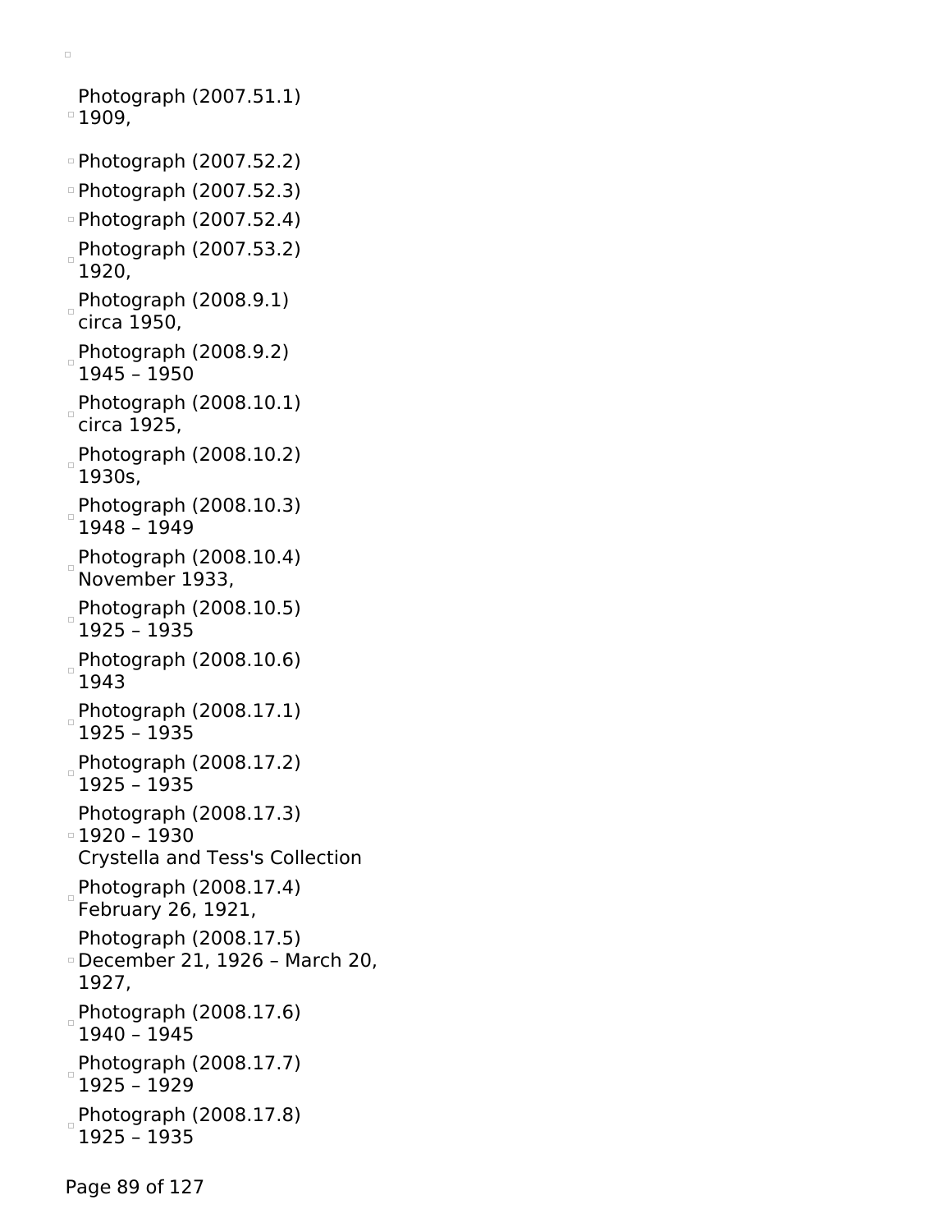- Photograph (2007.51.1)
  1909,
- Photograph (2007.52.2)
- Photograph (2007.52.3)
- Photograph (2007.52.4)
- Photograph (2007.53.2)
  1920,
- Photograph (2008.9.1)
  circa 1950,
- Photograph (2008.9.2)
  1945 – 1950
- Photograph (2008.10.1)
  circa 1925,
- Photograph (2008.10.2)
  1930s,
- Photograph (2008.10.3)
  1948 – 1949
- Photograph (2008.10.4)
  November 1933,
- Photograph (2008.10.5)
  1925 – 1935
- Photograph (2008.10.6)
  1943
- Photograph (2008.17.1)
  1925 – 1935
- Photograph (2008.17.2)
  1925 – 1935
- Photograph (2008.17.3)
  1920 – 1930
  Crystella and Tess's Collection
- Photograph (2008.17.4)
  February 26, 1921,
- Photograph (2008.17.5)
  December 21, 1926 – March 20, 1927,
- Photograph (2008.17.6)
  1940 – 1945
- Photograph (2008.17.7)
  1925 – 1929
- Photograph (2008.17.8)
  1925 – 1935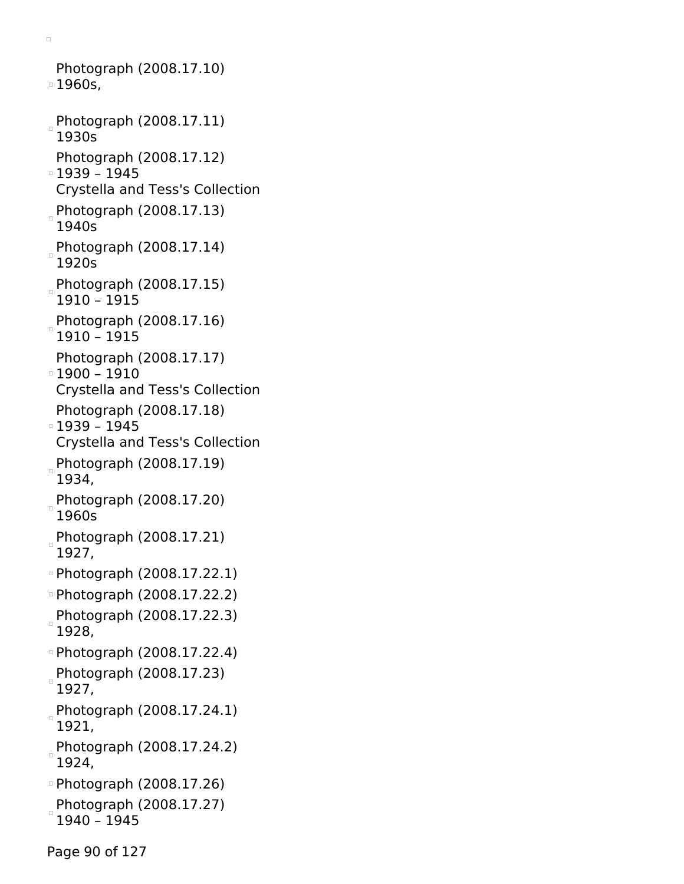- Photograph (2008.17.10)
  1960s,
- Photograph (2008.17.11)
  1930s
- Photograph (2008.17.12)
  1939 – 1945
  Crystella and Tess's Collection
- Photograph (2008.17.13)
  1940s
- Photograph (2008.17.14)
  1920s
- Photograph (2008.17.15)
  1910 – 1915
- Photograph (2008.17.16)
  1910 – 1915
- Photograph (2008.17.17)
  1900 – 1910
  Crystella and Tess's Collection
- Photograph (2008.17.18)
  1939 – 1945
  Crystella and Tess's Collection
- Photograph (2008.17.19)
  1934,
- Photograph (2008.17.20)
  1960s
- Photograph (2008.17.21)
  1927,
- Photograph (2008.17.22.1)
- Photograph (2008.17.22.2)
- Photograph (2008.17.22.3)
  1928,
- Photograph (2008.17.22.4)
- Photograph (2008.17.23)
  1927,
- Photograph (2008.17.24.1)
  1921,
- Photograph (2008.17.24.2)
  1924,
- Photograph (2008.17.26)
- Photograph (2008.17.27)
  1940 – 1945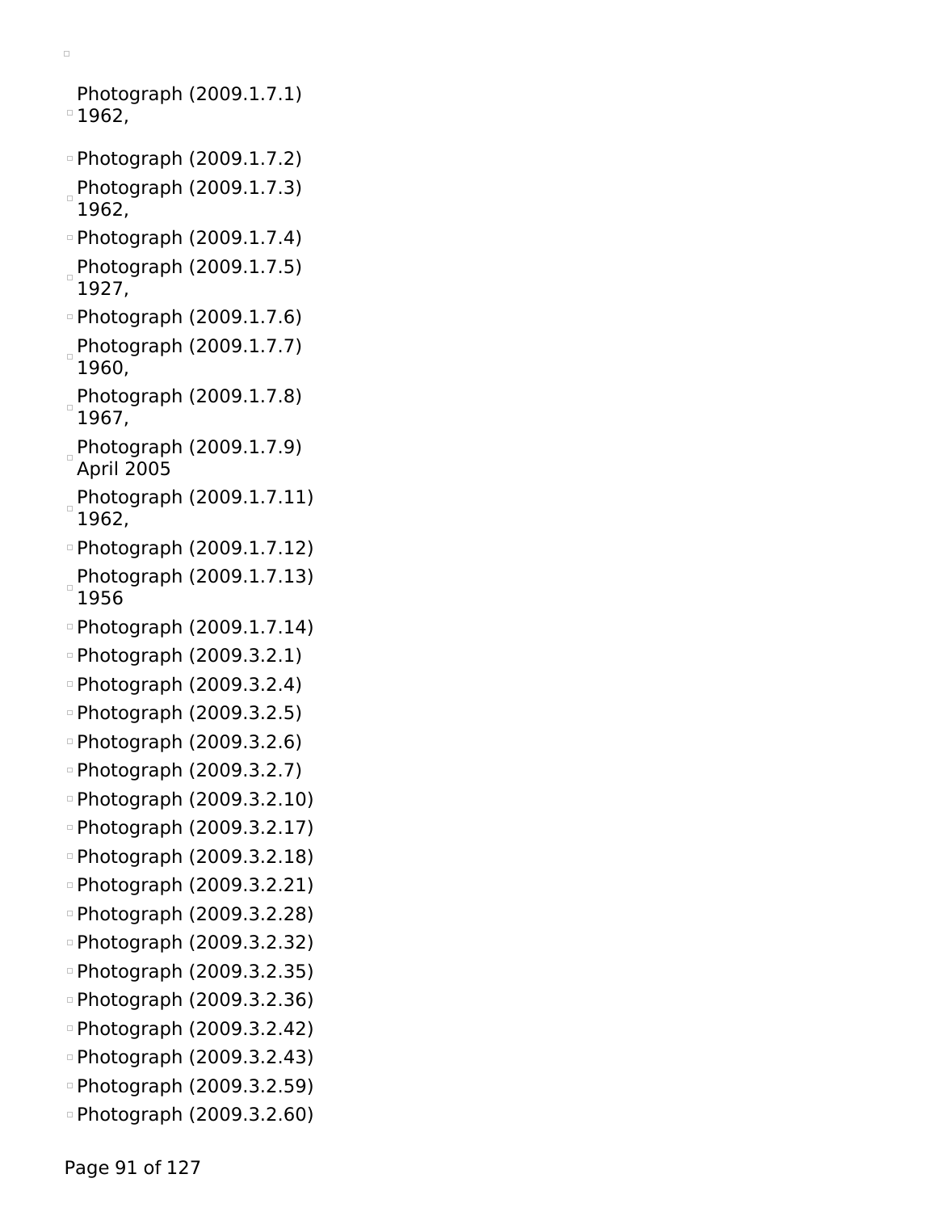- Photograph (2009.1.7.1)
  1962,
- Photograph (2009.1.7.2)
- Photograph (2009.1.7.3)
  1962,
- Photograph (2009.1.7.4)
- Photograph (2009.1.7.5)
  1927,
- Photograph (2009.1.7.6)
- Photograph (2009.1.7.7)
  1960,
- Photograph (2009.1.7.8)
  1967,
- Photograph (2009.1.7.9)
  April 2005
- Photograph (2009.1.7.11)
  1962,
- Photograph (2009.1.7.12)
- Photograph (2009.1.7.13)
  1956
- Photograph (2009.1.7.14)
- Photograph (2009.3.2.1)
- Photograph (2009.3.2.4)
- Photograph (2009.3.2.5)
- Photograph (2009.3.2.6)
- Photograph (2009.3.2.7)
- Photograph (2009.3.2.10)
- Photograph (2009.3.2.17)
- Photograph (2009.3.2.18)
- Photograph (2009.3.2.21)
- Photograph (2009.3.2.28)
- Photograph (2009.3.2.32)
- Photograph (2009.3.2.35)
- Photograph (2009.3.2.36)
- Photograph (2009.3.2.42)
- Photograph (2009.3.2.43)
- Photograph (2009.3.2.59)
- Photograph (2009.3.2.60)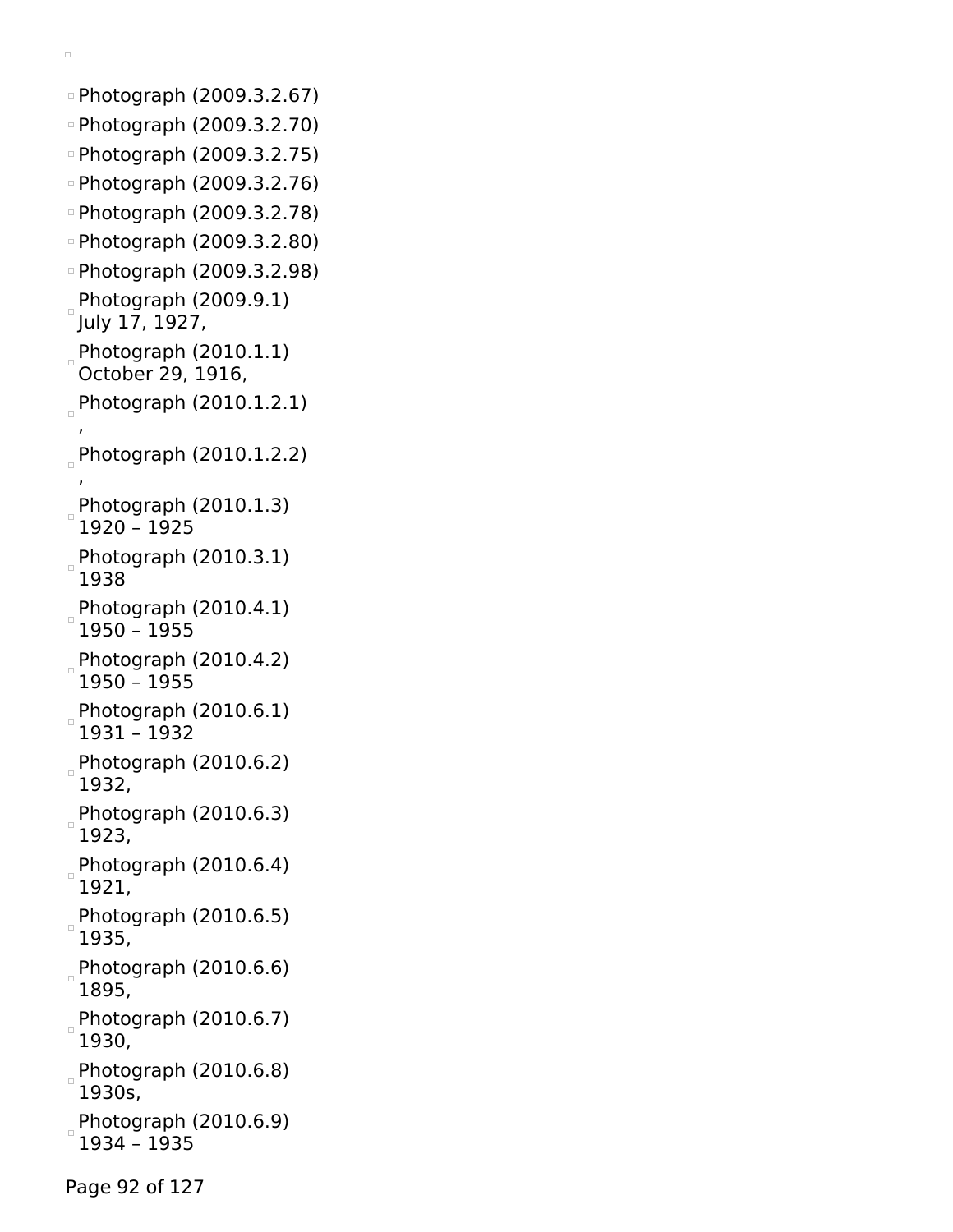- Photograph (2009.3.2.67)
- Photograph (2009.3.2.70)
- Photograph (2009.3.2.75)
- Photograph (2009.3.2.76)
- Photograph (2009.3.2.78)
- Photograph (2009.3.2.80)
- Photograph (2009.3.2.98)
- Photograph (2009.9.1)
  July 17, 1927,
- Photograph (2010.1.1)
  October 29, 1916,
- Photograph (2010.1.2.1)
  ,
- Photograph (2010.1.2.2)
  ,
- Photograph (2010.1.3)
  1920 – 1925
- Photograph (2010.3.1)
  1938
- Photograph (2010.4.1)
  1950 – 1955
- Photograph (2010.4.2)
  1950 – 1955
- Photograph (2010.6.1)
  1931 – 1932
- Photograph (2010.6.2)
  1932,
- Photograph (2010.6.3)
  1923,
- Photograph (2010.6.4)
  1921,
- Photograph (2010.6.5)
  1935,
- Photograph (2010.6.6)
  1895,
- Photograph (2010.6.7)
  1930,
- Photograph (2010.6.8)
  1930s,
- Photograph (2010.6.9)
  1934 – 1935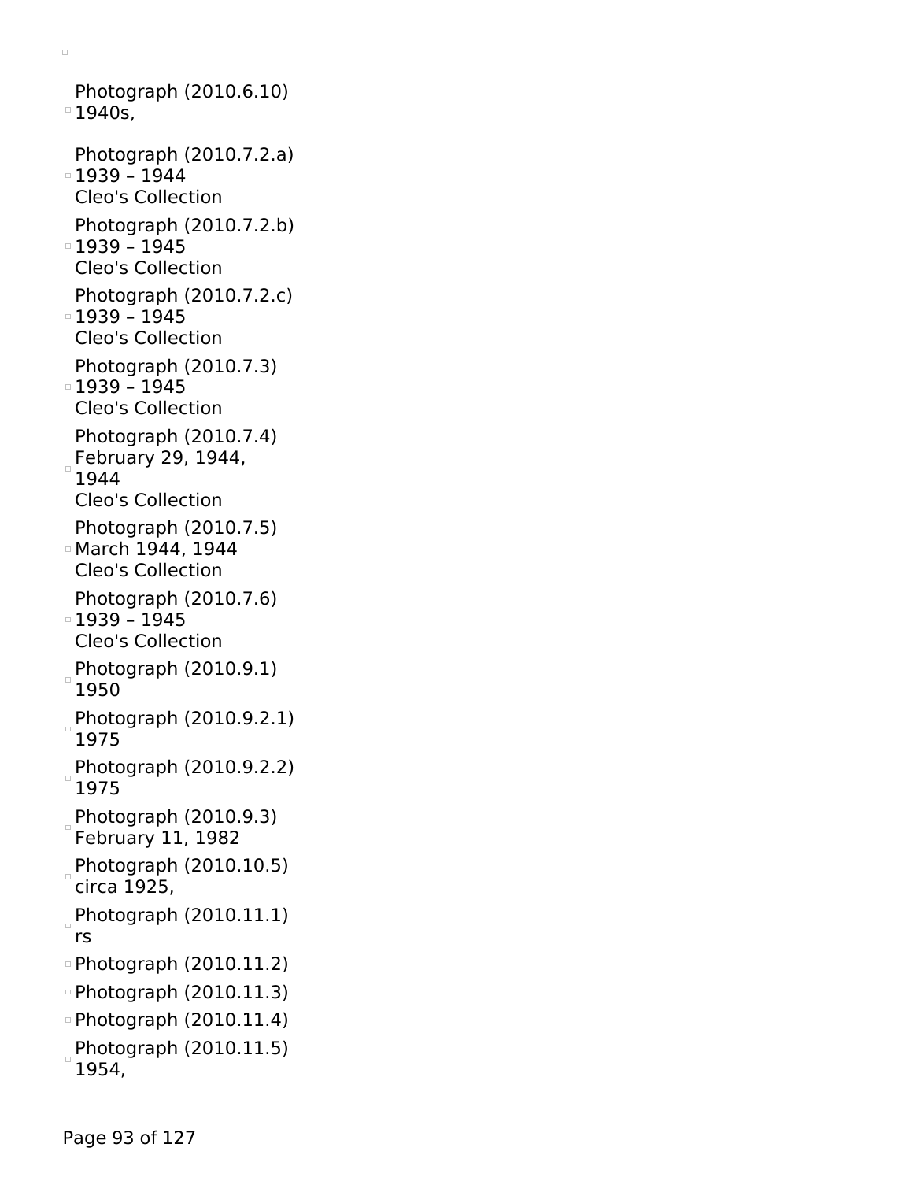- Photograph (2010.6.10)
  1940s,
- Photograph (2010.7.2.a)
  1939 – 1944
  Cleo's Collection
- Photograph (2010.7.2.b)
  1939 – 1945
  Cleo's Collection
- Photograph (2010.7.2.c)
  1939 – 1945
  Cleo's Collection
- Photograph (2010.7.3)
  1939 – 1945
  Cleo's Collection
- Photograph (2010.7.4)
  February 29, 1944,
  1944
  Cleo's Collection
- Photograph (2010.7.5)
  March 1944, 1944
  Cleo's Collection
- Photograph (2010.7.6)
  1939 – 1945
  Cleo's Collection
- Photograph (2010.9.1)
  1950
- Photograph (2010.9.2.1)
  1975
- Photograph (2010.9.2.2)
  1975
- Photograph (2010.9.3)
  February 11, 1982
- Photograph (2010.10.5)
  circa 1925,
- Photograph (2010.11.1)
  rs
- Photograph (2010.11.2)
- Photograph (2010.11.3)
- Photograph (2010.11.4)
- Photograph (2010.11.5)
  1954,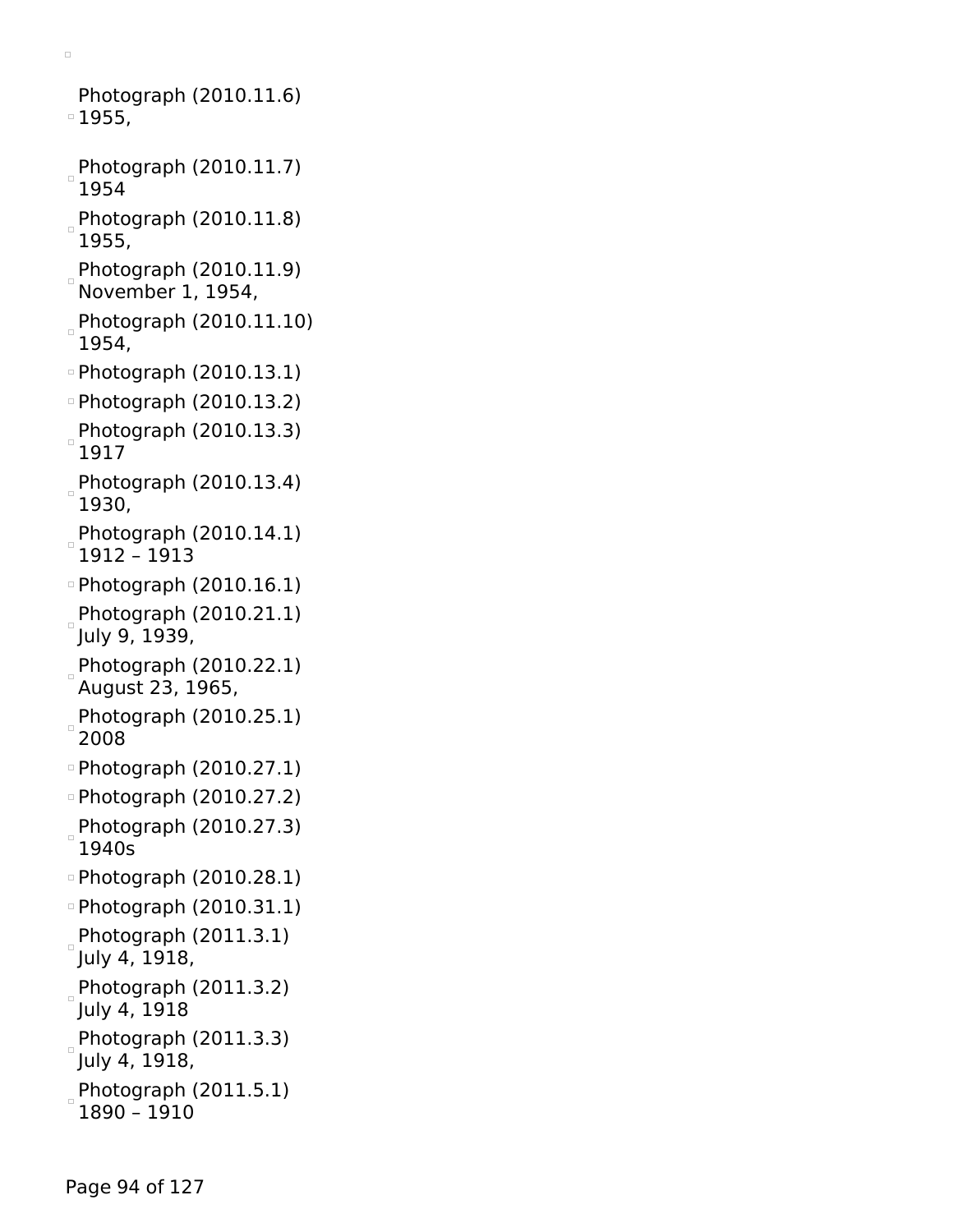- Photograph (2010.11.6)
  1955,
- Photograph (2010.11.7)
  1954
- Photograph (2010.11.8)
  1955,
- Photograph (2010.11.9)
  November 1, 1954,
- Photograph (2010.11.10)
  1954,
- Photograph (2010.13.1)
- Photograph (2010.13.2)
- Photograph (2010.13.3)
  1917
- Photograph (2010.13.4)
  1930,
- Photograph (2010.14.1)
  1912 – 1913
- Photograph (2010.16.1)
- Photograph (2010.21.1)
  July 9, 1939,
- Photograph (2010.22.1)
  August 23, 1965,
- Photograph (2010.25.1)
  2008
- Photograph (2010.27.1)
- Photograph (2010.27.2)
- Photograph (2010.27.3)
  1940s
- Photograph (2010.28.1)
- Photograph (2010.31.1)
- Photograph (2011.3.1)
  July 4, 1918,
- Photograph (2011.3.2)
  July 4, 1918
- Photograph (2011.3.3)
  July 4, 1918,
- Photograph (2011.5.1)
  1890 – 1910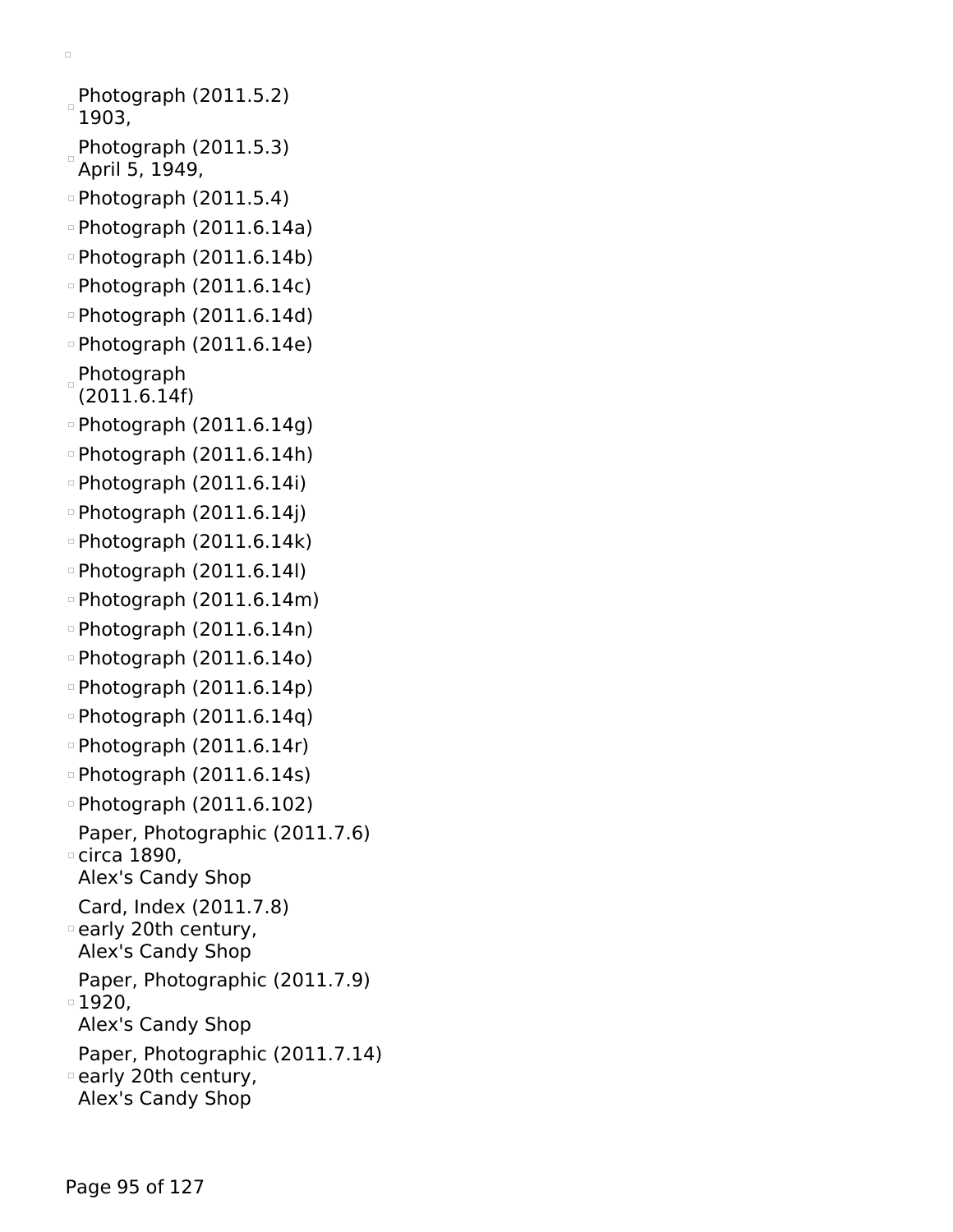- Photograph (2011.5.2)
  1903,
- Photograph (2011.5.3)
  April 5, 1949,
- Photograph (2011.5.4)
- Photograph (2011.6.14a)
- Photograph (2011.6.14b)
- Photograph (2011.6.14c)
- Photograph (2011.6.14d)
- Photograph (2011.6.14e)
- Photograph
  (2011.6.14f)
- Photograph (2011.6.14g)
- Photograph (2011.6.14h)
- Photograph (2011.6.14i)
- Photograph (2011.6.14j)
- Photograph (2011.6.14k)
- Photograph (2011.6.14l)
- Photograph (2011.6.14m)
- Photograph (2011.6.14n)
- Photograph (2011.6.14o)
- Photograph (2011.6.14p)
- Photograph (2011.6.14q)
- Photograph (2011.6.14r)
- Photograph (2011.6.14s)
- Photograph (2011.6.102)
- Paper, Photographic (2011.7.6)
  circa 1890,
  Alex's Candy Shop
- Card, Index (2011.7.8)
  early 20th century,
  Alex's Candy Shop
- Paper, Photographic (2011.7.9)
  1920,
  Alex's Candy Shop
- Paper, Photographic (2011.7.14)
  early 20th century,
  Alex's Candy Shop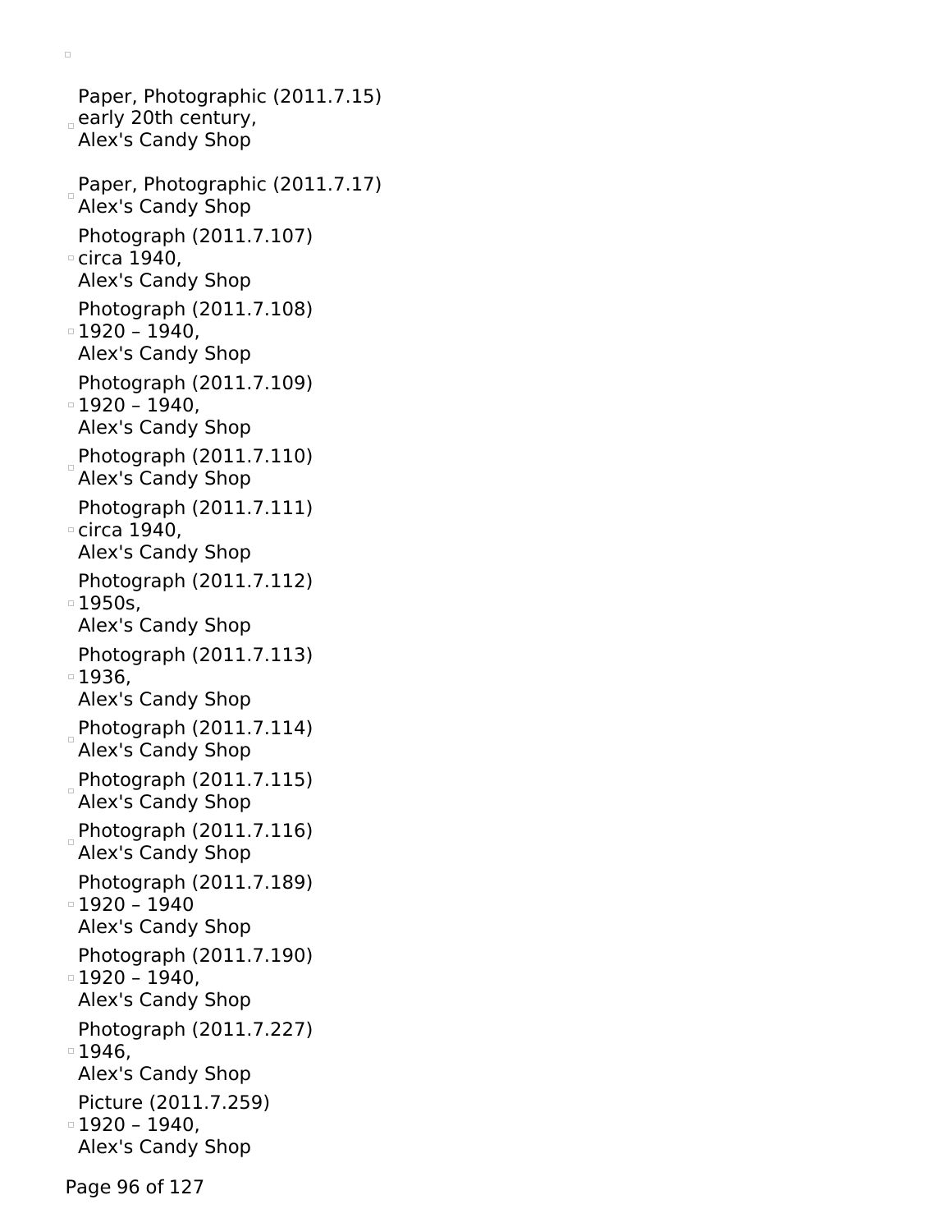- Paper, Photographic (2011.7.15)
  early 20th century,
  Alex's Candy Shop
- Paper, Photographic (2011.7.17)
  Alex's Candy Shop
- Photograph (2011.7.107)
  circa 1940,
  Alex's Candy Shop
- Photograph (2011.7.108)
  1920 – 1940,
  Alex's Candy Shop
- Photograph (2011.7.109)
  1920 – 1940,
  Alex's Candy Shop
- Photograph (2011.7.110)
  Alex's Candy Shop
- Photograph (2011.7.111)
  circa 1940,
  Alex's Candy Shop
- Photograph (2011.7.112)
  1950s,
  Alex's Candy Shop
- Photograph (2011.7.113)
  1936,
  Alex's Candy Shop
- Photograph (2011.7.114)
  Alex's Candy Shop
- Photograph (2011.7.115)
  Alex's Candy Shop
- Photograph (2011.7.116)
  Alex's Candy Shop
- Photograph (2011.7.189)
  1920 – 1940
  Alex's Candy Shop
- Photograph (2011.7.190)
  1920 – 1940,
  Alex's Candy Shop
- Photograph (2011.7.227)
  1946,
  Alex's Candy Shop
- Picture (2011.7.259)
  1920 – 1940,
  Alex's Candy Shop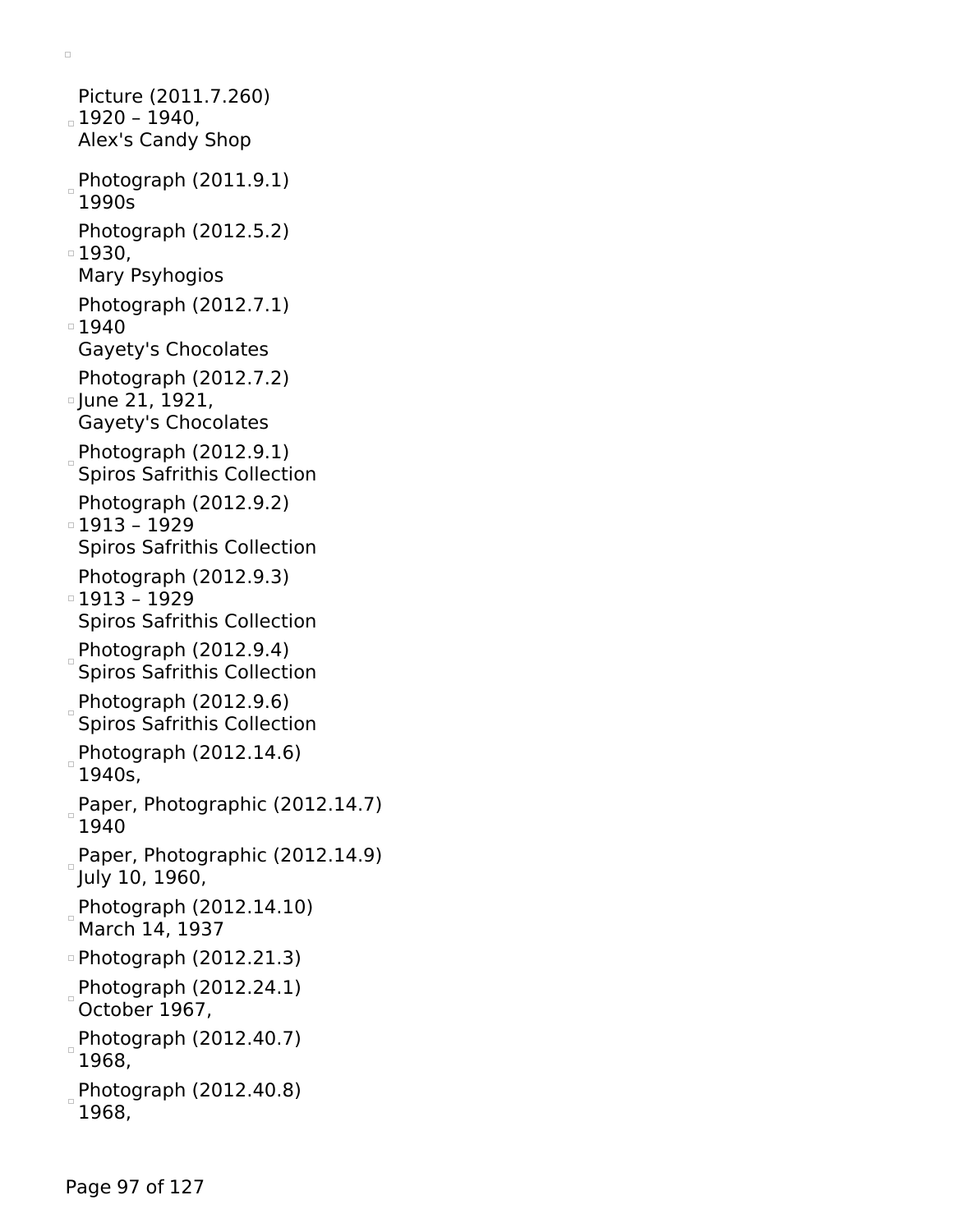- Picture (2011.7.260)
  1920 – 1940,
  Alex's Candy Shop
- Photograph (2011.9.1)
  1990s
- Photograph (2012.5.2)
  1930,
  Mary Psyhogios
- Photograph (2012.7.1)
  1940
  Gayety's Chocolates
- Photograph (2012.7.2)
  June 21, 1921,
  Gayety's Chocolates
- Photograph (2012.9.1)
  Spiros Safrithis Collection
- Photograph (2012.9.2)
  1913 – 1929
  Spiros Safrithis Collection
- Photograph (2012.9.3)
  1913 – 1929
  Spiros Safrithis Collection
- Photograph (2012.9.4)
  Spiros Safrithis Collection
- Photograph (2012.9.6)
  Spiros Safrithis Collection
- Photograph (2012.14.6)
  1940s,
- Paper, Photographic (2012.14.7)
  1940
- Paper, Photographic (2012.14.9)
  July 10, 1960,
- Photograph (2012.14.10)
  March 14, 1937
- Photograph (2012.21.3)
- Photograph (2012.24.1)
  October 1967,
- Photograph (2012.40.7)
  1968,
- Photograph (2012.40.8)
  1968,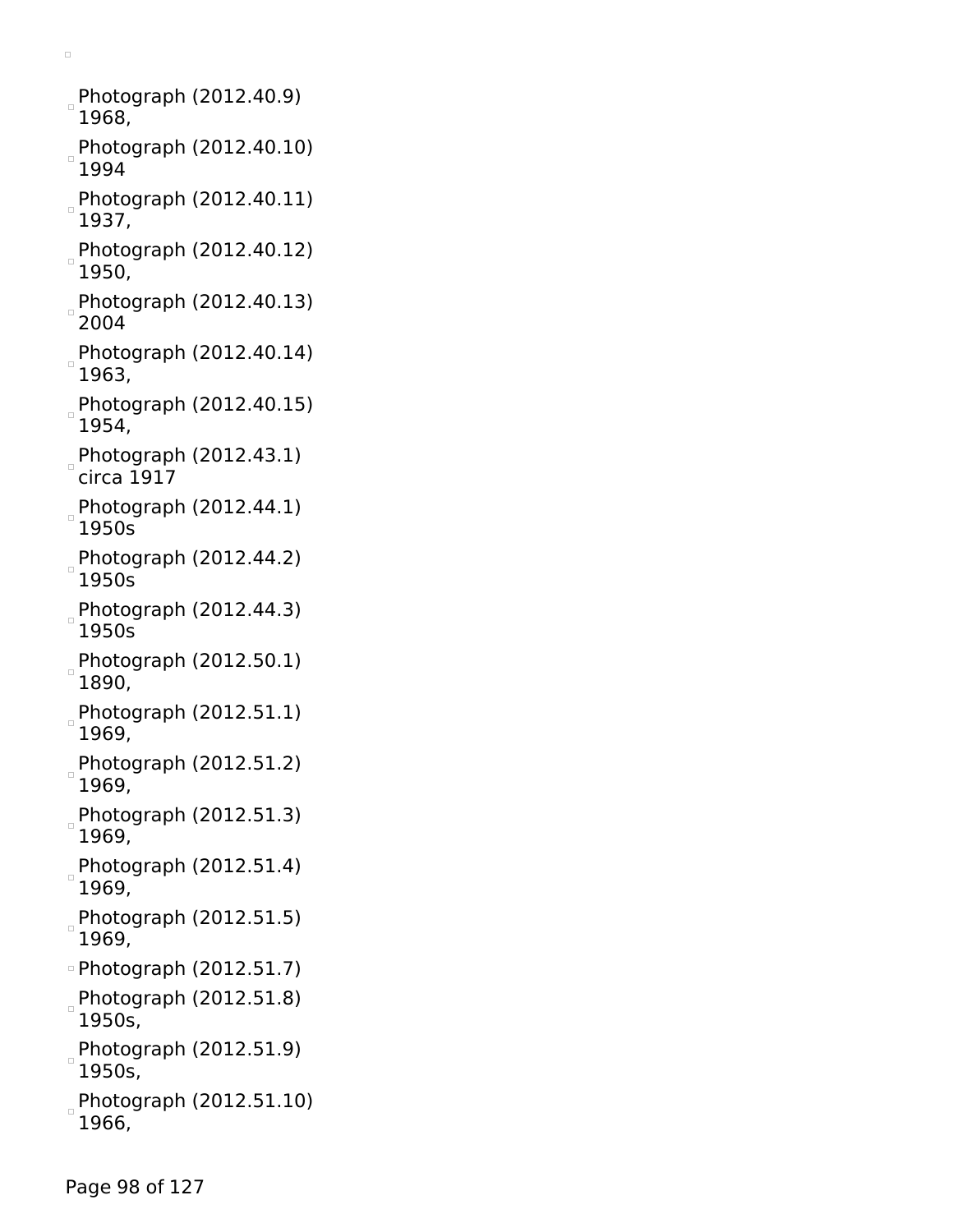- Photograph (2012.40.9)
  1968,
- Photograph (2012.40.10)
  1994
- Photograph (2012.40.11)
  1937,
- Photograph (2012.40.12)
  1950,
- Photograph (2012.40.13)
  2004
- Photograph (2012.40.14)
  1963,
- Photograph (2012.40.15)
  1954,
- Photograph (2012.43.1)
  circa 1917
- Photograph (2012.44.1)
  1950s
- Photograph (2012.44.2)
  1950s
- Photograph (2012.44.3)
  1950s
- Photograph (2012.50.1)
  1890,
- Photograph (2012.51.1)
  1969,
- Photograph (2012.51.2)
  1969,
- Photograph (2012.51.3)
  1969,
- Photograph (2012.51.4)
  1969,
- Photograph (2012.51.5)
  1969,
- Photograph (2012.51.7)
- Photograph (2012.51.8)
  1950s,
- Photograph (2012.51.9)
  1950s,
- Photograph (2012.51.10)
  1966,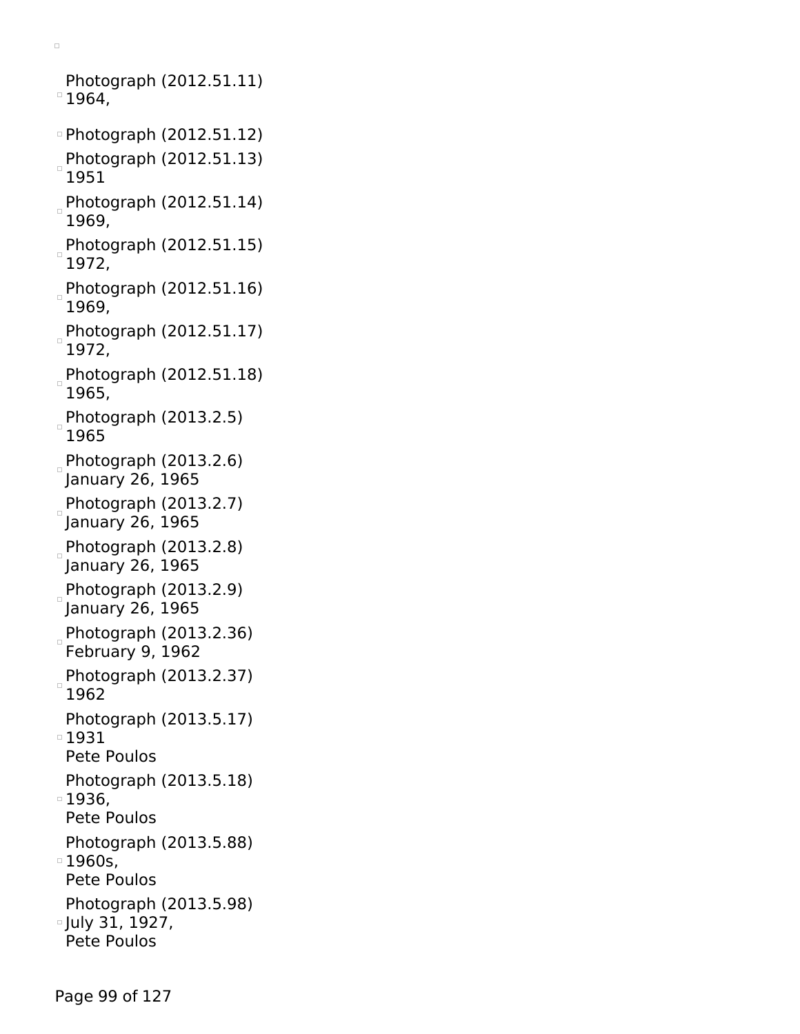- Photograph (2012.51.11)
  1964,
- Photograph (2012.51.12)
- Photograph (2012.51.13)
  1951
- Photograph (2012.51.14)
  1969,
- Photograph (2012.51.15)
  1972,
- Photograph (2012.51.16)
  1969,
- Photograph (2012.51.17)
  1972,
- Photograph (2012.51.18)
  1965,
- Photograph (2013.2.5)
  1965
- Photograph (2013.2.6)
  January 26, 1965
- Photograph (2013.2.7)
  January 26, 1965
- Photograph (2013.2.8)
  January 26, 1965
- Photograph (2013.2.9)
  January 26, 1965
- Photograph (2013.2.36)
  February 9, 1962
- Photograph (2013.2.37)
  1962
- Photograph (2013.5.17)
  1931
  Pete Poulos
- Photograph (2013.5.18)
  1936,
  Pete Poulos
- Photograph (2013.5.88)
  1960s,
  Pete Poulos
- Photograph (2013.5.98)
  July 31, 1927,
  Pete Poulos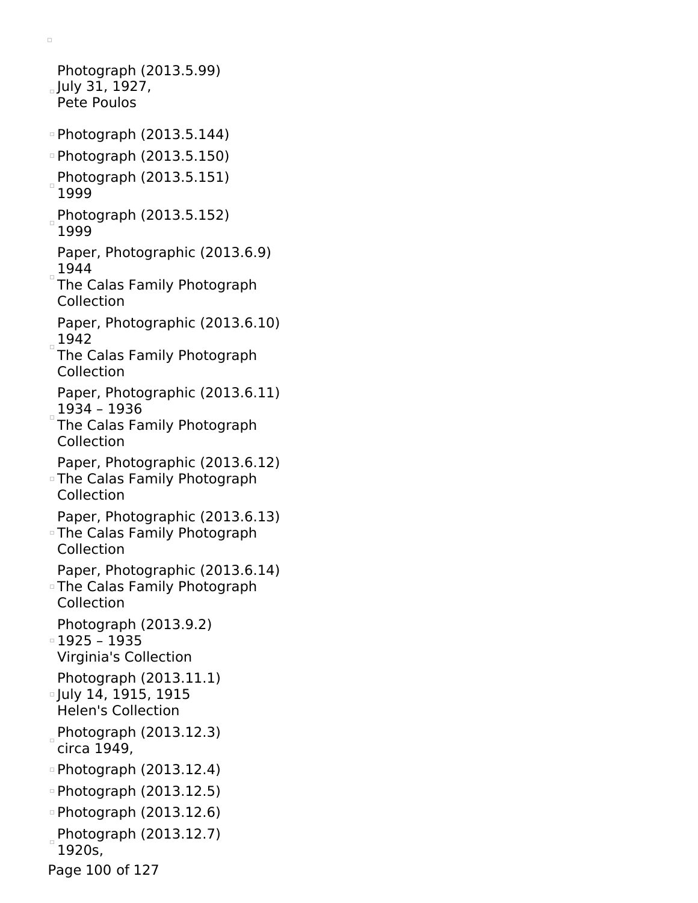- Photograph (2013.5.99)
  July 31, 1927,
  Pete Poulos
- Photograph (2013.5.144)
- Photograph (2013.5.150)
- Photograph (2013.5.151)
  1999
- Photograph (2013.5.152)
  1999
- Paper, Photographic (2013.6.9)
  1944
  The Calas Family Photograph Collection
- Paper, Photographic (2013.6.10)
  1942
  The Calas Family Photograph Collection
- Paper, Photographic (2013.6.11)
  1934 – 1936
  The Calas Family Photograph Collection
- Paper, Photographic (2013.6.12)
  The Calas Family Photograph Collection
- Paper, Photographic (2013.6.13)
  The Calas Family Photograph Collection
- Paper, Photographic (2013.6.14)
  The Calas Family Photograph Collection
- Photograph (2013.9.2)
  1925 – 1935
  Virginia's Collection
- Photograph (2013.11.1)
  July 14, 1915, 1915
  Helen's Collection
- Photograph (2013.12.3)
  circa 1949,
- Photograph (2013.12.4)
- Photograph (2013.12.5)
- Photograph (2013.12.6)
- Photograph (2013.12.7)
  1920s,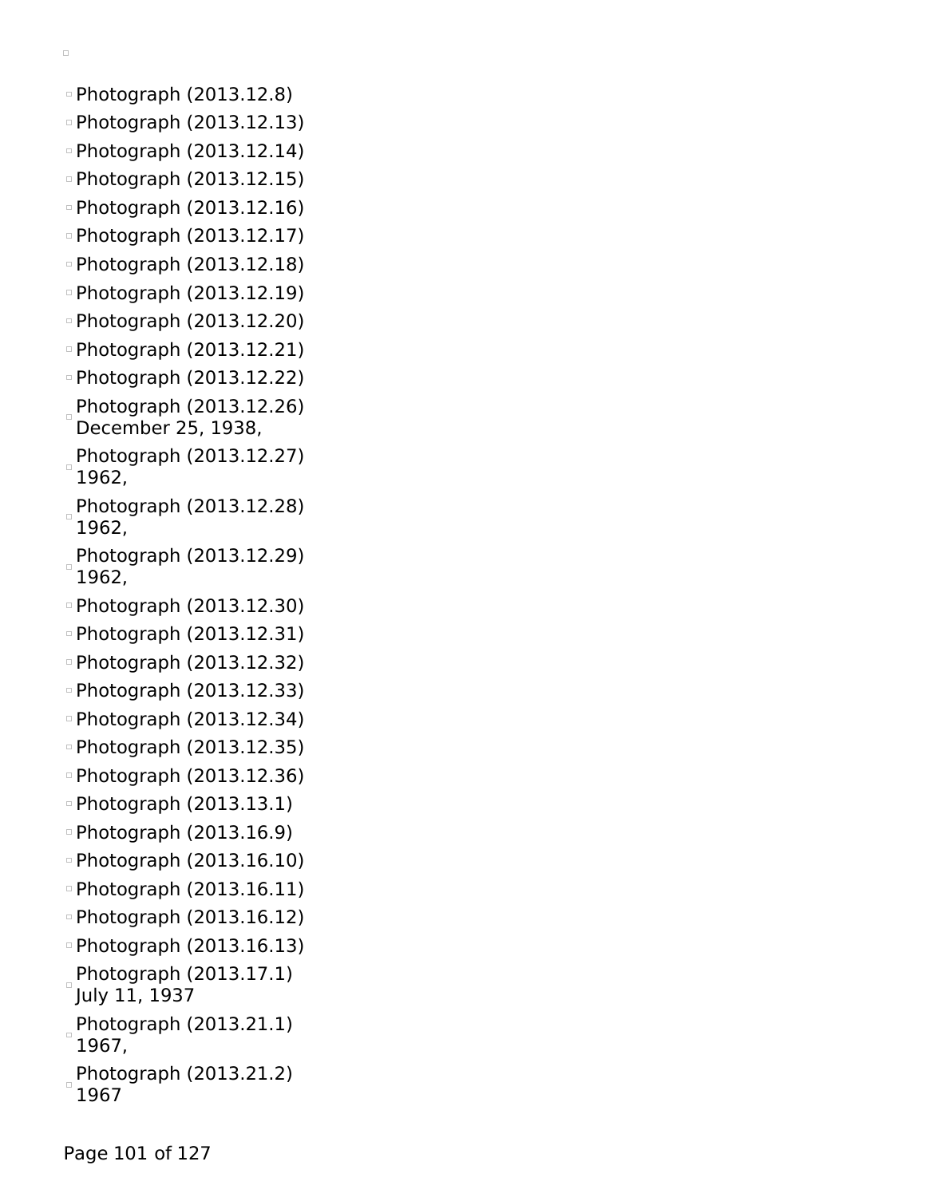- Photograph (2013.12.8)
- Photograph (2013.12.13)
- Photograph (2013.12.14)
- Photograph (2013.12.15)
- Photograph (2013.12.16)
- Photograph (2013.12.17)
- Photograph (2013.12.18)
- Photograph (2013.12.19)
- Photograph (2013.12.20)
- Photograph (2013.12.21)
- Photograph (2013.12.22)
- Photograph (2013.12.26) December 25, 1938,
- Photograph (2013.12.27) 1962,
- Photograph (2013.12.28) 1962,
- Photograph (2013.12.29) 1962,
- Photograph (2013.12.30)
- Photograph (2013.12.31)
- Photograph (2013.12.32)
- Photograph (2013.12.33)
- Photograph (2013.12.34)
- Photograph (2013.12.35)
- Photograph (2013.12.36)
- Photograph (2013.13.1)
- Photograph (2013.16.9)
- Photograph (2013.16.10)
- Photograph (2013.16.11)
- Photograph (2013.16.12)
- Photograph (2013.16.13)
- Photograph (2013.17.1) July 11, 1937
- Photograph (2013.21.1) 1967,
- Photograph (2013.21.2) 1967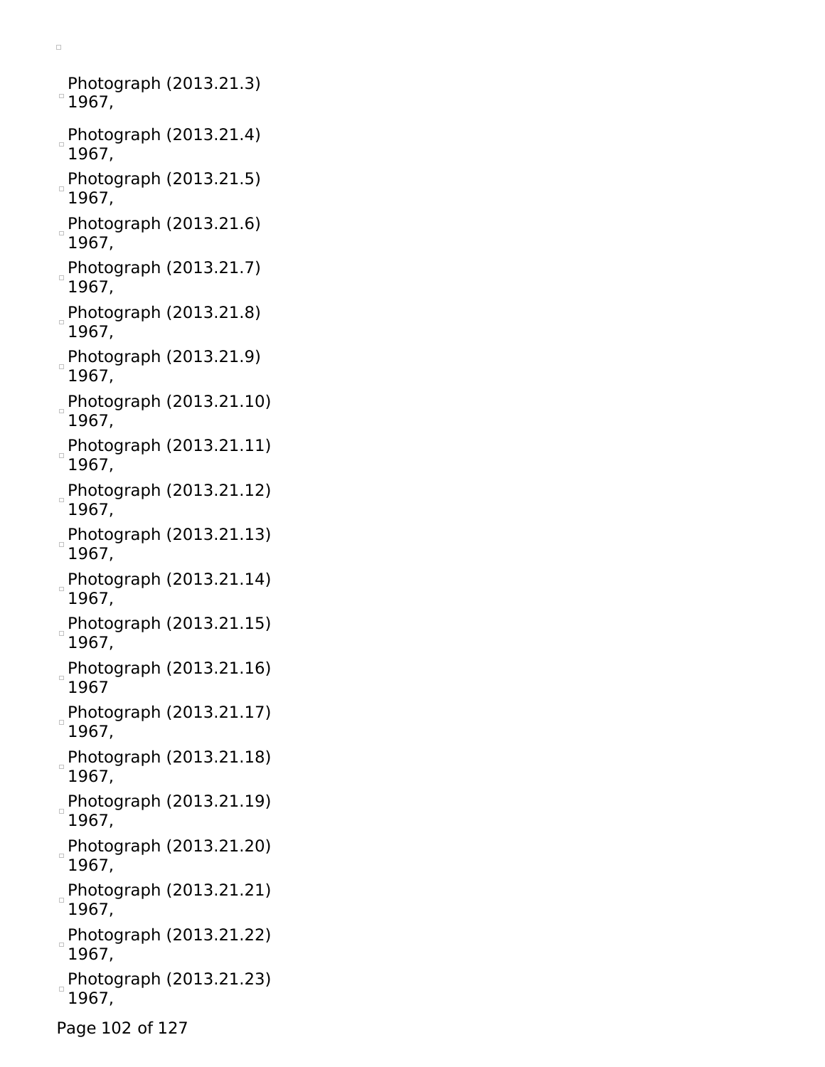Photograph (2013.21.3)
1967,

Photograph (2013.21.4)
1967,

Photograph (2013.21.5)
1967,

Photograph (2013.21.6)
1967,

Photograph (2013.21.7)
1967,

Photograph (2013.21.8)
1967,

Photograph (2013.21.9)
1967,

Photograph (2013.21.10)
1967,

Photograph (2013.21.11)
1967,

Photograph (2013.21.12)
1967,

Photograph (2013.21.13)
1967,

Photograph (2013.21.14)
1967,

Photograph (2013.21.15)
1967,

Photograph (2013.21.16)
1967

Photograph (2013.21.17)
1967,

Photograph (2013.21.18)
1967,

Photograph (2013.21.19)
1967,

Photograph (2013.21.20)
1967,

Photograph (2013.21.21)
1967,

Photograph (2013.21.22)
1967,

Photograph (2013.21.23)
1967,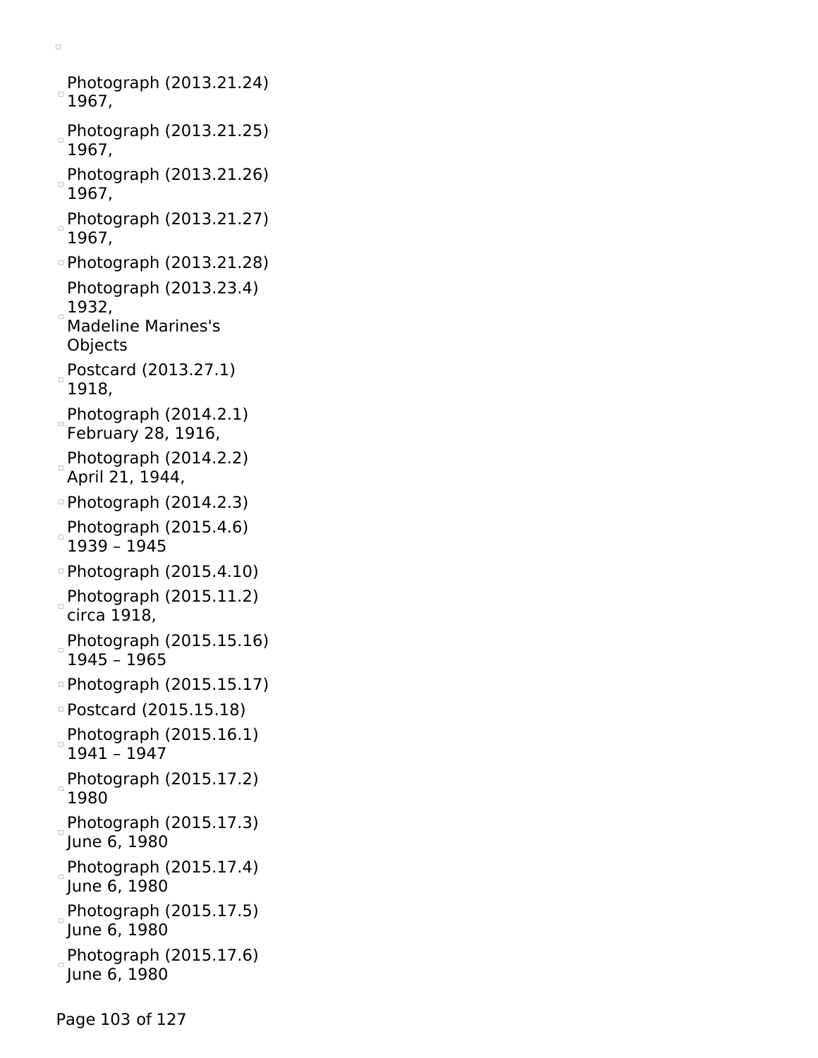- Photograph (2013.21.24)
  1967,
- Photograph (2013.21.25)
  1967,
- Photograph (2013.21.26)
  1967,
- Photograph (2013.21.27)
  1967,
- Photograph (2013.21.28)
- Photograph (2013.23.4)
  1932,
  Madeline Marines's
  Objects
- Postcard (2013.27.1)
  1918,
- Photograph (2014.2.1)
  February 28, 1916,
- Photograph (2014.2.2)
  April 21, 1944,
- Photograph (2014.2.3)
- Photograph (2015.4.6)
  1939 – 1945
- Photograph (2015.4.10)
- Photograph (2015.11.2)
  circa 1918,
- Photograph (2015.15.16)
  1945 – 1965
- Photograph (2015.15.17)
- Postcard (2015.15.18)
- Photograph (2015.16.1)
  1941 – 1947
- Photograph (2015.17.2)
  1980
- Photograph (2015.17.3)
  June 6, 1980
- Photograph (2015.17.4)
  June 6, 1980
- Photograph (2015.17.5)
  June 6, 1980
- Photograph (2015.17.6)
  June 6, 1980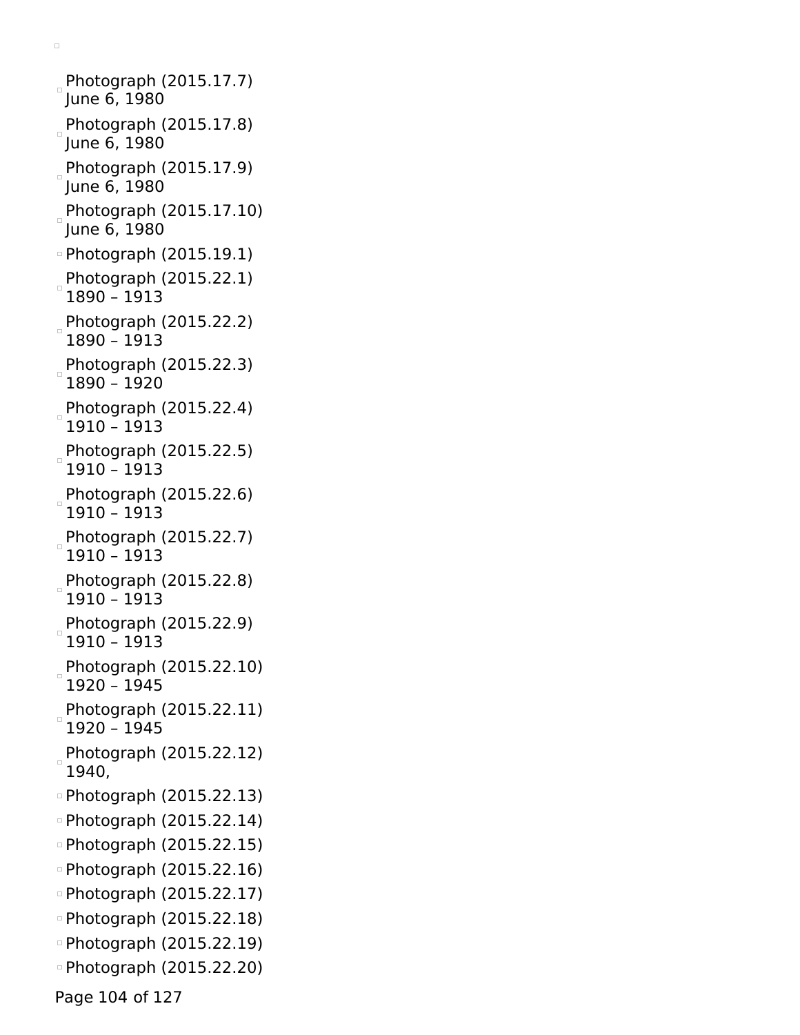- Photograph (2015.17.7)
  June 6, 1980
- Photograph (2015.17.8)
  June 6, 1980
- Photograph (2015.17.9)
  June 6, 1980
- Photograph (2015.17.10)
  June 6, 1980
- Photograph (2015.19.1)
- Photograph (2015.22.1)
  1890 – 1913
- Photograph (2015.22.2)
  1890 – 1913
- Photograph (2015.22.3)
  1890 – 1920
- Photograph (2015.22.4)
  1910 – 1913
- Photograph (2015.22.5)
  1910 – 1913
- Photograph (2015.22.6)
  1910 – 1913
- Photograph (2015.22.7)
  1910 – 1913
- Photograph (2015.22.8)
  1910 – 1913
- Photograph (2015.22.9)
  1910 – 1913
- Photograph (2015.22.10)
  1920 – 1945
- Photograph (2015.22.11)
  1920 – 1945
- Photograph (2015.22.12)
  1940,
- Photograph (2015.22.13)
- Photograph (2015.22.14)
- Photograph (2015.22.15)
- Photograph (2015.22.16)
- Photograph (2015.22.17)
- Photograph (2015.22.18)
- Photograph (2015.22.19)
- Photograph (2015.22.20)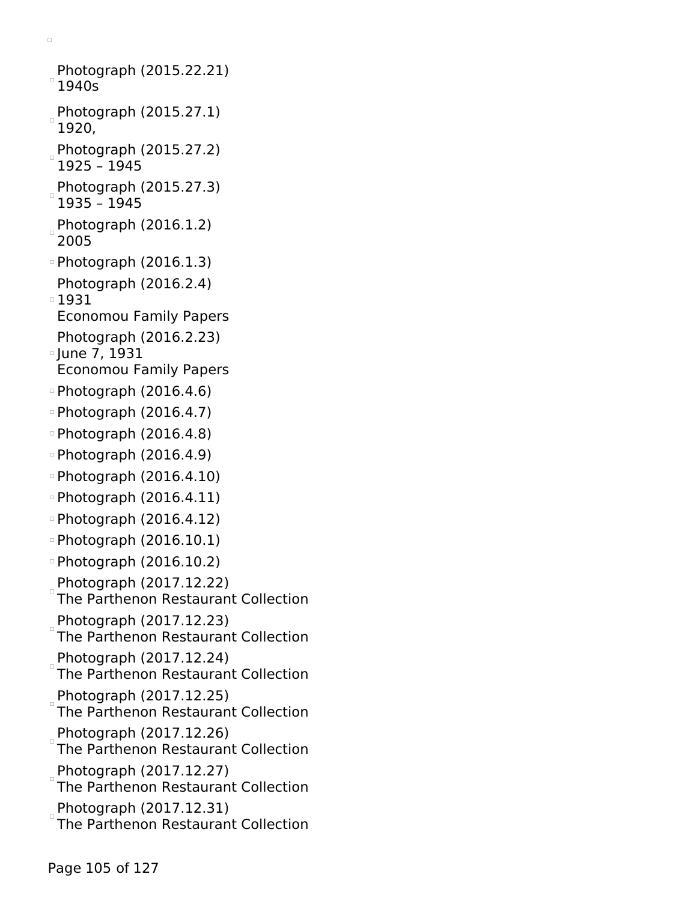- Photograph (2015.22.21)
  1940s
- Photograph (2015.27.1)
  1920,
- Photograph (2015.27.2)
  1925 – 1945
- Photograph (2015.27.3)
  1935 – 1945
- Photograph (2016.1.2)
  2005
- Photograph (2016.1.3)
- Photograph (2016.2.4)
  1931
  Economou Family Papers
- Photograph (2016.2.23)
  June 7, 1931
  Economou Family Papers
- Photograph (2016.4.6)
- Photograph (2016.4.7)
- Photograph (2016.4.8)
- Photograph (2016.4.9)
- Photograph (2016.4.10)
- Photograph (2016.4.11)
- Photograph (2016.4.12)
- Photograph (2016.10.1)
- Photograph (2016.10.2)
- Photograph (2017.12.22)
  The Parthenon Restaurant Collection
- Photograph (2017.12.23)
  The Parthenon Restaurant Collection
- Photograph (2017.12.24)
  The Parthenon Restaurant Collection
- Photograph (2017.12.25)
  The Parthenon Restaurant Collection
- Photograph (2017.12.26)
  The Parthenon Restaurant Collection
- Photograph (2017.12.27)
  The Parthenon Restaurant Collection
- Photograph (2017.12.31)
  The Parthenon Restaurant Collection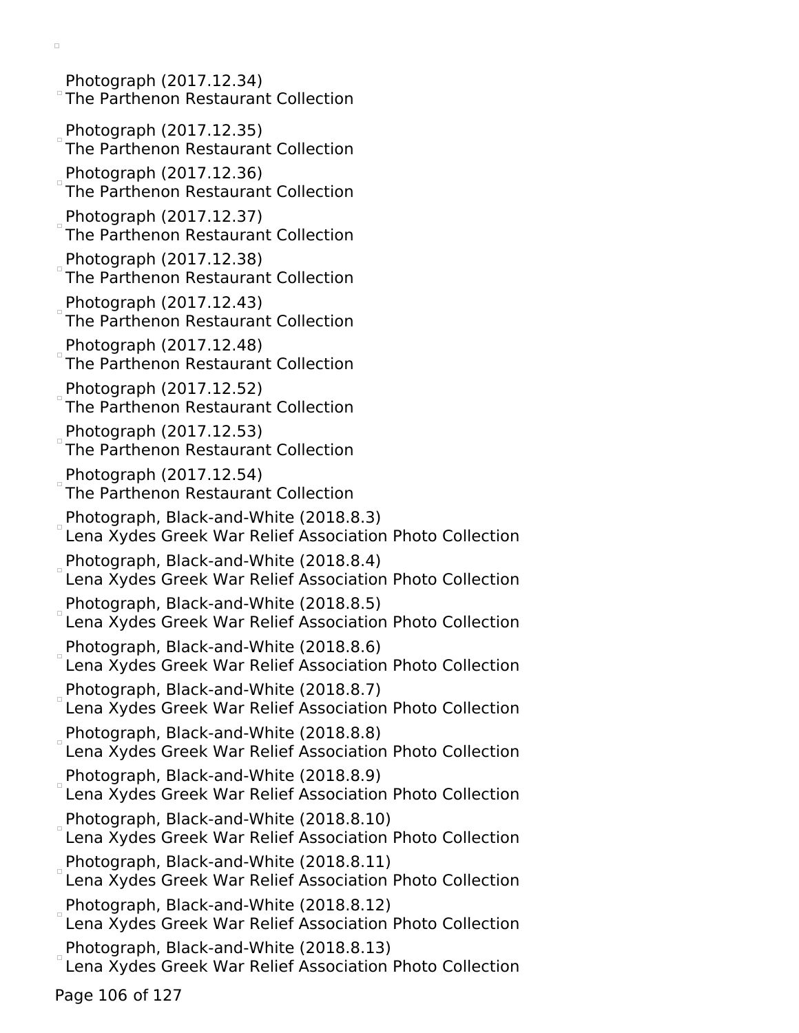- Photograph (2017.12.34)
  The Parthenon Restaurant Collection
- Photograph (2017.12.35)
  The Parthenon Restaurant Collection
- Photograph (2017.12.36)
  The Parthenon Restaurant Collection
- Photograph (2017.12.37)
  The Parthenon Restaurant Collection
- Photograph (2017.12.38)
  The Parthenon Restaurant Collection
- Photograph (2017.12.43)
  The Parthenon Restaurant Collection
- Photograph (2017.12.48)
  The Parthenon Restaurant Collection
- Photograph (2017.12.52)
  The Parthenon Restaurant Collection
- Photograph (2017.12.53)
  The Parthenon Restaurant Collection
- Photograph (2017.12.54)
  The Parthenon Restaurant Collection
- Photograph, Black-and-White (2018.8.3)
  Lena Xydes Greek War Relief Association Photo Collection
- Photograph, Black-and-White (2018.8.4)
  Lena Xydes Greek War Relief Association Photo Collection
- Photograph, Black-and-White (2018.8.5)
  Lena Xydes Greek War Relief Association Photo Collection
- Photograph, Black-and-White (2018.8.6)
  Lena Xydes Greek War Relief Association Photo Collection
- Photograph, Black-and-White (2018.8.7)
  Lena Xydes Greek War Relief Association Photo Collection
- Photograph, Black-and-White (2018.8.8)
  Lena Xydes Greek War Relief Association Photo Collection
- Photograph, Black-and-White (2018.8.9)
  Lena Xydes Greek War Relief Association Photo Collection
- Photograph, Black-and-White (2018.8.10)
  Lena Xydes Greek War Relief Association Photo Collection
- Photograph, Black-and-White (2018.8.11)
  Lena Xydes Greek War Relief Association Photo Collection
- Photograph, Black-and-White (2018.8.12)
  Lena Xydes Greek War Relief Association Photo Collection
- Photograph, Black-and-White (2018.8.13)
  Lena Xydes Greek War Relief Association Photo Collection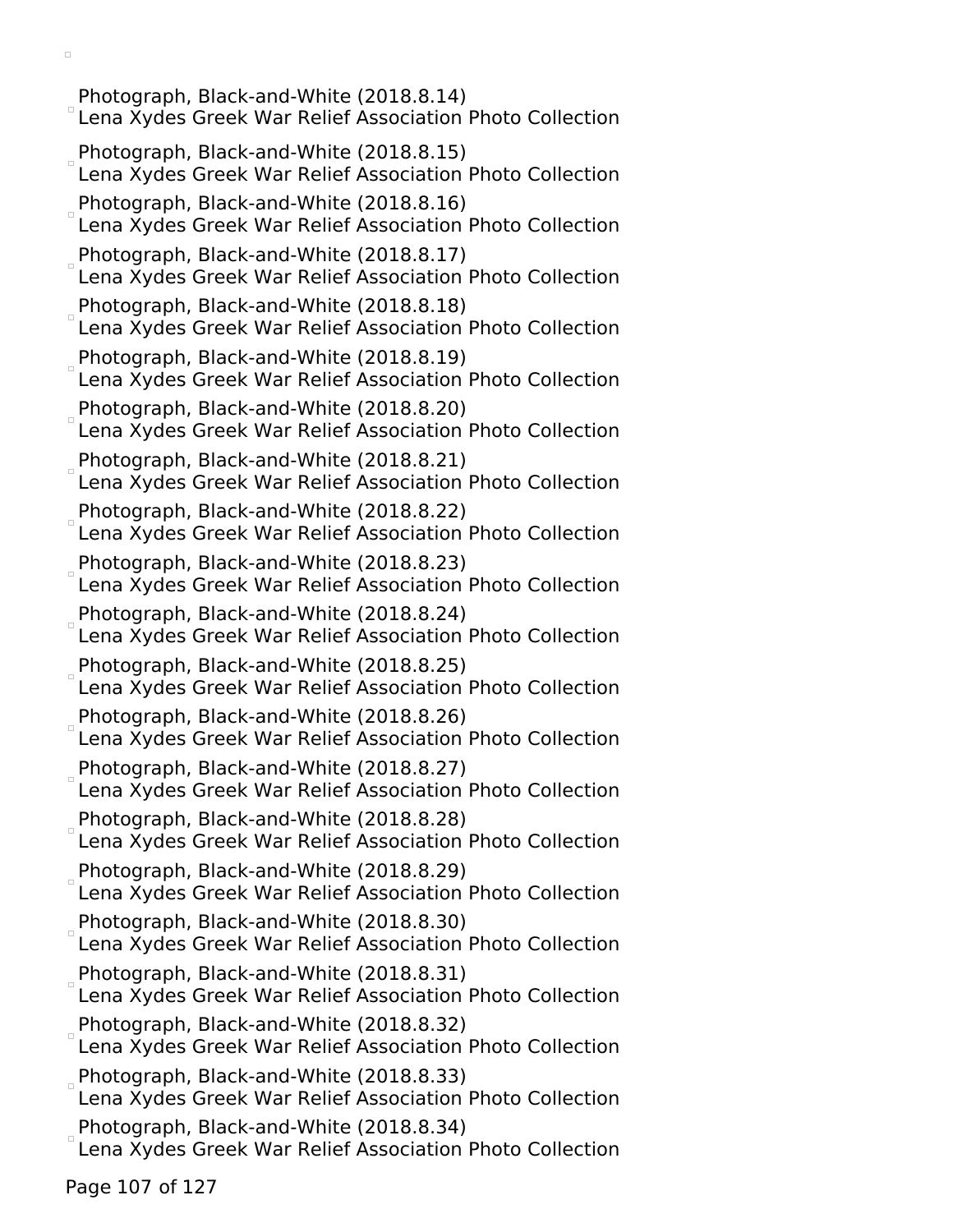- Photograph, Black-and-White (2018.8.14)
  Lena Xydes Greek War Relief Association Photo Collection
- Photograph, Black-and-White (2018.8.15)
  Lena Xydes Greek War Relief Association Photo Collection
- Photograph, Black-and-White (2018.8.16)
  Lena Xydes Greek War Relief Association Photo Collection
- Photograph, Black-and-White (2018.8.17)
  Lena Xydes Greek War Relief Association Photo Collection
- Photograph, Black-and-White (2018.8.18)
  Lena Xydes Greek War Relief Association Photo Collection
- Photograph, Black-and-White (2018.8.19)
  Lena Xydes Greek War Relief Association Photo Collection
- Photograph, Black-and-White (2018.8.20)
  Lena Xydes Greek War Relief Association Photo Collection
- Photograph, Black-and-White (2018.8.21)
  Lena Xydes Greek War Relief Association Photo Collection
- Photograph, Black-and-White (2018.8.22)
  Lena Xydes Greek War Relief Association Photo Collection
- Photograph, Black-and-White (2018.8.23)
  Lena Xydes Greek War Relief Association Photo Collection
- Photograph, Black-and-White (2018.8.24)
  Lena Xydes Greek War Relief Association Photo Collection
- Photograph, Black-and-White (2018.8.25)
  Lena Xydes Greek War Relief Association Photo Collection
- Photograph, Black-and-White (2018.8.26)
  Lena Xydes Greek War Relief Association Photo Collection
- Photograph, Black-and-White (2018.8.27)
  Lena Xydes Greek War Relief Association Photo Collection
- Photograph, Black-and-White (2018.8.28)
  Lena Xydes Greek War Relief Association Photo Collection
- Photograph, Black-and-White (2018.8.29)
  Lena Xydes Greek War Relief Association Photo Collection
- Photograph, Black-and-White (2018.8.30)
  Lena Xydes Greek War Relief Association Photo Collection
- Photograph, Black-and-White (2018.8.31)
  Lena Xydes Greek War Relief Association Photo Collection
- Photograph, Black-and-White (2018.8.32)
  Lena Xydes Greek War Relief Association Photo Collection
- Photograph, Black-and-White (2018.8.33)
  Lena Xydes Greek War Relief Association Photo Collection
- Photograph, Black-and-White (2018.8.34)
  Lena Xydes Greek War Relief Association Photo Collection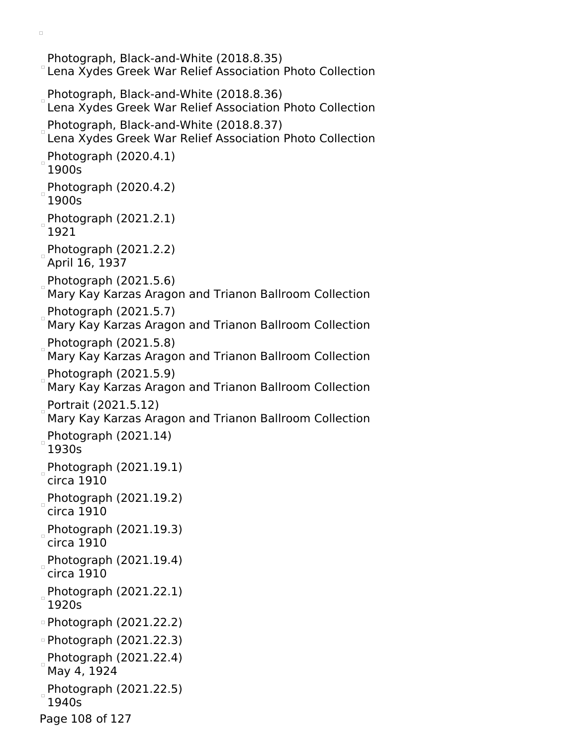- Photograph, Black-and-White (2018.8.35)
  Lena Xydes Greek War Relief Association Photo Collection
- Photograph, Black-and-White (2018.8.36)
  Lena Xydes Greek War Relief Association Photo Collection
- Photograph, Black-and-White (2018.8.37)
  Lena Xydes Greek War Relief Association Photo Collection
- Photograph (2020.4.1)
  1900s
- Photograph (2020.4.2)
  1900s
- Photograph (2021.2.1)
  1921
- Photograph (2021.2.2)
  April 16, 1937
- Photograph (2021.5.6)
  Mary Kay Karzas Aragon and Trianon Ballroom Collection
- Photograph (2021.5.7)
  Mary Kay Karzas Aragon and Trianon Ballroom Collection
- Photograph (2021.5.8)
  Mary Kay Karzas Aragon and Trianon Ballroom Collection
- Photograph (2021.5.9)
  Mary Kay Karzas Aragon and Trianon Ballroom Collection
- Portrait (2021.5.12)
  Mary Kay Karzas Aragon and Trianon Ballroom Collection
- Photograph (2021.14)
  1930s
- Photograph (2021.19.1)
  circa 1910
- Photograph (2021.19.2)
  circa 1910
- Photograph (2021.19.3)
  circa 1910
- Photograph (2021.19.4)
  circa 1910
- Photograph (2021.22.1)
  1920s
- Photograph (2021.22.2)
- Photograph (2021.22.3)
- Photograph (2021.22.4)
  May 4, 1924
- Photograph (2021.22.5)
  1940s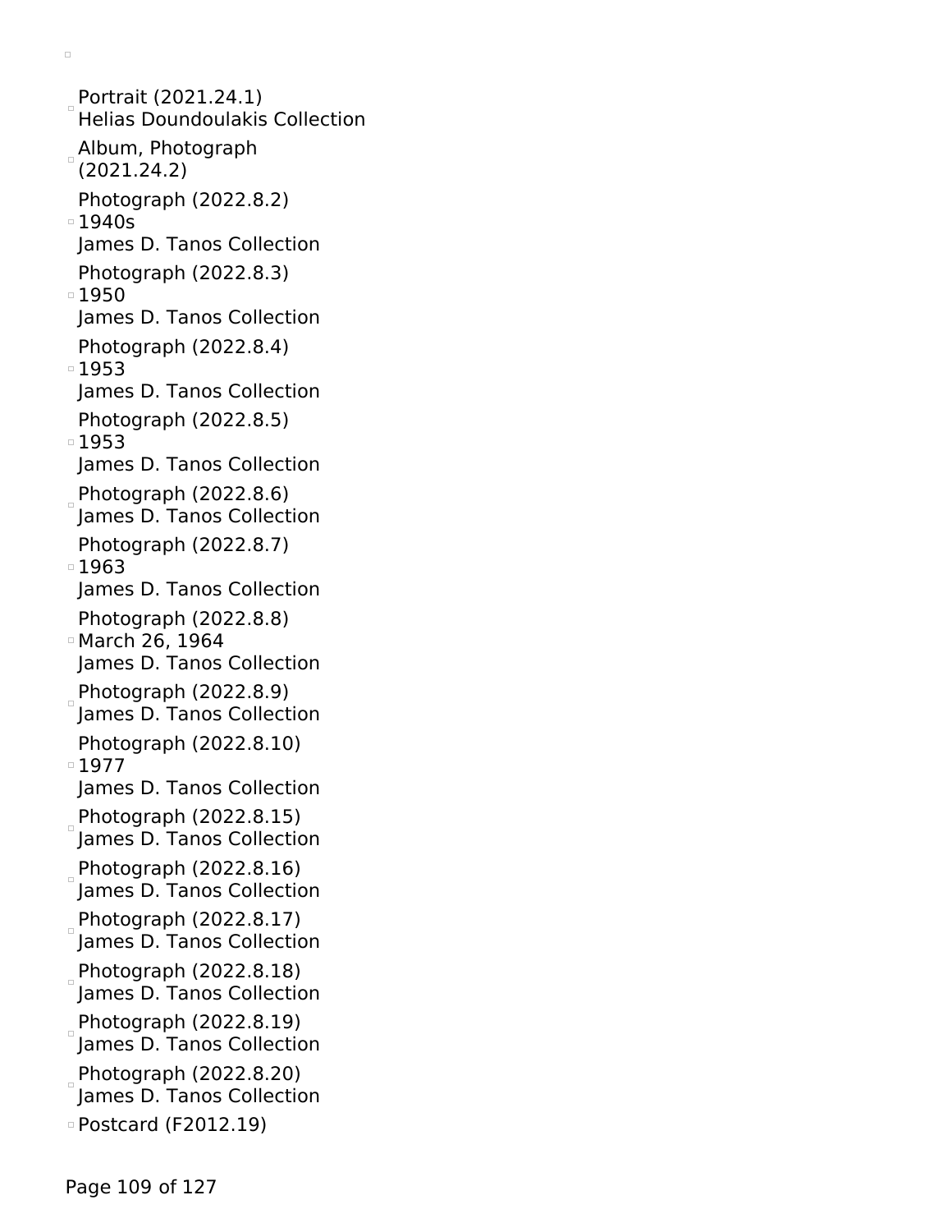- Portrait (2021.24.1)
  Helias Doundoulakis Collection
- Album, Photograph (2021.24.2)
- Photograph (2022.8.2)
  1940s
  James D. Tanos Collection
- Photograph (2022.8.3)
  1950
  James D. Tanos Collection
- Photograph (2022.8.4)
  1953
  James D. Tanos Collection
- Photograph (2022.8.5)
  1953
  James D. Tanos Collection
- Photograph (2022.8.6)
  James D. Tanos Collection
- Photograph (2022.8.7)
  1963
  James D. Tanos Collection
- Photograph (2022.8.8)
  March 26, 1964
  James D. Tanos Collection
- Photograph (2022.8.9)
  James D. Tanos Collection
- Photograph (2022.8.10)
  1977
  James D. Tanos Collection
- Photograph (2022.8.15)
  James D. Tanos Collection
- Photograph (2022.8.16)
  James D. Tanos Collection
- Photograph (2022.8.17)
  James D. Tanos Collection
- Photograph (2022.8.18)
  James D. Tanos Collection
- Photograph (2022.8.19)
  James D. Tanos Collection
- Photograph (2022.8.20)
  James D. Tanos Collection
- Postcard (F2012.19)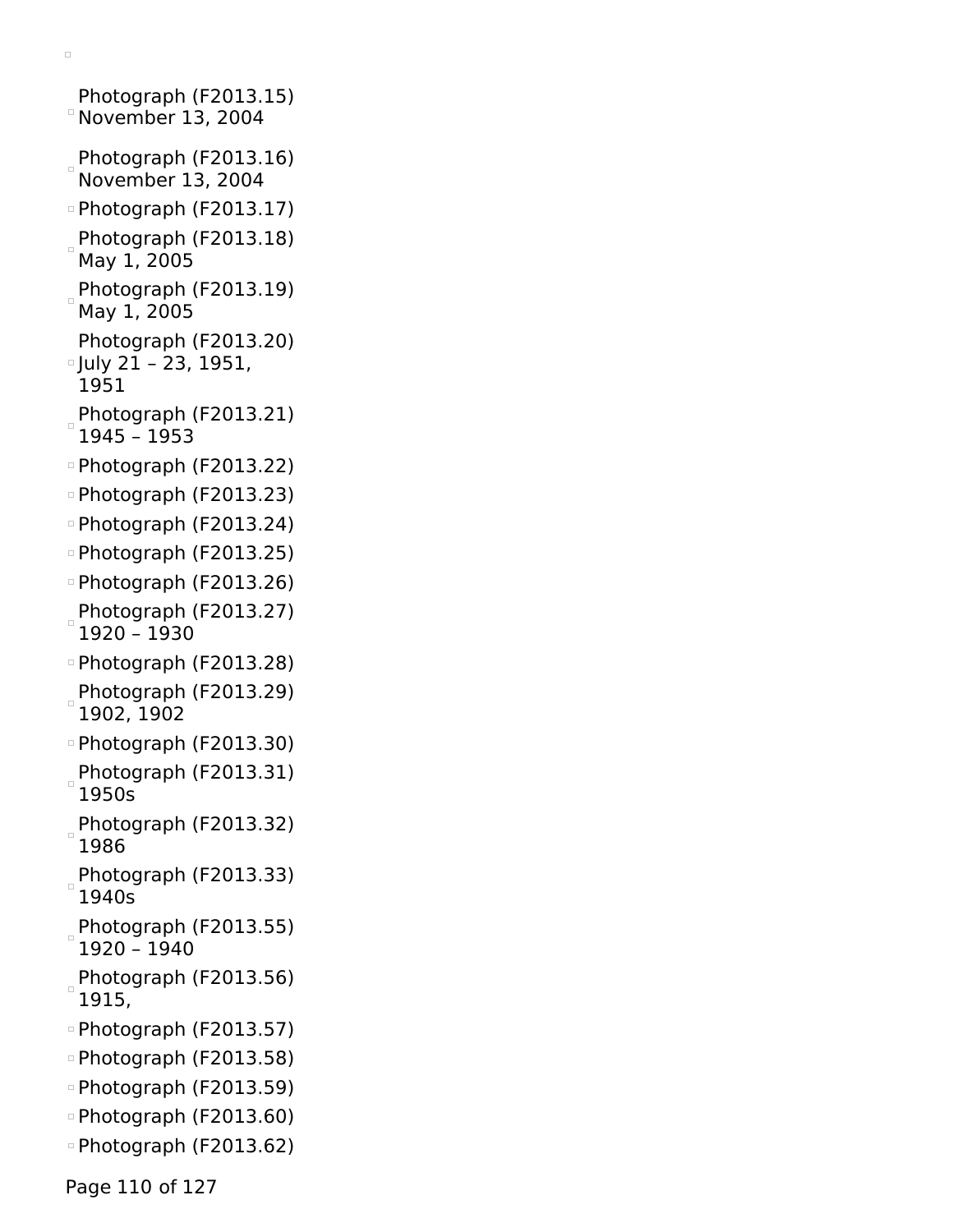- Photograph (F2013.15)
  November 13, 2004
- Photograph (F2013.16)
  November 13, 2004
- Photograph (F2013.17)
- Photograph (F2013.18)
  May 1, 2005
- Photograph (F2013.19)
  May 1, 2005
- Photograph (F2013.20)
  July 21 – 23, 1951, 1951
- Photograph (F2013.21)
  1945 – 1953
- Photograph (F2013.22)
- Photograph (F2013.23)
- Photograph (F2013.24)
- Photograph (F2013.25)
- Photograph (F2013.26)
- Photograph (F2013.27)
  1920 – 1930
- Photograph (F2013.28)
- Photograph (F2013.29)
  1902, 1902
- Photograph (F2013.30)
- Photograph (F2013.31)
  1950s
- Photograph (F2013.32)
  1986
- Photograph (F2013.33)
  1940s
- Photograph (F2013.55)
  1920 – 1940
- Photograph (F2013.56)
  1915,
- Photograph (F2013.57)
- Photograph (F2013.58)
- Photograph (F2013.59)
- Photograph (F2013.60)
- Photograph (F2013.62)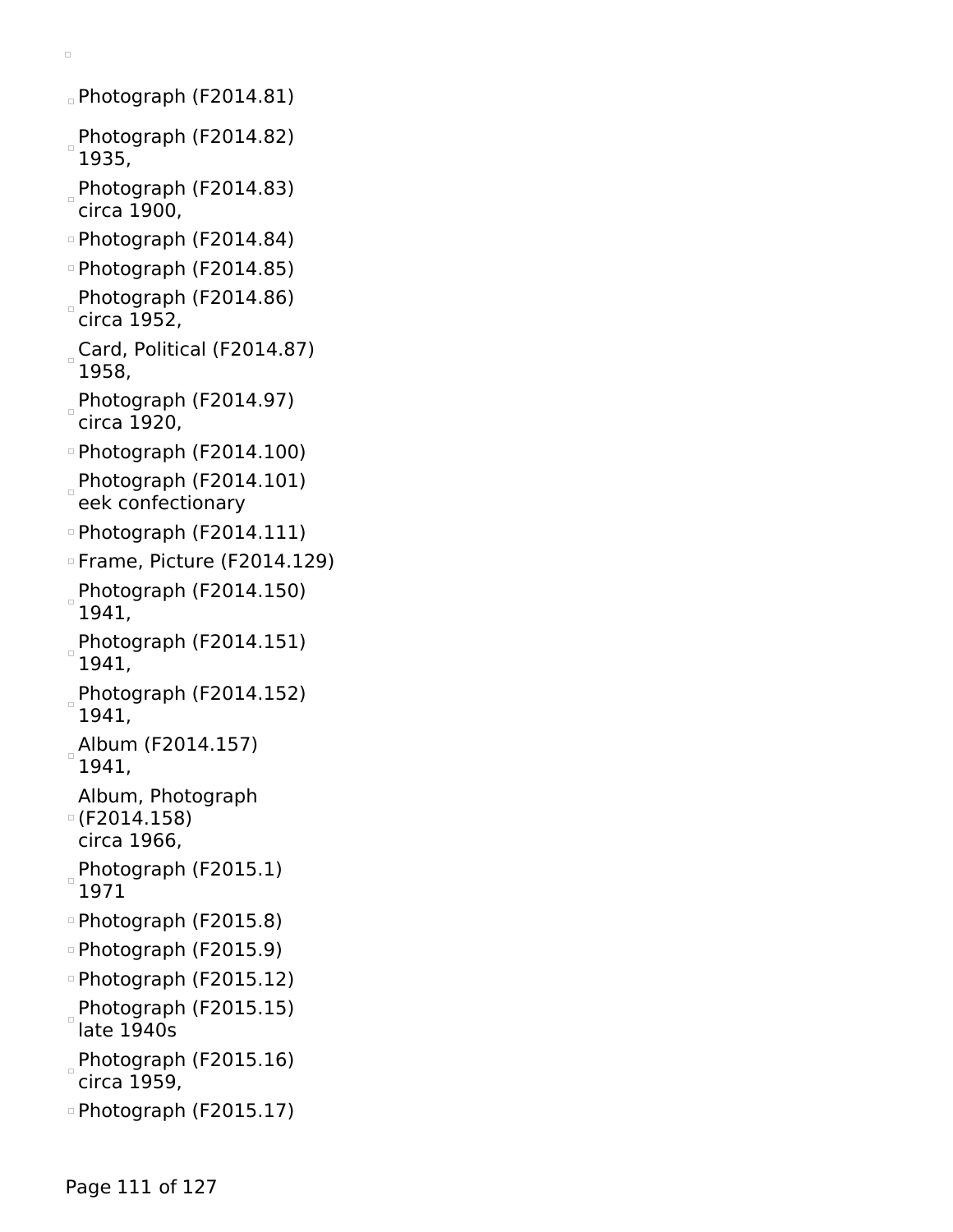- Photograph (F2014.81)
- Photograph (F2014.82)
  1935,
- Photograph (F2014.83)
  circa 1900,
- Photograph (F2014.84)
- Photograph (F2014.85)
- Photograph (F2014.86)
  circa 1952,
- Card, Political (F2014.87)
  1958,
- Photograph (F2014.97)
  circa 1920,
- Photograph (F2014.100)
- Photograph (F2014.101)
  eek confectionary
- Photograph (F2014.111)
- Frame, Picture (F2014.129)
- Photograph (F2014.150)
  1941,
- Photograph (F2014.151)
  1941,
- Photograph (F2014.152)
  1941,
- Album (F2014.157)
  1941,
- Album, Photograph
  (F2014.158)
  circa 1966,
- Photograph (F2015.1)
  1971
- Photograph (F2015.8)
- Photograph (F2015.9)
- Photograph (F2015.12)
- Photograph (F2015.15)
  late 1940s
- Photograph (F2015.16)
  circa 1959,
- Photograph (F2015.17)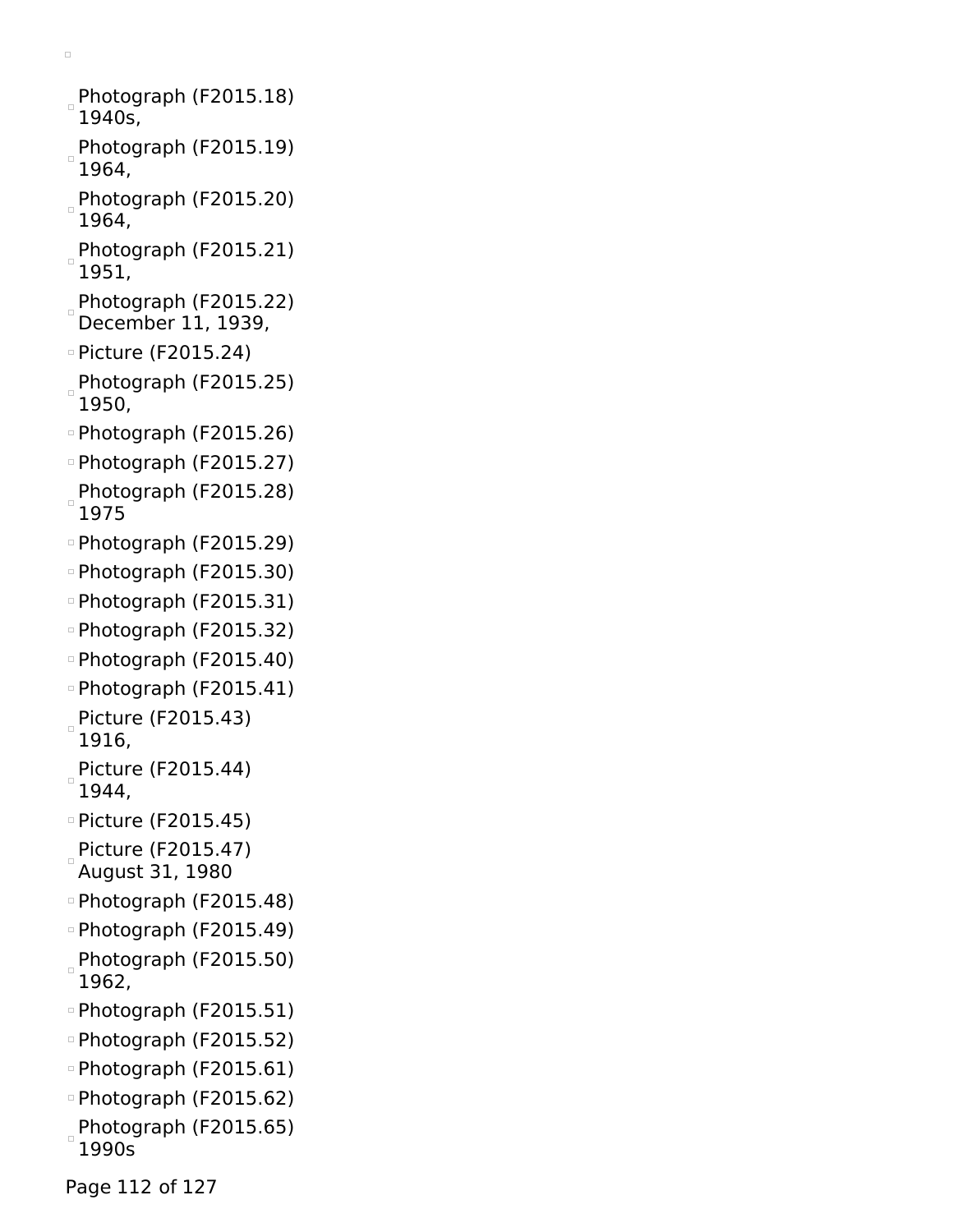- Photograph (F2015.18) 1940s,
- Photograph (F2015.19) 1964,
- Photograph (F2015.20) 1964,
- Photograph (F2015.21) 1951,
- Photograph (F2015.22) December 11, 1939,
- Picture (F2015.24)
- Photograph (F2015.25) 1950,
- Photograph (F2015.26)
- Photograph (F2015.27)
- Photograph (F2015.28) 1975
- Photograph (F2015.29)
- Photograph (F2015.30)
- Photograph (F2015.31)
- Photograph (F2015.32)
- Photograph (F2015.40)
- Photograph (F2015.41)
- Picture (F2015.43) 1916,
- Picture (F2015.44) 1944,
- Picture (F2015.45)
- Picture (F2015.47) August 31, 1980
- Photograph (F2015.48)
- Photograph (F2015.49)
- Photograph (F2015.50) 1962,
- Photograph (F2015.51)
- Photograph (F2015.52)
- Photograph (F2015.61)
- Photograph (F2015.62)
- Photograph (F2015.65) 1990s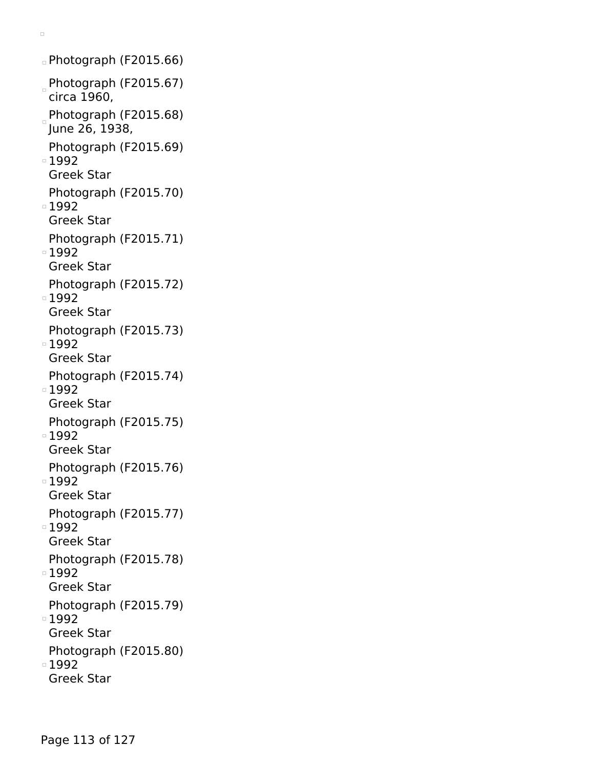- Photograph (F2015.66)
- Photograph (F2015.67)
  circa 1960,
- Photograph (F2015.68)
  June 26, 1938,
- Photograph (F2015.69)
  1992
  Greek Star
- Photograph (F2015.70)
  1992
  Greek Star
- Photograph (F2015.71)
  1992
  Greek Star
- Photograph (F2015.72)
  1992
  Greek Star
- Photograph (F2015.73)
  1992
  Greek Star
- Photograph (F2015.74)
  1992
  Greek Star
- Photograph (F2015.75)
  1992
  Greek Star
- Photograph (F2015.76)
  1992
  Greek Star
- Photograph (F2015.77)
  1992
  Greek Star
- Photograph (F2015.78)
  1992
  Greek Star
- Photograph (F2015.79)
  1992
  Greek Star
- Photograph (F2015.80)
  1992
  Greek Star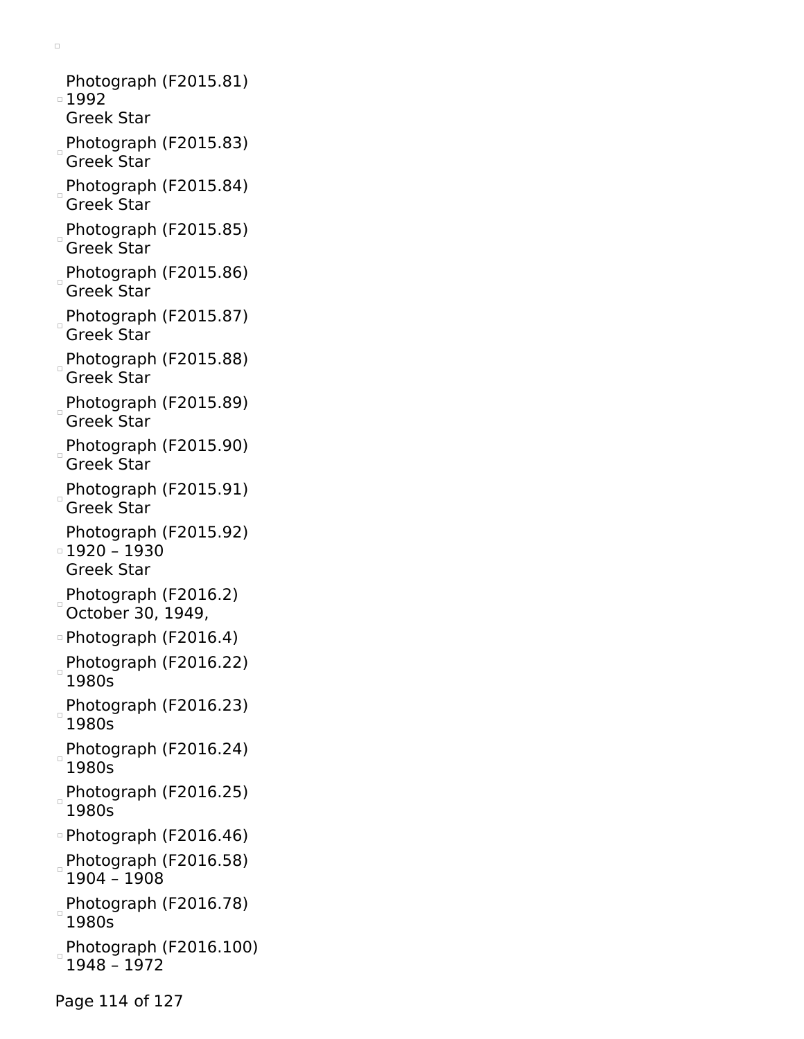- Photograph (F2015.81)
  1992
  Greek Star
- Photograph (F2015.83)
  Greek Star
- Photograph (F2015.84)
  Greek Star
- Photograph (F2015.85)
  Greek Star
- Photograph (F2015.86)
  Greek Star
- Photograph (F2015.87)
  Greek Star
- Photograph (F2015.88)
  Greek Star
- Photograph (F2015.89)
  Greek Star
- Photograph (F2015.90)
  Greek Star
- Photograph (F2015.91)
  Greek Star
- Photograph (F2015.92)
  1920 – 1930
  Greek Star
- Photograph (F2016.2)
  October 30, 1949,
- Photograph (F2016.4)
- Photograph (F2016.22)
  1980s
- Photograph (F2016.23)
  1980s
- Photograph (F2016.24)
  1980s
- Photograph (F2016.25)
  1980s
- Photograph (F2016.46)
- Photograph (F2016.58)
  1904 – 1908
- Photograph (F2016.78)
  1980s
- Photograph (F2016.100)
  1948 – 1972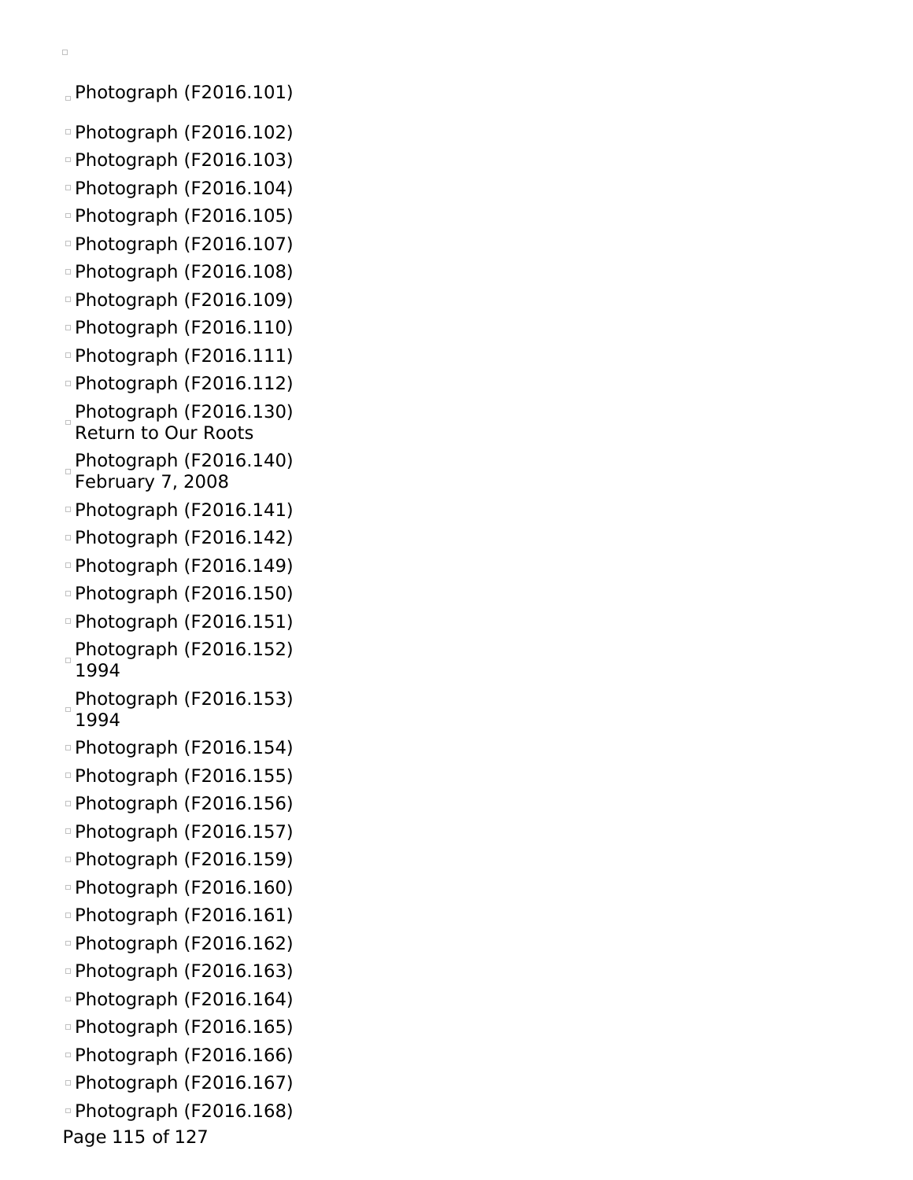- Photograph (F2016.101)
- Photograph (F2016.102)
- Photograph (F2016.103)
- Photograph (F2016.104)
- Photograph (F2016.105)
- Photograph (F2016.107)
- Photograph (F2016.108)
- Photograph (F2016.109)
- Photograph (F2016.110)
- Photograph (F2016.111)
- Photograph (F2016.112)
- Photograph (F2016.130)
  Return to Our Roots
- Photograph (F2016.140)
  February 7, 2008
- Photograph (F2016.141)
- Photograph (F2016.142)
- Photograph (F2016.149)
- Photograph (F2016.150)
- Photograph (F2016.151)
- Photograph (F2016.152)
  1994
- Photograph (F2016.153)
  1994
- Photograph (F2016.154)
- Photograph (F2016.155)
- Photograph (F2016.156)
- Photograph (F2016.157)
- Photograph (F2016.159)
- Photograph (F2016.160)
- Photograph (F2016.161)
- Photograph (F2016.162)
- Photograph (F2016.163)
- Photograph (F2016.164)
- Photograph (F2016.165)
- Photograph (F2016.166)
- Photograph (F2016.167)
- Photograph (F2016.168)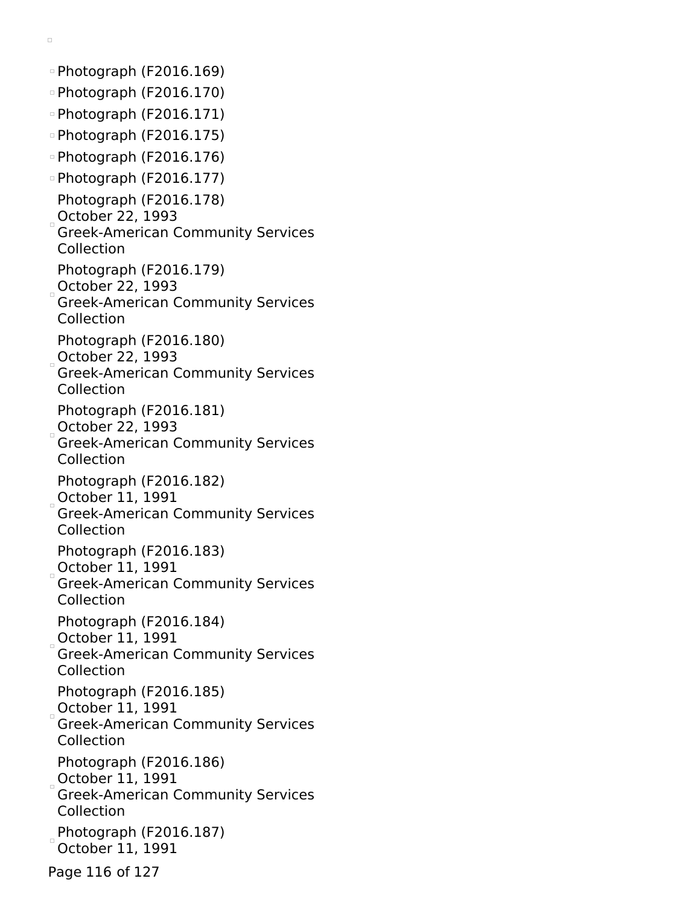- Photograph (F2016.169)
- Photograph (F2016.170)
- Photograph (F2016.171)
- Photograph (F2016.175)
- Photograph (F2016.176)
- Photograph (F2016.177)
- Photograph (F2016.178)
  October 22, 1993
  Greek-American Community Services Collection
- Photograph (F2016.179)
  October 22, 1993
  Greek-American Community Services Collection
- Photograph (F2016.180)
  October 22, 1993
  Greek-American Community Services Collection
- Photograph (F2016.181)
  October 22, 1993
  Greek-American Community Services Collection
- Photograph (F2016.182)
  October 11, 1991
  Greek-American Community Services Collection
- Photograph (F2016.183)
  October 11, 1991
  Greek-American Community Services Collection
- Photograph (F2016.184)
  October 11, 1991
  Greek-American Community Services Collection
- Photograph (F2016.185)
  October 11, 1991
  Greek-American Community Services Collection
- Photograph (F2016.186)
  October 11, 1991
  Greek-American Community Services Collection
- Photograph (F2016.187)
  October 11, 1991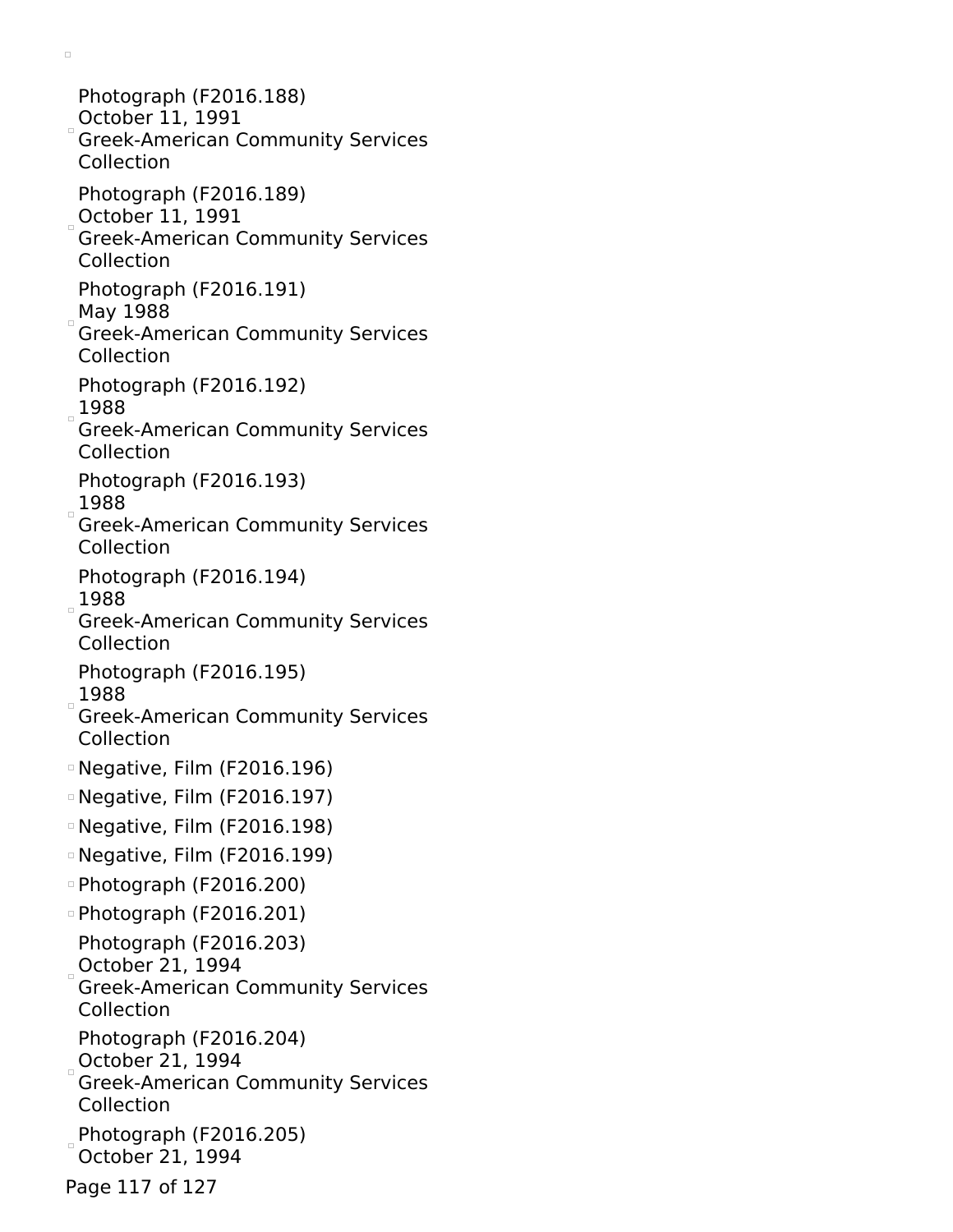- Photograph (F2016.188)
  October 11, 1991
  Greek-American Community Services Collection
- Photograph (F2016.189)
  October 11, 1991
  Greek-American Community Services Collection
- Photograph (F2016.191)
  May 1988
  Greek-American Community Services Collection
- Photograph (F2016.192)
  1988
  Greek-American Community Services Collection
- Photograph (F2016.193)
  1988
  Greek-American Community Services Collection
- Photograph (F2016.194)
  1988
  Greek-American Community Services Collection
- Photograph (F2016.195)
  1988
  Greek-American Community Services Collection
- Negative, Film (F2016.196)
- Negative, Film (F2016.197)
- Negative, Film (F2016.198)
- Negative, Film (F2016.199)
- Photograph (F2016.200)
- Photograph (F2016.201)
- Photograph (F2016.203)
  October 21, 1994
  Greek-American Community Services Collection
- Photograph (F2016.204)
  October 21, 1994
  Greek-American Community Services Collection
- Photograph (F2016.205)
  October 21, 1994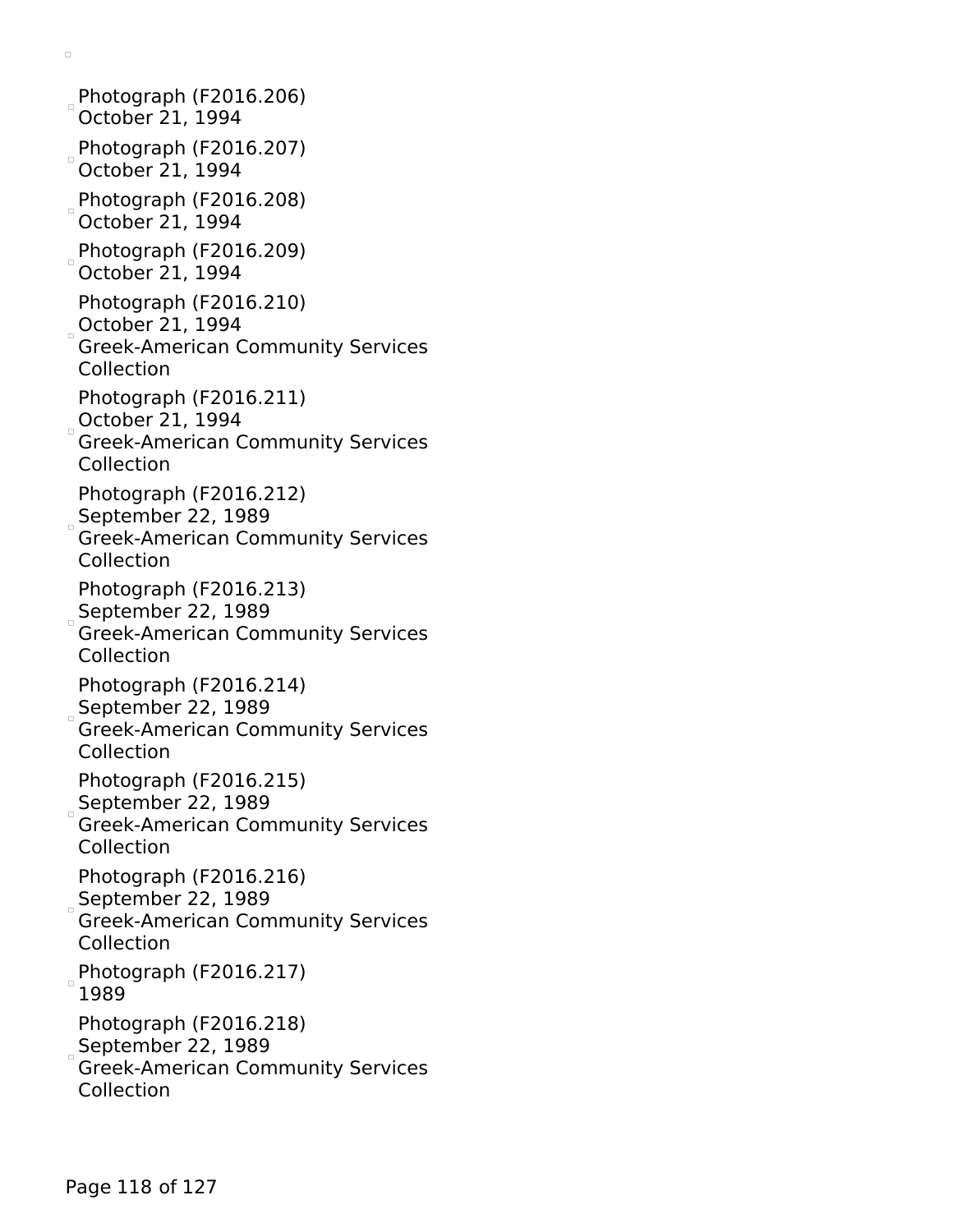Photograph (F2016.206)
October 21, 1994

Photograph (F2016.207)
October 21, 1994

Photograph (F2016.208)
October 21, 1994

Photograph (F2016.209)
October 21, 1994

Photograph (F2016.210)
October 21, 1994
Greek-American Community Services Collection

Photograph (F2016.211)
October 21, 1994
Greek-American Community Services Collection

Photograph (F2016.212)
September 22, 1989
Greek-American Community Services Collection

Photograph (F2016.213)
September 22, 1989
Greek-American Community Services Collection

Photograph (F2016.214)
September 22, 1989
Greek-American Community Services Collection

Photograph (F2016.215)
September 22, 1989
Greek-American Community Services Collection

Photograph (F2016.216)
September 22, 1989
Greek-American Community Services Collection

Photograph (F2016.217)
1989

Photograph (F2016.218)
September 22, 1989
Greek-American Community Services Collection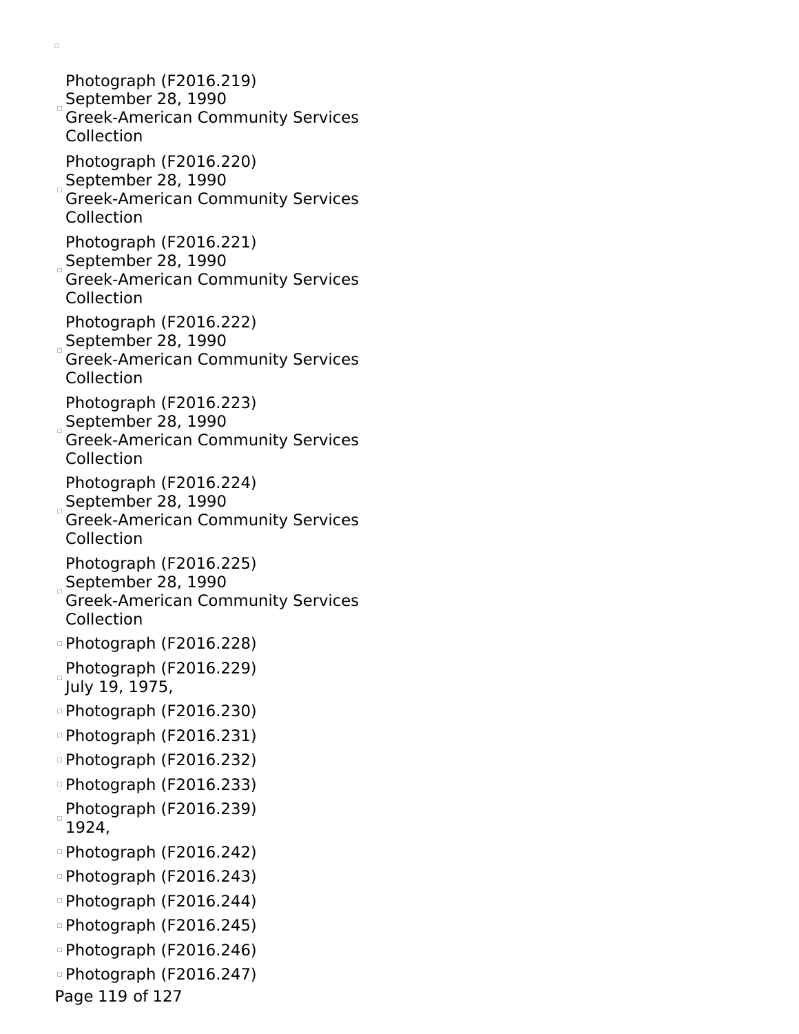- Photograph (F2016.219)
  September 28, 1990
  Greek-American Community Services Collection
- Photograph (F2016.220)
  September 28, 1990
  Greek-American Community Services Collection
- Photograph (F2016.221)
  September 28, 1990
  Greek-American Community Services Collection
- Photograph (F2016.222)
  September 28, 1990
  Greek-American Community Services Collection
- Photograph (F2016.223)
  September 28, 1990
  Greek-American Community Services Collection
- Photograph (F2016.224)
  September 28, 1990
  Greek-American Community Services Collection
- Photograph (F2016.225)
  September 28, 1990
  Greek-American Community Services Collection
- Photograph (F2016.228)
- Photograph (F2016.229)
  July 19, 1975,
- Photograph (F2016.230)
- Photograph (F2016.231)
- Photograph (F2016.232)
- Photograph (F2016.233)
- Photograph (F2016.239)
  1924,
- Photograph (F2016.242)
- Photograph (F2016.243)
- Photograph (F2016.244)
- Photograph (F2016.245)
- Photograph (F2016.246)
- Photograph (F2016.247)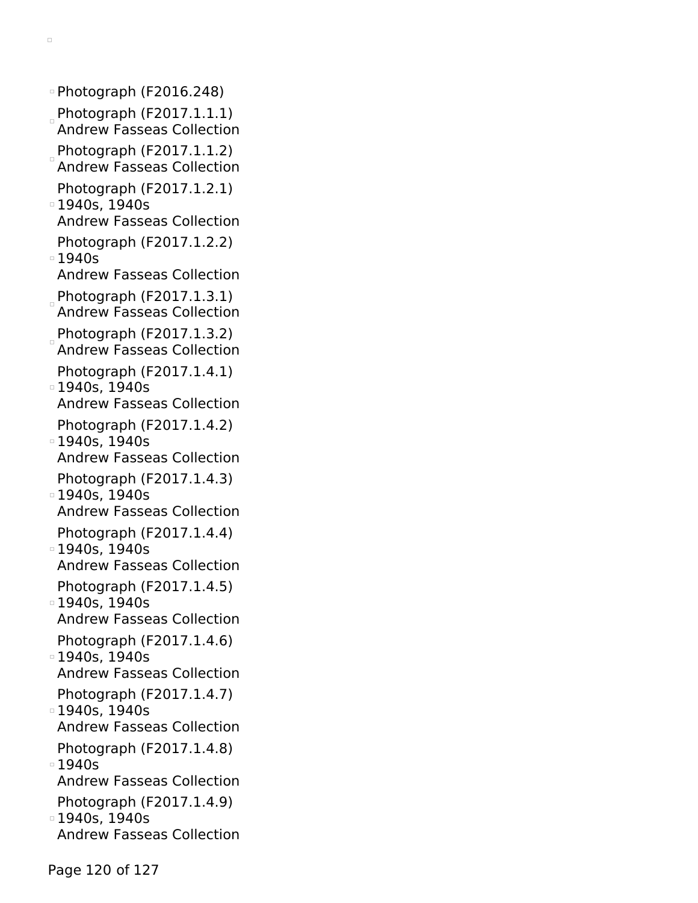- Photograph (F2016.248)
- Photograph (F2017.1.1.1)
  Andrew Fasseas Collection
- Photograph (F2017.1.1.2)
  Andrew Fasseas Collection
- Photograph (F2017.1.2.1)
  1940s, 1940s
  Andrew Fasseas Collection
- Photograph (F2017.1.2.2)
  1940s
  Andrew Fasseas Collection
- Photograph (F2017.1.3.1)
  Andrew Fasseas Collection
- Photograph (F2017.1.3.2)
  Andrew Fasseas Collection
- Photograph (F2017.1.4.1)
  1940s, 1940s
  Andrew Fasseas Collection
- Photograph (F2017.1.4.2)
  1940s, 1940s
  Andrew Fasseas Collection
- Photograph (F2017.1.4.3)
  1940s, 1940s
  Andrew Fasseas Collection
- Photograph (F2017.1.4.4)
  1940s, 1940s
  Andrew Fasseas Collection
- Photograph (F2017.1.4.5)
  1940s, 1940s
  Andrew Fasseas Collection
- Photograph (F2017.1.4.6)
  1940s, 1940s
  Andrew Fasseas Collection
- Photograph (F2017.1.4.7)
  1940s, 1940s
  Andrew Fasseas Collection
- Photograph (F2017.1.4.8)
  1940s
  Andrew Fasseas Collection
- Photograph (F2017.1.4.9)
  1940s, 1940s
  Andrew Fasseas Collection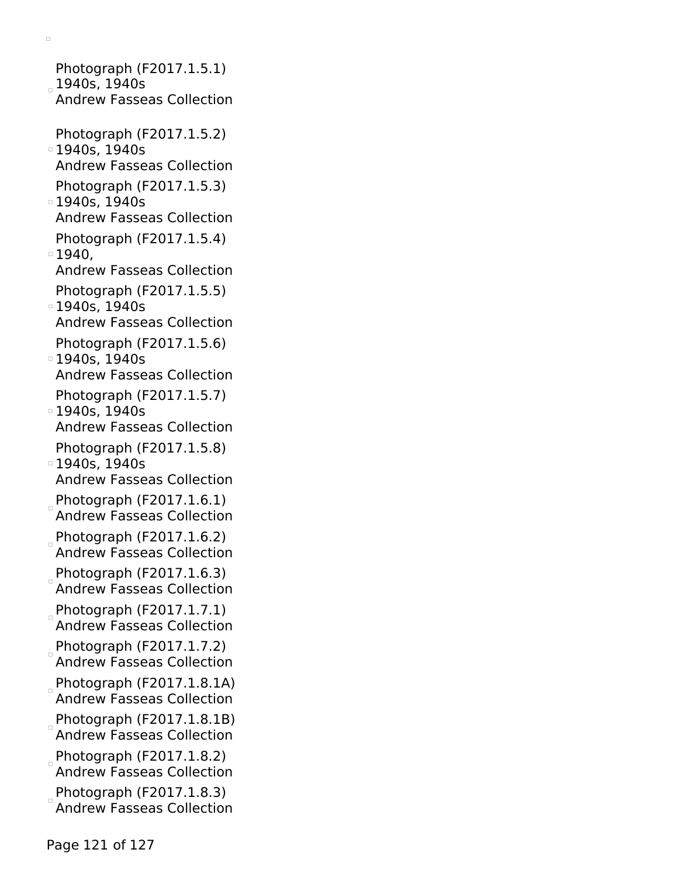Photograph (F2017.1.5.1)
1940s, 1940s
Andrew Fasseas Collection

Photograph (F2017.1.5.2)
1940s, 1940s
Andrew Fasseas Collection

Photograph (F2017.1.5.3)
1940s, 1940s
Andrew Fasseas Collection

Photograph (F2017.1.5.4)
1940,
Andrew Fasseas Collection

Photograph (F2017.1.5.5)
1940s, 1940s
Andrew Fasseas Collection

Photograph (F2017.1.5.6)
1940s, 1940s
Andrew Fasseas Collection

Photograph (F2017.1.5.7)
1940s, 1940s
Andrew Fasseas Collection

Photograph (F2017.1.5.8)
1940s, 1940s
Andrew Fasseas Collection

Photograph (F2017.1.6.1)
Andrew Fasseas Collection

Photograph (F2017.1.6.2)
Andrew Fasseas Collection

Photograph (F2017.1.6.3)
Andrew Fasseas Collection

Photograph (F2017.1.7.1)
Andrew Fasseas Collection

Photograph (F2017.1.7.2)
Andrew Fasseas Collection

Photograph (F2017.1.8.1A)
Andrew Fasseas Collection

Photograph (F2017.1.8.1B)
Andrew Fasseas Collection

Photograph (F2017.1.8.2)
Andrew Fasseas Collection

Photograph (F2017.1.8.3)
Andrew Fasseas Collection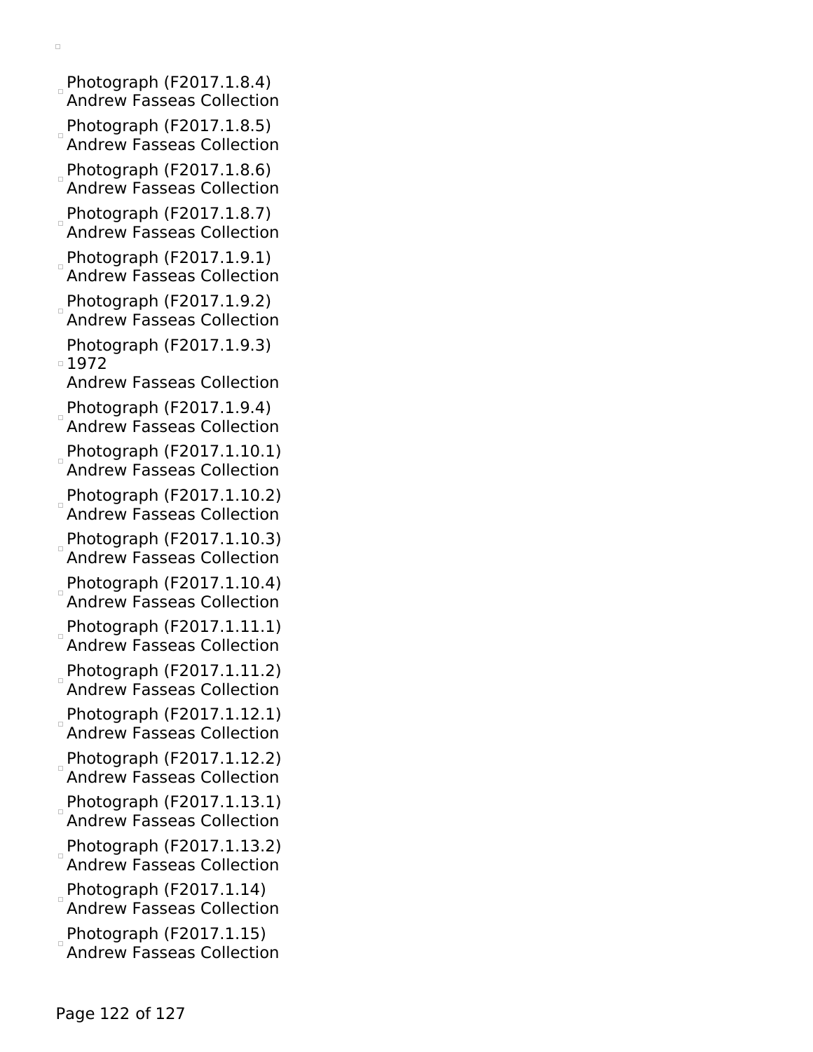- Photograph (F2017.1.8.4)
  Andrew Fasseas Collection
- Photograph (F2017.1.8.5)
  Andrew Fasseas Collection
- Photograph (F2017.1.8.6)
  Andrew Fasseas Collection
- Photograph (F2017.1.8.7)
  Andrew Fasseas Collection
- Photograph (F2017.1.9.1)
  Andrew Fasseas Collection
- Photograph (F2017.1.9.2)
  Andrew Fasseas Collection
- Photograph (F2017.1.9.3)
  1972
  Andrew Fasseas Collection
- Photograph (F2017.1.9.4)
  Andrew Fasseas Collection
- Photograph (F2017.1.10.1)
  Andrew Fasseas Collection
- Photograph (F2017.1.10.2)
  Andrew Fasseas Collection
- Photograph (F2017.1.10.3)
  Andrew Fasseas Collection
- Photograph (F2017.1.10.4)
  Andrew Fasseas Collection
- Photograph (F2017.1.11.1)
  Andrew Fasseas Collection
- Photograph (F2017.1.11.2)
  Andrew Fasseas Collection
- Photograph (F2017.1.12.1)
  Andrew Fasseas Collection
- Photograph (F2017.1.12.2)
  Andrew Fasseas Collection
- Photograph (F2017.1.13.1)
  Andrew Fasseas Collection
- Photograph (F2017.1.13.2)
  Andrew Fasseas Collection
- Photograph (F2017.1.14)
  Andrew Fasseas Collection
- Photograph (F2017.1.15)
  Andrew Fasseas Collection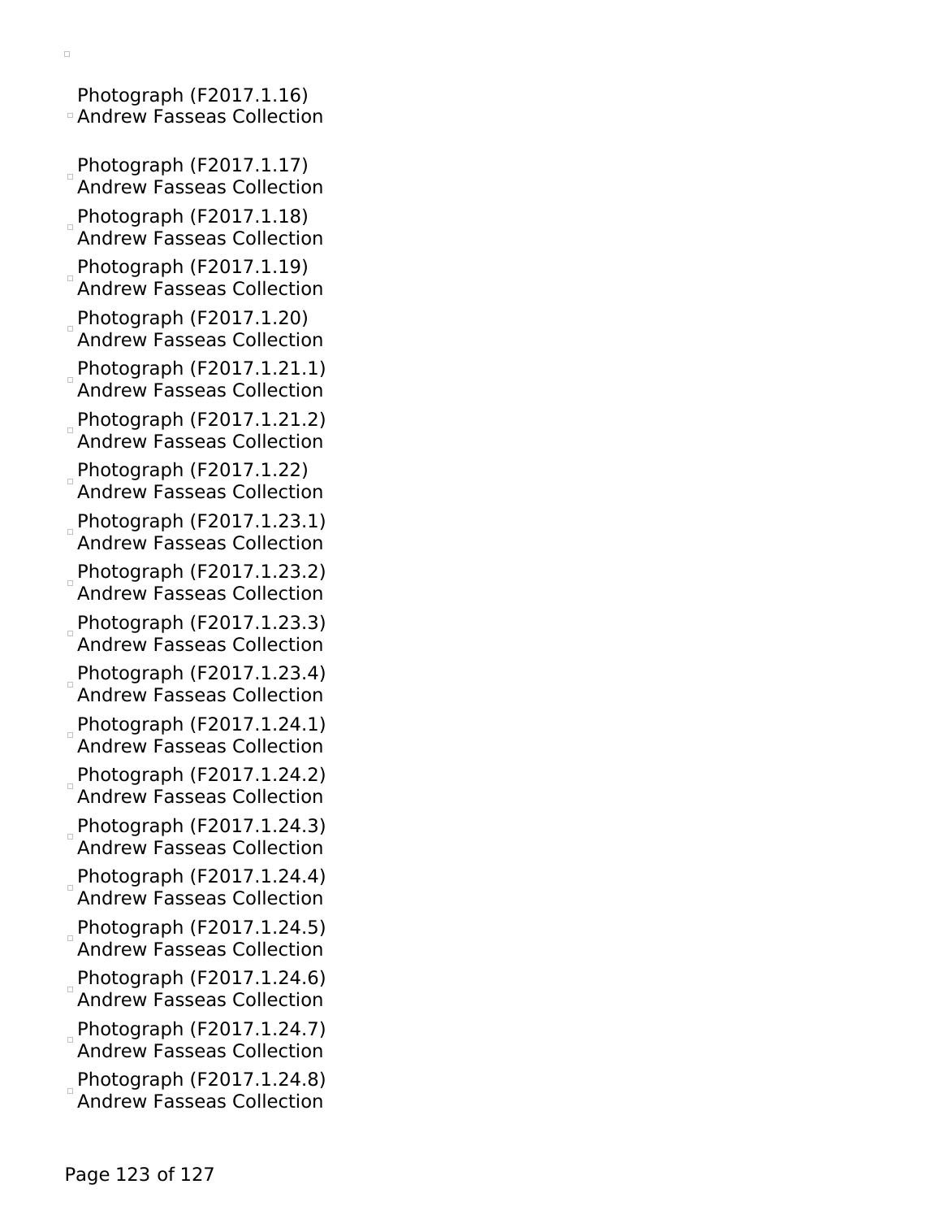Photograph (F2017.1.16)
Andrew Fasseas Collection

Photograph (F2017.1.17)
Andrew Fasseas Collection

Photograph (F2017.1.18)
Andrew Fasseas Collection

Photograph (F2017.1.19)
Andrew Fasseas Collection

Photograph (F2017.1.20)
Andrew Fasseas Collection

Photograph (F2017.1.21.1)
Andrew Fasseas Collection

Photograph (F2017.1.21.2)
Andrew Fasseas Collection

Photograph (F2017.1.22)
Andrew Fasseas Collection

Photograph (F2017.1.23.1)
Andrew Fasseas Collection

Photograph (F2017.1.23.2)
Andrew Fasseas Collection

Photograph (F2017.1.23.3)
Andrew Fasseas Collection

Photograph (F2017.1.23.4)
Andrew Fasseas Collection

Photograph (F2017.1.24.1)
Andrew Fasseas Collection

Photograph (F2017.1.24.2)
Andrew Fasseas Collection

Photograph (F2017.1.24.3)
Andrew Fasseas Collection

Photograph (F2017.1.24.4)
Andrew Fasseas Collection

Photograph (F2017.1.24.5)
Andrew Fasseas Collection

Photograph (F2017.1.24.6)
Andrew Fasseas Collection

Photograph (F2017.1.24.7)
Andrew Fasseas Collection

Photograph (F2017.1.24.8)
Andrew Fasseas Collection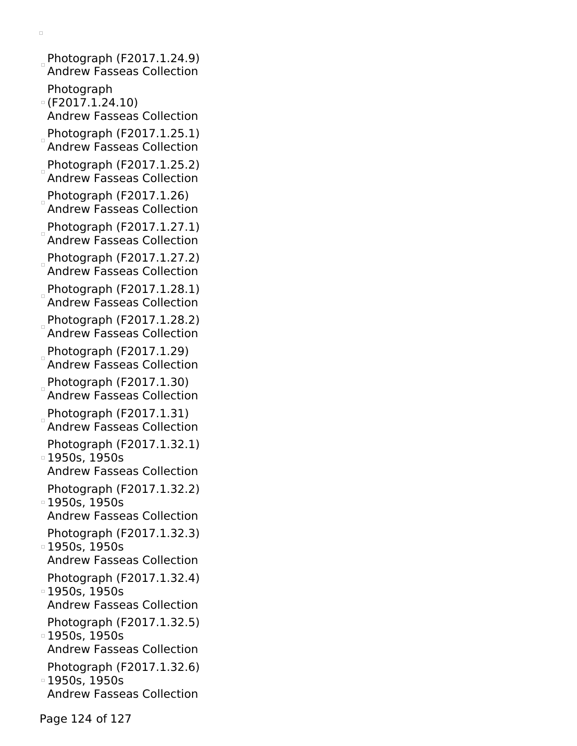- Photograph (F2017.1.24.9)
  Andrew Fasseas Collection
- Photograph
  (F2017.1.24.10)
  Andrew Fasseas Collection
- Photograph (F2017.1.25.1)
  Andrew Fasseas Collection
- Photograph (F2017.1.25.2)
  Andrew Fasseas Collection
- Photograph (F2017.1.26)
  Andrew Fasseas Collection
- Photograph (F2017.1.27.1)
  Andrew Fasseas Collection
- Photograph (F2017.1.27.2)
  Andrew Fasseas Collection
- Photograph (F2017.1.28.1)
  Andrew Fasseas Collection
- Photograph (F2017.1.28.2)
  Andrew Fasseas Collection
- Photograph (F2017.1.29)
  Andrew Fasseas Collection
- Photograph (F2017.1.30)
  Andrew Fasseas Collection
- Photograph (F2017.1.31)
  Andrew Fasseas Collection
- Photograph (F2017.1.32.1)
  1950s, 1950s
  Andrew Fasseas Collection
- Photograph (F2017.1.32.2)
  1950s, 1950s
  Andrew Fasseas Collection
- Photograph (F2017.1.32.3)
  1950s, 1950s
  Andrew Fasseas Collection
- Photograph (F2017.1.32.4)
  1950s, 1950s
  Andrew Fasseas Collection
- Photograph (F2017.1.32.5)
  1950s, 1950s
  Andrew Fasseas Collection
- Photograph (F2017.1.32.6)
  1950s, 1950s
  Andrew Fasseas Collection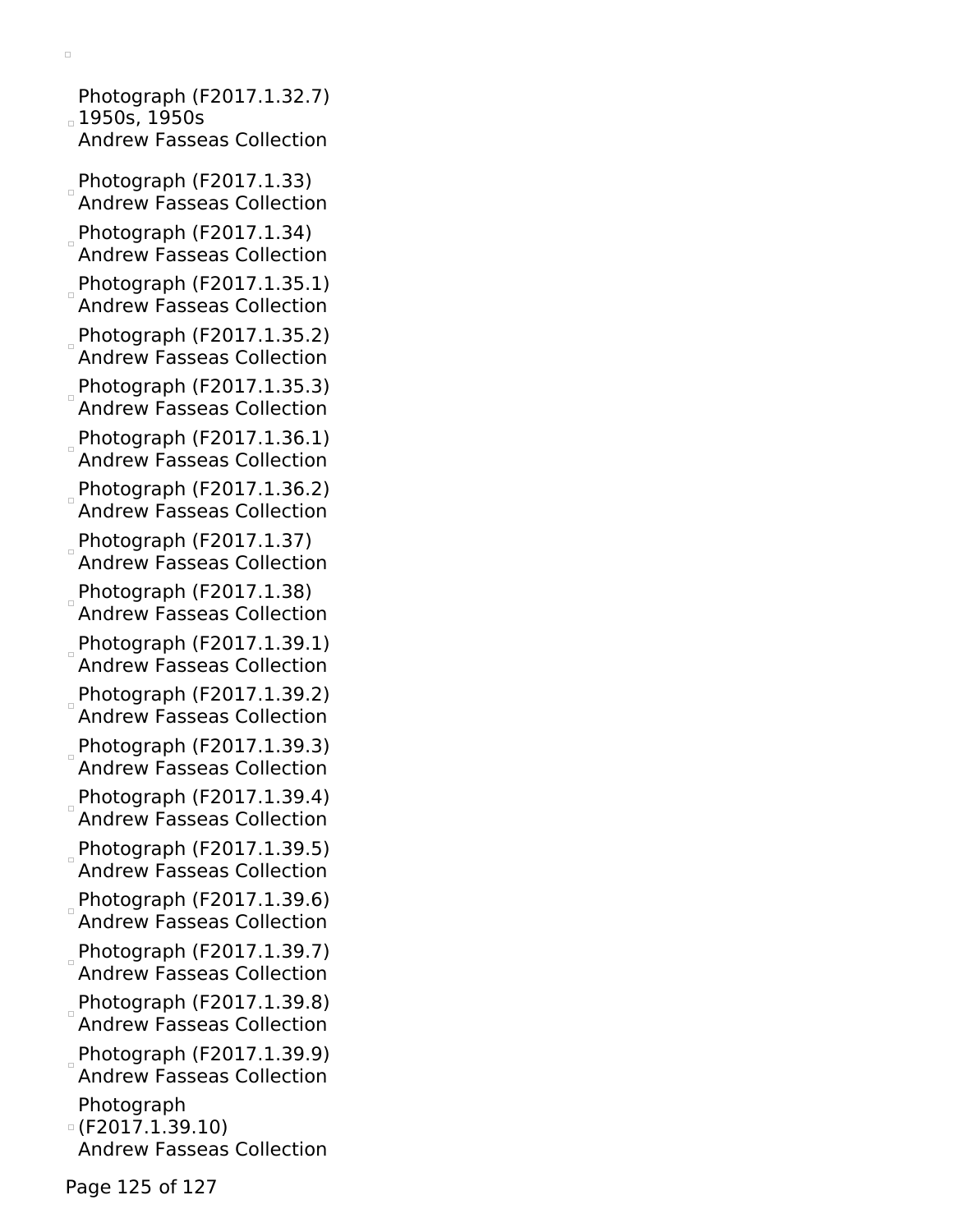Photograph (F2017.1.32.7)
1950s, 1950s
Andrew Fasseas Collection

Photograph (F2017.1.33)
Andrew Fasseas Collection

Photograph (F2017.1.34)
Andrew Fasseas Collection

Photograph (F2017.1.35.1)
Andrew Fasseas Collection

Photograph (F2017.1.35.2)
Andrew Fasseas Collection

Photograph (F2017.1.35.3)
Andrew Fasseas Collection

Photograph (F2017.1.36.1)
Andrew Fasseas Collection

Photograph (F2017.1.36.2)
Andrew Fasseas Collection

Photograph (F2017.1.37)
Andrew Fasseas Collection

Photograph (F2017.1.38)
Andrew Fasseas Collection

Photograph (F2017.1.39.1)
Andrew Fasseas Collection

Photograph (F2017.1.39.2)
Andrew Fasseas Collection

Photograph (F2017.1.39.3)
Andrew Fasseas Collection

Photograph (F2017.1.39.4)
Andrew Fasseas Collection

Photograph (F2017.1.39.5)
Andrew Fasseas Collection

Photograph (F2017.1.39.6)
Andrew Fasseas Collection

Photograph (F2017.1.39.7)
Andrew Fasseas Collection

Photograph (F2017.1.39.8)
Andrew Fasseas Collection

Photograph (F2017.1.39.9)
Andrew Fasseas Collection

Photograph (F2017.1.39.10)
Andrew Fasseas Collection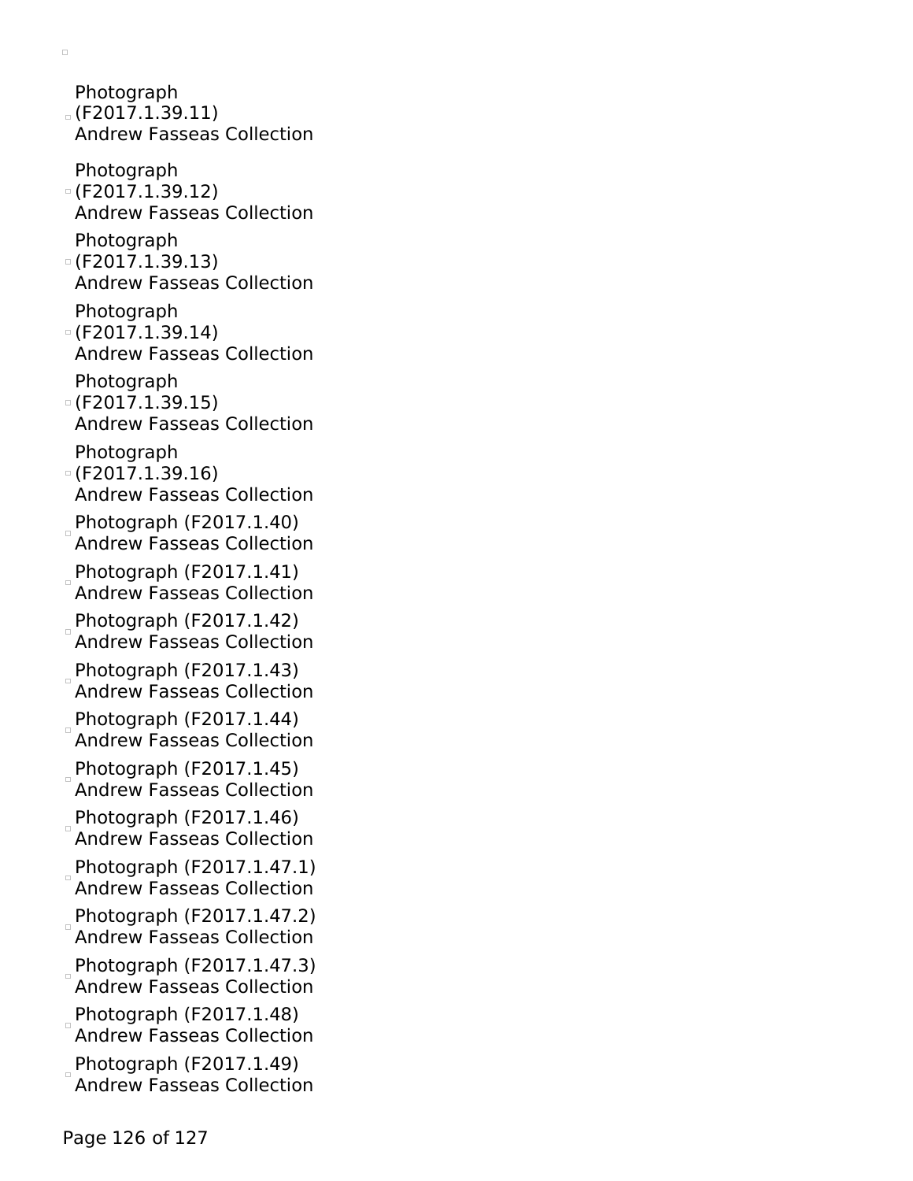- Photograph (F2017.1.39.11) Andrew Fasseas Collection
- Photograph (F2017.1.39.12) Andrew Fasseas Collection
- Photograph (F2017.1.39.13) Andrew Fasseas Collection
- Photograph (F2017.1.39.14) Andrew Fasseas Collection
- Photograph (F2017.1.39.15) Andrew Fasseas Collection
- Photograph (F2017.1.39.16) Andrew Fasseas Collection
- Photograph (F2017.1.40) Andrew Fasseas Collection
- Photograph (F2017.1.41) Andrew Fasseas Collection
- Photograph (F2017.1.42) Andrew Fasseas Collection
- Photograph (F2017.1.43) Andrew Fasseas Collection
- Photograph (F2017.1.44) Andrew Fasseas Collection
- Photograph (F2017.1.45) Andrew Fasseas Collection
- Photograph (F2017.1.46) Andrew Fasseas Collection
- Photograph (F2017.1.47.1) Andrew Fasseas Collection
- Photograph (F2017.1.47.2) Andrew Fasseas Collection
- Photograph (F2017.1.47.3) Andrew Fasseas Collection
- Photograph (F2017.1.48) Andrew Fasseas Collection
- Photograph (F2017.1.49) Andrew Fasseas Collection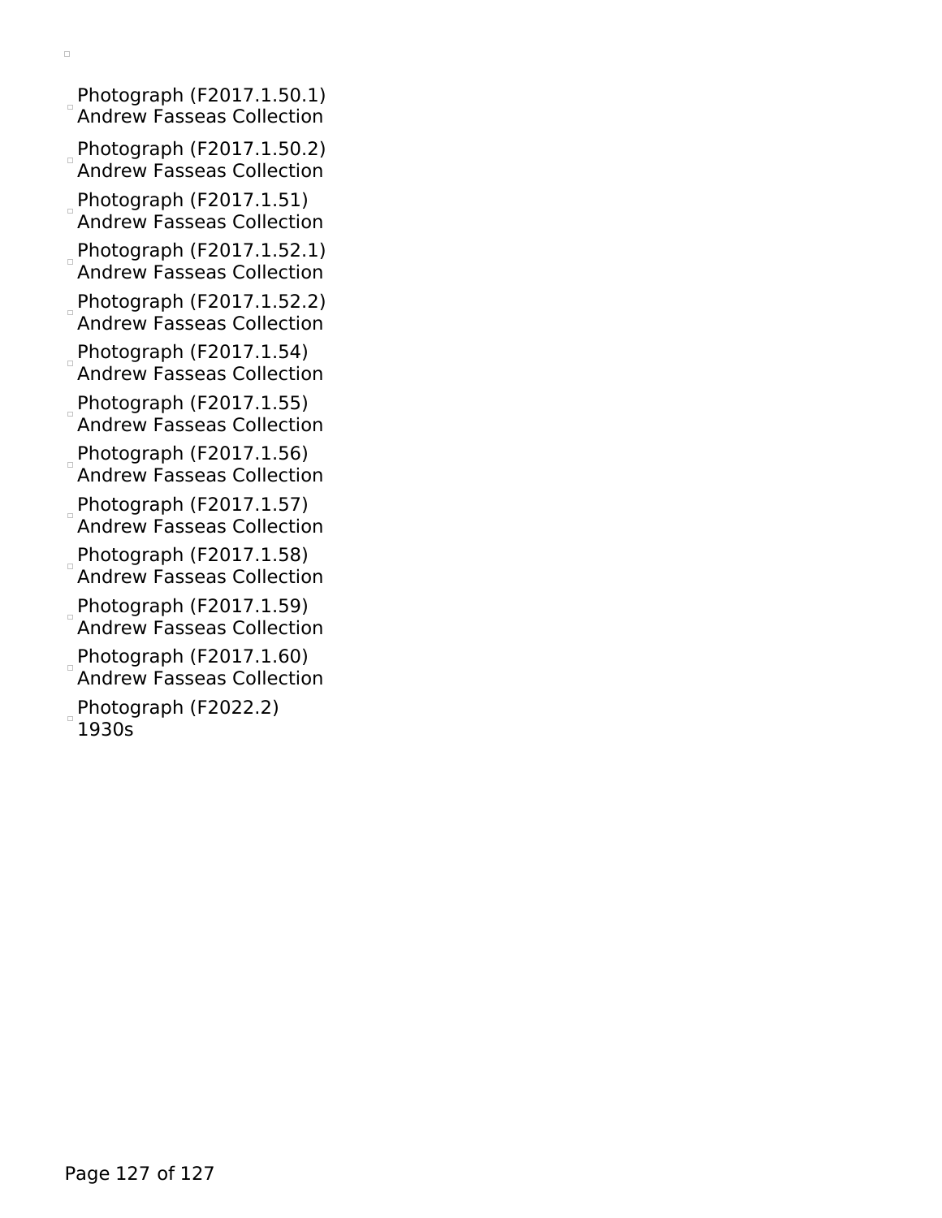- Photograph (F2017.1.50.1)
  Andrew Fasseas Collection
- Photograph (F2017.1.50.2)
  Andrew Fasseas Collection
- Photograph (F2017.1.51)
  Andrew Fasseas Collection
- Photograph (F2017.1.52.1)
  Andrew Fasseas Collection
- Photograph (F2017.1.52.2)
  Andrew Fasseas Collection
- Photograph (F2017.1.54)
  Andrew Fasseas Collection
- Photograph (F2017.1.55)
  Andrew Fasseas Collection
- Photograph (F2017.1.56)
  Andrew Fasseas Collection
- Photograph (F2017.1.57)
  Andrew Fasseas Collection
- Photograph (F2017.1.58)
  Andrew Fasseas Collection
- Photograph (F2017.1.59)
  Andrew Fasseas Collection
- Photograph (F2017.1.60)
  Andrew Fasseas Collection
- Photograph (F2022.2)
  1930s